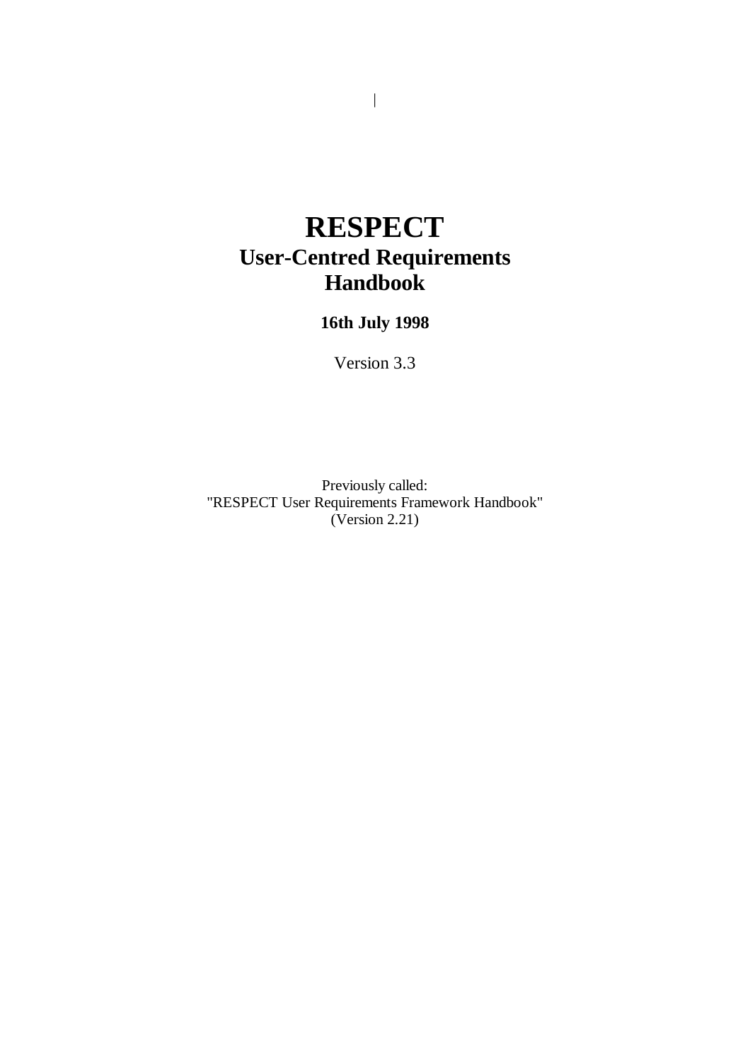# RESPECT

## User-Centred Requirements Handbook

**16th July 1998**

Version 3.3

Previously called:
"RESPECT User Requirements Framework Handbook"
(Version 2.21)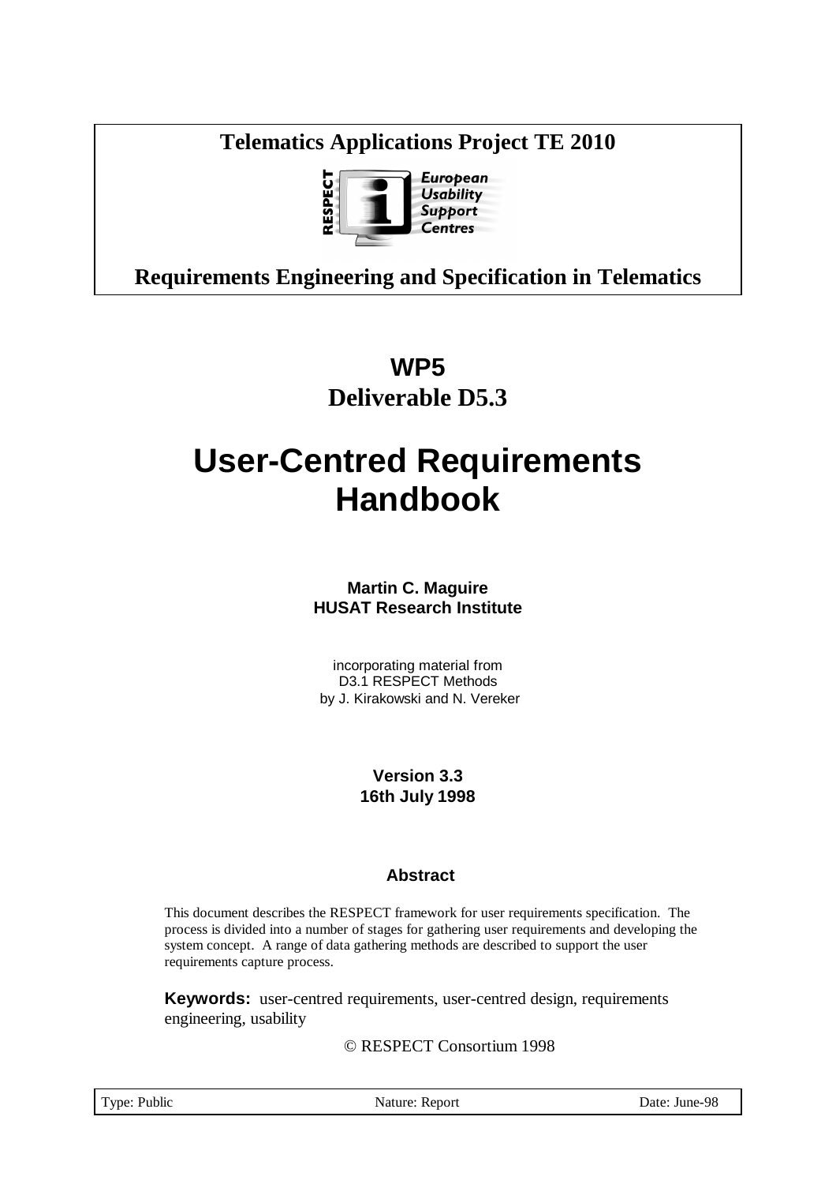**Telematics Applications Project TE 2010**

RESPECT European Usability Support Centres

**Requirements Engineering and Specification in Telematics**

# WP5
# Deliverable D5.3

# User-Centred Requirements Handbook

**Martin C. Maguire**
**HUSAT Research Institute**

incorporating material from
D3.1 RESPECT Methods
by J. Kirakowski and N. Vereker

**Version 3.3**
**16th July 1998**

### Abstract

This document describes the RESPECT framework for user requirements specification. The process is divided into a number of stages for gathering user requirements and developing the system concept. A range of data gathering methods are described to support the user requirements capture process.

**Keywords:** user-centred requirements, user-centred design, requirements engineering, usability

© RESPECT Consortium 1998

| Type: Public | Nature: Report | Date: June-98 |
|---|---|---|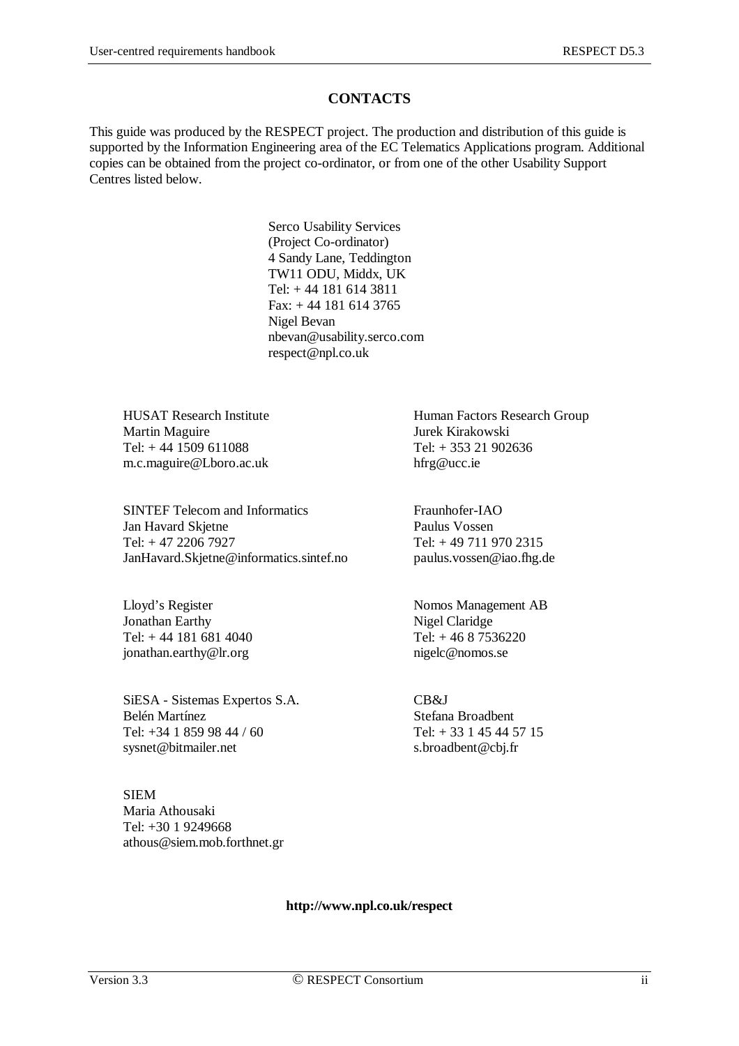# CONTACTS

This guide was produced by the RESPECT project. The production and distribution of this guide is supported by the Information Engineering area of the EC Telematics Applications program. Additional copies can be obtained from the project co-ordinator, or from one of the other Usability Support Centres listed below.

Serco Usability Services
(Project Co-ordinator)
4 Sandy Lane, Teddington
TW11 ODU, Middx, UK
Tel: + 44 181 614 3811
Fax: + 44 181 614 3765
Nigel Bevan
nbevan@usability.serco.com
respect@npl.co.uk

HUSAT Research Institute
Martin Maguire
Tel: + 44 1509 611088
m.c.maguire@Lboro.ac.uk

Human Factors Research Group
Jurek Kirakowski
Tel: + 353 21 902636
hfrg@ucc.ie

SINTEF Telecom and Informatics
Jan Havard Skjetne
Tel: + 47 2206 7927
JanHavard.Skjetne@informatics.sintef.no

Fraunhofer-IAO
Paulus Vossen
Tel: + 49 711 970 2315
paulus.vossen@iao.fhg.de

Lloyd's Register
Jonathan Earthy
Tel: + 44 181 681 4040
jonathan.earthy@lr.org

Nomos Management AB
Nigel Claridge
Tel: + 46 8 7536220
nigelc@nomos.se

SiESA - Sistemas Expertos S.A.
Belén Martínez
Tel: +34 1 859 98 44 / 60
sysnet@bitmailer.net

CB&J
Stefana Broadbent
Tel: + 33 1 45 44 57 15
s.broadbent@cbj.fr

SIEM
Maria Athousaki
Tel: +30 1 9249668
athous@siem.mob.forthnet.gr

**http://www.npl.co.uk/respect**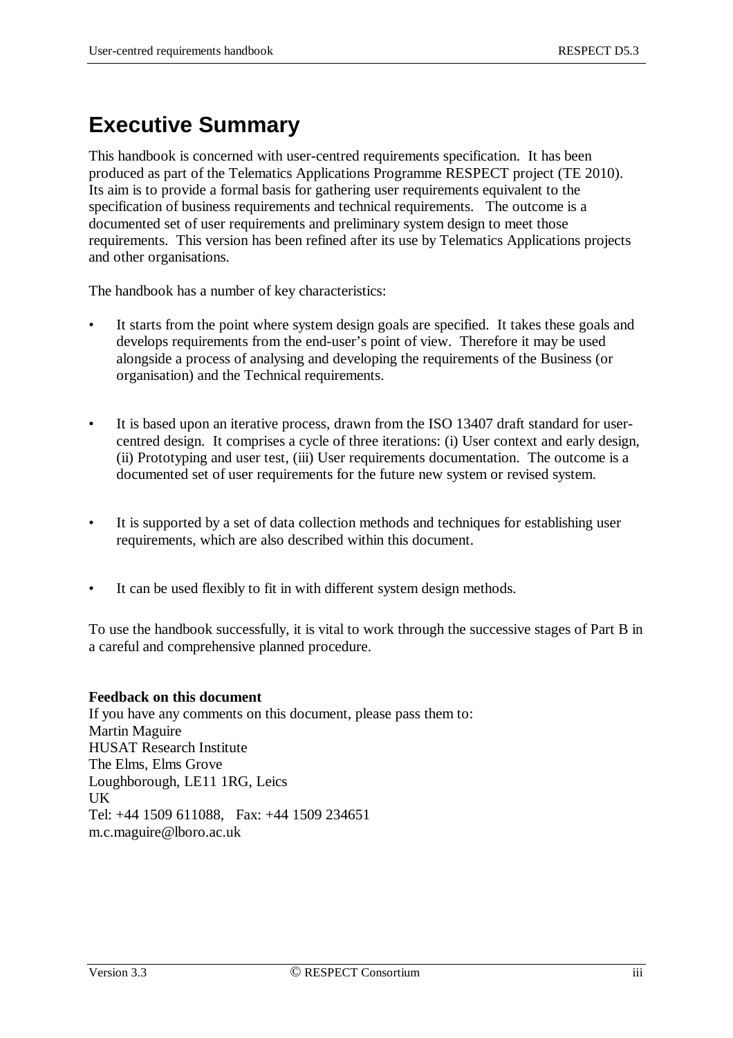# Executive Summary

This handbook is concerned with user-centred requirements specification. It has been produced as part of the Telematics Applications Programme RESPECT project (TE 2010). Its aim is to provide a formal basis for gathering user requirements equivalent to the specification of business requirements and technical requirements. The outcome is a documented set of user requirements and preliminary system design to meet those requirements. This version has been refined after its use by Telematics Applications projects and other organisations.

The handbook has a number of key characteristics:

- It starts from the point where system design goals are specified. It takes these goals and develops requirements from the end-user's point of view. Therefore it may be used alongside a process of analysing and developing the requirements of the Business (or organisation) and the Technical requirements.

- It is based upon an iterative process, drawn from the ISO 13407 draft standard for user-centred design. It comprises a cycle of three iterations: (i) User context and early design, (ii) Prototyping and user test, (iii) User requirements documentation. The outcome is a documented set of user requirements for the future new system or revised system.

- It is supported by a set of data collection methods and techniques for establishing user requirements, which are also described within this document.

- It can be used flexibly to fit in with different system design methods.

To use the handbook successfully, it is vital to work through the successive stages of Part B in a careful and comprehensive planned procedure.

**Feedback on this document**
If you have any comments on this document, please pass them to:
Martin Maguire
HUSAT Research Institute
The Elms, Elms Grove
Loughborough, LE11 1RG, Leics
UK
Tel: +44 1509 611088, Fax: +44 1509 234651
m.c.maguire@lboro.ac.uk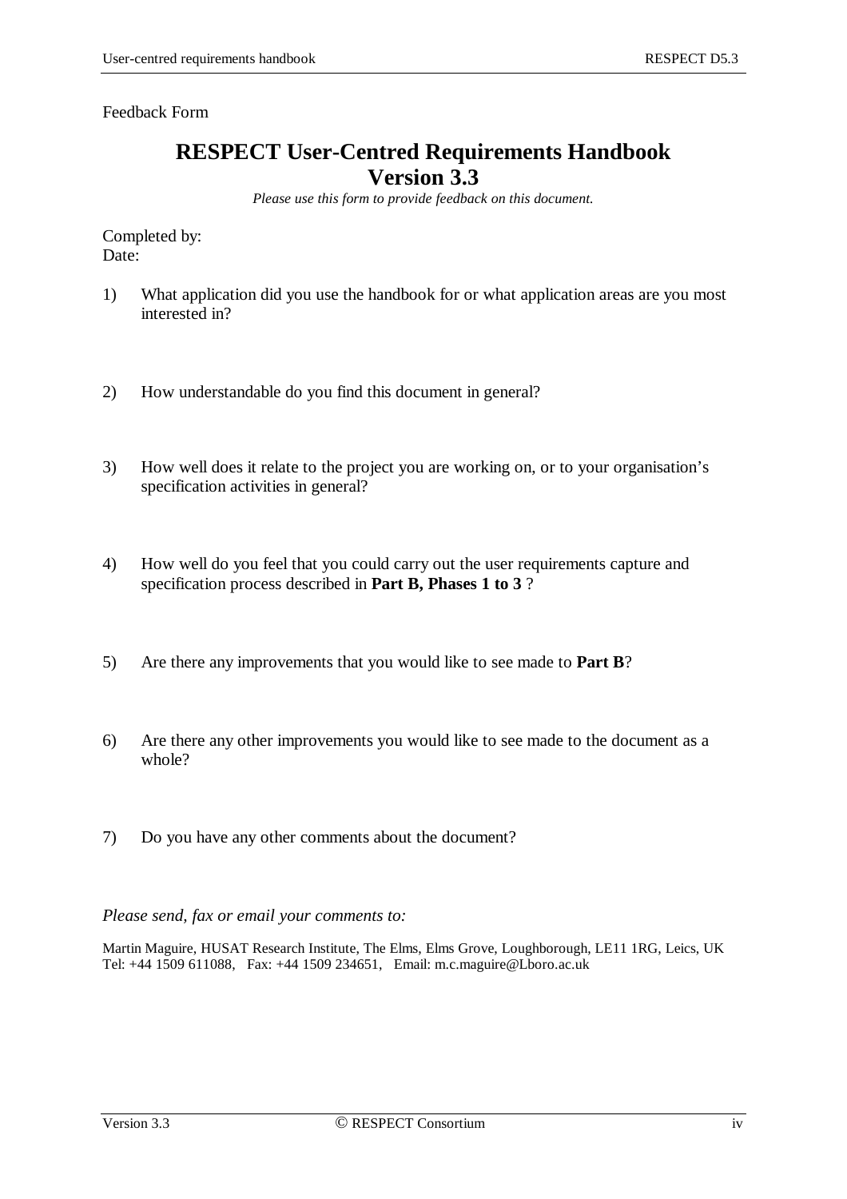Feedback Form

# RESPECT User-Centred Requirements Handbook
# Version 3.3

*Please use this form to provide feedback on this document.*

Completed by:
Date:

1) What application did you use the handbook for or what application areas are you most interested in?

2) How understandable do you find this document in general?

3) How well does it relate to the project you are working on, or to your organisation's specification activities in general?

4) How well do you feel that you could carry out the user requirements capture and specification process described in **Part B, Phases 1 to 3** ?

5) Are there any improvements that you would like to see made to **Part B**?

6) Are there any other improvements you would like to see made to the document as a whole?

7) Do you have any other comments about the document?

*Please send, fax or email your comments to:*

Martin Maguire, HUSAT Research Institute, The Elms, Elms Grove, Loughborough, LE11 1RG, Leics, UK
Tel: +44 1509 611088, Fax: +44 1509 234651, Email: m.c.maguire@Lboro.ac.uk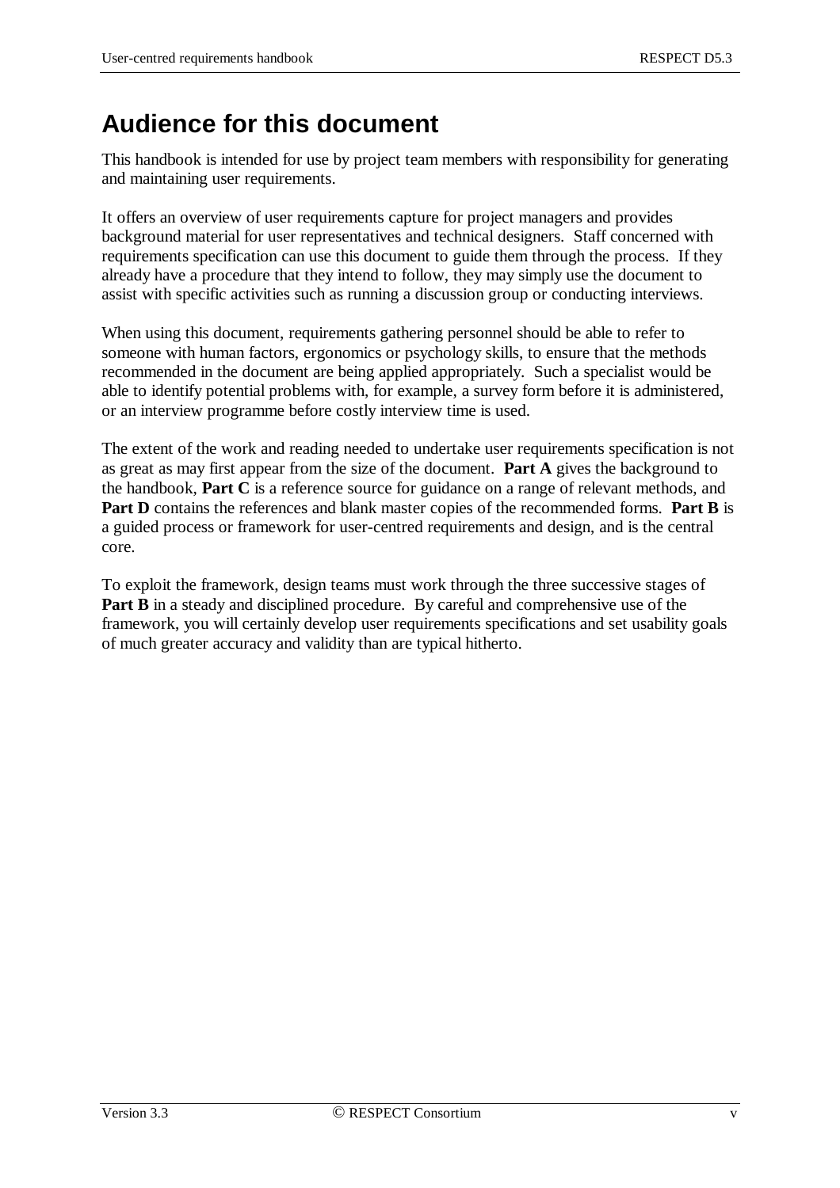# Audience for this document

This handbook is intended for use by project team members with responsibility for generating and maintaining user requirements.

It offers an overview of user requirements capture for project managers and provides background material for user representatives and technical designers.  Staff concerned with requirements specification can use this document to guide them through the process.  If they already have a procedure that they intend to follow, they may simply use the document to assist with specific activities such as running a discussion group or conducting interviews.

When using this document, requirements gathering personnel should be able to refer to someone with human factors, ergonomics or psychology skills, to ensure that the methods recommended in the document are being applied appropriately.  Such a specialist would be able to identify potential problems with, for example, a survey form before it is administered, or an interview programme before costly interview time is used.

The extent of the work and reading needed to undertake user requirements specification is not as great as may first appear from the size of the document.  **Part A** gives the background to the handbook, **Part C** is a reference source for guidance on a range of relevant methods, and **Part D** contains the references and blank master copies of the recommended forms.  **Part B** is a guided process or framework for user-centred requirements and design, and is the central core.

To exploit the framework, design teams must work through the three successive stages of **Part B** in a steady and disciplined procedure.  By careful and comprehensive use of the framework, you will certainly develop user requirements specifications and set usability goals of much greater accuracy and validity than are typical hitherto.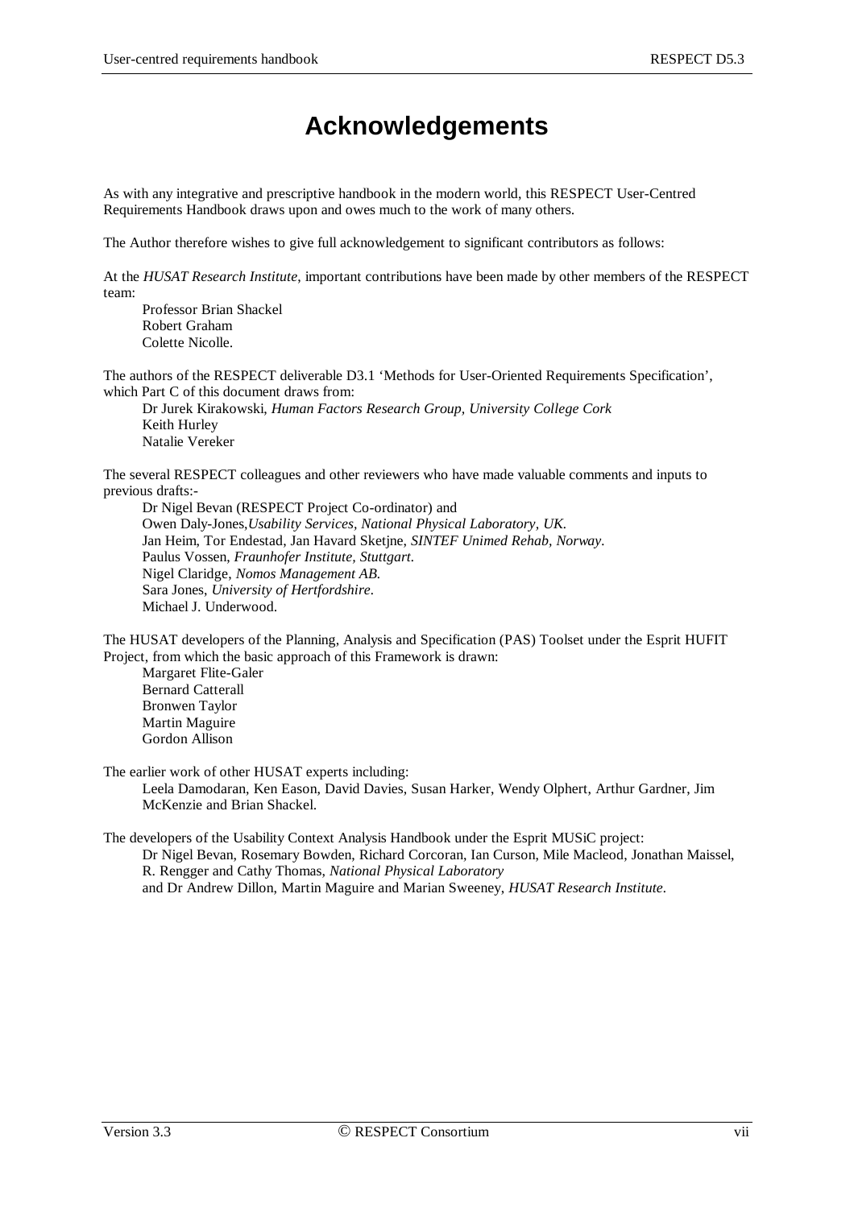# Acknowledgements

As with any integrative and prescriptive handbook in the modern world, this RESPECT User-Centred Requirements Handbook draws upon and owes much to the work of many others.

The Author therefore wishes to give full acknowledgement to significant contributors as follows:

At the *HUSAT Research Institute*, important contributions have been made by other members of the RESPECT team:

Professor Brian Shackel
Robert Graham
Colette Nicolle.

The authors of the RESPECT deliverable D3.1 'Methods for User-Oriented Requirements Specification', which Part C of this document draws from:

Dr Jurek Kirakowski, *Human Factors Research Group, University College Cork*
Keith Hurley
Natalie Vereker

The several RESPECT colleagues and other reviewers who have made valuable comments and inputs to previous drafts:-

Dr Nigel Bevan (RESPECT Project Co-ordinator) and
Owen Daly-Jones,*Usability Services, National Physical Laboratory, UK.*
Jan Heim, Tor Endestad, Jan Havard Sketjne, *SINTEF Unimed Rehab, Norway.*
Paulus Vossen, *Fraunhofer Institute, Stuttgart.*
Nigel Claridge, *Nomos Management AB.*
Sara Jones, *University of Hertfordshire.*
Michael J. Underwood.

The HUSAT developers of the Planning, Analysis and Specification (PAS) Toolset under the Esprit HUFIT Project, from which the basic approach of this Framework is drawn:

Margaret Flite-Galer
Bernard Catterall
Bronwen Taylor
Martin Maguire
Gordon Allison

The earlier work of other HUSAT experts including:

Leela Damodaran, Ken Eason, David Davies, Susan Harker, Wendy Olphert, Arthur Gardner, Jim McKenzie and Brian Shackel.

The developers of the Usability Context Analysis Handbook under the Esprit MUSiC project:

Dr Nigel Bevan, Rosemary Bowden, Richard Corcoran, Ian Curson, Mile Macleod, Jonathan Maissel, R. Rengger and Cathy Thomas, *National Physical Laboratory*
and Dr Andrew Dillon, Martin Maguire and Marian Sweeney, *HUSAT Research Institute.*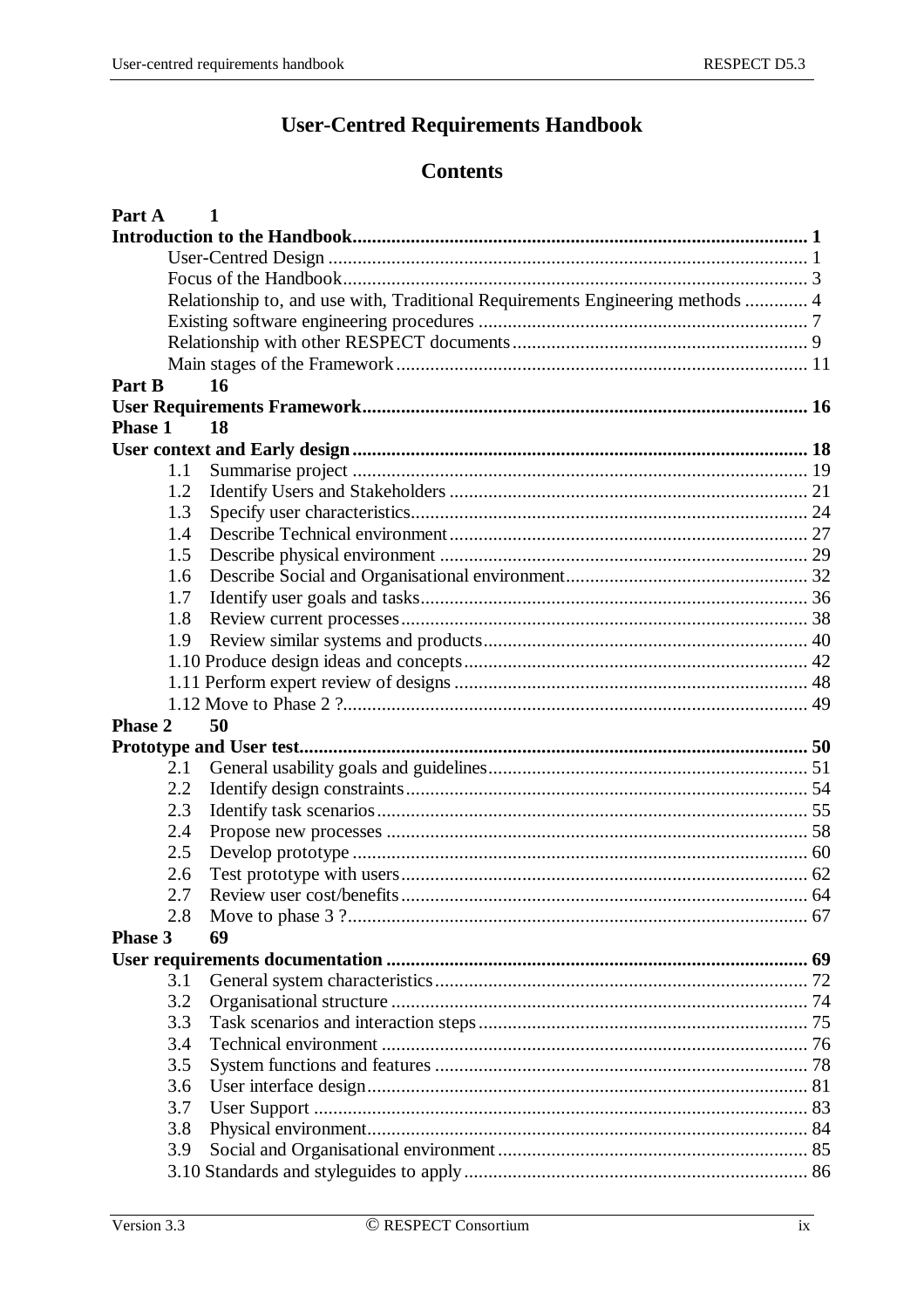# User-Centred Requirements Handbook

## Contents

**Part A 1**

**Introduction to the Handbook............................................................................................. 1**

User-Centred Design ................................................................................................. 1

Focus of the Handbook............................................................................................... 3

Relationship to, and use with, Traditional Requirements Engineering methods ............. 4

Existing software engineering procedures ................................................................... 7

Relationship with other RESPECT documents............................................................ 9

Main stages of the Framework.................................................................................... 11

**Part B 16**

**User Requirements Framework........................................................................................... 16**

**Phase 1 18**

**User context and Early design............................................................................................. 18**

1.1 Summarise project ............................................................................................. 19

1.2 Identify Users and Stakeholders ......................................................................... 21

1.3 Specify user characteristics................................................................................. 24

1.4 Describe Technical environment.......................................................................... 27

1.5 Describe physical environment ........................................................................... 29

1.6 Describe Social and Organisational environment................................................. 32

1.7 Identify user goals and tasks............................................................................... 36

1.8 Review current processes.................................................................................... 38

1.9 Review similar systems and products.................................................................. 40

1.10 Produce design ideas and concepts...................................................................... 42

1.11 Perform expert review of designs ........................................................................ 48

1.12 Move to Phase 2 ?............................................................................................... 49

**Phase 2 50**

**Prototype and User test........................................................................................................ 50**

2.1 General usability goals and guidelines................................................................. 51

2.2 Identify design constraints.................................................................................. 54

2.3 Identify task scenarios........................................................................................ 55

2.4 Propose new processes ...................................................................................... 58

2.5 Develop prototype ............................................................................................. 60

2.6 Test prototype with users.................................................................................... 62

2.7 Review user cost/benefits.................................................................................... 64

2.8 Move to phase 3 ?............................................................................................... 67

**Phase 3 69**

**User requirements documentation ...................................................................................... 69**

3.1 General system characteristics............................................................................. 72

3.2 Organisational structure ..................................................................................... 74

3.3 Task scenarios and interaction steps.................................................................... 75

3.4 Technical environment ....................................................................................... 76

3.5 System functions and features ............................................................................ 78

3.6 User interface design.......................................................................................... 81

3.7 User Support ..................................................................................................... 83

3.8 Physical environment.......................................................................................... 84

3.9 Social and Organisational environment................................................................ 85

3.10 Standards and styleguides to apply....................................................................... 86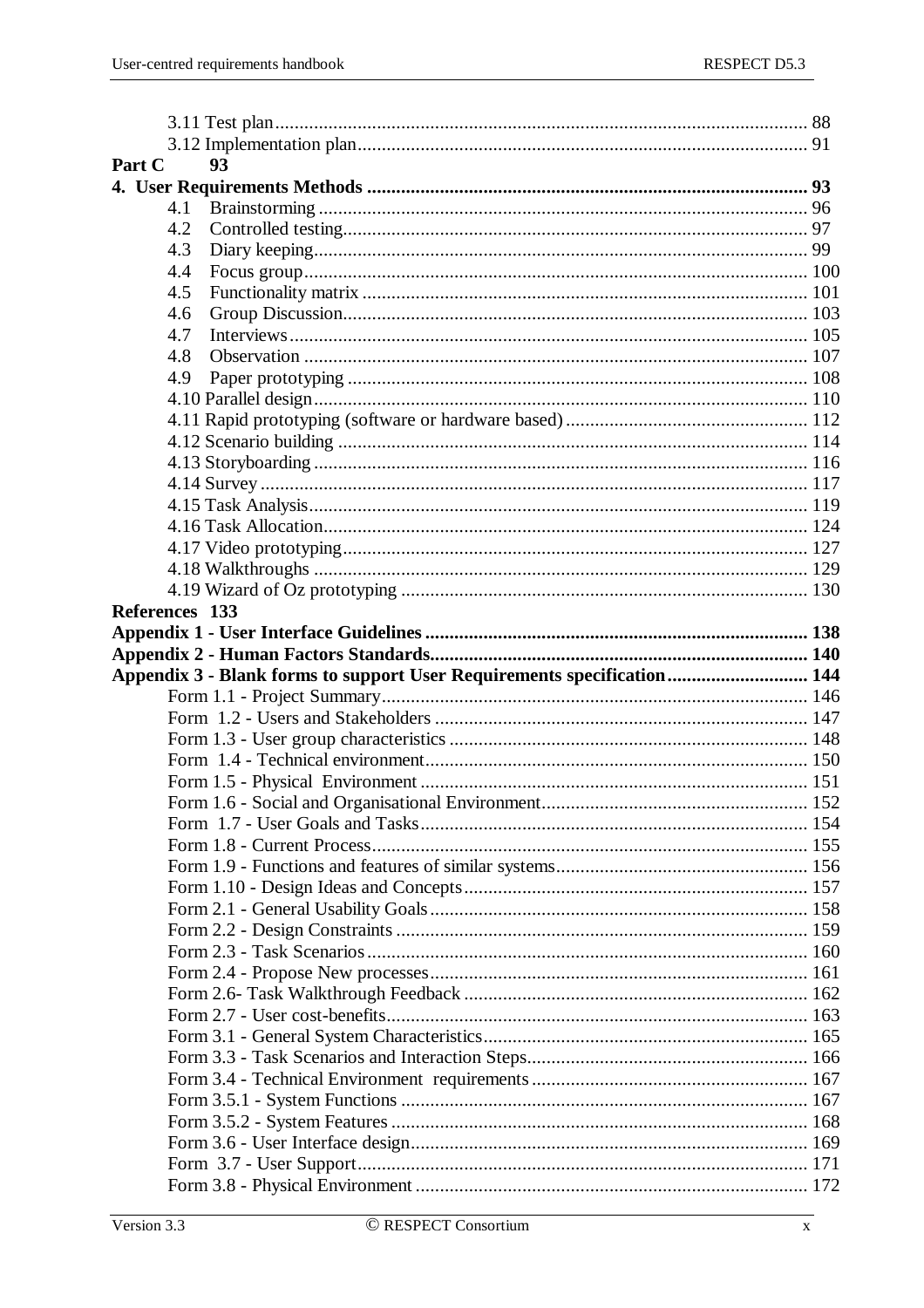3.11 Test plan ........................................................................................................ 88
3.12 Implementation plan ........................................................................................ 91

**Part C 93**

**4. User Requirements Methods ........................................................................................ 93**

4.1 Brainstorming ........................................................................................................ 96
4.2 Controlled testing .................................................................................................. 97
4.3 Diary keeping ......................................................................................................... 99
4.4 Focus group ............................................................................................................ 100
4.5 Functionality matrix .............................................................................................. 101
4.6 Group Discussion ................................................................................................... 103
4.7 Interviews ............................................................................................................... 105
4.8 Observation ............................................................................................................ 107
4.9 Paper prototyping .................................................................................................. 108
4.10 Parallel design ...................................................................................................... 110
4.11 Rapid prototyping (software or hardware based) ................................................. 112
4.12 Scenario building .................................................................................................. 114
4.13 Storyboarding ....................................................................................................... 116
4.14 Survey .................................................................................................................. 117
4.15 Task Analysis ....................................................................................................... 119
4.16 Task Allocation ..................................................................................................... 124
4.17 Video prototyping ................................................................................................. 127
4.18 Walkthroughs ....................................................................................................... 129
4.19 Wizard of Oz prototyping ..................................................................................... 130

**References 133**

**Appendix 1 - User Interface Guidelines ........................................................................ 138**

**Appendix 2 - Human Factors Standards ......................................................................... 140**

**Appendix 3 - Blank forms to support User Requirements specification ...................... 144**

Form 1.1 - Project Summary ........................................................................................... 146
Form 1.2 - Users and Stakeholders .................................................................................. 147
Form 1.3 - User group characteristics ............................................................................. 148
Form 1.4 - Technical environment ................................................................................... 150
Form 1.5 - Physical Environment .................................................................................... 151
Form 1.6 - Social and Organisational Environment ......................................................... 152
Form 1.7 - User Goals and Tasks ..................................................................................... 154
Form 1.8 - Current Process .............................................................................................. 155
Form 1.9 - Functions and features of similar systems ...................................................... 156
Form 1.10 - Design Ideas and Concepts ........................................................................... 157
Form 2.1 - General Usability Goals .................................................................................. 158
Form 2.2 - Design Constraints ......................................................................................... 159
Form 2.3 - Task Scenarios ............................................................................................... 160
Form 2.4 - Propose New processes .................................................................................. 161
Form 2.6- Task Walkthrough Feedback ............................................................................ 162
Form 2.7 - User cost-benefits ........................................................................................... 163
Form 3.1 - General System Characteristics ...................................................................... 165
Form 3.3 - Task Scenarios and Interaction Steps .............................................................. 166
Form 3.4 - Technical Environment requirements ............................................................. 167
Form 3.5.1 - System Functions ........................................................................................ 167
Form 3.5.2 - System Features .......................................................................................... 168
Form 3.6 - User Interface design ...................................................................................... 169
Form 3.7 - User Support ................................................................................................... 171
Form 3.8 - Physical Environment ..................................................................................... 172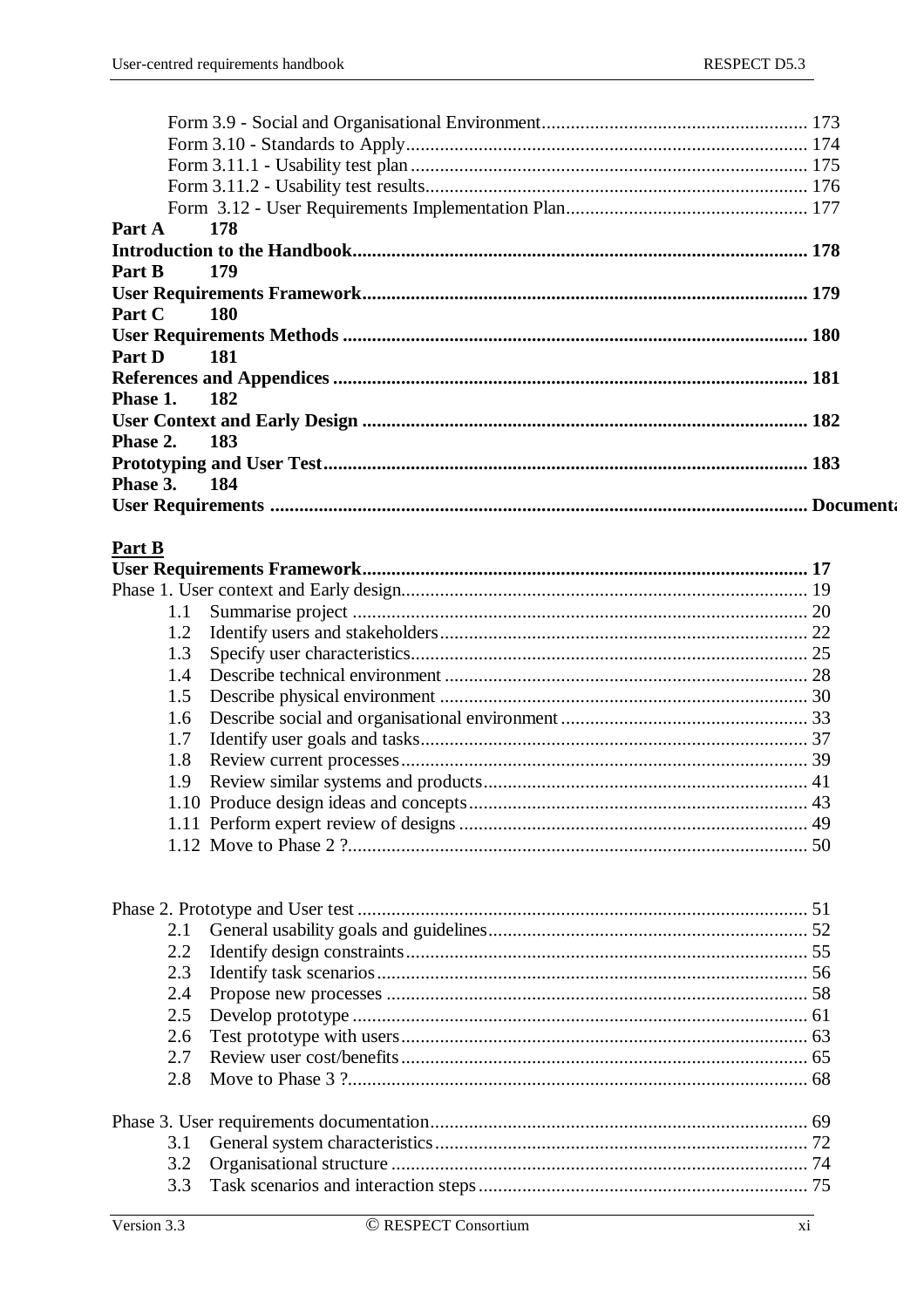Form 3.9 - Social and Organisational Environment ........................................................ 173
Form 3.10 - Standards to Apply ........................................................................ 174
Form 3.11.1 - Usability test plan ........................................................................ 175
Form 3.11.2 - Usability test results ........................................................................ 176
Form 3.12 - User Requirements Implementation Plan ................................................. 177

**Part A 178**

**Introduction to the Handbook ........................................................................ 178**

**Part B 179**

**User Requirements Framework ........................................................................ 179**

**Part C 180**

**User Requirements Methods ........................................................................ 180**

**Part D 181**

**References and Appendices ........................................................................ 181**

**Phase 1. 182**

**User Context and Early Design ........................................................................ 182**

**Phase 2. 183**

**Prototyping and User Test ........................................................................ 183**

**Phase 3. 184**

**User Requirements ........................................................................ Documenta**

**Part B**

**User Requirements Framework ........................................................................ 17**

Phase 1. User context and Early design ........................................................................ 19

- 1.1 Summarise project ........................................................................ 20
- 1.2 Identify users and stakeholders ........................................................................ 22
- 1.3 Specify user characteristics ........................................................................ 25
- 1.4 Describe technical environment ........................................................................ 28
- 1.5 Describe physical environment ........................................................................ 30
- 1.6 Describe social and organisational environment ........................................................ 33
- 1.7 Identify user goals and tasks ........................................................................ 37
- 1.8 Review current processes ........................................................................ 39
- 1.9 Review similar systems and products ........................................................................ 41
- 1.10 Produce design ideas and concepts ........................................................................ 43
- 1.11 Perform expert review of designs ........................................................................ 49
- 1.12 Move to Phase 2 ? ........................................................................ 50

Phase 2. Prototype and User test ........................................................................ 51

- 2.1 General usability goals and guidelines ........................................................................ 52
- 2.2 Identify design constraints ........................................................................ 55
- 2.3 Identify task scenarios ........................................................................ 56
- 2.4 Propose new processes ........................................................................ 58
- 2.5 Develop prototype ........................................................................ 61
- 2.6 Test prototype with users ........................................................................ 63
- 2.7 Review user cost/benefits ........................................................................ 65
- 2.8 Move to Phase 3 ? ........................................................................ 68

Phase 3. User requirements documentation ........................................................................ 69

- 3.1 General system characteristics ........................................................................ 72
- 3.2 Organisational structure ........................................................................ 74
- 3.3 Task scenarios and interaction steps ........................................................................ 75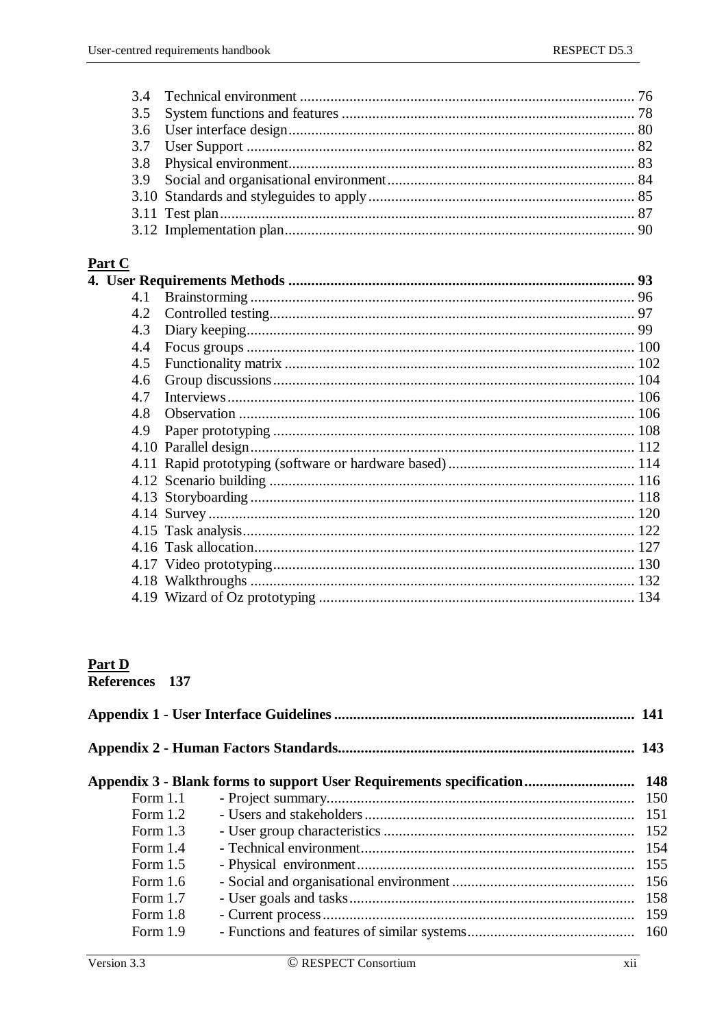3.4 Technical environment ........................................................................................ 76
3.5 System functions and features ............................................................................ 78
3.6 User interface design.......................................................................................... 80
3.7 User Support ....................................................................................................... 82
3.8 Physical environment.......................................................................................... 83
3.9 Social and organisational environment................................................................ 84
3.10 Standards and styleguides to apply ..................................................................... 85
3.11 Test plan.............................................................................................................. 87
3.12 Implementation plan........................................................................................... 90

**Part C**

**4. User Requirements Methods .......................................................................................... 93**

4.1 Brainstorming ..................................................................................................... 96
4.2 Controlled testing................................................................................................ 97
4.3 Diary keeping...................................................................................................... 99
4.4 Focus groups ..................................................................................................... 100
4.5 Functionality matrix .......................................................................................... 102
4.6 Group discussions.............................................................................................. 104
4.7 Interviews.......................................................................................................... 106
4.8 Observation ....................................................................................................... 106
4.9 Paper prototyping .............................................................................................. 108
4.10 Parallel design.................................................................................................... 112
4.11 Rapid prototyping (software or hardware based) ............................................... 114
4.12 Scenario building ............................................................................................... 116
4.13 Storyboarding .................................................................................................... 118
4.14 Survey ............................................................................................................... 120
4.15 Task analysis...................................................................................................... 122
4.16 Task allocation................................................................................................... 127
4.17 Video prototyping.............................................................................................. 130
4.18 Walkthroughs .................................................................................................... 132
4.19 Wizard of Oz prototyping .................................................................................. 134

**Part D**

**References 137**

**Appendix 1 - User Interface Guidelines .............................................................................. 141**

**Appendix 2 - Human Factors Standards............................................................................. 143**

**Appendix 3 - Blank forms to support User Requirements specification ............................ 148**

Form 1.1 - Project summary................................................................................ 150
Form 1.2 - Users and stakeholders ...................................................................... 151
Form 1.3 - User group characteristics ................................................................. 152
Form 1.4 - Technical environment....................................................................... 154
Form 1.5 - Physical environment........................................................................ 155
Form 1.6 - Social and organisational environment ............................................... 156
Form 1.7 - User goals and tasks .......................................................................... 158
Form 1.8 - Current process.................................................................................. 159
Form 1.9 - Functions and features of similar systems........................................... 160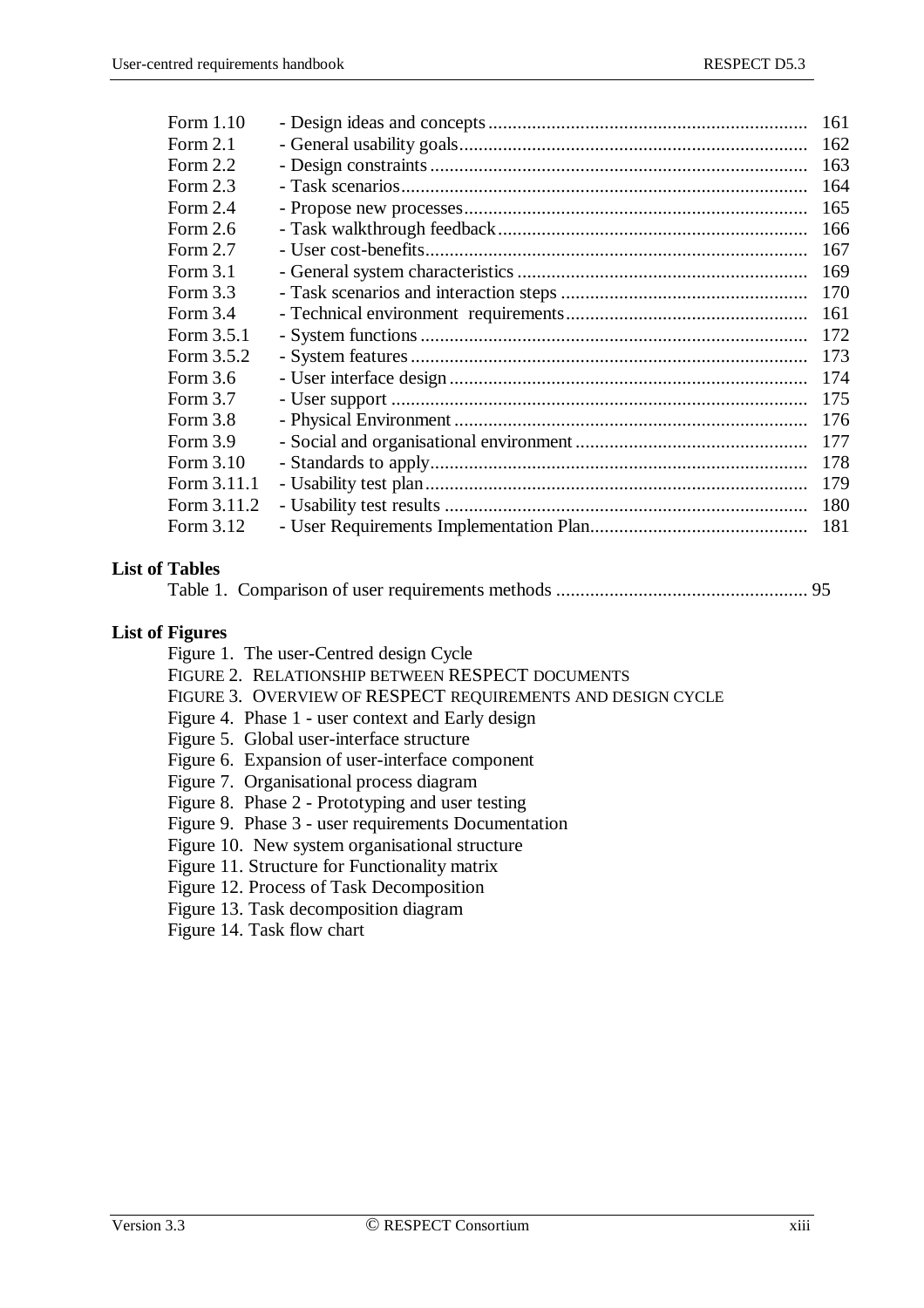| | | |
|---|---|---|
| Form 1.10 | - Design ideas and concepts | 161 |
| Form 2.1 | - General usability goals | 162 |
| Form 2.2 | - Design constraints | 163 |
| Form 2.3 | - Task scenarios | 164 |
| Form 2.4 | - Propose new processes | 165 |
| Form 2.6 | - Task walkthrough feedback | 166 |
| Form 2.7 | - User cost-benefits | 167 |
| Form 3.1 | - General system characteristics | 169 |
| Form 3.3 | - Task scenarios and interaction steps | 170 |
| Form 3.4 | - Technical environment requirements | 161 |
| Form 3.5.1 | - System functions | 172 |
| Form 3.5.2 | - System features | 173 |
| Form 3.6 | - User interface design | 174 |
| Form 3.7 | - User support | 175 |
| Form 3.8 | - Physical Environment | 176 |
| Form 3.9 | - Social and organisational environment | 177 |
| Form 3.10 | - Standards to apply | 178 |
| Form 3.11.1 | - Usability test plan | 179 |
| Form 3.11.2 | - Usability test results | 180 |
| Form 3.12 | - User Requirements Implementation Plan | 181 |

**List of Tables**

Table 1. Comparison of user requirements methods .................................................... 95

**List of Figures**

Figure 1. The user-Centred design Cycle
FIGURE 2. RELATIONSHIP BETWEEN RESPECT DOCUMENTS
FIGURE 3. OVERVIEW OF RESPECT REQUIREMENTS AND DESIGN CYCLE
Figure 4. Phase 1 - user context and Early design
Figure 5. Global user-interface structure
Figure 6. Expansion of user-interface component
Figure 7. Organisational process diagram
Figure 8. Phase 2 - Prototyping and user testing
Figure 9. Phase 3 - user requirements Documentation
Figure 10. New system organisational structure
Figure 11. Structure for Functionality matrix
Figure 12. Process of Task Decomposition
Figure 13. Task decomposition diagram
Figure 14. Task flow chart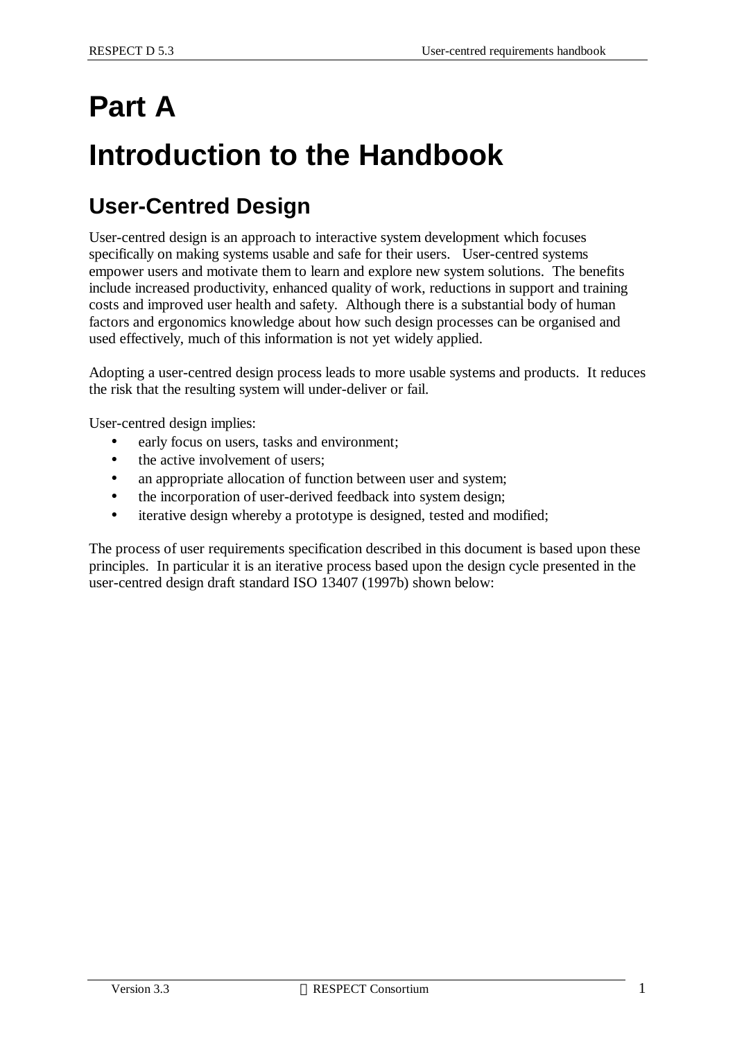# Part A

# Introduction to the Handbook

## User-Centred Design

User-centred design is an approach to interactive system development which focuses specifically on making systems usable and safe for their users. User-centred systems empower users and motivate them to learn and explore new system solutions. The benefits include increased productivity, enhanced quality of work, reductions in support and training costs and improved user health and safety. Although there is a substantial body of human factors and ergonomics knowledge about how such design processes can be organised and used effectively, much of this information is not yet widely applied.

Adopting a user-centred design process leads to more usable systems and products. It reduces the risk that the resulting system will under-deliver or fail.

User-centred design implies:

- early focus on users, tasks and environment;
- the active involvement of users;
- an appropriate allocation of function between user and system;
- the incorporation of user-derived feedback into system design;
- iterative design whereby a prototype is designed, tested and modified;

The process of user requirements specification described in this document is based upon these principles. In particular it is an iterative process based upon the design cycle presented in the user-centred design draft standard ISO 13407 (1997b) shown below: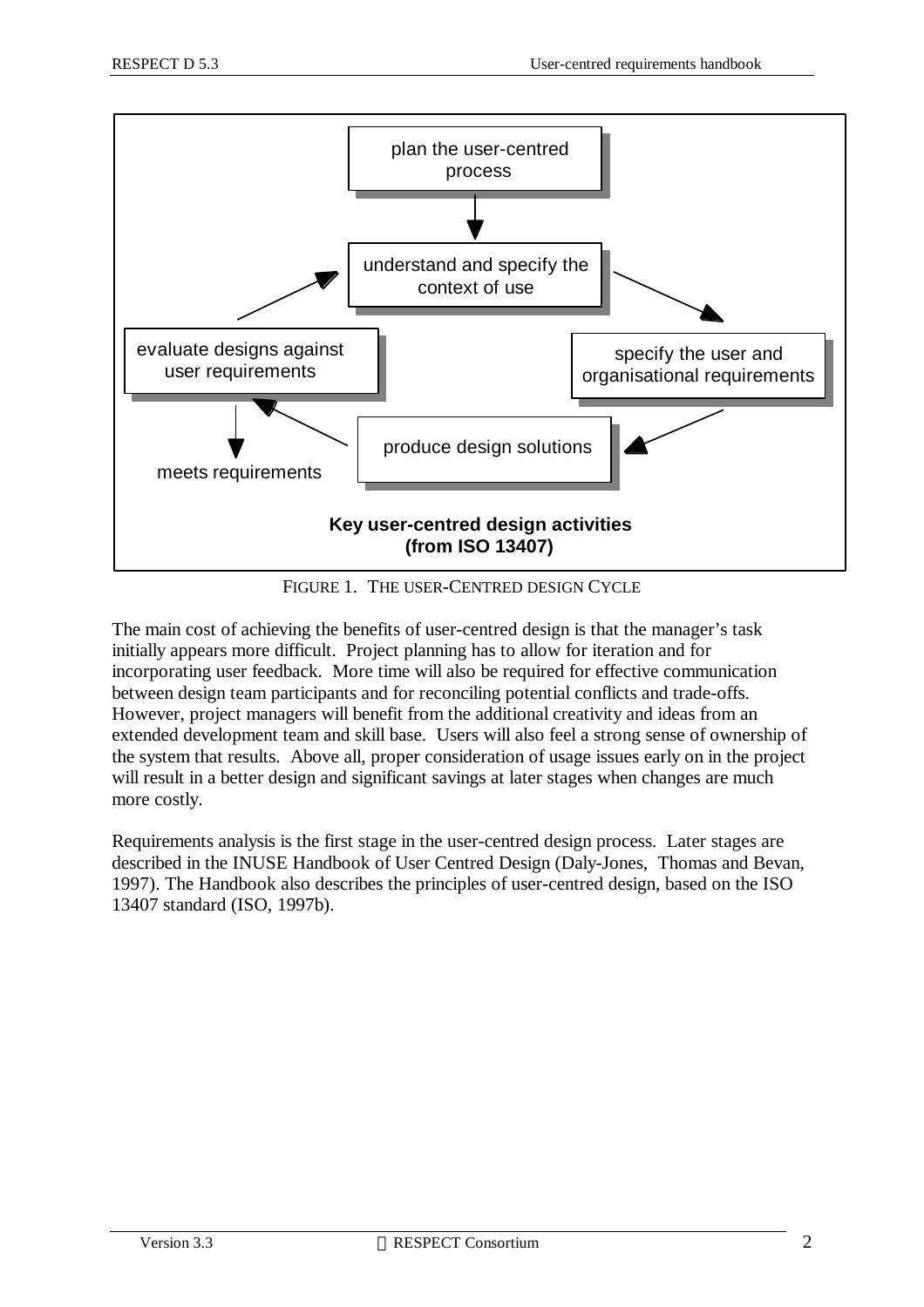plan the user-centred process

understand and specify the context of use

specify the user and organisational requirements

produce design solutions

evaluate designs against user requirements

meets requirements

**Key user-centred design activities (from ISO 13407)**

FIGURE 1. THE USER-CENTRED DESIGN CYCLE

The main cost of achieving the benefits of user-centred design is that the manager's task initially appears more difficult. Project planning has to allow for iteration and for incorporating user feedback. More time will also be required for effective communication between design team participants and for reconciling potential conflicts and trade-offs. However, project managers will benefit from the additional creativity and ideas from an extended development team and skill base. Users will also feel a strong sense of ownership of the system that results. Above all, proper consideration of usage issues early on in the project will result in a better design and significant savings at later stages when changes are much more costly.

Requirements analysis is the first stage in the user-centred design process. Later stages are described in the INUSE Handbook of User Centred Design (Daly-Jones, Thomas and Bevan, 1997). The Handbook also describes the principles of user-centred design, based on the ISO 13407 standard (ISO, 1997b).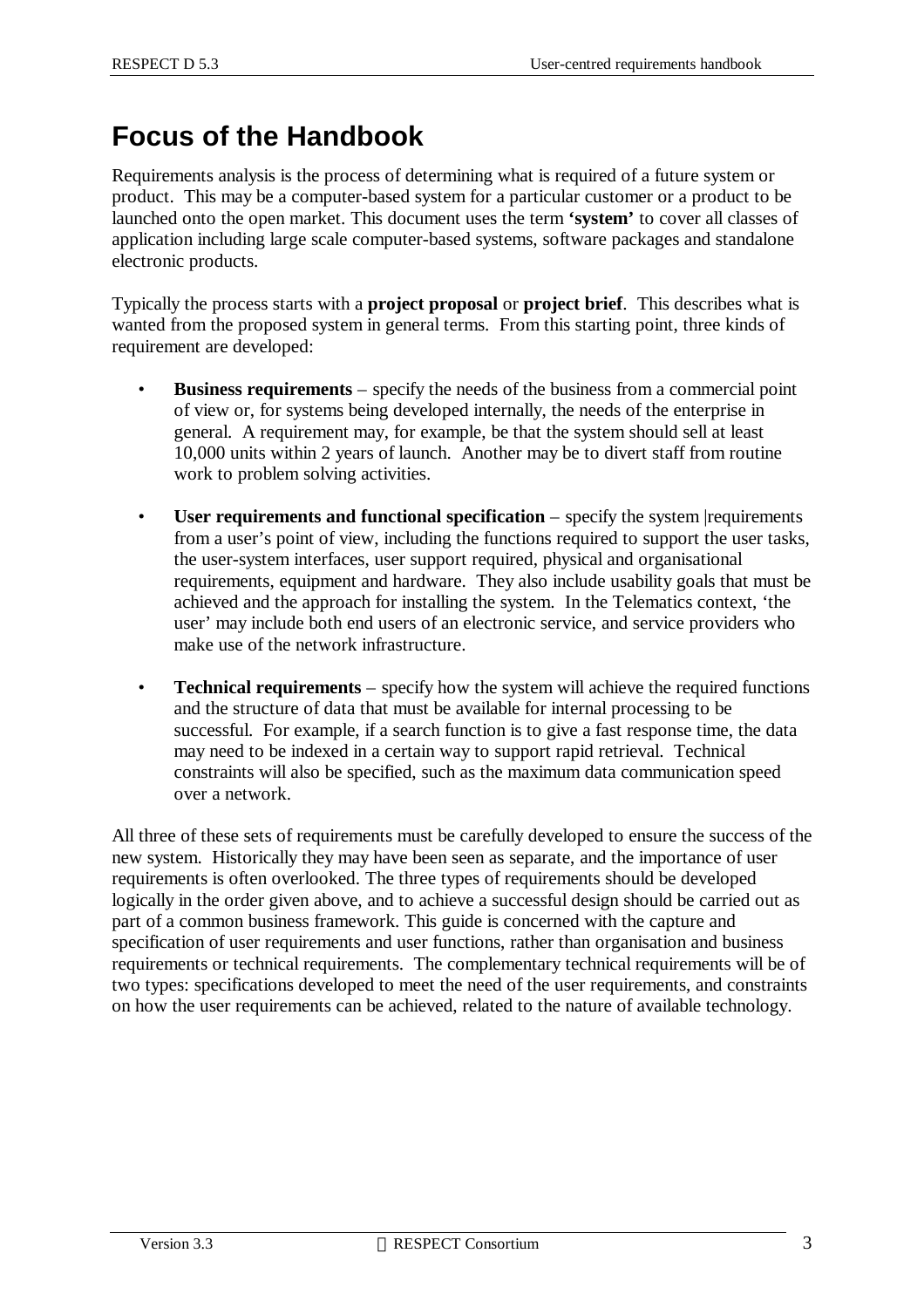# Focus of the Handbook

Requirements analysis is the process of determining what is required of a future system or product. This may be a computer-based system for a particular customer or a product to be launched onto the open market. This document uses the term **'system'** to cover all classes of application including large scale computer-based systems, software packages and standalone electronic products.

Typically the process starts with a **project proposal** or **project brief**. This describes what is wanted from the proposed system in general terms. From this starting point, three kinds of requirement are developed:

- **Business requirements** – specify the needs of the business from a commercial point of view or, for systems being developed internally, the needs of the enterprise in general. A requirement may, for example, be that the system should sell at least 10,000 units within 2 years of launch. Another may be to divert staff from routine work to problem solving activities.

- **User requirements and functional specification** – specify the system |requirements from a user's point of view, including the functions required to support the user tasks, the user-system interfaces, user support required, physical and organisational requirements, equipment and hardware. They also include usability goals that must be achieved and the approach for installing the system. In the Telematics context, 'the user' may include both end users of an electronic service, and service providers who make use of the network infrastructure.

- **Technical requirements** – specify how the system will achieve the required functions and the structure of data that must be available for internal processing to be successful. For example, if a search function is to give a fast response time, the data may need to be indexed in a certain way to support rapid retrieval. Technical constraints will also be specified, such as the maximum data communication speed over a network.

All three of these sets of requirements must be carefully developed to ensure the success of the new system. Historically they may have been seen as separate, and the importance of user requirements is often overlooked. The three types of requirements should be developed logically in the order given above, and to achieve a successful design should be carried out as part of a common business framework. This guide is concerned with the capture and specification of user requirements and user functions, rather than organisation and business requirements or technical requirements. The complementary technical requirements will be of two types: specifications developed to meet the need of the user requirements, and constraints on how the user requirements can be achieved, related to the nature of available technology.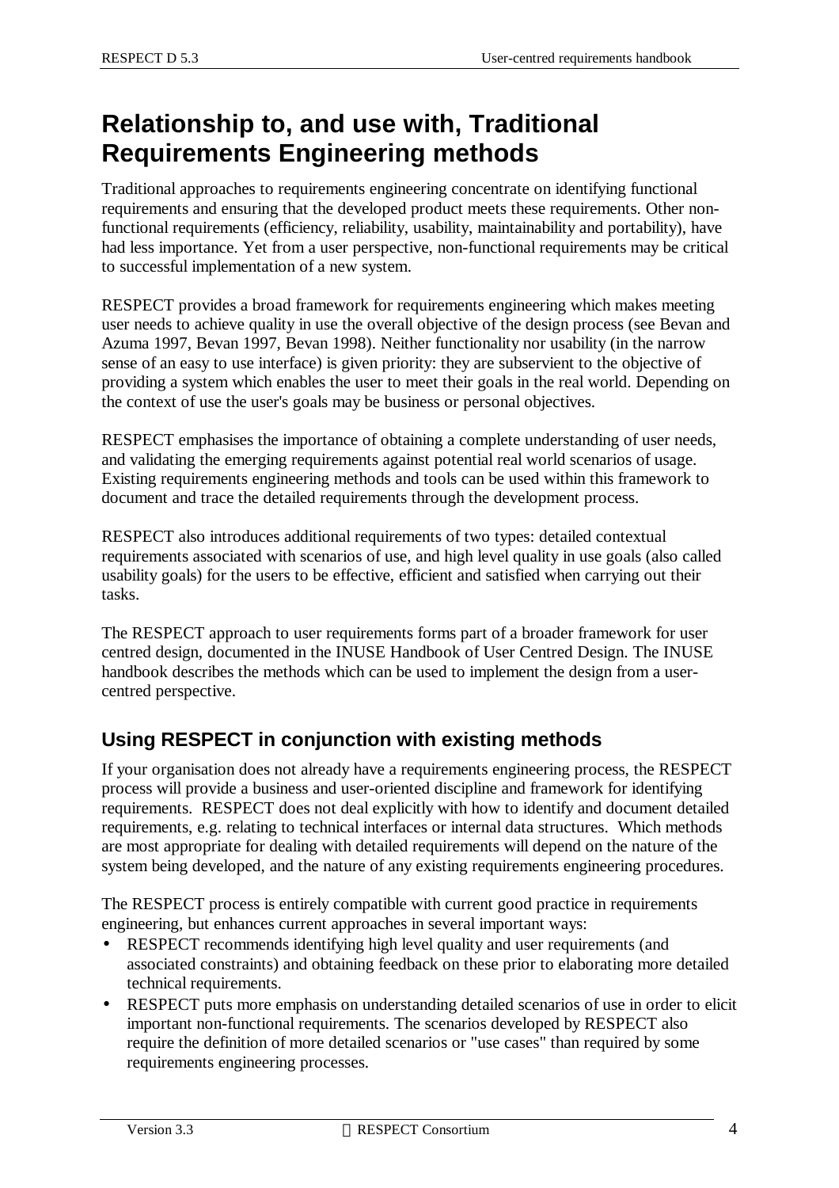# Relationship to, and use with, Traditional Requirements Engineering methods

Traditional approaches to requirements engineering concentrate on identifying functional requirements and ensuring that the developed product meets these requirements. Other non-functional requirements (efficiency, reliability, usability, maintainability and portability), have had less importance. Yet from a user perspective, non-functional requirements may be critical to successful implementation of a new system.

RESPECT provides a broad framework for requirements engineering which makes meeting user needs to achieve quality in use the overall objective of the design process (see Bevan and Azuma 1997, Bevan 1997, Bevan 1998). Neither functionality nor usability (in the narrow sense of an easy to use interface) is given priority: they are subservient to the objective of providing a system which enables the user to meet their goals in the real world. Depending on the context of use the user's goals may be business or personal objectives.

RESPECT emphasises the importance of obtaining a complete understanding of user needs, and validating the emerging requirements against potential real world scenarios of usage. Existing requirements engineering methods and tools can be used within this framework to document and trace the detailed requirements through the development process.

RESPECT also introduces additional requirements of two types: detailed contextual requirements associated with scenarios of use, and high level quality in use goals (also called usability goals) for the users to be effective, efficient and satisfied when carrying out their tasks.

The RESPECT approach to user requirements forms part of a broader framework for user centred design, documented in the INUSE Handbook of User Centred Design. The INUSE handbook describes the methods which can be used to implement the design from a user-centred perspective.

## Using RESPECT in conjunction with existing methods

If your organisation does not already have a requirements engineering process, the RESPECT process will provide a business and user-oriented discipline and framework for identifying requirements. RESPECT does not deal explicitly with how to identify and document detailed requirements, e.g. relating to technical interfaces or internal data structures. Which methods are most appropriate for dealing with detailed requirements will depend on the nature of the system being developed, and the nature of any existing requirements engineering procedures.

The RESPECT process is entirely compatible with current good practice in requirements engineering, but enhances current approaches in several important ways:

- RESPECT recommends identifying high level quality and user requirements (and associated constraints) and obtaining feedback on these prior to elaborating more detailed technical requirements.
- RESPECT puts more emphasis on understanding detailed scenarios of use in order to elicit important non-functional requirements. The scenarios developed by RESPECT also require the definition of more detailed scenarios or "use cases" than required by some requirements engineering processes.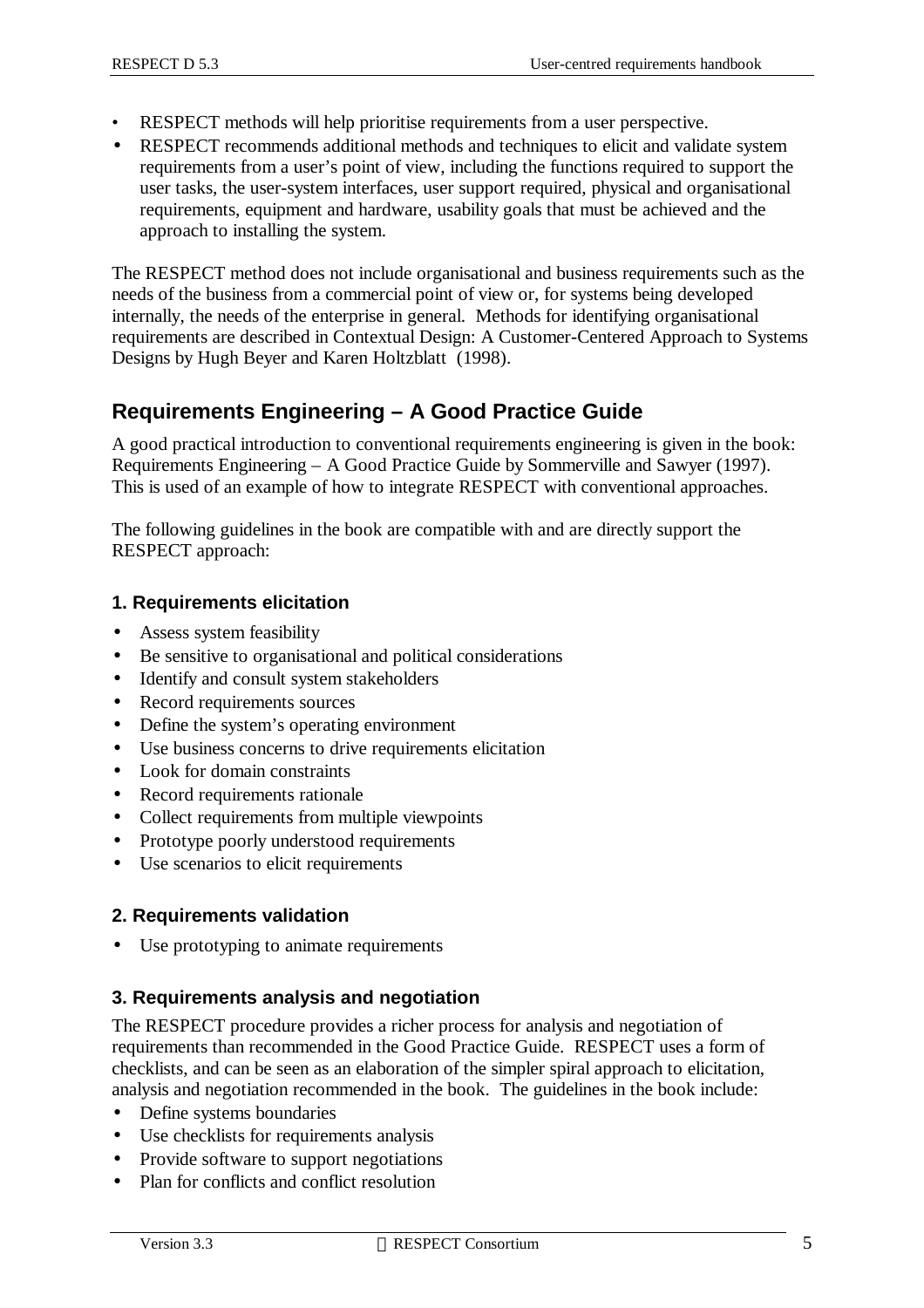- RESPECT methods will help prioritise requirements from a user perspective.
- RESPECT recommends additional methods and techniques to elicit and validate system requirements from a user's point of view, including the functions required to support the user tasks, the user-system interfaces, user support required, physical and organisational requirements, equipment and hardware, usability goals that must be achieved and the approach to installing the system.

The RESPECT method does not include organisational and business requirements such as the needs of the business from a commercial point of view or, for systems being developed internally, the needs of the enterprise in general. Methods for identifying organisational requirements are described in Contextual Design: A Customer-Centered Approach to Systems Designs by Hugh Beyer and Karen Holtzblatt (1998).

## Requirements Engineering – A Good Practice Guide

A good practical introduction to conventional requirements engineering is given in the book: Requirements Engineering – A Good Practice Guide by Sommerville and Sawyer (1997). This is used of an example of how to integrate RESPECT with conventional approaches.

The following guidelines in the book are compatible with and are directly support the RESPECT approach:

### 1. Requirements elicitation

- Assess system feasibility
- Be sensitive to organisational and political considerations
- Identify and consult system stakeholders
- Record requirements sources
- Define the system's operating environment
- Use business concerns to drive requirements elicitation
- Look for domain constraints
- Record requirements rationale
- Collect requirements from multiple viewpoints
- Prototype poorly understood requirements
- Use scenarios to elicit requirements

### 2. Requirements validation

- Use prototyping to animate requirements

### 3. Requirements analysis and negotiation

The RESPECT procedure provides a richer process for analysis and negotiation of requirements than recommended in the Good Practice Guide. RESPECT uses a form of checklists, and can be seen as an elaboration of the simpler spiral approach to elicitation, analysis and negotiation recommended in the book. The guidelines in the book include:

- Define systems boundaries
- Use checklists for requirements analysis
- Provide software to support negotiations
- Plan for conflicts and conflict resolution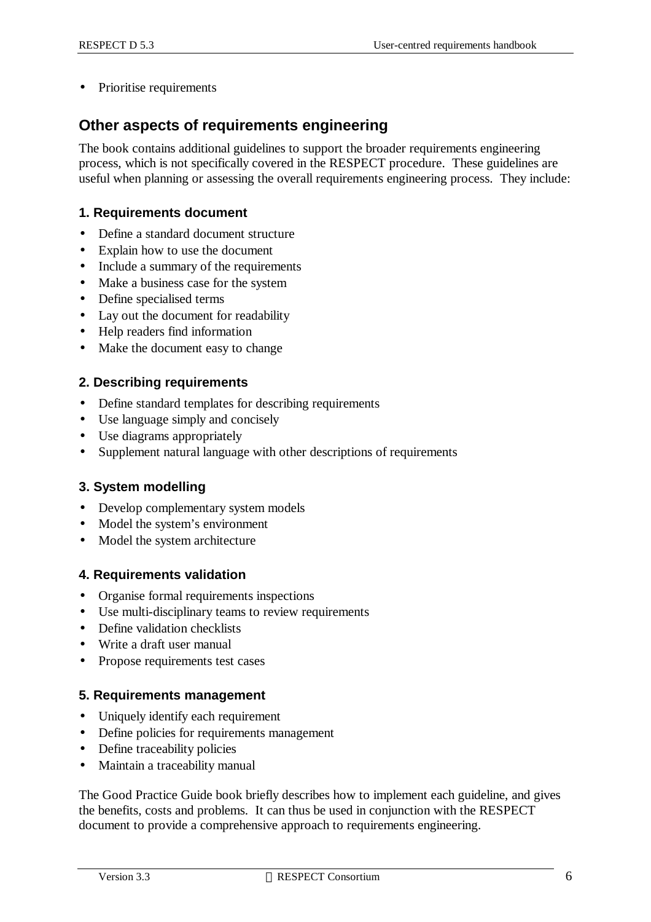- Prioritise requirements

## Other aspects of requirements engineering

The book contains additional guidelines to support the broader requirements engineering process, which is not specifically covered in the RESPECT procedure. These guidelines are useful when planning or assessing the overall requirements engineering process. They include:

### 1. Requirements document

- Define a standard document structure
- Explain how to use the document
- Include a summary of the requirements
- Make a business case for the system
- Define specialised terms
- Lay out the document for readability
- Help readers find information
- Make the document easy to change

### 2. Describing requirements

- Define standard templates for describing requirements
- Use language simply and concisely
- Use diagrams appropriately
- Supplement natural language with other descriptions of requirements

### 3. System modelling

- Develop complementary system models
- Model the system's environment
- Model the system architecture

### 4. Requirements validation

- Organise formal requirements inspections
- Use multi-disciplinary teams to review requirements
- Define validation checklists
- Write a draft user manual
- Propose requirements test cases

### 5. Requirements management

- Uniquely identify each requirement
- Define policies for requirements management
- Define traceability policies
- Maintain a traceability manual

The Good Practice Guide book briefly describes how to implement each guideline, and gives the benefits, costs and problems. It can thus be used in conjunction with the RESPECT document to provide a comprehensive approach to requirements engineering.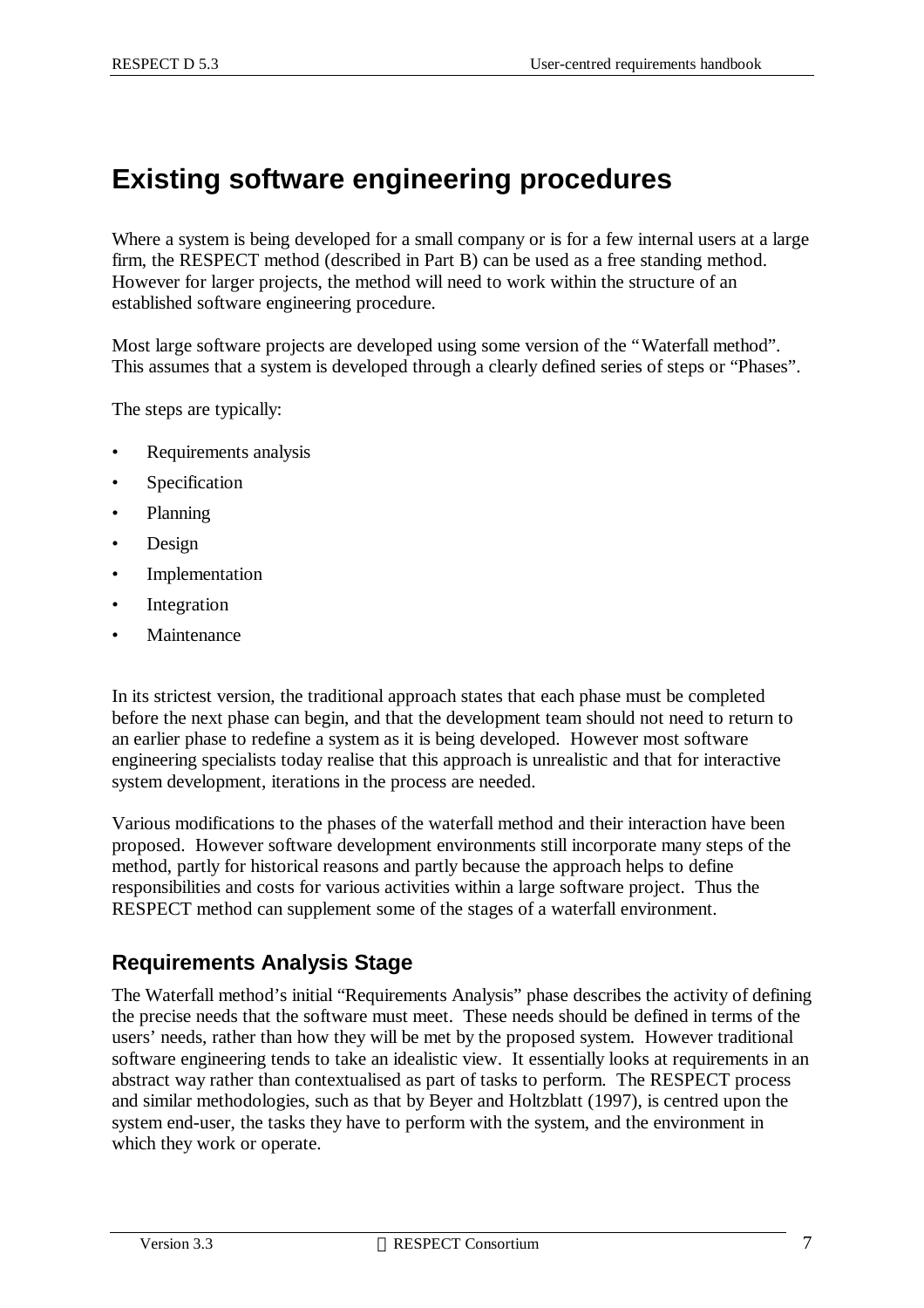# Existing software engineering procedures

Where a system is being developed for a small company or is for a few internal users at a large firm, the RESPECT method (described in Part B) can be used as a free standing method. However for larger projects, the method will need to work within the structure of an established software engineering procedure.

Most large software projects are developed using some version of the "Waterfall method". This assumes that a system is developed through a clearly defined series of steps or "Phases".

The steps are typically:

- Requirements analysis
- Specification
- Planning
- Design
- Implementation
- Integration
- Maintenance

In its strictest version, the traditional approach states that each phase must be completed before the next phase can begin, and that the development team should not need to return to an earlier phase to redefine a system as it is being developed. However most software engineering specialists today realise that this approach is unrealistic and that for interactive system development, iterations in the process are needed.

Various modifications to the phases of the waterfall method and their interaction have been proposed. However software development environments still incorporate many steps of the method, partly for historical reasons and partly because the approach helps to define responsibilities and costs for various activities within a large software project. Thus the RESPECT method can supplement some of the stages of a waterfall environment.

## Requirements Analysis Stage

The Waterfall method's initial "Requirements Analysis" phase describes the activity of defining the precise needs that the software must meet. These needs should be defined in terms of the users' needs, rather than how they will be met by the proposed system. However traditional software engineering tends to take an idealistic view. It essentially looks at requirements in an abstract way rather than contextualised as part of tasks to perform. The RESPECT process and similar methodologies, such as that by Beyer and Holtzblatt (1997), is centred upon the system end-user, the tasks they have to perform with the system, and the environment in which they work or operate.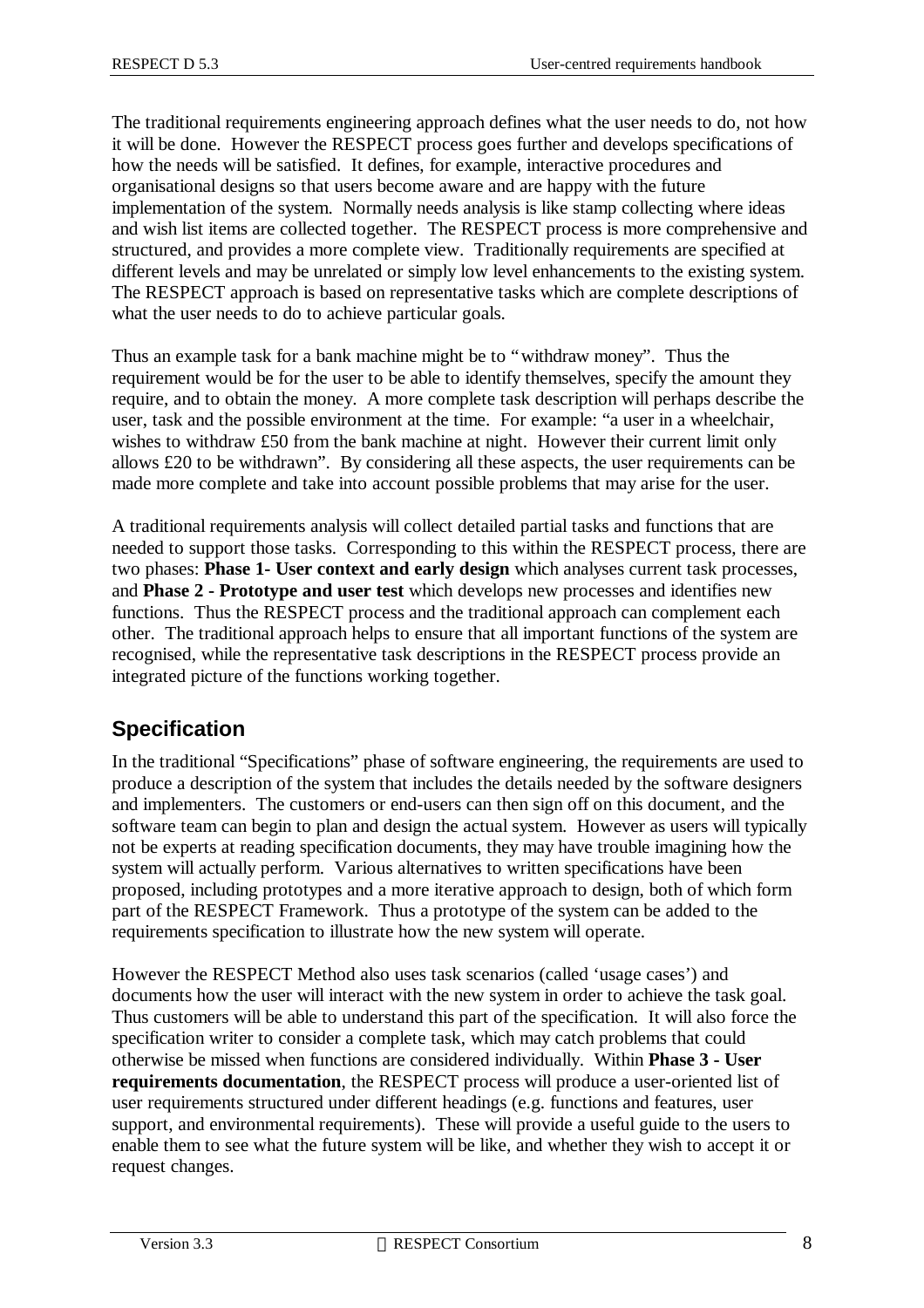The traditional requirements engineering approach defines what the user needs to do, not how it will be done. However the RESPECT process goes further and develops specifications of how the needs will be satisfied. It defines, for example, interactive procedures and organisational designs so that users become aware and are happy with the future implementation of the system. Normally needs analysis is like stamp collecting where ideas and wish list items are collected together. The RESPECT process is more comprehensive and structured, and provides a more complete view. Traditionally requirements are specified at different levels and may be unrelated or simply low level enhancements to the existing system. The RESPECT approach is based on representative tasks which are complete descriptions of what the user needs to do to achieve particular goals.

Thus an example task for a bank machine might be to "withdraw money". Thus the requirement would be for the user to be able to identify themselves, specify the amount they require, and to obtain the money. A more complete task description will perhaps describe the user, task and the possible environment at the time. For example: "a user in a wheelchair, wishes to withdraw £50 from the bank machine at night. However their current limit only allows £20 to be withdrawn". By considering all these aspects, the user requirements can be made more complete and take into account possible problems that may arise for the user.

A traditional requirements analysis will collect detailed partial tasks and functions that are needed to support those tasks. Corresponding to this within the RESPECT process, there are two phases: **Phase 1- User context and early design** which analyses current task processes, and **Phase 2 - Prototype and user test** which develops new processes and identifies new functions. Thus the RESPECT process and the traditional approach can complement each other. The traditional approach helps to ensure that all important functions of the system are recognised, while the representative task descriptions in the RESPECT process provide an integrated picture of the functions working together.

## Specification

In the traditional "Specifications" phase of software engineering, the requirements are used to produce a description of the system that includes the details needed by the software designers and implementers. The customers or end-users can then sign off on this document, and the software team can begin to plan and design the actual system. However as users will typically not be experts at reading specification documents, they may have trouble imagining how the system will actually perform. Various alternatives to written specifications have been proposed, including prototypes and a more iterative approach to design, both of which form part of the RESPECT Framework. Thus a prototype of the system can be added to the requirements specification to illustrate how the new system will operate.

However the RESPECT Method also uses task scenarios (called 'usage cases') and documents how the user will interact with the new system in order to achieve the task goal. Thus customers will be able to understand this part of the specification. It will also force the specification writer to consider a complete task, which may catch problems that could otherwise be missed when functions are considered individually. Within **Phase 3 - User requirements documentation**, the RESPECT process will produce a user-oriented list of user requirements structured under different headings (e.g. functions and features, user support, and environmental requirements). These will provide a useful guide to the users to enable them to see what the future system will be like, and whether they wish to accept it or request changes.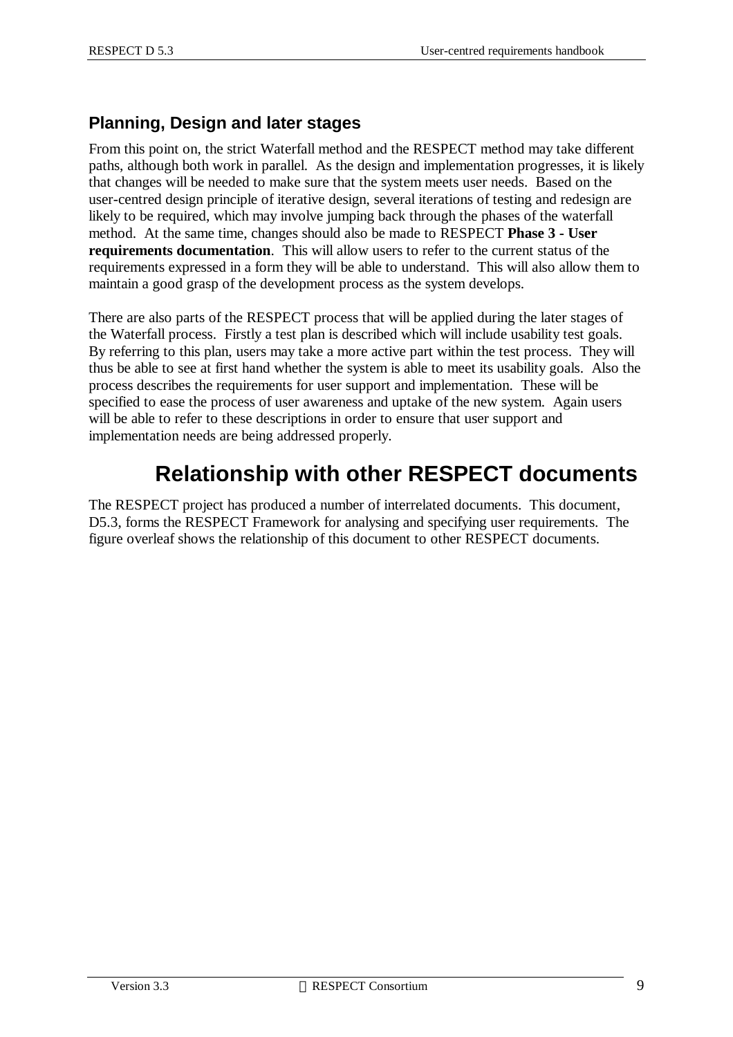### Planning, Design and later stages

From this point on, the strict Waterfall method and the RESPECT method may take different paths, although both work in parallel. As the design and implementation progresses, it is likely that changes will be needed to make sure that the system meets user needs. Based on the user-centred design principle of iterative design, several iterations of testing and redesign are likely to be required, which may involve jumping back through the phases of the waterfall method. At the same time, changes should also be made to RESPECT **Phase 3 - User requirements documentation**. This will allow users to refer to the current status of the requirements expressed in a form they will be able to understand. This will also allow them to maintain a good grasp of the development process as the system develops.

There are also parts of the RESPECT process that will be applied during the later stages of the Waterfall process. Firstly a test plan is described which will include usability test goals. By referring to this plan, users may take a more active part within the test process. They will thus be able to see at first hand whether the system is able to meet its usability goals. Also the process describes the requirements for user support and implementation. These will be specified to ease the process of user awareness and uptake of the new system. Again users will be able to refer to these descriptions in order to ensure that user support and implementation needs are being addressed properly.

# Relationship with other RESPECT documents

The RESPECT project has produced a number of interrelated documents. This document, D5.3, forms the RESPECT Framework for analysing and specifying user requirements. The figure overleaf shows the relationship of this document to other RESPECT documents.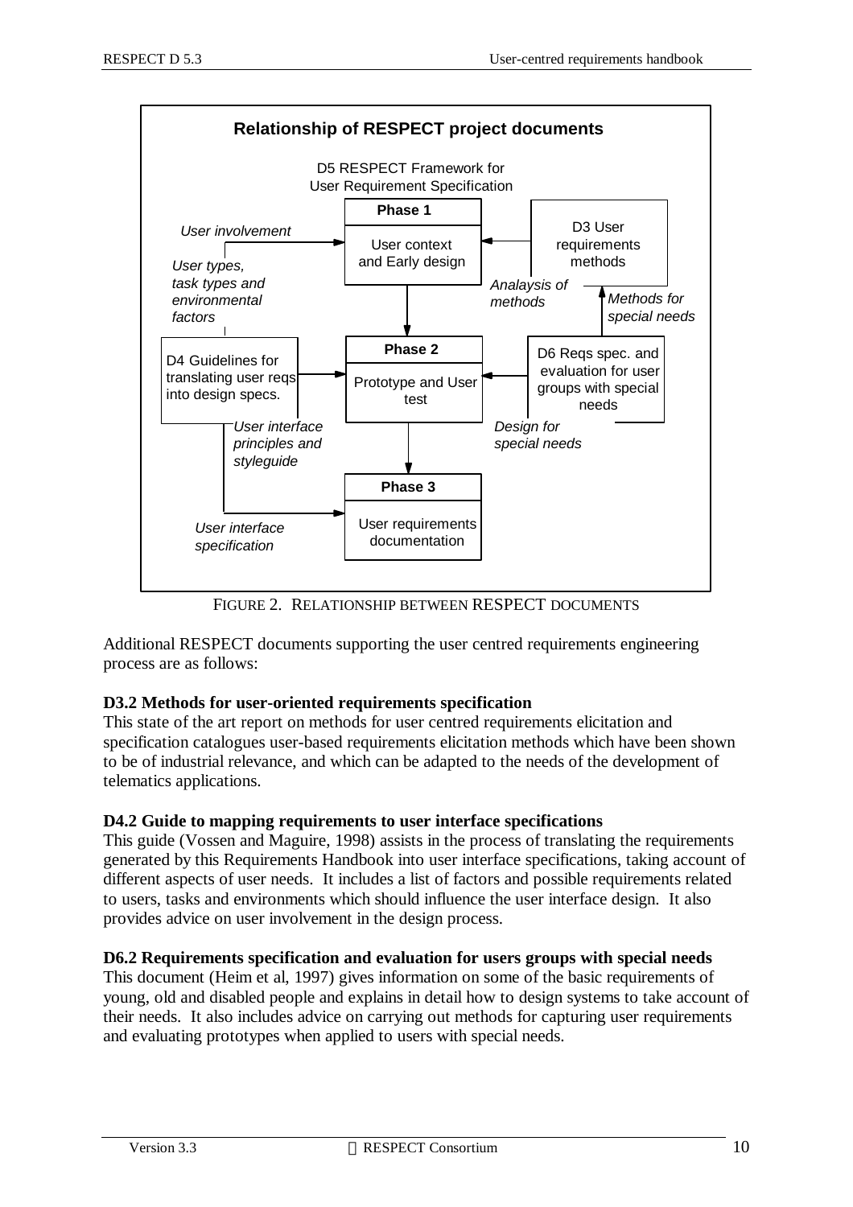**Relationship of RESPECT project documents**

D5 RESPECT Framework for User Requirement Specification

Phase 1: User context and Early design

Phase 2: Prototype and User test

Phase 3: User requirements documentation

D3 User requirements methods

D4 Guidelines for translating user reqs into design specs.

D6 Reqs spec. and evaluation for user groups with special needs

*User involvement*

*User types, task types and environmental factors*

*Analysis of methods*

*Methods for special needs*

*User interface principles and styleguide*

*Design for special needs*

*User interface specification*

FIGURE 2. RELATIONSHIP BETWEEN RESPECT DOCUMENTS

Additional RESPECT documents supporting the user centred requirements engineering process are as follows:

**D3.2 Methods for user-oriented requirements specification**

This state of the art report on methods for user centred requirements elicitation and specification catalogues user-based requirements elicitation methods which have been shown to be of industrial relevance, and which can be adapted to the needs of the development of telematics applications.

**D4.2 Guide to mapping requirements to user interface specifications**

This guide (Vossen and Maguire, 1998) assists in the process of translating the requirements generated by this Requirements Handbook into user interface specifications, taking account of different aspects of user needs. It includes a list of factors and possible requirements related to users, tasks and environments which should influence the user interface design. It also provides advice on user involvement in the design process.

**D6.2 Requirements specification and evaluation for users groups with special needs**

This document (Heim et al, 1997) gives information on some of the basic requirements of young, old and disabled people and explains in detail how to design systems to take account of their needs. It also includes advice on carrying out methods for capturing user requirements and evaluating prototypes when applied to users with special needs.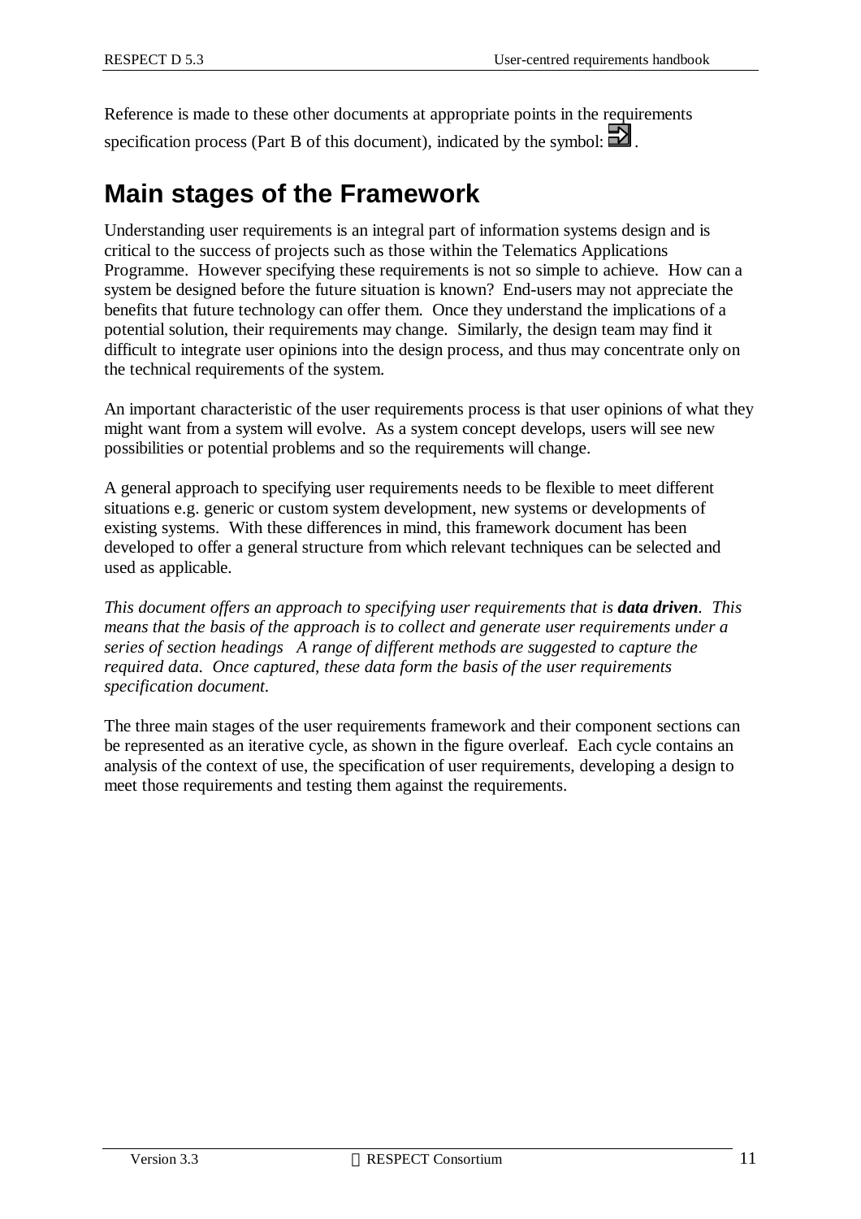Reference is made to these other documents at appropriate points in the requirements specification process (Part B of this document), indicated by the symbol: ⇒.

## Main stages of the Framework

Understanding user requirements is an integral part of information systems design and is critical to the success of projects such as those within the Telematics Applications Programme. However specifying these requirements is not so simple to achieve. How can a system be designed before the future situation is known? End-users may not appreciate the benefits that future technology can offer them. Once they understand the implications of a potential solution, their requirements may change. Similarly, the design team may find it difficult to integrate user opinions into the design process, and thus may concentrate only on the technical requirements of the system.

An important characteristic of the user requirements process is that user opinions of what they might want from a system will evolve. As a system concept develops, users will see new possibilities or potential problems and so the requirements will change.

A general approach to specifying user requirements needs to be flexible to meet different situations e.g. generic or custom system development, new systems or developments of existing systems. With these differences in mind, this framework document has been developed to offer a general structure from which relevant techniques can be selected and used as applicable.

*This document offers an approach to specifying user requirements that is **data driven**. This means that the basis of the approach is to collect and generate user requirements under a series of section headings A range of different methods are suggested to capture the required data. Once captured, these data form the basis of the user requirements specification document.*

The three main stages of the user requirements framework and their component sections can be represented as an iterative cycle, as shown in the figure overleaf. Each cycle contains an analysis of the context of use, the specification of user requirements, developing a design to meet those requirements and testing them against the requirements.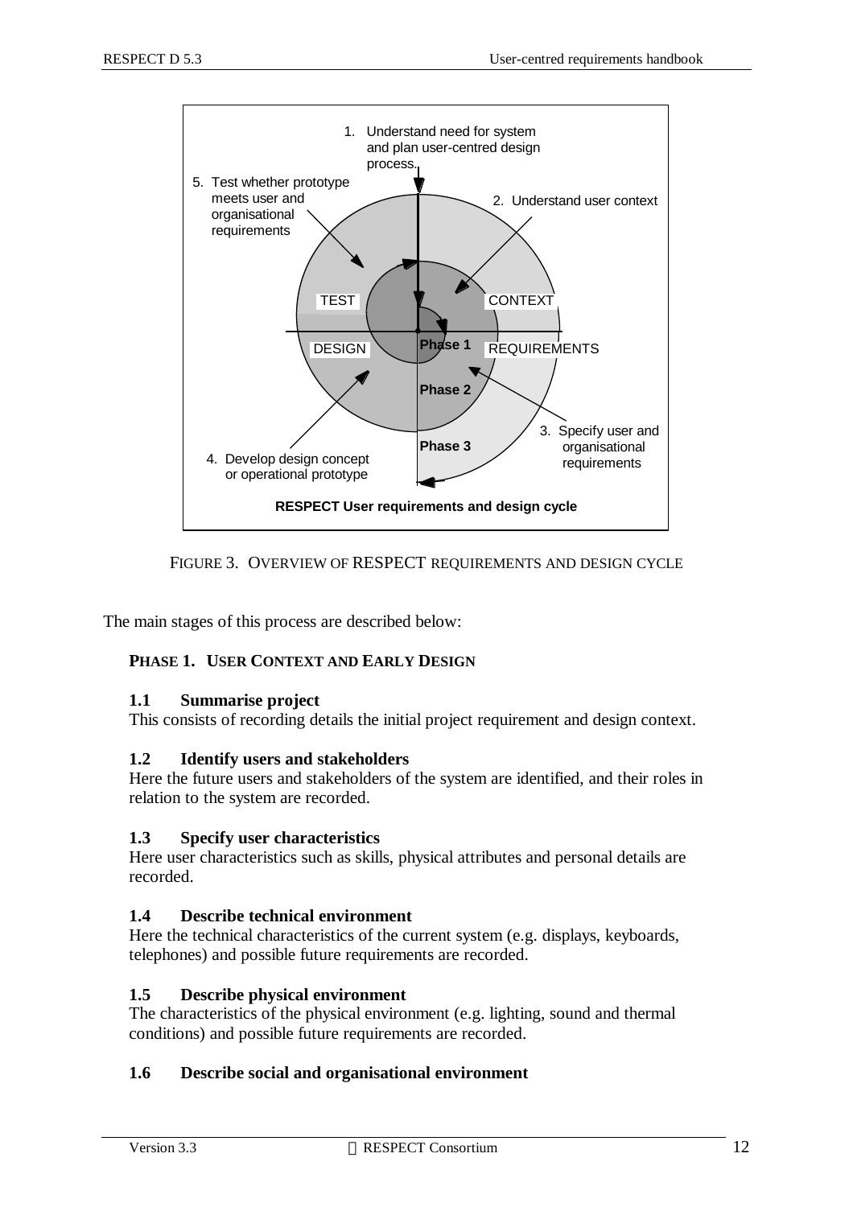FIGURE 3. OVERVIEW OF RESPECT REQUIREMENTS AND DESIGN CYCLE

The main stages of this process are described below:

### PHASE 1. USER CONTEXT AND EARLY DESIGN

**1.1 Summarise project**
This consists of recording details the initial project requirement and design context.

**1.2 Identify users and stakeholders**
Here the future users and stakeholders of the system are identified, and their roles in relation to the system are recorded.

**1.3 Specify user characteristics**
Here user characteristics such as skills, physical attributes and personal details are recorded.

**1.4 Describe technical environment**
Here the technical characteristics of the current system (e.g. displays, keyboards, telephones) and possible future requirements are recorded.

**1.5 Describe physical environment**
The characteristics of the physical environment (e.g. lighting, sound and thermal conditions) and possible future requirements are recorded.

**1.6 Describe social and organisational environment**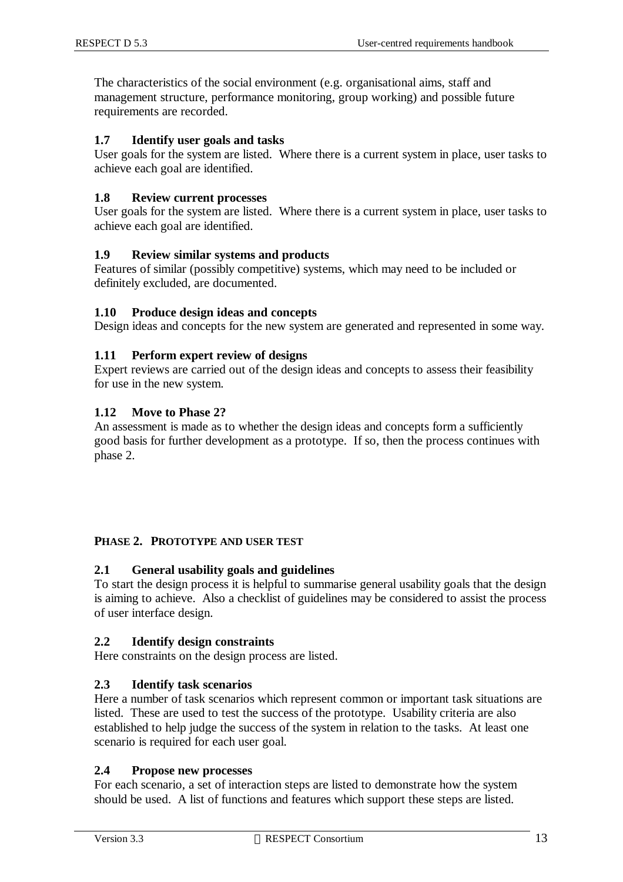The characteristics of the social environment (e.g. organisational aims, staff and management structure, performance monitoring, group working) and possible future requirements are recorded.

### 1.7 Identify user goals and tasks

User goals for the system are listed. Where there is a current system in place, user tasks to achieve each goal are identified.

### 1.8 Review current processes

User goals for the system are listed. Where there is a current system in place, user tasks to achieve each goal are identified.

### 1.9 Review similar systems and products

Features of similar (possibly competitive) systems, which may need to be included or definitely excluded, are documented.

### 1.10 Produce design ideas and concepts

Design ideas and concepts for the new system are generated and represented in some way.

### 1.11 Perform expert review of designs

Expert reviews are carried out of the design ideas and concepts to assess their feasibility for use in the new system.

### 1.12 Move to Phase 2?

An assessment is made as to whether the design ideas and concepts form a sufficiently good basis for further development as a prototype. If so, then the process continues with phase 2.

## PHASE 2. PROTOTYPE AND USER TEST

### 2.1 General usability goals and guidelines

To start the design process it is helpful to summarise general usability goals that the design is aiming to achieve. Also a checklist of guidelines may be considered to assist the process of user interface design.

### 2.2 Identify design constraints

Here constraints on the design process are listed.

### 2.3 Identify task scenarios

Here a number of task scenarios which represent common or important task situations are listed. These are used to test the success of the prototype. Usability criteria are also established to help judge the success of the system in relation to the tasks. At least one scenario is required for each user goal.

### 2.4 Propose new processes

For each scenario, a set of interaction steps are listed to demonstrate how the system should be used. A list of functions and features which support these steps are listed.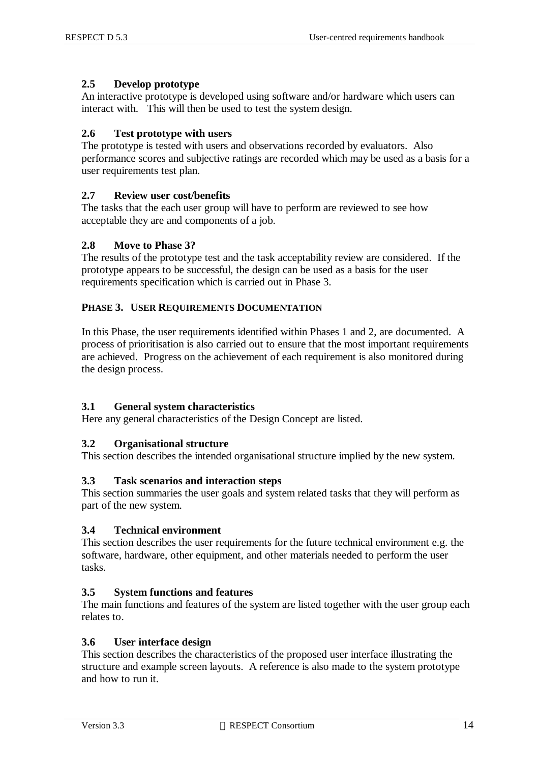### 2.5 Develop prototype

An interactive prototype is developed using software and/or hardware which users can interact with. This will then be used to test the system design.

### 2.6 Test prototype with users

The prototype is tested with users and observations recorded by evaluators. Also performance scores and subjective ratings are recorded which may be used as a basis for a user requirements test plan.

### 2.7 Review user cost/benefits

The tasks that the each user group will have to perform are reviewed to see how acceptable they are and components of a job.

### 2.8 Move to Phase 3?

The results of the prototype test and the task acceptability review are considered. If the prototype appears to be successful, the design can be used as a basis for the user requirements specification which is carried out in Phase 3.

## PHASE 3. USER REQUIREMENTS DOCUMENTATION

In this Phase, the user requirements identified within Phases 1 and 2, are documented. A process of prioritisation is also carried out to ensure that the most important requirements are achieved. Progress on the achievement of each requirement is also monitored during the design process.

### 3.1 General system characteristics

Here any general characteristics of the Design Concept are listed.

### 3.2 Organisational structure

This section describes the intended organisational structure implied by the new system.

### 3.3 Task scenarios and interaction steps

This section summaries the user goals and system related tasks that they will perform as part of the new system.

### 3.4 Technical environment

This section describes the user requirements for the future technical environment e.g. the software, hardware, other equipment, and other materials needed to perform the user tasks.

### 3.5 System functions and features

The main functions and features of the system are listed together with the user group each relates to.

### 3.6 User interface design

This section describes the characteristics of the proposed user interface illustrating the structure and example screen layouts. A reference is also made to the system prototype and how to run it.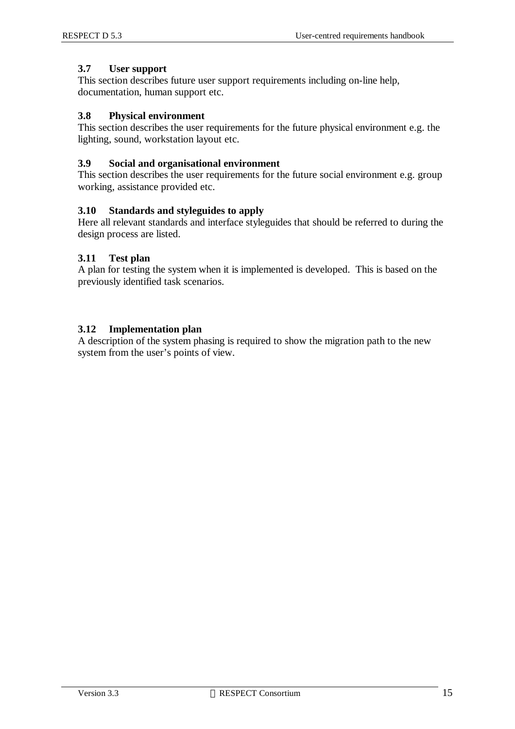### 3.7 User support

This section describes future user support requirements including on-line help, documentation, human support etc.

### 3.8 Physical environment

This section describes the user requirements for the future physical environment e.g. the lighting, sound, workstation layout etc.

### 3.9 Social and organisational environment

This section describes the user requirements for the future social environment e.g. group working, assistance provided etc.

### 3.10 Standards and styleguides to apply

Here all relevant standards and interface styleguides that should be referred to during the design process are listed.

### 3.11 Test plan

A plan for testing the system when it is implemented is developed. This is based on the previously identified task scenarios.

### 3.12 Implementation plan

A description of the system phasing is required to show the migration path to the new system from the user's points of view.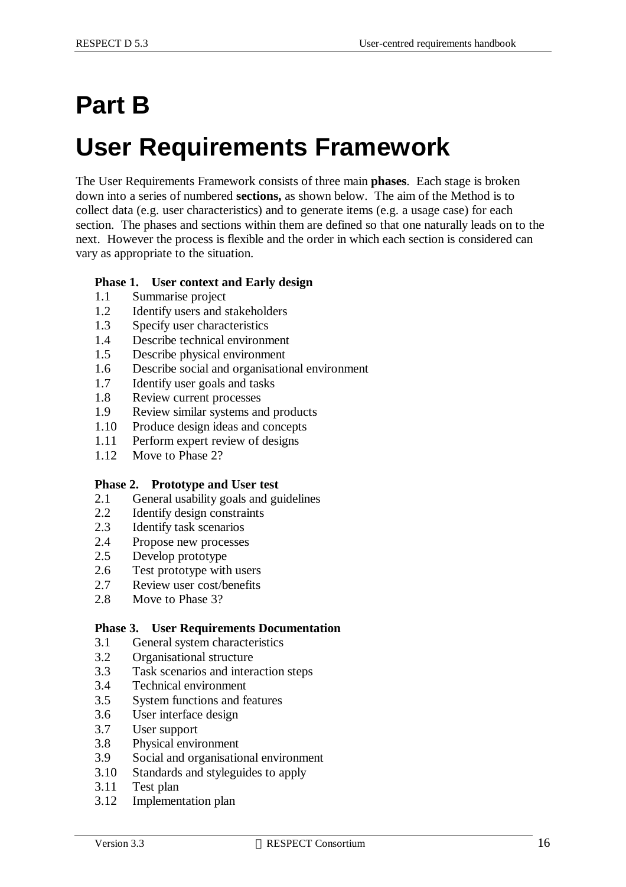# Part B

# User Requirements Framework

The User Requirements Framework consists of three main **phases**. Each stage is broken down into a series of numbered **sections,** as shown below. The aim of the Method is to collect data (e.g. user characteristics) and to generate items (e.g. a usage case) for each section. The phases and sections within them are defined so that one naturally leads on to the next. However the process is flexible and the order in which each section is considered can vary as appropriate to the situation.

**Phase 1. User context and Early design**

- 1.1 Summarise project
- 1.2 Identify users and stakeholders
- 1.3 Specify user characteristics
- 1.4 Describe technical environment
- 1.5 Describe physical environment
- 1.6 Describe social and organisational environment
- 1.7 Identify user goals and tasks
- 1.8 Review current processes
- 1.9 Review similar systems and products
- 1.10 Produce design ideas and concepts
- 1.11 Perform expert review of designs
- 1.12 Move to Phase 2?

**Phase 2. Prototype and User test**

- 2.1 General usability goals and guidelines
- 2.2 Identify design constraints
- 2.3 Identify task scenarios
- 2.4 Propose new processes
- 2.5 Develop prototype
- 2.6 Test prototype with users
- 2.7 Review user cost/benefits
- 2.8 Move to Phase 3?

**Phase 3. User Requirements Documentation**

- 3.1 General system characteristics
- 3.2 Organisational structure
- 3.3 Task scenarios and interaction steps
- 3.4 Technical environment
- 3.5 System functions and features
- 3.6 User interface design
- 3.7 User support
- 3.8 Physical environment
- 3.9 Social and organisational environment
- 3.10 Standards and styleguides to apply
- 3.11 Test plan
- 3.12 Implementation plan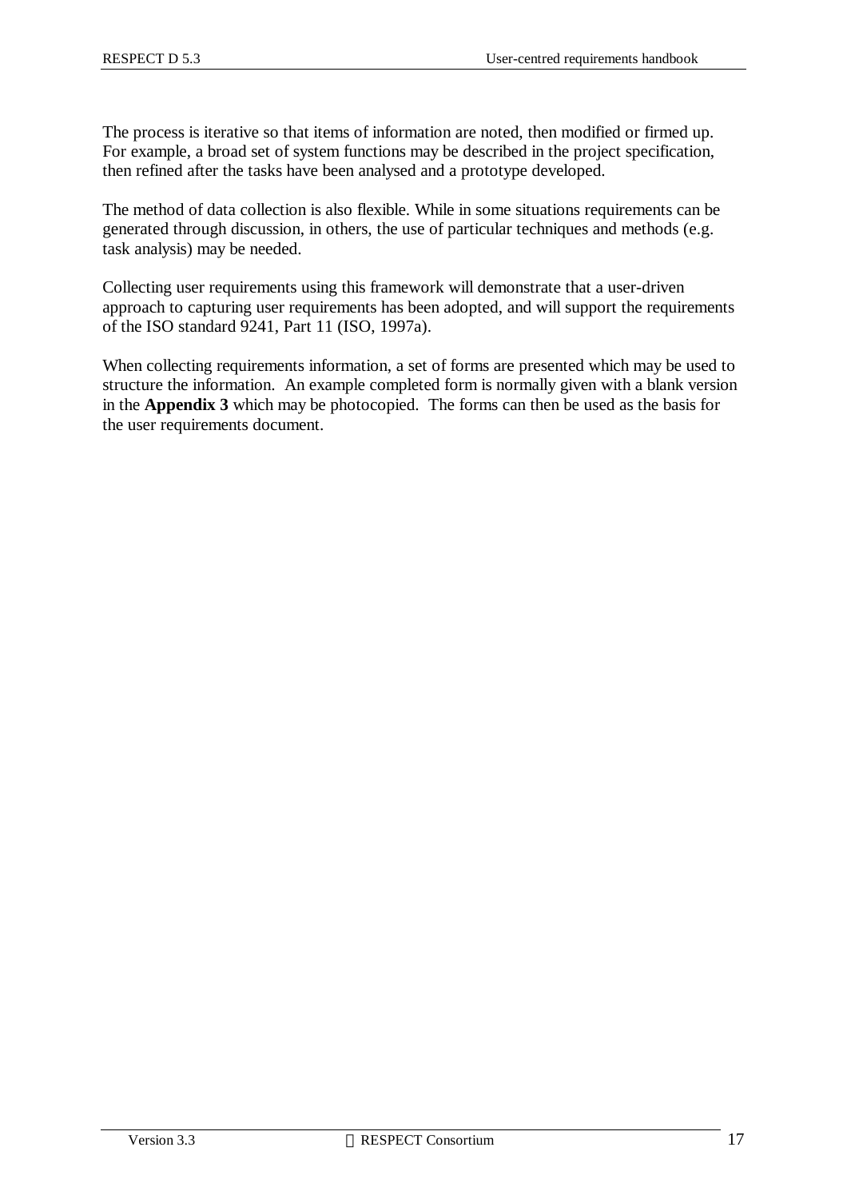The process is iterative so that items of information are noted, then modified or firmed up. For example, a broad set of system functions may be described in the project specification, then refined after the tasks have been analysed and a prototype developed.

The method of data collection is also flexible. While in some situations requirements can be generated through discussion, in others, the use of particular techniques and methods (e.g. task analysis) may be needed.

Collecting user requirements using this framework will demonstrate that a user-driven approach to capturing user requirements has been adopted, and will support the requirements of the ISO standard 9241, Part 11 (ISO, 1997a).

When collecting requirements information, a set of forms are presented which may be used to structure the information. An example completed form is normally given with a blank version in the **Appendix 3** which may be photocopied. The forms can then be used as the basis for the user requirements document.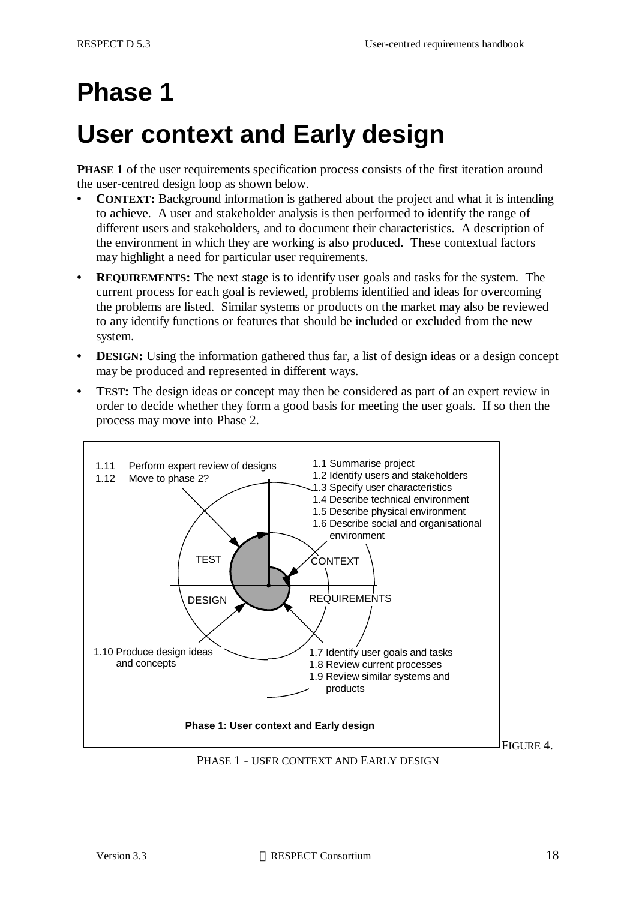# Phase 1

# User context and Early design

**PHASE 1** of the user requirements specification process consists of the first iteration around the user-centred design loop as shown below.

- **CONTEXT:** Background information is gathered about the project and what it is intending to achieve. A user and stakeholder analysis is then performed to identify the range of different users and stakeholders, and to document their characteristics. A description of the environment in which they are working is also produced. These contextual factors may highlight a need for particular user requirements.
- **REQUIREMENTS:** The next stage is to identify user goals and tasks for the system. The current process for each goal is reviewed, problems identified and ideas for overcoming the problems are listed. Similar systems or products on the market may also be reviewed to any identify functions or features that should be included or excluded from the new system.
- **DESIGN:** Using the information gathered thus far, a list of design ideas or a design concept may be produced and represented in different ways.
- **TEST:** The design ideas or concept may then be considered as part of an expert review in order to decide whether they form a good basis for meeting the user goals. If so then the process may move into Phase 2.

1.11 Perform expert review of designs
1.12 Move to phase 2?

1.1 Summarise project
1.2 Identify users and stakeholders
1.3 Specify user characteristics
1.4 Describe technical environment
1.5 Describe physical environment
1.6 Describe social and organisational environment

TEST | CONTEXT | DESIGN | REQUIREMENTS

1.10 Produce design ideas and concepts

1.7 Identify user goals and tasks
1.8 Review current processes
1.9 Review similar systems and products

**Phase 1: User context and Early design**

FIGURE 4. PHASE 1 - USER CONTEXT AND EARLY DESIGN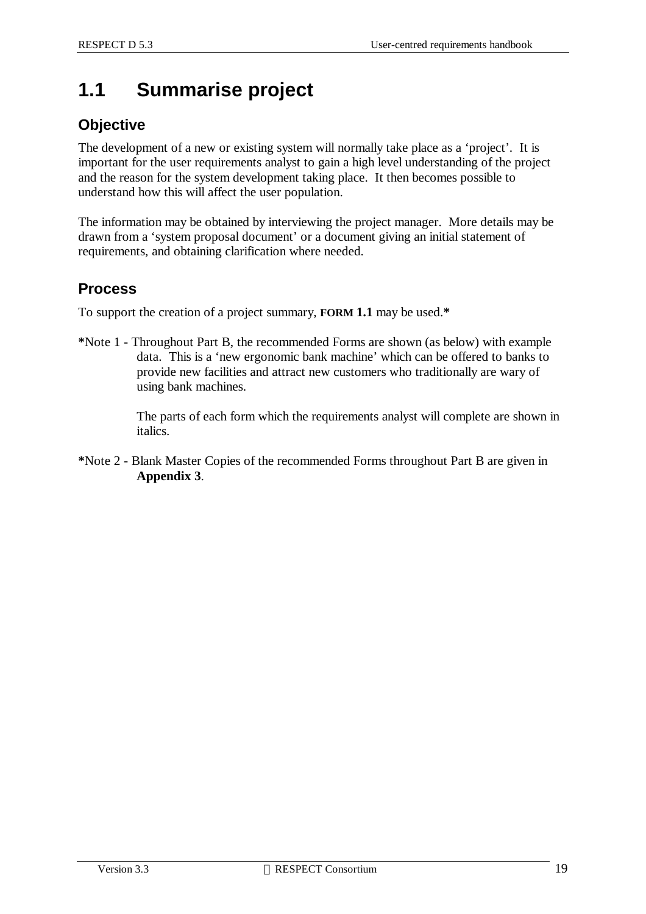# 1.1 Summarise project

## Objective

The development of a new or existing system will normally take place as a 'project'. It is important for the user requirements analyst to gain a high level understanding of the project and the reason for the system development taking place. It then becomes possible to understand how this will affect the user population.

The information may be obtained by interviewing the project manager. More details may be drawn from a 'system proposal document' or a document giving an initial statement of requirements, and obtaining clarification where needed.

## Process

To support the creation of a project summary, **FORM 1.1** may be used.*

*Note 1 - Throughout Part B, the recommended Forms are shown (as below) with example data. This is a 'new ergonomic bank machine' which can be offered to banks to provide new facilities and attract new customers who traditionally are wary of using bank machines.

The parts of each form which the requirements analyst will complete are shown in italics.

*Note 2 - Blank Master Copies of the recommended Forms throughout Part B are given in **Appendix 3**.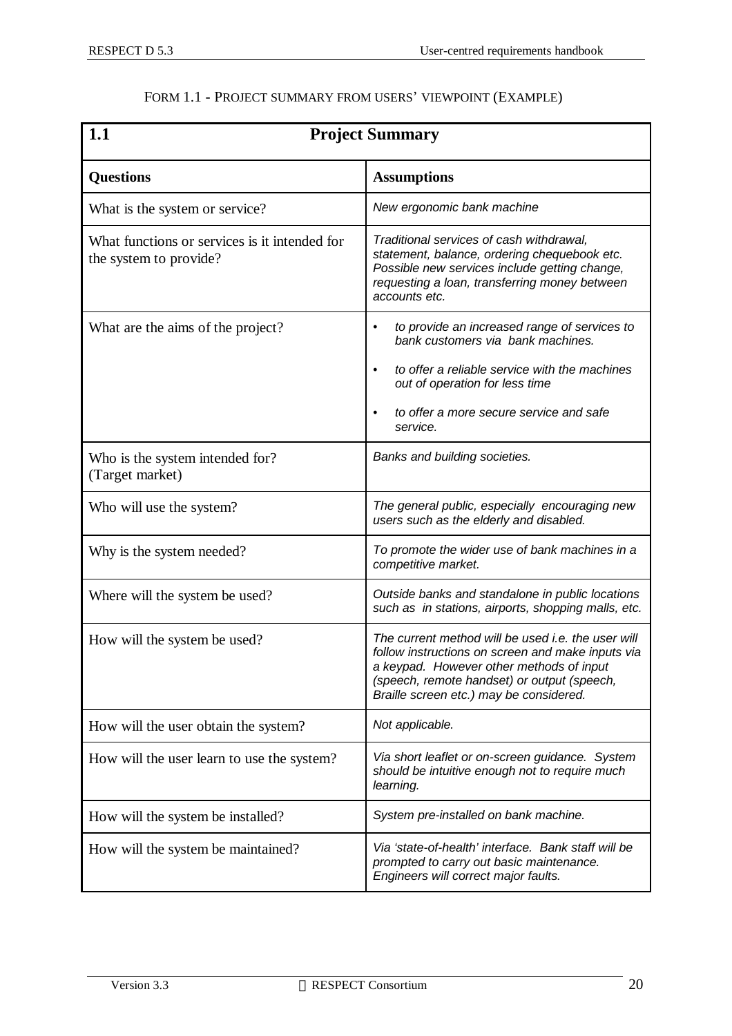FORM 1.1 - PROJECT SUMMARY FROM USERS' VIEWPOINT (EXAMPLE)

| **1.1 Project Summary** | |
|---|---|
| **Questions** | **Assumptions** |
| What is the system or service? | *New ergonomic bank machine* |
| What functions or services is it intended for the system to provide? | *Traditional services of cash withdrawal, statement, balance, ordering chequebook etc. Possible new services include getting change, requesting a loan, transferring money between accounts etc.* |
| What are the aims of the project? | • *to provide an increased range of services to bank customers via bank machines.*<br>• *to offer a reliable service with the machines out of operation for less time*<br>• *to offer a more secure service and safe service.* |
| Who is the system intended for? (Target market) | *Banks and building societies.* |
| Who will use the system? | *The general public, especially encouraging new users such as the elderly and disabled.* |
| Why is the system needed? | *To promote the wider use of bank machines in a competitive market.* |
| Where will the system be used? | *Outside banks and standalone in public locations such as in stations, airports, shopping malls, etc.* |
| How will the system be used? | *The current method will be used i.e. the user will follow instructions on screen and make inputs via a keypad. However other methods of input (speech, remote handset) or output (speech, Braille screen etc.) may be considered.* |
| How will the user obtain the system? | *Not applicable.* |
| How will the user learn to use the system? | *Via short leaflet or on-screen guidance. System should be intuitive enough not to require much learning.* |
| How will the system be installed? | *System pre-installed on bank machine.* |
| How will the system be maintained? | *Via 'state-of-health' interface. Bank staff will be prompted to carry out basic maintenance. Engineers will correct major faults.* |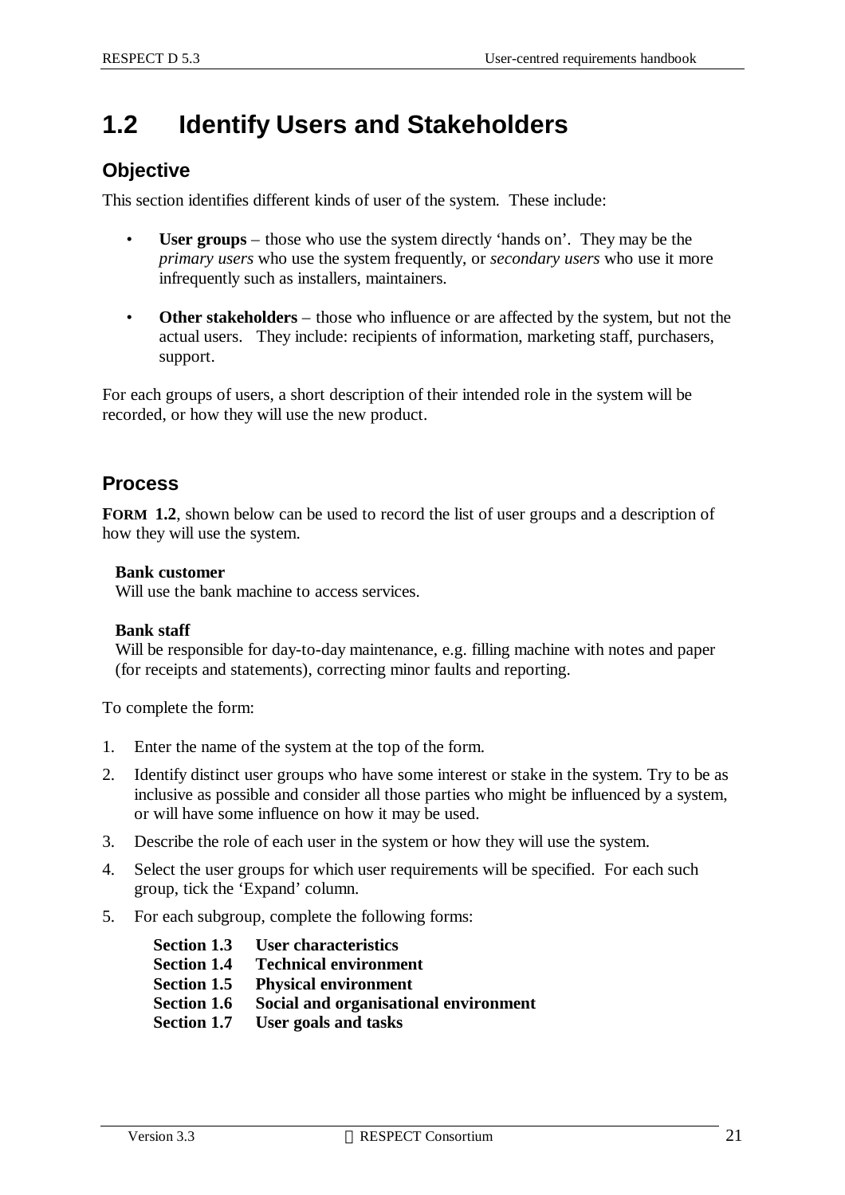## 1.2 Identify Users and Stakeholders

### Objective

This section identifies different kinds of user of the system. These include:

- **User groups** – those who use the system directly 'hands on'. They may be the *primary users* who use the system frequently, or *secondary users* who use it more infrequently such as installers, maintainers.

- **Other stakeholders** – those who influence or are affected by the system, but not the actual users. They include: recipients of information, marketing staff, purchasers, support.

For each groups of users, a short description of their intended role in the system will be recorded, or how they will use the new product.

### Process

**FORM 1.2**, shown below can be used to record the list of user groups and a description of how they will use the system.

**Bank customer**
Will use the bank machine to access services.

**Bank staff**
Will be responsible for day-to-day maintenance, e.g. filling machine with notes and paper (for receipts and statements), correcting minor faults and reporting.

To complete the form:

1. Enter the name of the system at the top of the form.
2. Identify distinct user groups who have some interest or stake in the system. Try to be as inclusive as possible and consider all those parties who might be influenced by a system, or will have some influence on how it may be used.
3. Describe the role of each user in the system or how they will use the system.
4. Select the user groups for which user requirements will be specified. For each such group, tick the 'Expand' column.
5. For each subgroup, complete the following forms:

   **Section 1.3 User characteristics**
   **Section 1.4 Technical environment**
   **Section 1.5 Physical environment**
   **Section 1.6 Social and organisational environment**
   **Section 1.7 User goals and tasks**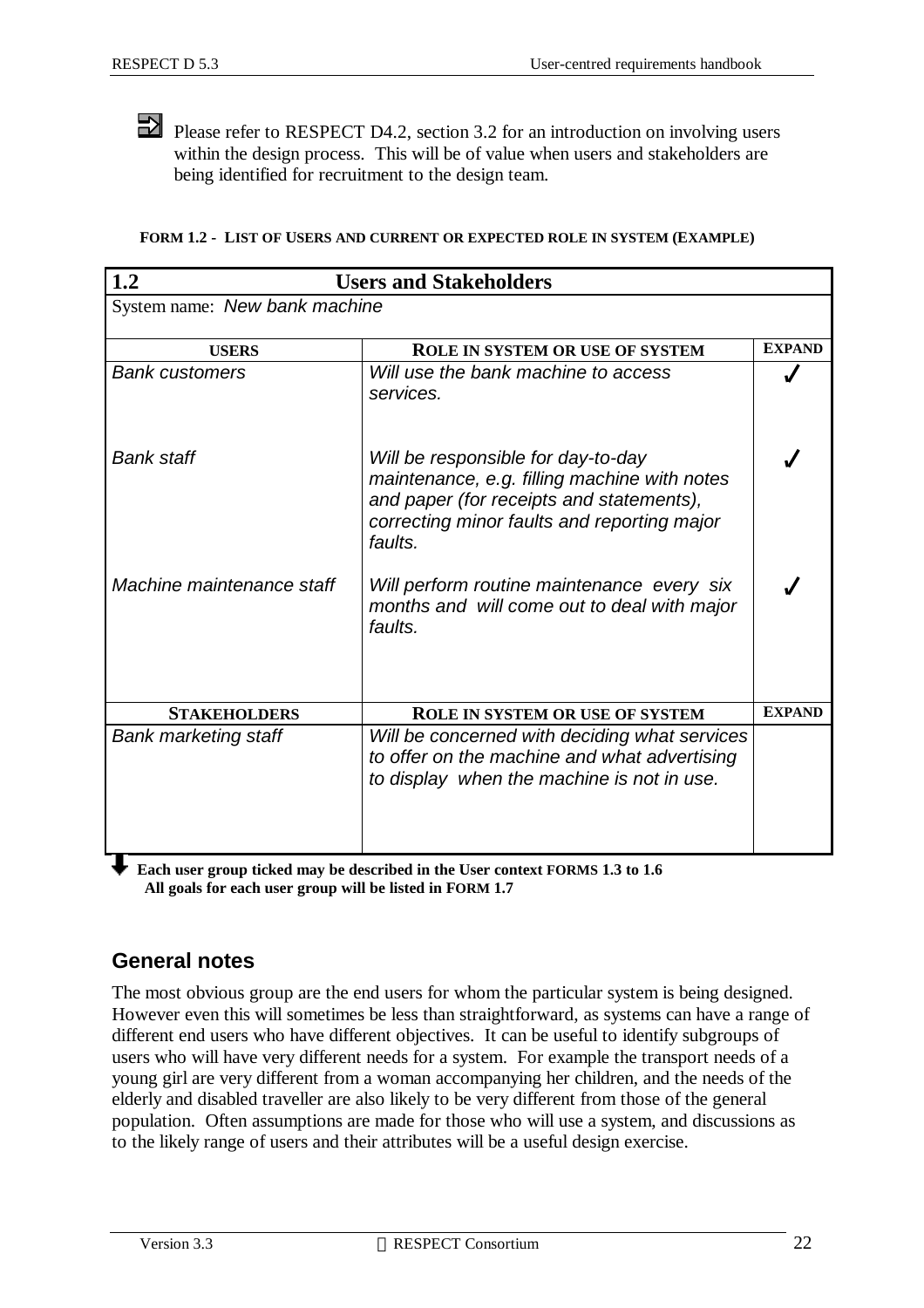Please refer to RESPECT D4.2, section 3.2 for an introduction on involving users within the design process. This will be of value when users and stakeholders are being identified for recruitment to the design team.

**FORM 1.2 - LIST OF USERS AND CURRENT OR EXPECTED ROLE IN SYSTEM (EXAMPLE)**

| **1.2** | **Users and Stakeholders** | |
|---|---|---|
| System name: *New bank machine* | | |
| **USERS** | **ROLE IN SYSTEM OR USE OF SYSTEM** | **EXPAND** |
| *Bank customers* | *Will use the bank machine to access services.* | ✓ |
| *Bank staff* | *Will be responsible for day-to-day maintenance, e.g. filling machine with notes and paper (for receipts and statements), correcting minor faults and reporting major faults.* | ✓ |
| *Machine maintenance staff* | *Will perform routine maintenance every six months and will come out to deal with major faults.* | ✓ |
| **STAKEHOLDERS** | **ROLE IN SYSTEM OR USE OF SYSTEM** | **EXPAND** |
| *Bank marketing staff* | *Will be concerned with deciding what services to offer on the machine and what advertising to display when the machine is not in use.* | |

**Each user group ticked may be described in the User context FORMS 1.3 to 1.6**
**All goals for each user group will be listed in FORM 1.7**

## General notes

The most obvious group are the end users for whom the particular system is being designed. However even this will sometimes be less than straightforward, as systems can have a range of different end users who have different objectives. It can be useful to identify subgroups of users who will have very different needs for a system. For example the transport needs of a young girl are very different from a woman accompanying her children, and the needs of the elderly and disabled traveller are also likely to be very different from those of the general population. Often assumptions are made for those who will use a system, and discussions as to the likely range of users and their attributes will be a useful design exercise.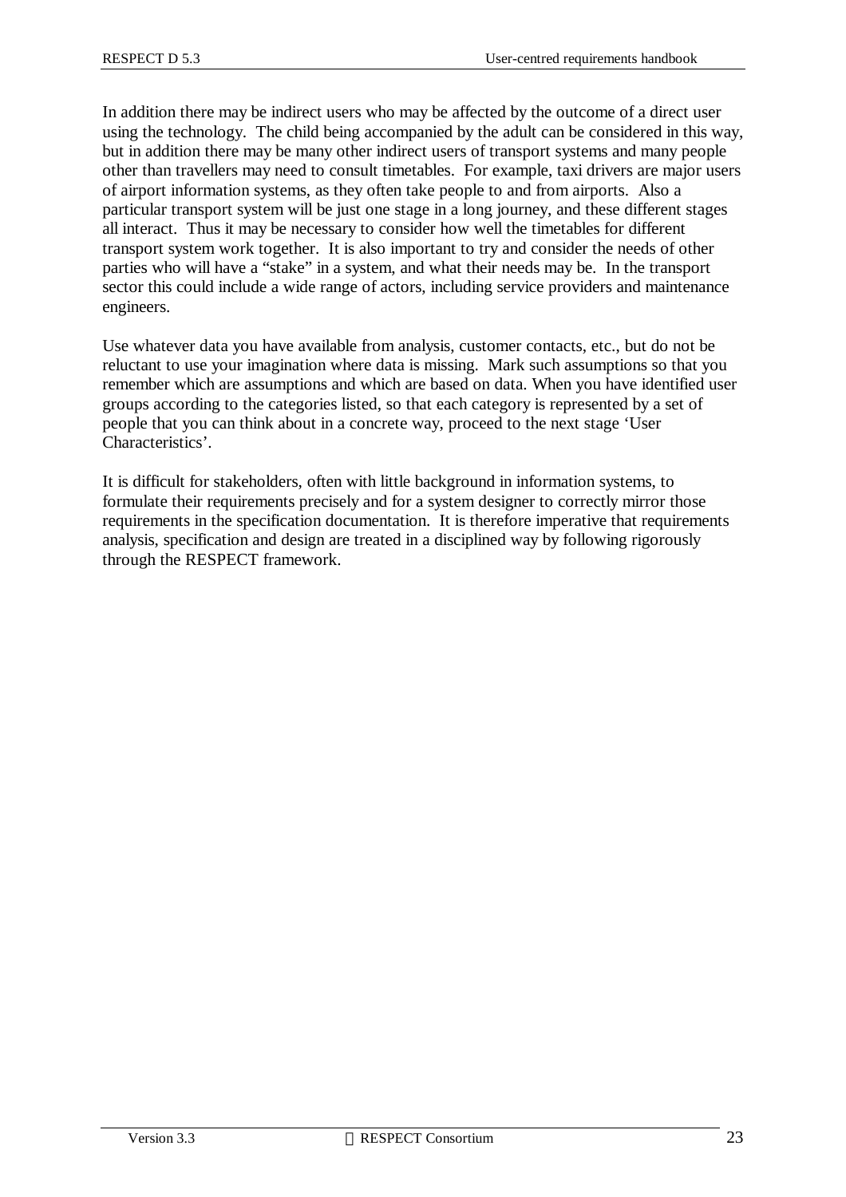In addition there may be indirect users who may be affected by the outcome of a direct user using the technology. The child being accompanied by the adult can be considered in this way, but in addition there may be many other indirect users of transport systems and many people other than travellers may need to consult timetables. For example, taxi drivers are major users of airport information systems, as they often take people to and from airports. Also a particular transport system will be just one stage in a long journey, and these different stages all interact. Thus it may be necessary to consider how well the timetables for different transport system work together. It is also important to try and consider the needs of other parties who will have a "stake" in a system, and what their needs may be. In the transport sector this could include a wide range of actors, including service providers and maintenance engineers.

Use whatever data you have available from analysis, customer contacts, etc., but do not be reluctant to use your imagination where data is missing. Mark such assumptions so that you remember which are assumptions and which are based on data. When you have identified user groups according to the categories listed, so that each category is represented by a set of people that you can think about in a concrete way, proceed to the next stage 'User Characteristics'.

It is difficult for stakeholders, often with little background in information systems, to formulate their requirements precisely and for a system designer to correctly mirror those requirements in the specification documentation. It is therefore imperative that requirements analysis, specification and design are treated in a disciplined way by following rigorously through the RESPECT framework.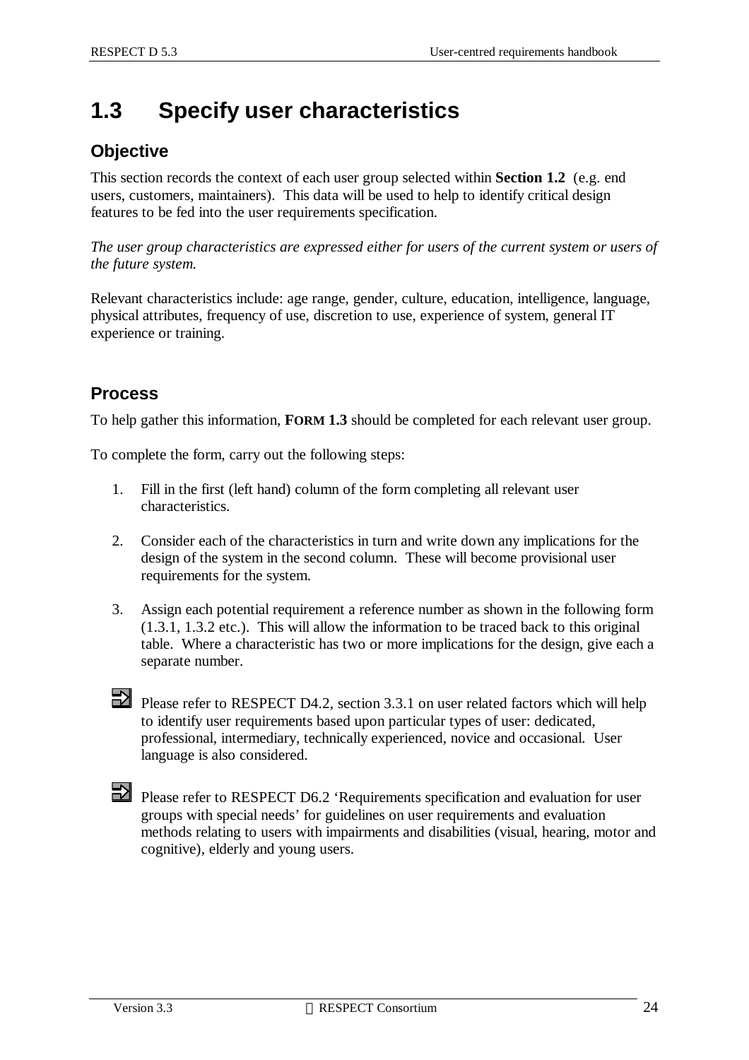# 1.3 Specify user characteristics

## Objective

This section records the context of each user group selected within **Section 1.2** (e.g. end users, customers, maintainers). This data will be used to help to identify critical design features to be fed into the user requirements specification.

*The user group characteristics are expressed either for users of the current system or users of the future system.*

Relevant characteristics include: age range, gender, culture, education, intelligence, language, physical attributes, frequency of use, discretion to use, experience of system, general IT experience or training.

## Process

To help gather this information, **FORM 1.3** should be completed for each relevant user group.

To complete the form, carry out the following steps:

1. Fill in the first (left hand) column of the form completing all relevant user characteristics.
2. Consider each of the characteristics in turn and write down any implications for the design of the system in the second column. These will become provisional user requirements for the system.
3. Assign each potential requirement a reference number as shown in the following form (1.3.1, 1.3.2 etc.). This will allow the information to be traced back to this original table. Where a characteristic has two or more implications for the design, give each a separate number.

⇨ Please refer to RESPECT D4.2, section 3.3.1 on user related factors which will help to identify user requirements based upon particular types of user: dedicated, professional, intermediary, technically experienced, novice and occasional. User language is also considered.

⇨ Please refer to RESPECT D6.2 'Requirements specification and evaluation for user groups with special needs' for guidelines on user requirements and evaluation methods relating to users with impairments and disabilities (visual, hearing, motor and cognitive), elderly and young users.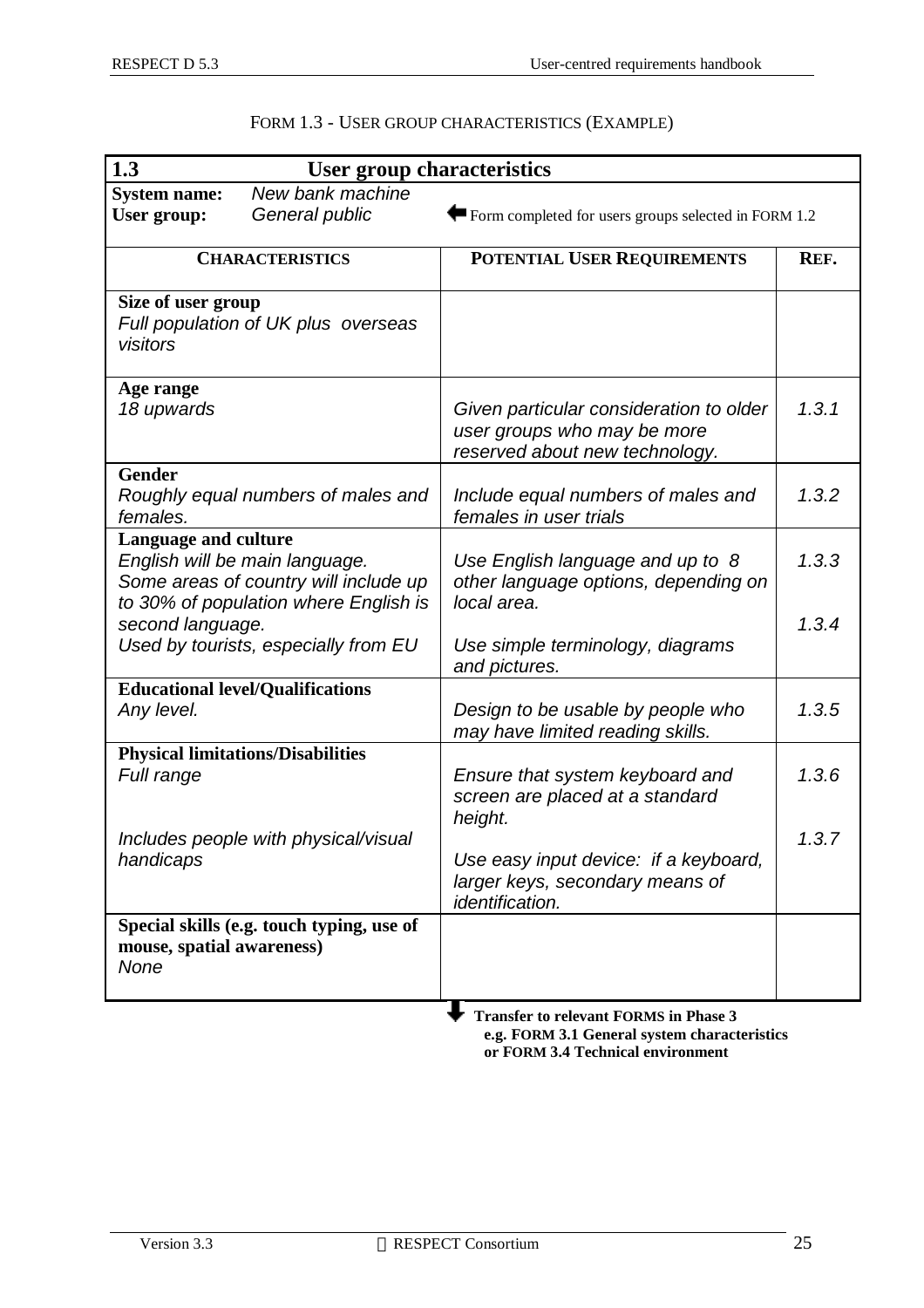FORM 1.3 - USER GROUP CHARACTERISTICS (EXAMPLE)

| **1.3 User group characteristics** | | |
|---|---|---|
| **System name:** *New bank machine*<br>**User group:** *General public* | ← Form completed for users groups selected in FORM 1.2 | |
| **CHARACTERISTICS** | **POTENTIAL USER REQUIREMENTS** | **REF.** |
| **Size of user group**<br>*Full population of UK plus overseas visitors* | | |
| **Age range**<br>*18 upwards* | *Given particular consideration to older user groups who may be more reserved about new technology.* | *1.3.1* |
| **Gender**<br>*Roughly equal numbers of males and females.* | *Include equal numbers of males and females in user trials* | *1.3.2* |
| **Language and culture**<br>*English will be main language. Some areas of country will include up to 30% of population where English is second language.*<br>*Used by tourists, especially from EU* | *Use English language and up to 8 other language options, depending on local area.*<br>*Use simple terminology, diagrams and pictures.* | *1.3.3*<br>*1.3.4* |
| **Educational level/Qualifications**<br>*Any level.* | *Design to be usable by people who may have limited reading skills.* | *1.3.5* |
| **Physical limitations/Disabilities**<br>*Full range*<br>*Includes people with physical/visual handicaps* | *Ensure that system keyboard and screen are placed at a standard height.*<br>*Use easy input device: if a keyboard, larger keys, secondary means of identification.* | *1.3.6*<br>*1.3.7* |
| **Special skills (e.g. touch typing, use of mouse, spatial awareness)**<br>*None* | | |

**Transfer to relevant FORMS in Phase 3 e.g. FORM 3.1 General system characteristics or FORM 3.4 Technical environment**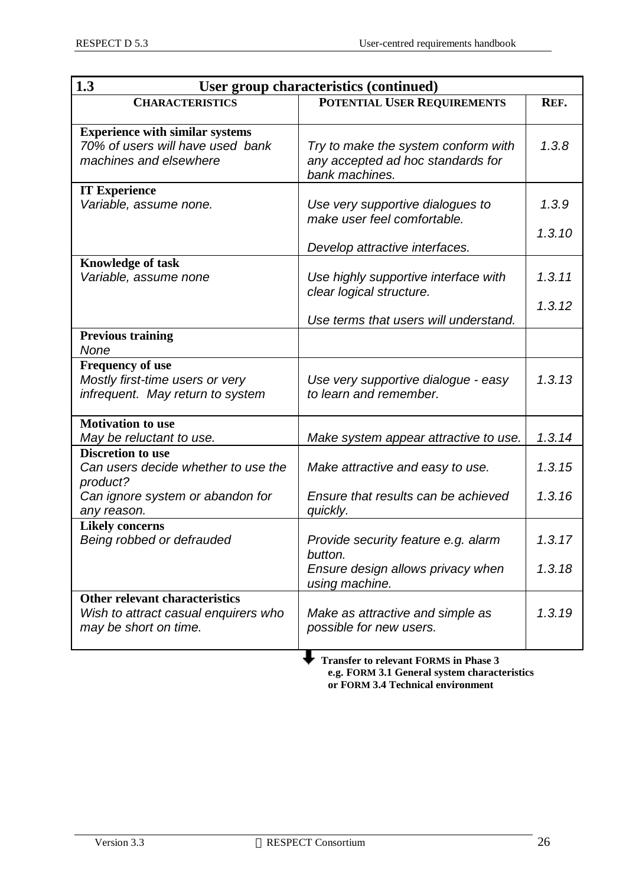| **1.3 User group characteristics (continued)** | | |
|---|---|---|
| **CHARACTERISTICS** | **POTENTIAL USER REQUIREMENTS** | **REF.** |
| **Experience with similar systems**<br>*70% of users will have used bank machines and elsewhere* | *Try to make the system conform with any accepted ad hoc standards for bank machines.* | *1.3.8* |
| **IT Experience**<br>*Variable, assume none.* | *Use very supportive dialogues to make user feel comfortable.*<br><br>*Develop attractive interfaces.* | *1.3.9*<br><br>*1.3.10* |
| **Knowledge of task**<br>*Variable, assume none* | *Use highly supportive interface with clear logical structure.*<br><br>*Use terms that users will understand.* | *1.3.11*<br><br>*1.3.12* |
| **Previous training**<br>*None* | | |
| **Frequency of use**<br>*Mostly first-time users or very infrequent. May return to system* | *Use very supportive dialogue - easy to learn and remember.* | *1.3.13* |
| **Motivation to use**<br>*May be reluctant to use.* | *Make system appear attractive to use.* | *1.3.14* |
| **Discretion to use**<br>*Can users decide whether to use the product?*<br>*Can ignore system or abandon for any reason.* | *Make attractive and easy to use.*<br><br>*Ensure that results can be achieved quickly.* | *1.3.15*<br><br>*1.3.16* |
| **Likely concerns**<br>*Being robbed or defrauded* | *Provide security feature e.g. alarm button.*<br>*Ensure design allows privacy when using machine.* | *1.3.17*<br><br>*1.3.18* |
| **Other relevant characteristics**<br>*Wish to attract casual enquirers who may be short on time.* | *Make as attractive and simple as possible for new users.* | *1.3.19* |

⬇ **Transfer to relevant FORMS in Phase 3**
**e.g. FORM 3.1 General system characteristics**
**or FORM 3.4 Technical environment**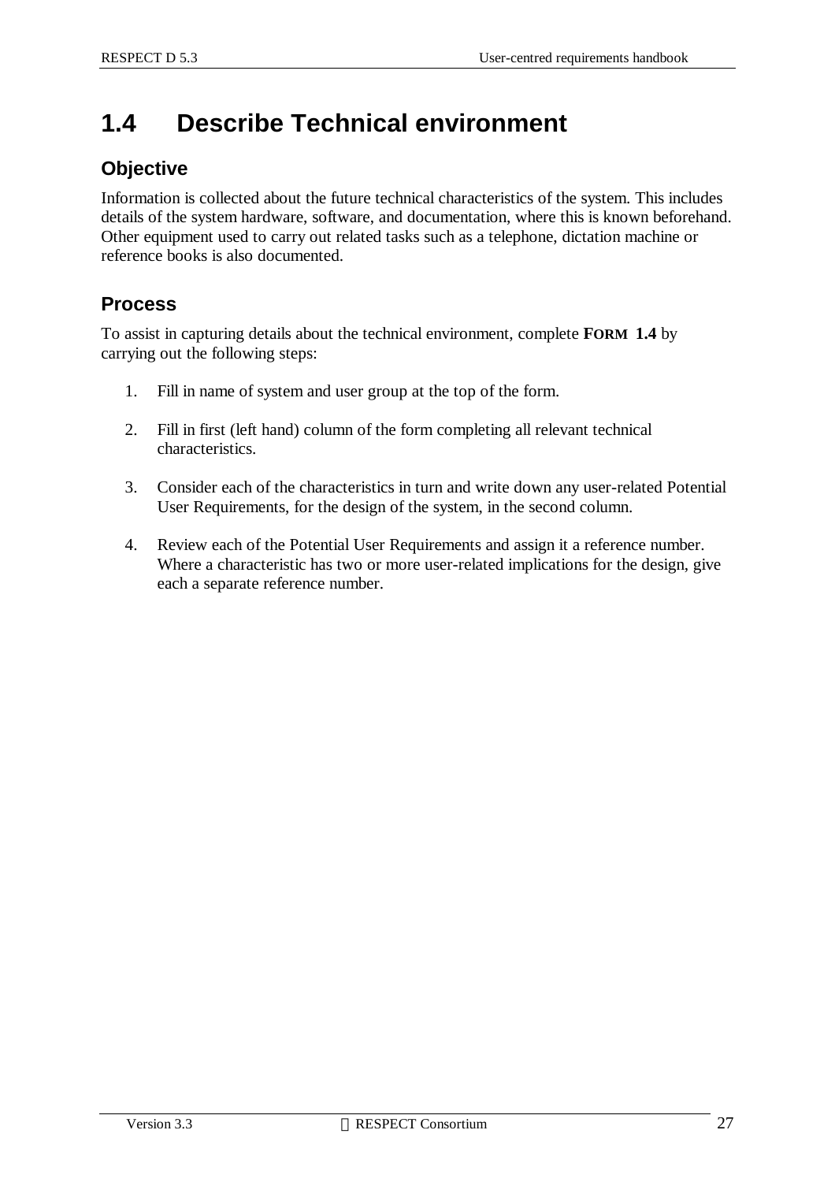# 1.4 Describe Technical environment

## Objective

Information is collected about the future technical characteristics of the system. This includes details of the system hardware, software, and documentation, where this is known beforehand. Other equipment used to carry out related tasks such as a telephone, dictation machine or reference books is also documented.

## Process

To assist in capturing details about the technical environment, complete **FORM 1.4** by carrying out the following steps:

1. Fill in name of system and user group at the top of the form.
2. Fill in first (left hand) column of the form completing all relevant technical characteristics.
3. Consider each of the characteristics in turn and write down any user-related Potential User Requirements, for the design of the system, in the second column.
4. Review each of the Potential User Requirements and assign it a reference number. Where a characteristic has two or more user-related implications for the design, give each a separate reference number.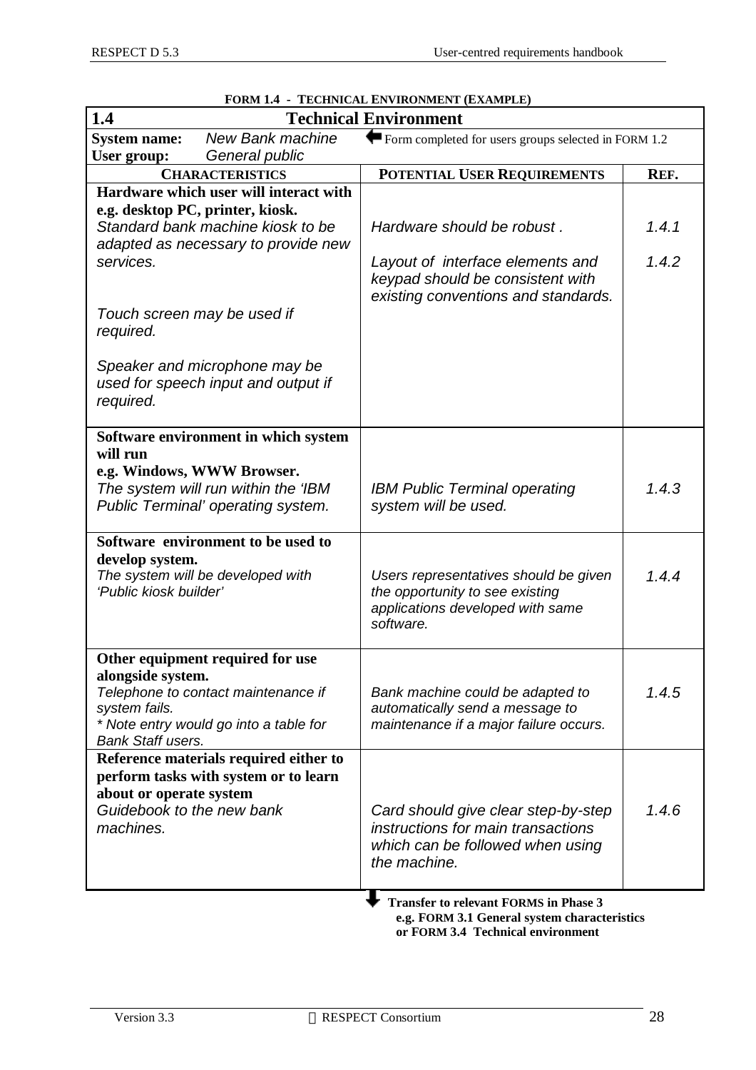**FORM 1.4 - TECHNICAL ENVIRONMENT (EXAMPLE)**

| 1.4 Technical Environment | | |
|---|---|---|
| **System name:** *New Bank machine*<br>**User group:** *General public* | ⬅ Form completed for users groups selected in FORM 1.2 | |
| **CHARACTERISTICS** | **POTENTIAL USER REQUIREMENTS** | **REF.** |
| **Hardware which user will interact with e.g. desktop PC, printer, kiosk.**<br>*Standard bank machine kiosk to be adapted as necessary to provide new services.*<br><br>*Touch screen may be used if required.*<br><br>*Speaker and microphone may be used for speech input and output if required.* | *Hardware should be robust .*<br><br>*Layout of interface elements and keypad should be consistent with existing conventions and standards.* | *1.4.1*<br><br>*1.4.2* |
| **Software environment in which system will run e.g. Windows, WWW Browser.**<br>*The system will run within the 'IBM Public Terminal' operating system.* | *IBM Public Terminal operating system will be used.* | *1.4.3* |
| **Software environment to be used to develop system.**<br>*The system will be developed with 'Public kiosk builder'* | *Users representatives should be given the opportunity to see existing applications developed with same software.* | *1.4.4* |
| **Other equipment required for use alongside system.**<br>*Telephone to contact maintenance if system fails.*<br>*\* Note entry would go into a table for Bank Staff users.* | *Bank machine could be adapted to automatically send a message to maintenance if a major failure occurs.* | *1.4.5* |
| **Reference materials required either to perform tasks with system or to learn about or operate system**<br>*Guidebook to the new bank machines.* | *Card should give clear step-by-step instructions for main transactions which can be followed when using the machine.* | *1.4.6* |

⬇ **Transfer to relevant FORMS in Phase 3**
**e.g. FORM 3.1 General system characteristics or FORM 3.4 Technical environment**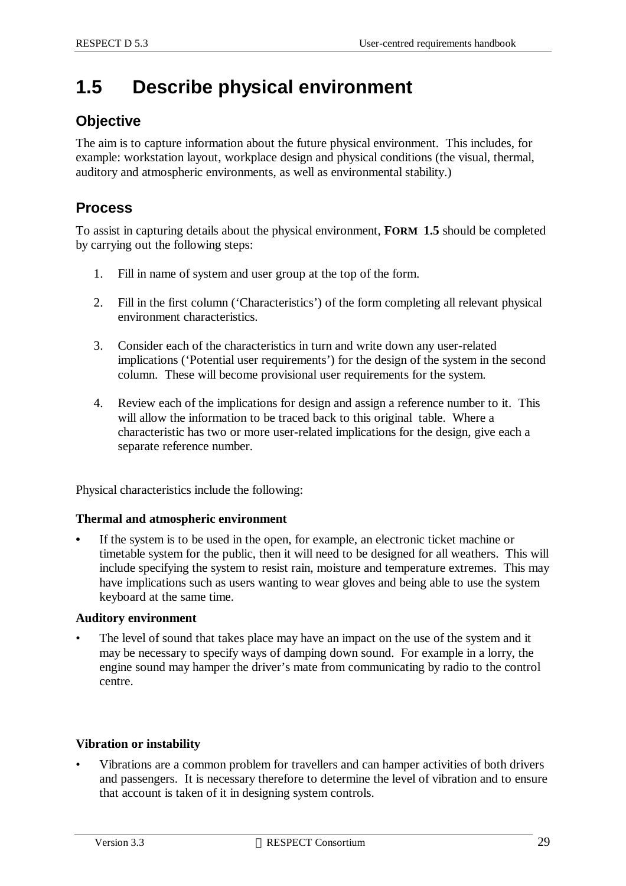# 1.5 Describe physical environment

## Objective

The aim is to capture information about the future physical environment. This includes, for example: workstation layout, workplace design and physical conditions (the visual, thermal, auditory and atmospheric environments, as well as environmental stability.)

## Process

To assist in capturing details about the physical environment, **FORM 1.5** should be completed by carrying out the following steps:

1. Fill in name of system and user group at the top of the form.
2. Fill in the first column ('Characteristics') of the form completing all relevant physical environment characteristics.
3. Consider each of the characteristics in turn and write down any user-related implications ('Potential user requirements') for the design of the system in the second column. These will become provisional user requirements for the system.
4. Review each of the implications for design and assign a reference number to it. This will allow the information to be traced back to this original table. Where a characteristic has two or more user-related implications for the design, give each a separate reference number.

Physical characteristics include the following:

**Thermal and atmospheric environment**

- If the system is to be used in the open, for example, an electronic ticket machine or timetable system for the public, then it will need to be designed for all weathers. This will include specifying the system to resist rain, moisture and temperature extremes. This may have implications such as users wanting to wear gloves and being able to use the system keyboard at the same time.

**Auditory environment**

- The level of sound that takes place may have an impact on the use of the system and it may be necessary to specify ways of damping down sound. For example in a lorry, the engine sound may hamper the driver's mate from communicating by radio to the control centre.

**Vibration or instability**

- Vibrations are a common problem for travellers and can hamper activities of both drivers and passengers. It is necessary therefore to determine the level of vibration and to ensure that account is taken of it in designing system controls.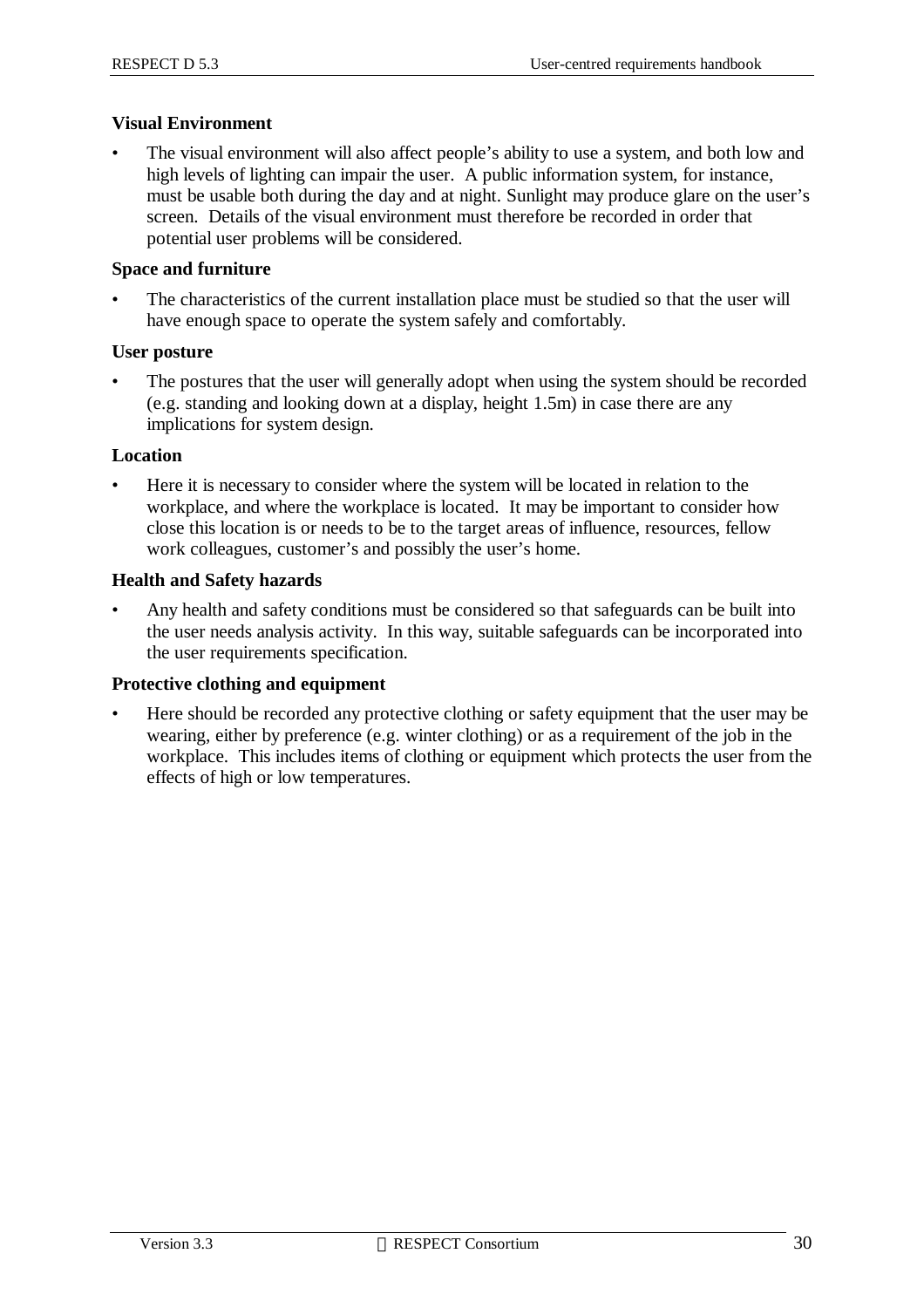**Visual Environment**

- The visual environment will also affect people's ability to use a system, and both low and high levels of lighting can impair the user. A public information system, for instance, must be usable both during the day and at night. Sunlight may produce glare on the user's screen. Details of the visual environment must therefore be recorded in order that potential user problems will be considered.

**Space and furniture**

- The characteristics of the current installation place must be studied so that the user will have enough space to operate the system safely and comfortably.

**User posture**

- The postures that the user will generally adopt when using the system should be recorded (e.g. standing and looking down at a display, height 1.5m) in case there are any implications for system design.

**Location**

- Here it is necessary to consider where the system will be located in relation to the workplace, and where the workplace is located. It may be important to consider how close this location is or needs to be to the target areas of influence, resources, fellow work colleagues, customer's and possibly the user's home.

**Health and Safety hazards**

- Any health and safety conditions must be considered so that safeguards can be built into the user needs analysis activity. In this way, suitable safeguards can be incorporated into the user requirements specification.

**Protective clothing and equipment**

- Here should be recorded any protective clothing or safety equipment that the user may be wearing, either by preference (e.g. winter clothing) or as a requirement of the job in the workplace. This includes items of clothing or equipment which protects the user from the effects of high or low temperatures.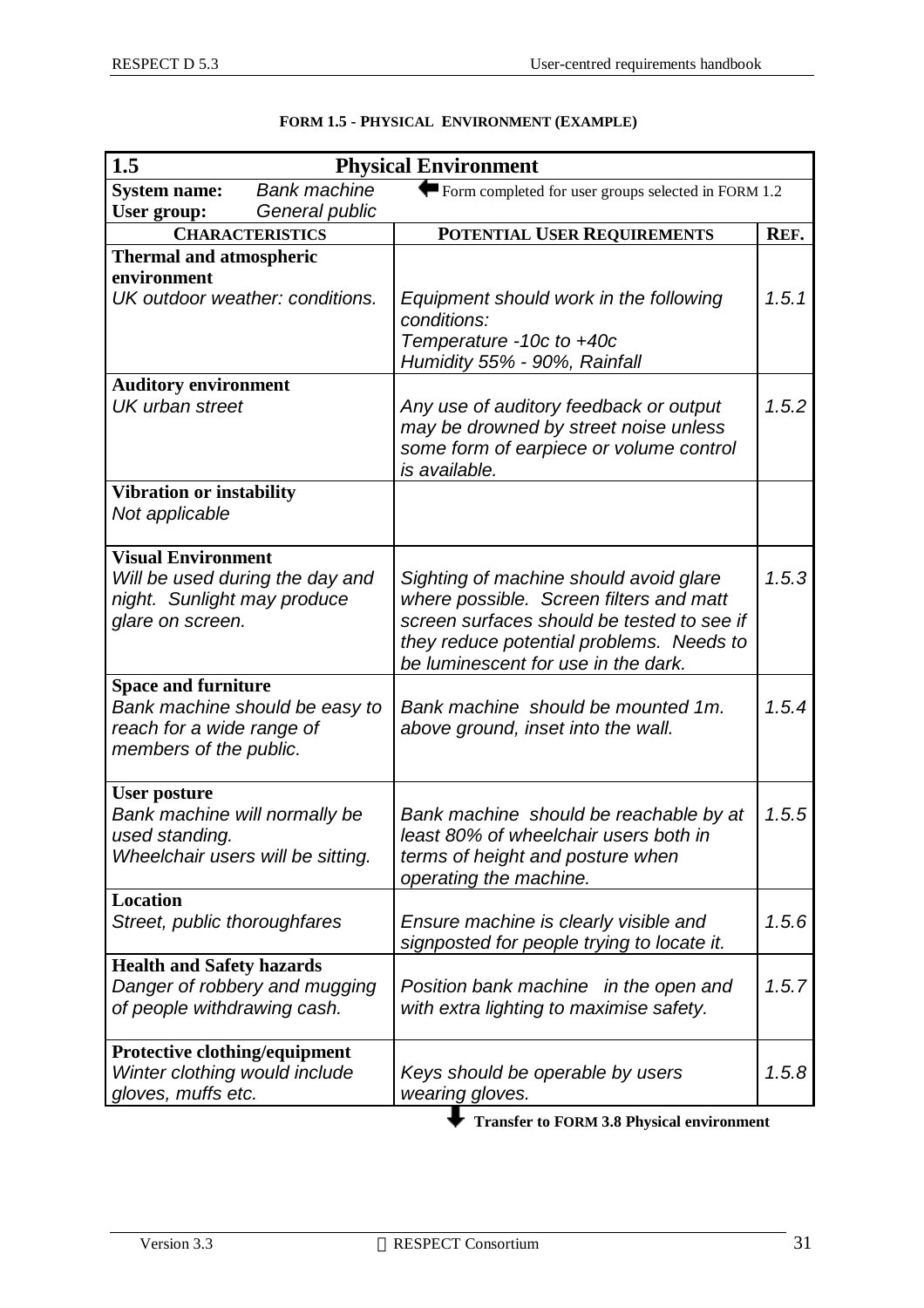**FORM 1.5 - PHYSICAL ENVIRONMENT (EXAMPLE)**

| 1.5 Physical Environment | | |
|---|---|---|
| **System name:** *Bank machine*<br>**User group:** *General public* | ⬅ Form completed for user groups selected in FORM 1.2 | |
| **CHARACTERISTICS** | **POTENTIAL USER REQUIREMENTS** | **REF.** |
| **Thermal and atmospheric environment**<br>*UK outdoor weather: conditions.* | *Equipment should work in the following conditions:*<br>*Temperature -10c to +40c*<br>*Humidity 55% - 90%, Rainfall* | *1.5.1* |
| **Auditory environment**<br>*UK urban street* | *Any use of auditory feedback or output may be drowned by street noise unless some form of earpiece or volume control is available.* | *1.5.2* |
| **Vibration or instability**<br>*Not applicable* | | |
| **Visual Environment**<br>*Will be used during the day and night. Sunlight may produce glare on screen.* | *Sighting of machine should avoid glare where possible. Screen filters and matt screen surfaces should be tested to see if they reduce potential problems. Needs to be luminescent for use in the dark.* | *1.5.3* |
| **Space and furniture**<br>*Bank machine should be easy to reach for a wide range of members of the public.* | *Bank machine should be mounted 1m. above ground, inset into the wall.* | *1.5.4* |
| **User posture**<br>*Bank machine will normally be used standing.*<br>*Wheelchair users will be sitting.* | *Bank machine should be reachable by at least 80% of wheelchair users both in terms of height and posture when operating the machine.* | *1.5.5* |
| **Location**<br>*Street, public thoroughfares* | *Ensure machine is clearly visible and signposted for people trying to locate it.* | *1.5.6* |
| **Health and Safety hazards**<br>*Danger of robbery and mugging of people withdrawing cash.* | *Position bank machine in the open and with extra lighting to maximise safety.* | *1.5.7* |
| **Protective clothing/equipment**<br>*Winter clothing would include gloves, muffs etc.* | *Keys should be operable by users wearing gloves.* | *1.5.8* |

⬇ **Transfer to FORM 3.8 Physical environment**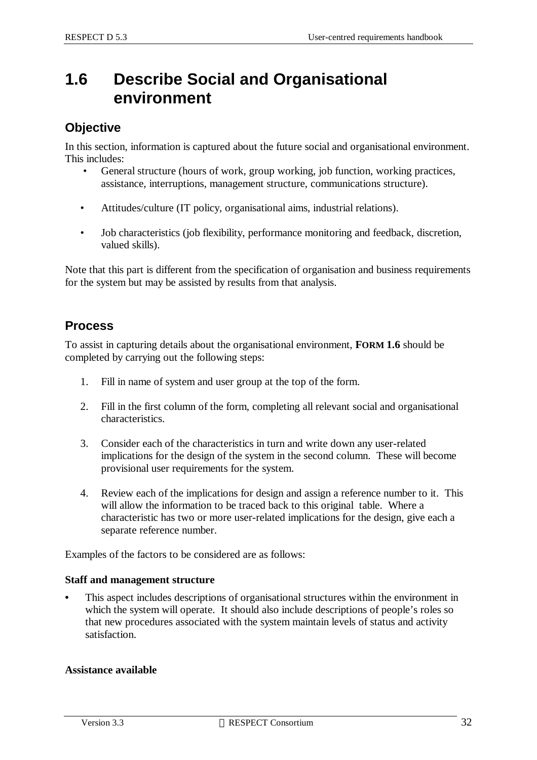# 1.6 Describe Social and Organisational environment

## Objective

In this section, information is captured about the future social and organisational environment. This includes:

- General structure (hours of work, group working, job function, working practices, assistance, interruptions, management structure, communications structure).
- Attitudes/culture (IT policy, organisational aims, industrial relations).
- Job characteristics (job flexibility, performance monitoring and feedback, discretion, valued skills).

Note that this part is different from the specification of organisation and business requirements for the system but may be assisted by results from that analysis.

## Process

To assist in capturing details about the organisational environment, **FORM 1.6** should be completed by carrying out the following steps:

1. Fill in name of system and user group at the top of the form.
2. Fill in the first column of the form, completing all relevant social and organisational characteristics.
3. Consider each of the characteristics in turn and write down any user-related implications for the design of the system in the second column. These will become provisional user requirements for the system.
4. Review each of the implications for design and assign a reference number to it. This will allow the information to be traced back to this original table. Where a characteristic has two or more user-related implications for the design, give each a separate reference number.

Examples of the factors to be considered are as follows:

**Staff and management structure**

- This aspect includes descriptions of organisational structures within the environment in which the system will operate. It should also include descriptions of people's roles so that new procedures associated with the system maintain levels of status and activity satisfaction.

**Assistance available**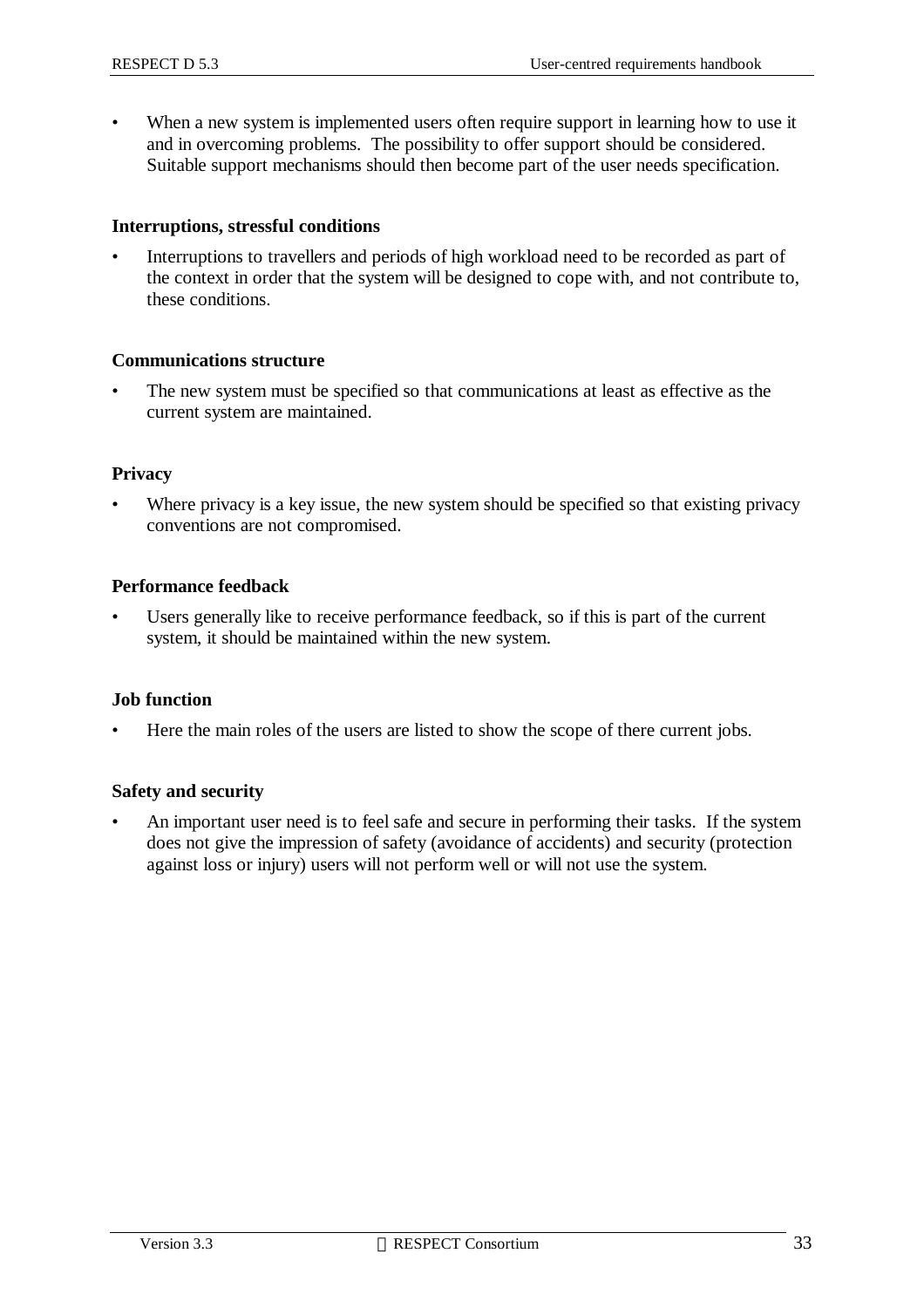- When a new system is implemented users often require support in learning how to use it and in overcoming problems. The possibility to offer support should be considered. Suitable support mechanisms should then become part of the user needs specification.

**Interruptions, stressful conditions**

- Interruptions to travellers and periods of high workload need to be recorded as part of the context in order that the system will be designed to cope with, and not contribute to, these conditions.

**Communications structure**

- The new system must be specified so that communications at least as effective as the current system are maintained.

**Privacy**

- Where privacy is a key issue, the new system should be specified so that existing privacy conventions are not compromised.

**Performance feedback**

- Users generally like to receive performance feedback, so if this is part of the current system, it should be maintained within the new system.

**Job function**

- Here the main roles of the users are listed to show the scope of there current jobs.

**Safety and security**

- An important user need is to feel safe and secure in performing their tasks. If the system does not give the impression of safety (avoidance of accidents) and security (protection against loss or injury) users will not perform well or will not use the system.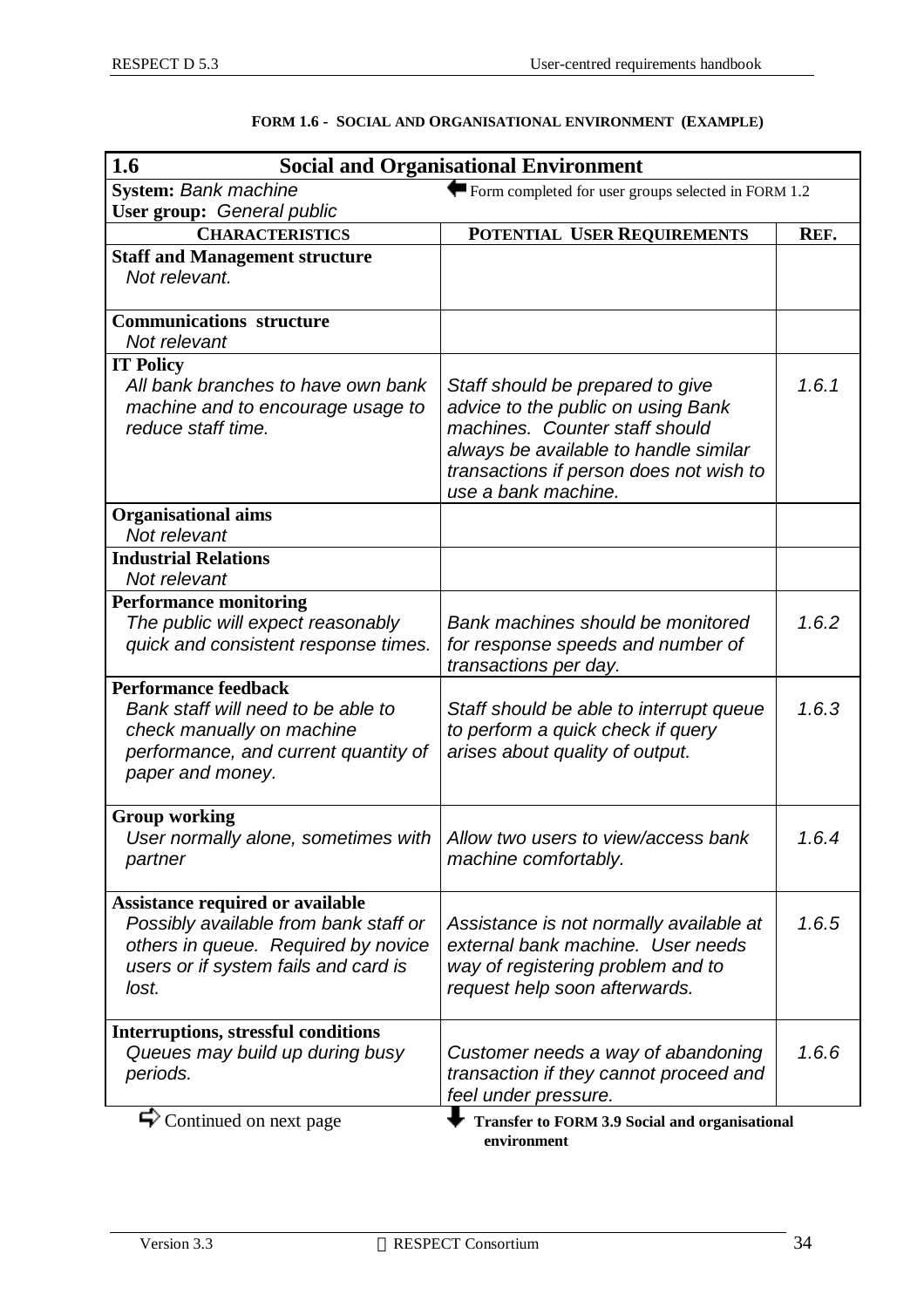**FORM 1.6 - SOCIAL AND ORGANISATIONAL ENVIRONMENT (EXAMPLE)**

| **1.6 Social and Organisational Environment** | | |
|---|---|---|
| **System:** *Bank machine*<br>**User group:** *General public* | Form completed for user groups selected in FORM 1.2 | |
| **CHARACTERISTICS** | **POTENTIAL USER REQUIREMENTS** | **REF.** |
| **Staff and Management structure**<br>*Not relevant.* | | |
| **Communications structure**<br>*Not relevant* | | |
| **IT Policy**<br>*All bank branches to have own bank machine and to encourage usage to reduce staff time.* | *Staff should be prepared to give advice to the public on using Bank machines. Counter staff should always be available to handle similar transactions if person does not wish to use a bank machine.* | *1.6.1* |
| **Organisational aims**<br>*Not relevant* | | |
| **Industrial Relations**<br>*Not relevant* | | |
| **Performance monitoring**<br>*The public will expect reasonably quick and consistent response times.* | *Bank machines should be monitored for response speeds and number of transactions per day.* | *1.6.2* |
| **Performance feedback**<br>*Bank staff will need to be able to check manually on machine performance, and current quantity of paper and money.* | *Staff should be able to interrupt queue to perform a quick check if query arises about quality of output.* | *1.6.3* |
| **Group working**<br>*User normally alone, sometimes with partner* | *Allow two users to view/access bank machine comfortably.* | *1.6.4* |
| **Assistance required or available**<br>*Possibly available from bank staff or others in queue. Required by novice users or if system fails and card is lost.* | *Assistance is not normally available at external bank machine. User needs way of registering problem and to request help soon afterwards.* | *1.6.5* |
| **Interruptions, stressful conditions**<br>*Queues may build up during busy periods.* | *Customer needs a way of abandoning transaction if they cannot proceed and feel under pressure.* | *1.6.6* |

Continued on next page

**Transfer to FORM 3.9 Social and organisational environment**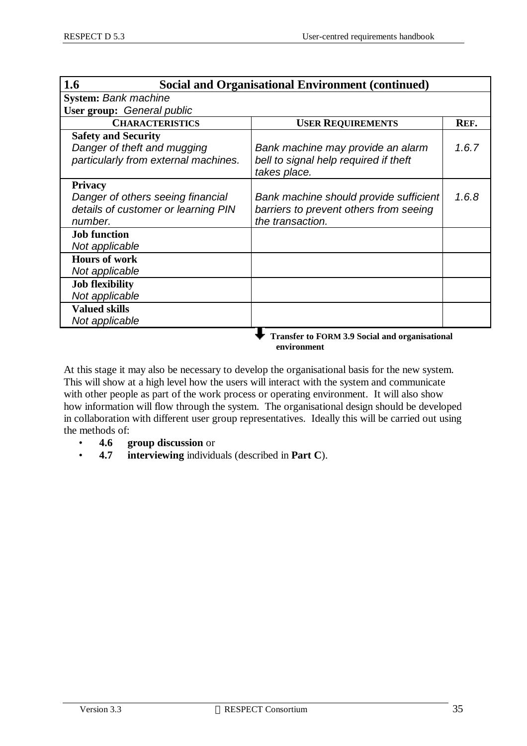| **1.6 Social and Organisational Environment (continued)** | | |
|---|---|---|
| **System:** *Bank machine* | | |
| **User group:** *General public* | | |
| **CHARACTERISTICS** | **USER REQUIREMENTS** | **REF.** |
| **Safety and Security**<br>*Danger of theft and mugging particularly from external machines.* | *Bank machine may provide an alarm bell to signal help required if theft takes place.* | *1.6.7* |
| **Privacy**<br>*Danger of others seeing financial details of customer or learning PIN number.* | *Bank machine should provide sufficient barriers to prevent others from seeing the transaction.* | *1.6.8* |
| **Job function**<br>*Not applicable* | | |
| **Hours of work**<br>*Not applicable* | | |
| **Job flexibility**<br>*Not applicable* | | |
| **Valued skills**<br>*Not applicable* | | |

**Transfer to FORM 3.9 Social and organisational environment**

At this stage it may also be necessary to develop the organisational basis for the new system. This will show at a high level how the users will interact with the system and communicate with other people as part of the work process or operating environment. It will also show how information will flow through the system. The organisational design should be developed in collaboration with different user group representatives. Ideally this will be carried out using the methods of:

- **4.6 group discussion** or
- **4.7 interviewing** individuals (described in **Part C**).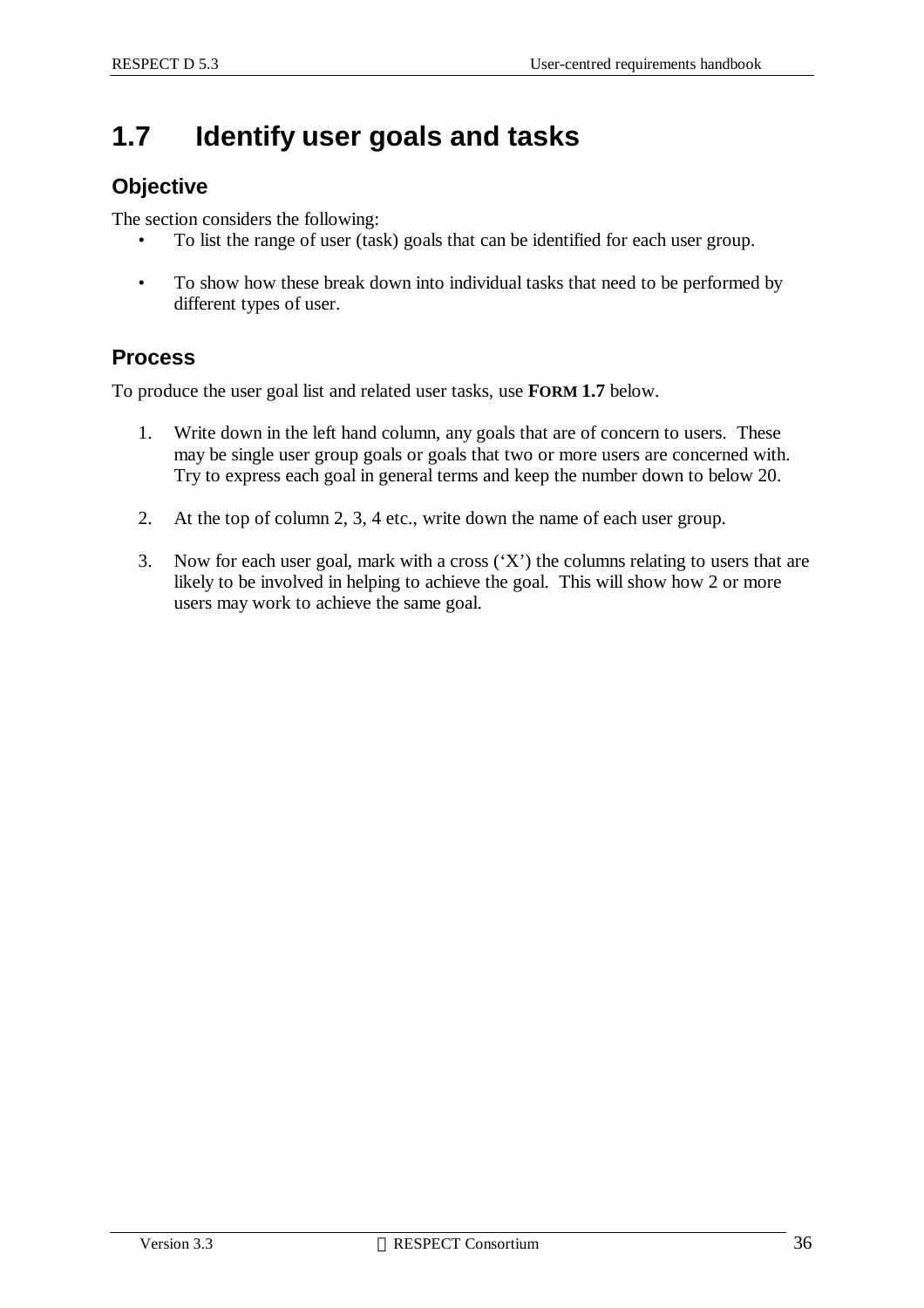# 1.7 Identify user goals and tasks

## Objective

The section considers the following:

- To list the range of user (task) goals that can be identified for each user group.
- To show how these break down into individual tasks that need to be performed by different types of user.

## Process

To produce the user goal list and related user tasks, use **FORM 1.7** below.

1. Write down in the left hand column, any goals that are of concern to users. These may be single user group goals or goals that two or more users are concerned with. Try to express each goal in general terms and keep the number down to below 20.
2. At the top of column 2, 3, 4 etc., write down the name of each user group.
3. Now for each user goal, mark with a cross ('X') the columns relating to users that are likely to be involved in helping to achieve the goal. This will show how 2 or more users may work to achieve the same goal.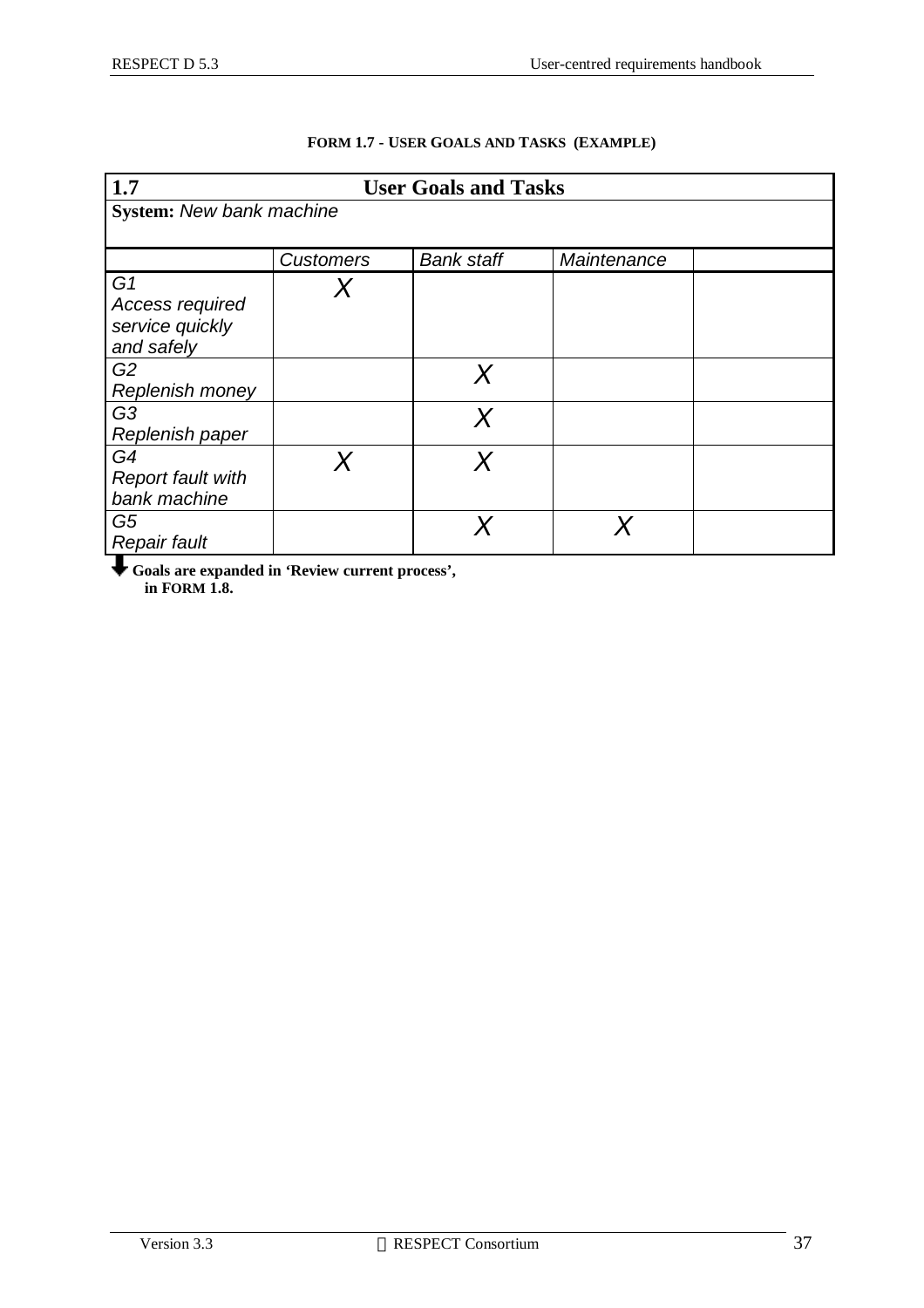**FORM 1.7 - USER GOALS AND TASKS (EXAMPLE)**

| **1.7** | **User Goals and Tasks** | | | |
|---|---|---|---|---|
| **System:** *New bank machine* | | | | |
| | *Customers* | *Bank staff* | *Maintenance* | |
| *G1 Access required service quickly and safely* | *X* | | | |
| *G2 Replenish money* | | *X* | | |
| *G3 Replenish paper* | | *X* | | |
| *G4 Report fault with bank machine* | *X* | *X* | | |
| *G5 Repair fault* | | *X* | *X* | |

**Goals are expanded in 'Review current process', in FORM 1.8.**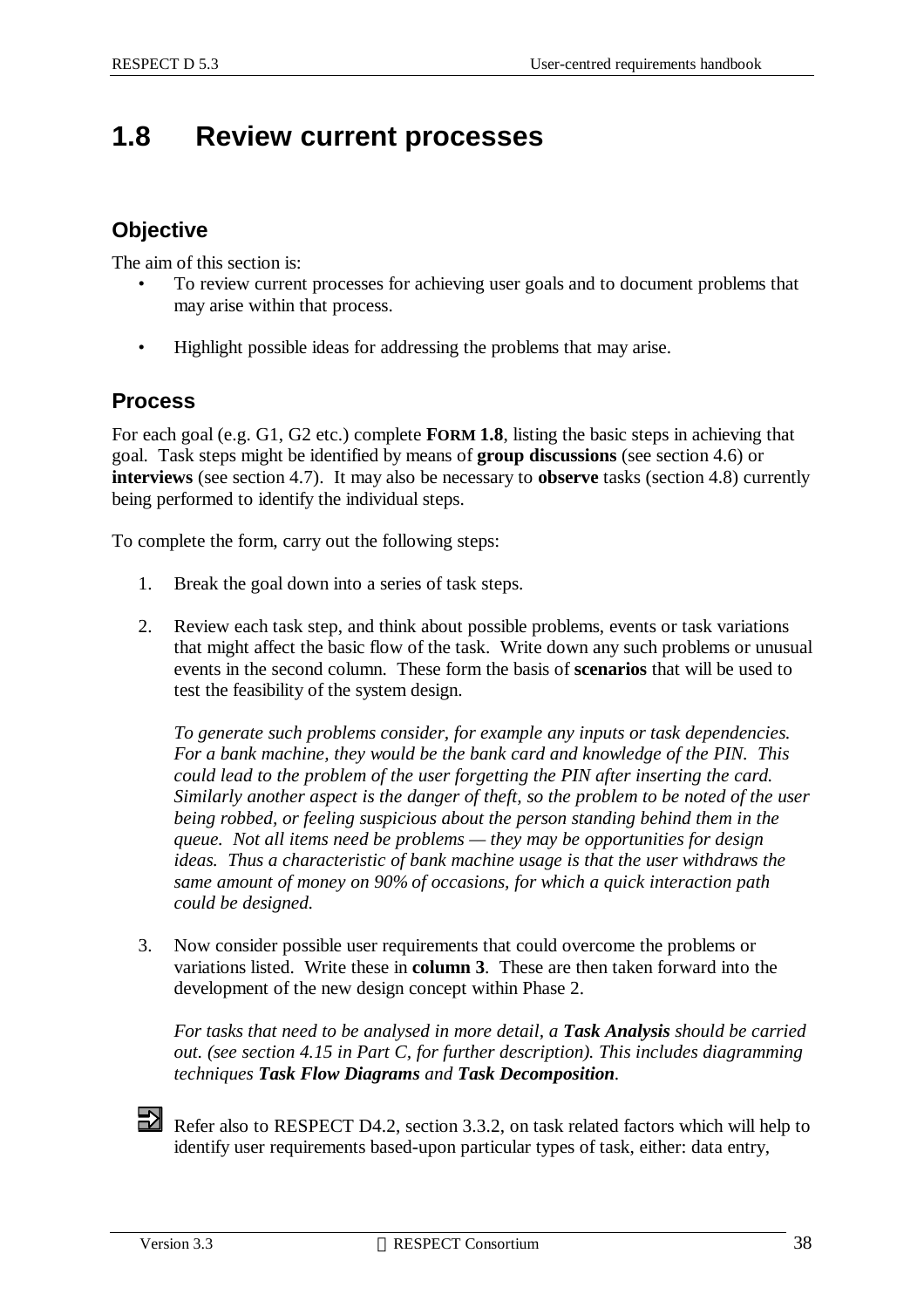# 1.8 Review current processes

## Objective

The aim of this section is:

- To review current processes for achieving user goals and to document problems that may arise within that process.
- Highlight possible ideas for addressing the problems that may arise.

## Process

For each goal (e.g. G1, G2 etc.) complete **FORM 1.8**, listing the basic steps in achieving that goal. Task steps might be identified by means of **group discussions** (see section 4.6) or **interviews** (see section 4.7). It may also be necessary to **observe** tasks (section 4.8) currently being performed to identify the individual steps.

To complete the form, carry out the following steps:

1. Break the goal down into a series of task steps.

2. Review each task step, and think about possible problems, events or task variations that might affect the basic flow of the task. Write down any such problems or unusual events in the second column. These form the basis of **scenarios** that will be used to test the feasibility of the system design.

   *To generate such problems consider, for example any inputs or task dependencies. For a bank machine, they would be the bank card and knowledge of the PIN. This could lead to the problem of the user forgetting the PIN after inserting the card. Similarly another aspect is the danger of theft, so the problem to be noted of the user being robbed, or feeling suspicious about the person standing behind them in the queue. Not all items need be problems — they may be opportunities for design ideas. Thus a characteristic of bank machine usage is that the user withdraws the same amount of money on 90% of occasions, for which a quick interaction path could be designed.*

3. Now consider possible user requirements that could overcome the problems or variations listed. Write these in **column 3**. These are then taken forward into the development of the new design concept within Phase 2.

   *For tasks that need to be analysed in more detail, a* ***Task Analysis*** *should be carried out. (see section 4.15 in Part C, for further description). This includes diagramming techniques* ***Task Flow Diagrams*** *and* ***Task Decomposition****.*

Refer also to RESPECT D4.2, section 3.3.2, on task related factors which will help to identify user requirements based-upon particular types of task, either: data entry,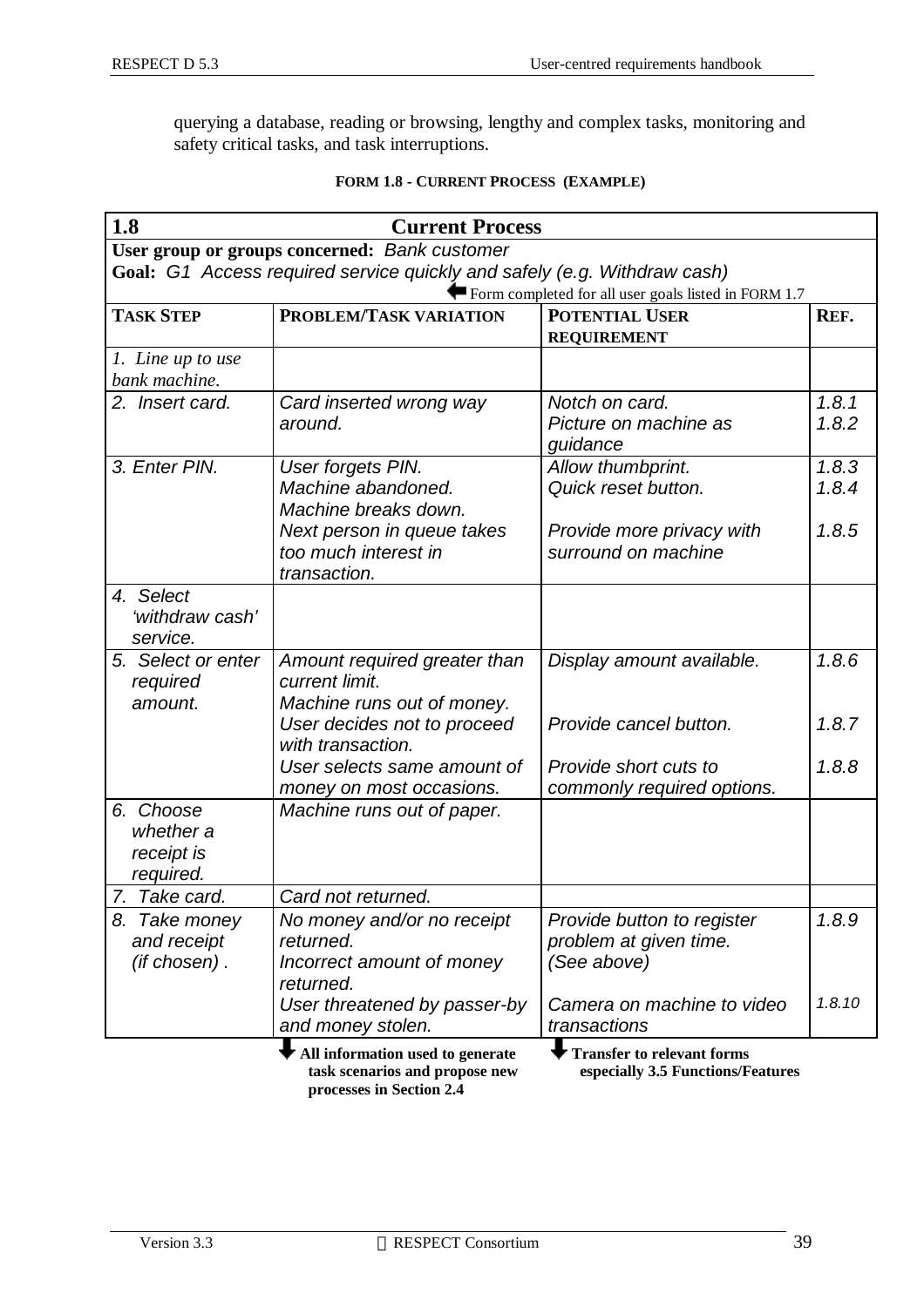querying a database, reading or browsing, lengthy and complex tasks, monitoring and safety critical tasks, and task interruptions.

**FORM 1.8 - CURRENT PROCESS (EXAMPLE)**

| **1.8 Current Process** | | | |
|---|---|---|---|
| **User group or groups concerned:** *Bank customer* | | | |
| **Goal:** *G1 Access required service quickly and safely (e.g. Withdraw cash)* | | | |
| ⬅ Form completed for all user goals listed in FORM 1.7 | | | |
| **TASK STEP** | **PROBLEM/TASK VARIATION** | **POTENTIAL USER REQUIREMENT** | **REF.** |
| *1. Line up to use bank machine.* | | | |
| *2. Insert card.* | *Card inserted wrong way around.* | *Notch on card.*<br>*Picture on machine as guidance* | *1.8.1*<br>*1.8.2* |
| *3. Enter PIN.* | *User forgets PIN.*<br>*Machine abandoned.*<br>*Machine breaks down.*<br>*Next person in queue takes too much interest in transaction.* | *Allow thumbprint.*<br>*Quick reset button.*<br><br>*Provide more privacy with surround on machine* | *1.8.3*<br>*1.8.4*<br><br>*1.8.5* |
| *4. Select 'withdraw cash' service.* | | | |
| *5. Select or enter required amount.* | *Amount required greater than current limit.*<br>*Machine runs out of money.*<br>*User decides not to proceed with transaction.*<br>*User selects same amount of money on most occasions.* | *Display amount available.*<br><br>*Provide cancel button.*<br><br>*Provide short cuts to commonly required options.* | *1.8.6*<br><br>*1.8.7*<br><br>*1.8.8* |
| *6. Choose whether a receipt is required.* | *Machine runs out of paper.* | | |
| *7. Take card.* | *Card not returned.* | | |
| *8. Take money and receipt (if chosen) .* | *No money and/or no receipt returned.*<br>*Incorrect amount of money returned.*<br>*User threatened by passer-by and money stolen.* | *Provide button to register problem at given time.*<br>*(See above)*<br><br>*Camera on machine to video transactions* | *1.8.9*<br><br><br>*1.8.10* |

⬇ **All information used to generate task scenarios and propose new processes in Section 2.4**

⬇ **Transfer to relevant forms especially 3.5 Functions/Features**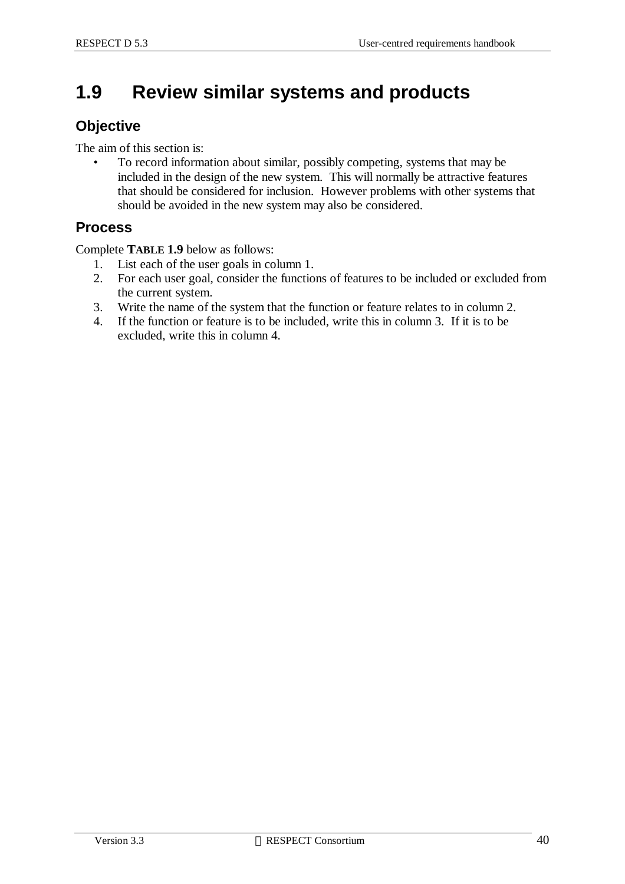## 1.9 Review similar systems and products

### Objective

The aim of this section is:

- To record information about similar, possibly competing, systems that may be included in the design of the new system. This will normally be attractive features that should be considered for inclusion. However problems with other systems that should be avoided in the new system may also be considered.

### Process

Complete **TABLE 1.9** below as follows:

1. List each of the user goals in column 1.
2. For each user goal, consider the functions of features to be included or excluded from the current system.
3. Write the name of the system that the function or feature relates to in column 2.
4. If the function or feature is to be included, write this in column 3. If it is to be excluded, write this in column 4.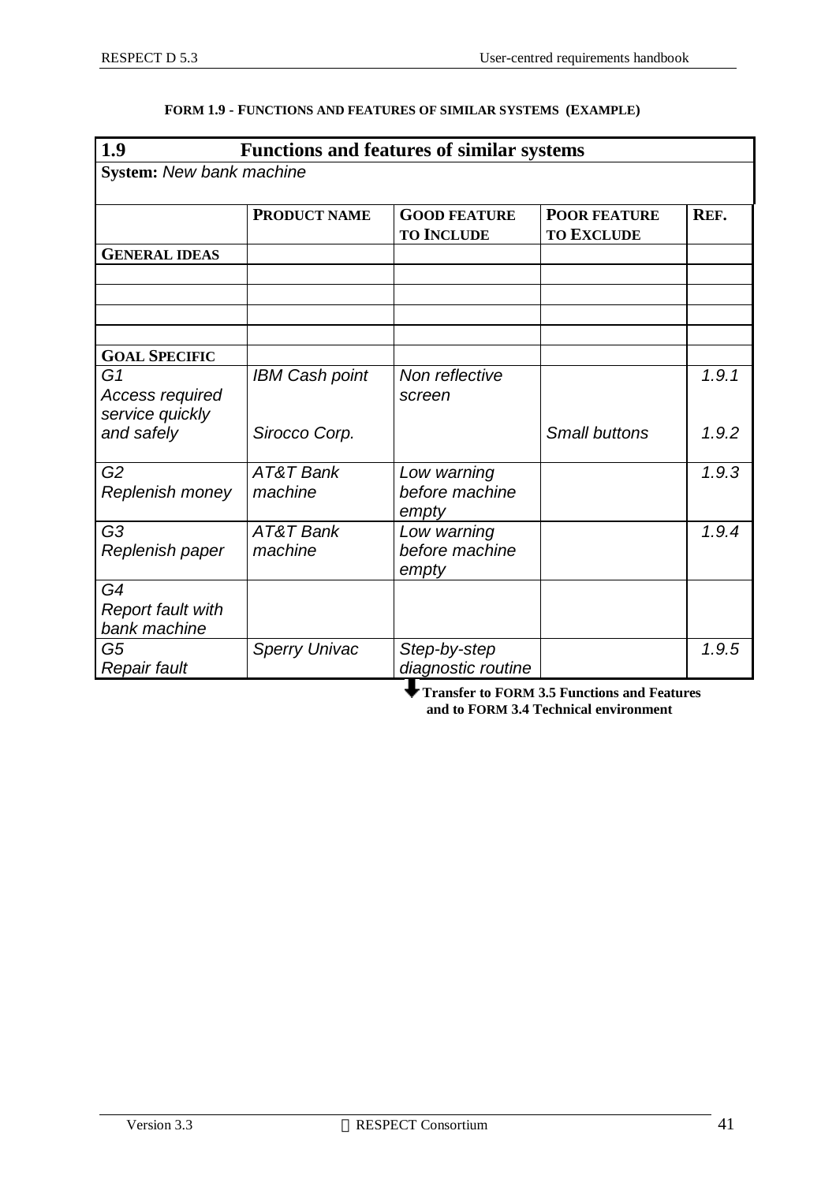**FORM 1.9 - FUNCTIONS AND FEATURES OF SIMILAR SYSTEMS (EXAMPLE)**

| **1.9 Functions and features of similar systems** | | | | |
|---|---|---|---|---|
| **System:** *New bank machine* | | | | |
| | **PRODUCT NAME** | **GOOD FEATURE TO INCLUDE** | **POOR FEATURE TO EXCLUDE** | **REF.** |
| **GENERAL IDEAS** | | | | |
| | | | | |
| | | | | |
| | | | | |
| | | | | |
| **GOAL SPECIFIC** | | | | |
| *G1 Access required service quickly and safely* | *IBM Cash point* | *Non reflective screen* | | *1.9.1* |
| | *Sirocco Corp.* | | *Small buttons* | *1.9.2* |
| *G2 Replenish money* | *AT&T Bank machine* | *Low warning before machine empty* | | *1.9.3* |
| *G3 Replenish paper* | *AT&T Bank machine* | *Low warning before machine empty* | | *1.9.4* |
| *G4 Report fault with bank machine* | | | | |
| *G5 Repair fault* | *Sperry Univac* | *Step-by-step diagnostic routine* | | *1.9.5* |

**Transfer to FORM 3.5 Functions and Features and to FORM 3.4 Technical environment**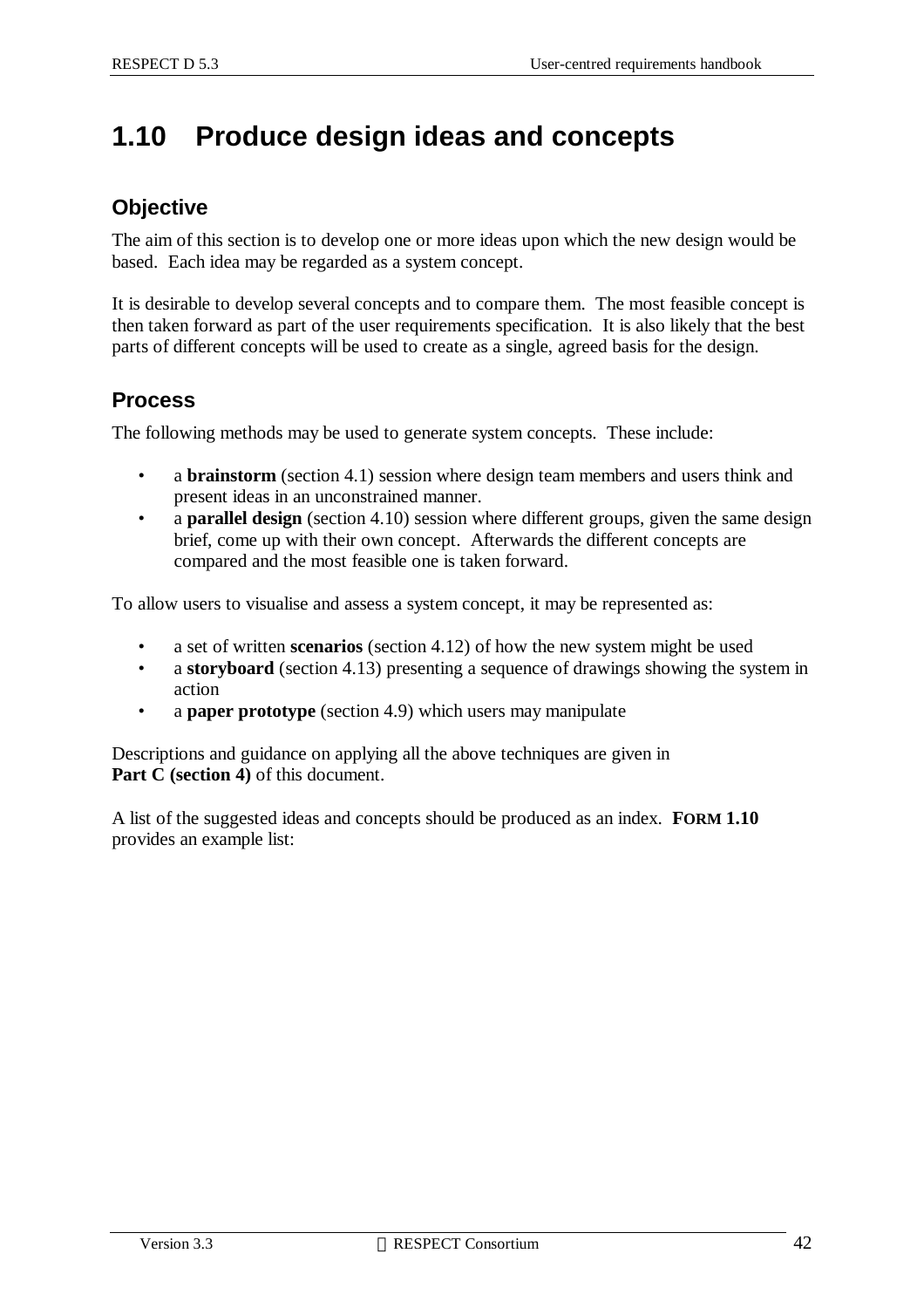## 1.10 Produce design ideas and concepts

### Objective

The aim of this section is to develop one or more ideas upon which the new design would be based. Each idea may be regarded as a system concept.

It is desirable to develop several concepts and to compare them. The most feasible concept is then taken forward as part of the user requirements specification. It is also likely that the best parts of different concepts will be used to create as a single, agreed basis for the design.

### Process

The following methods may be used to generate system concepts. These include:

- a **brainstorm** (section 4.1) session where design team members and users think and present ideas in an unconstrained manner.
- a **parallel design** (section 4.10) session where different groups, given the same design brief, come up with their own concept. Afterwards the different concepts are compared and the most feasible one is taken forward.

To allow users to visualise and assess a system concept, it may be represented as:

- a set of written **scenarios** (section 4.12) of how the new system might be used
- a **storyboard** (section 4.13) presenting a sequence of drawings showing the system in action
- a **paper prototype** (section 4.9) which users may manipulate

Descriptions and guidance on applying all the above techniques are given in **Part C (section 4)** of this document.

A list of the suggested ideas and concepts should be produced as an index. **FORM 1.10** provides an example list: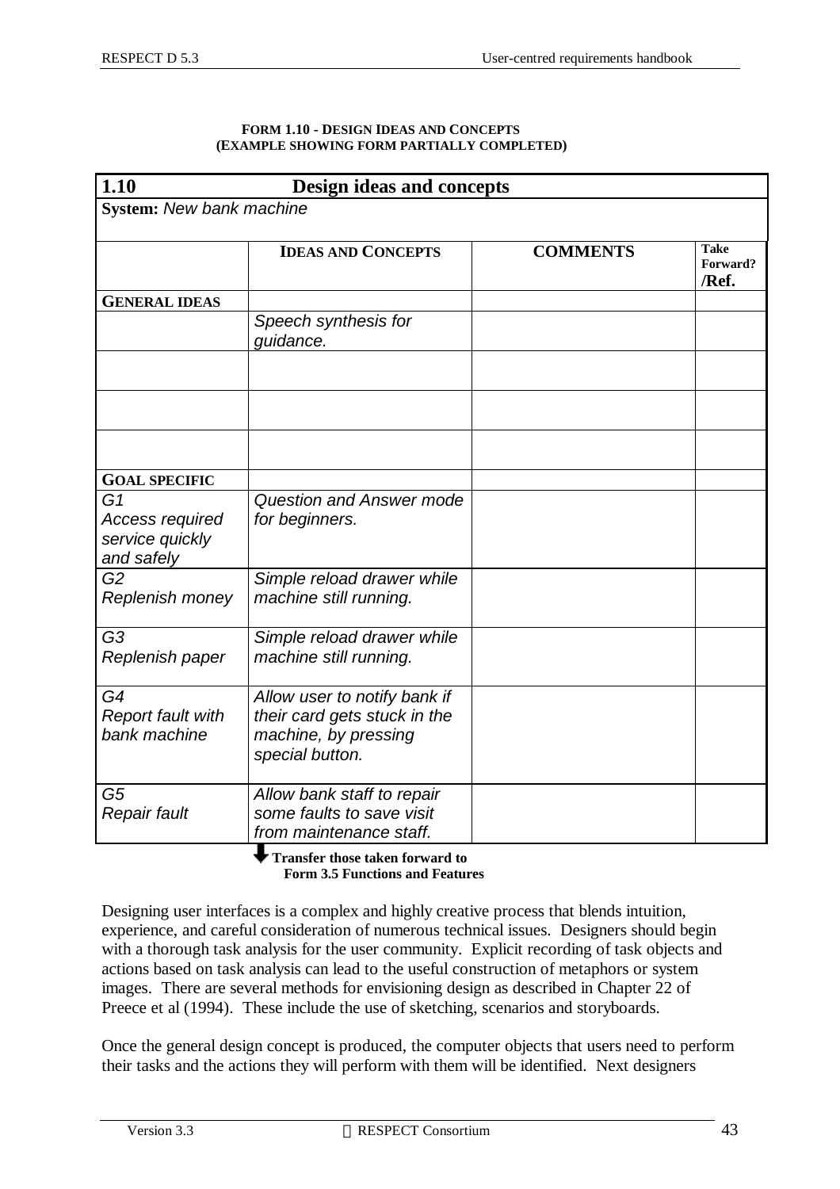**FORM 1.10 - DESIGN IDEAS AND CONCEPTS**
**(EXAMPLE SHOWING FORM PARTIALLY COMPLETED)**

| **1.10** | **Design ideas and concepts** | | |
|---|---|---|---|
| **System:** *New bank machine* | | | |
| | **IDEAS AND CONCEPTS** | **COMMENTS** | **Take Forward? /Ref.** |
| **GENERAL IDEAS** | | | |
| | *Speech synthesis for guidance.* | | |
| | | | |
| | | | |
| | | | |
| **GOAL SPECIFIC** | | | |
| *G1 Access required service quickly and safely* | *Question and Answer mode for beginners.* | | |
| *G2 Replenish money* | *Simple reload drawer while machine still running.* | | |
| *G3 Replenish paper* | *Simple reload drawer while machine still running.* | | |
| *G4 Report fault with bank machine* | *Allow user to notify bank if their card gets stuck in the machine, by pressing special button.* | | |
| *G5 Repair fault* | *Allow bank staff to repair some faults to save visit from maintenance staff.* | | |

**Transfer those taken forward to Form 3.5 Functions and Features**

Designing user interfaces is a complex and highly creative process that blends intuition, experience, and careful consideration of numerous technical issues. Designers should begin with a thorough task analysis for the user community. Explicit recording of task objects and actions based on task analysis can lead to the useful construction of metaphors or system images. There are several methods for envisioning design as described in Chapter 22 of Preece et al (1994). These include the use of sketching, scenarios and storyboards.

Once the general design concept is produced, the computer objects that users need to perform their tasks and the actions they will perform with them will be identified. Next designers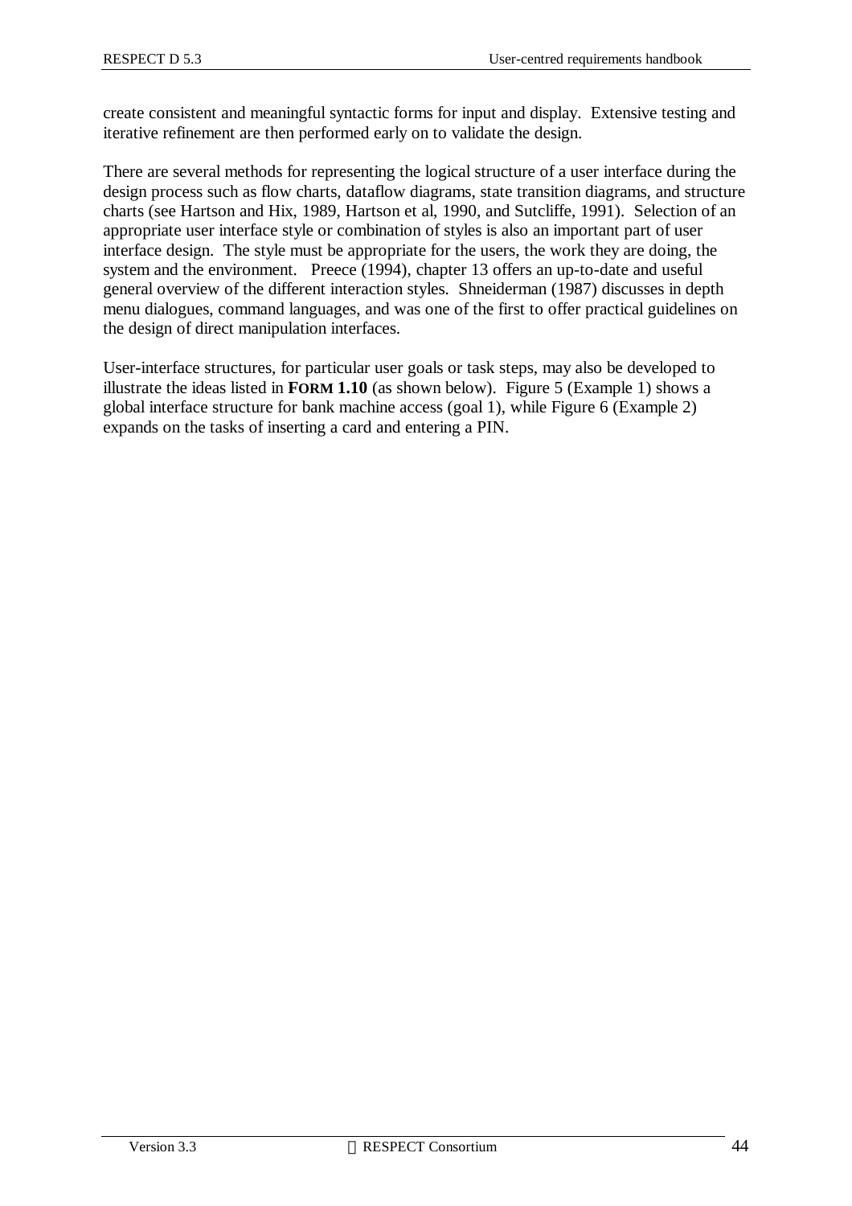create consistent and meaningful syntactic forms for input and display. Extensive testing and iterative refinement are then performed early on to validate the design.

There are several methods for representing the logical structure of a user interface during the design process such as flow charts, dataflow diagrams, state transition diagrams, and structure charts (see Hartson and Hix, 1989, Hartson et al, 1990, and Sutcliffe, 1991). Selection of an appropriate user interface style or combination of styles is also an important part of user interface design. The style must be appropriate for the users, the work they are doing, the system and the environment. Preece (1994), chapter 13 offers an up-to-date and useful general overview of the different interaction styles. Shneiderman (1987) discusses in depth menu dialogues, command languages, and was one of the first to offer practical guidelines on the design of direct manipulation interfaces.

User-interface structures, for particular user goals or task steps, may also be developed to illustrate the ideas listed in **FORM 1.10** (as shown below). Figure 5 (Example 1) shows a global interface structure for bank machine access (goal 1), while Figure 6 (Example 2) expands on the tasks of inserting a card and entering a PIN.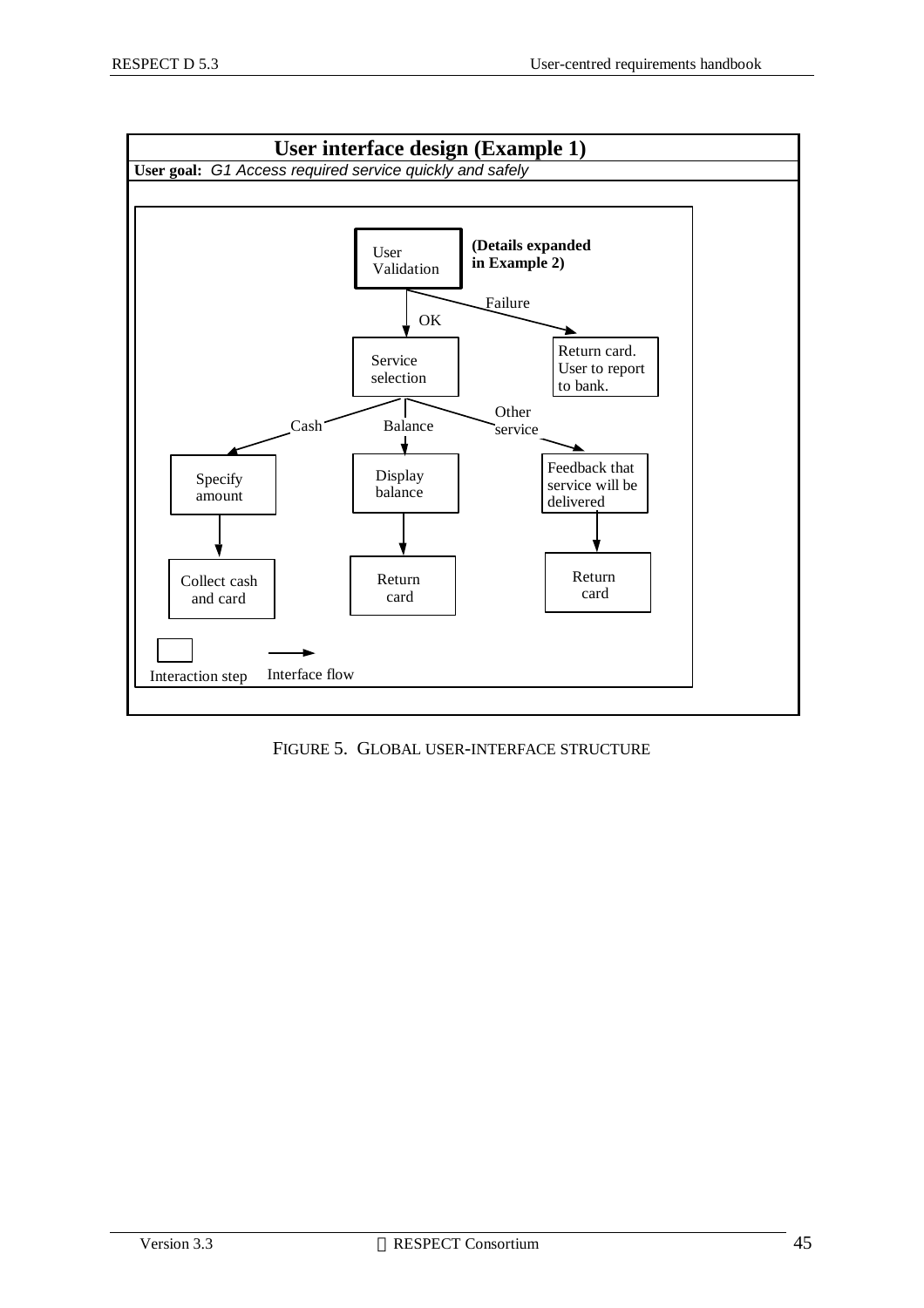**User interface design (Example 1)**

**User goal:** *G1 Access required service quickly and safely*

User Validation — **(Details expanded in Example 2)**

- OK → Service selection
  - Cash → Specify amount → Collect cash and card
  - Balance → Display balance → Return card
  - Other service → Feedback that service will be delivered → Return card
- Failure → Return card. User to report to bank.

Legend: Interaction step; Interface flow

FIGURE 5. GLOBAL USER-INTERFACE STRUCTURE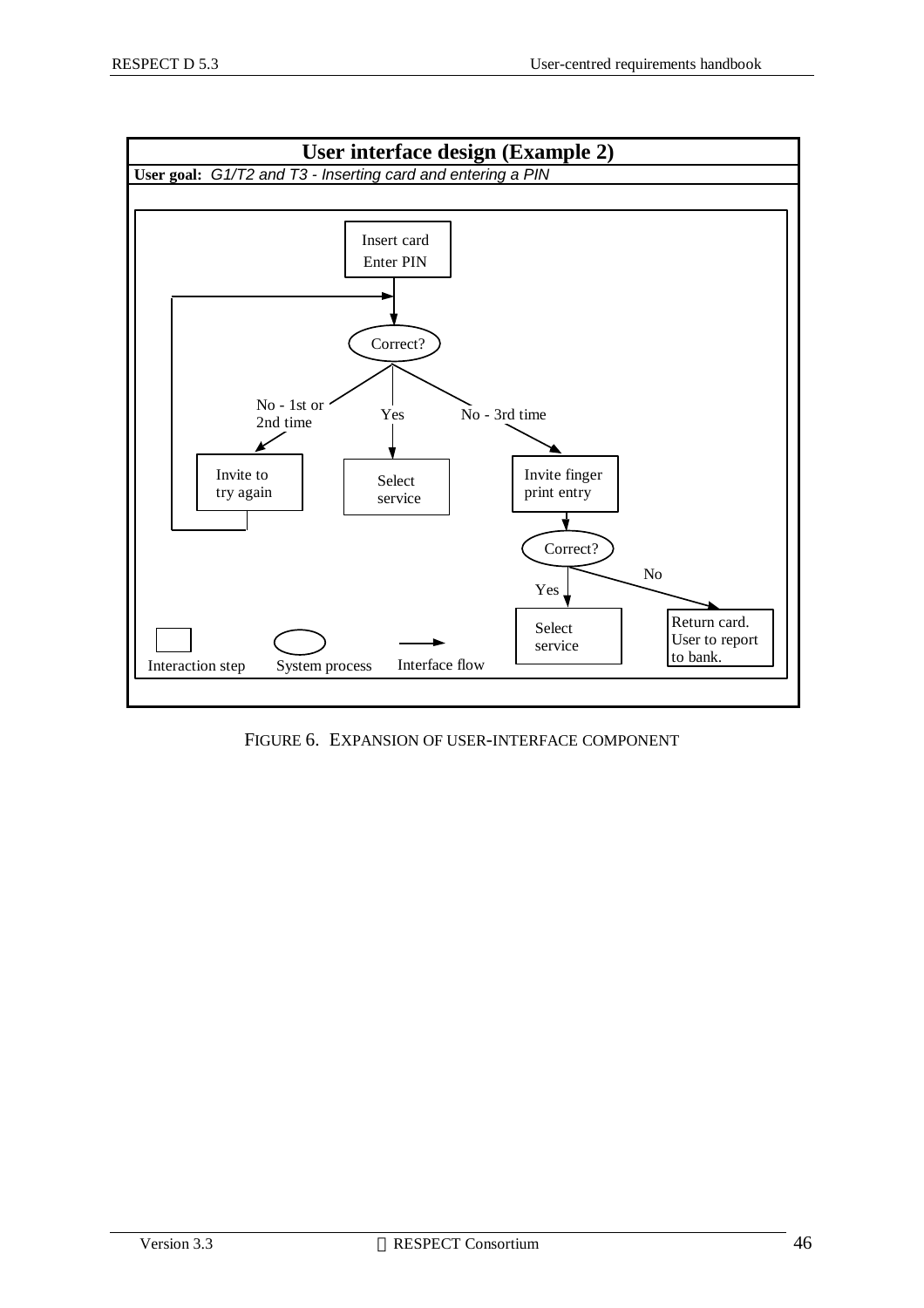**User interface design (Example 2)**

**User goal:** *G1/T2 and T3 - Inserting card and entering a PIN*

Insert card
Enter PIN

Correct?

No - 1st or 2nd time | Yes | No - 3rd time

Invite to try again | Select service | Invite finger print entry

Correct?

Yes | No

Select service | Return card. User to report to bank.

Interaction step | System process | Interface flow

FIGURE 6. EXPANSION OF USER-INTERFACE COMPONENT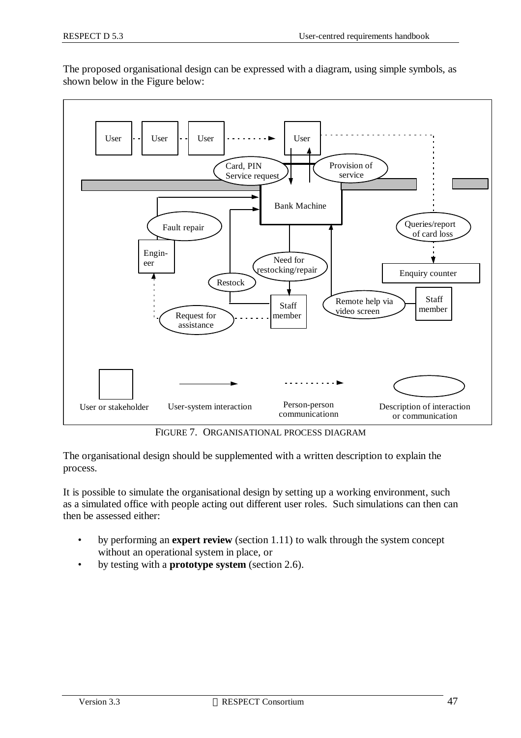The proposed organisational design can be expressed with a diagram, using simple symbols, as shown below in the Figure below:

FIGURE 7. ORGANISATIONAL PROCESS DIAGRAM

The organisational design should be supplemented with a written description to explain the process.

It is possible to simulate the organisational design by setting up a working environment, such as a simulated office with people acting out different user roles. Such simulations can then can then be assessed either:

- by performing an **expert review** (section 1.11) to walk through the system concept without an operational system in place, or
- by testing with a **prototype system** (section 2.6).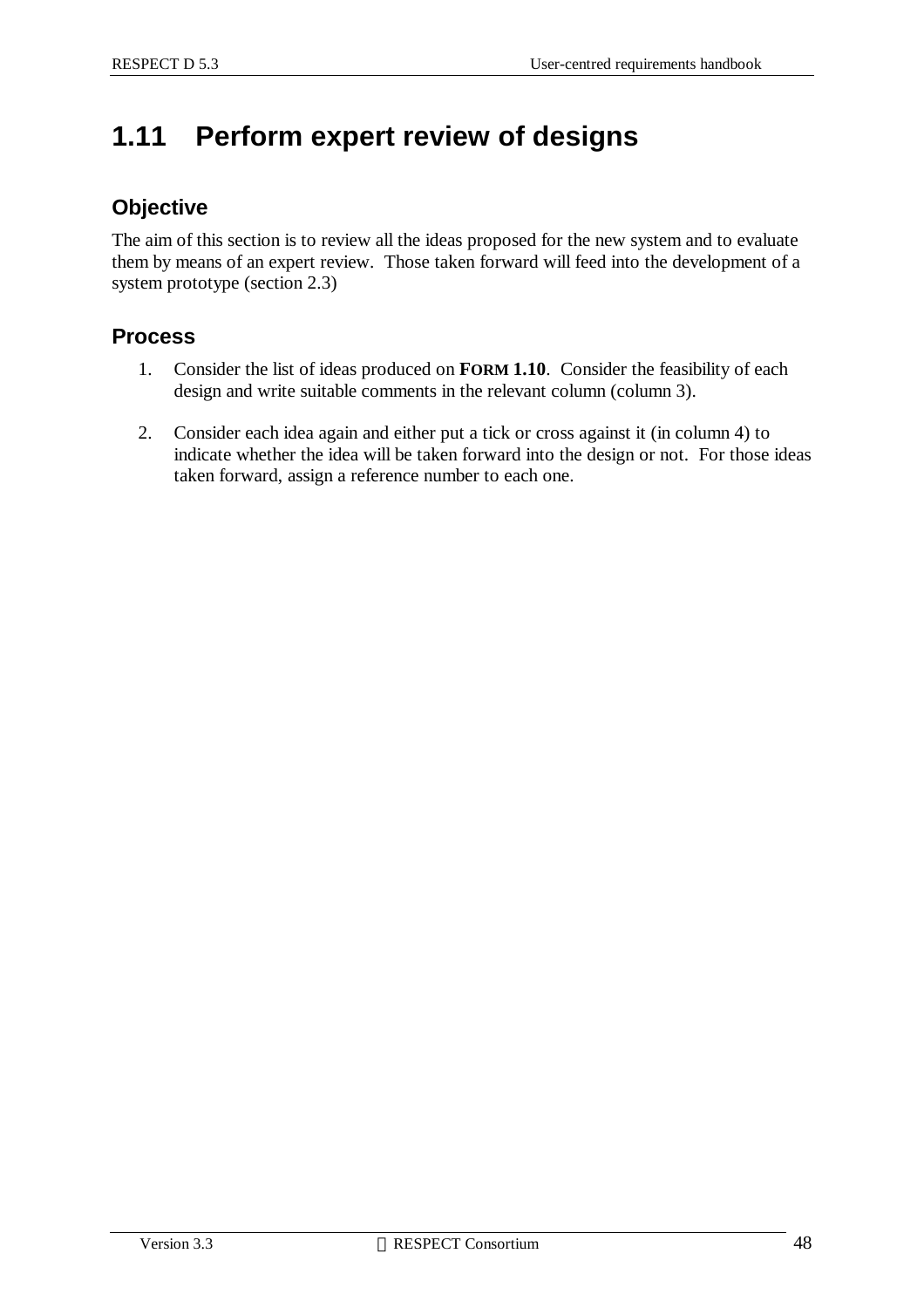# 1.11 Perform expert review of designs

## Objective

The aim of this section is to review all the ideas proposed for the new system and to evaluate them by means of an expert review. Those taken forward will feed into the development of a system prototype (section 2.3)

## Process

1. Consider the list of ideas produced on **FORM 1.10**. Consider the feasibility of each design and write suitable comments in the relevant column (column 3).

2. Consider each idea again and either put a tick or cross against it (in column 4) to indicate whether the idea will be taken forward into the design or not. For those ideas taken forward, assign a reference number to each one.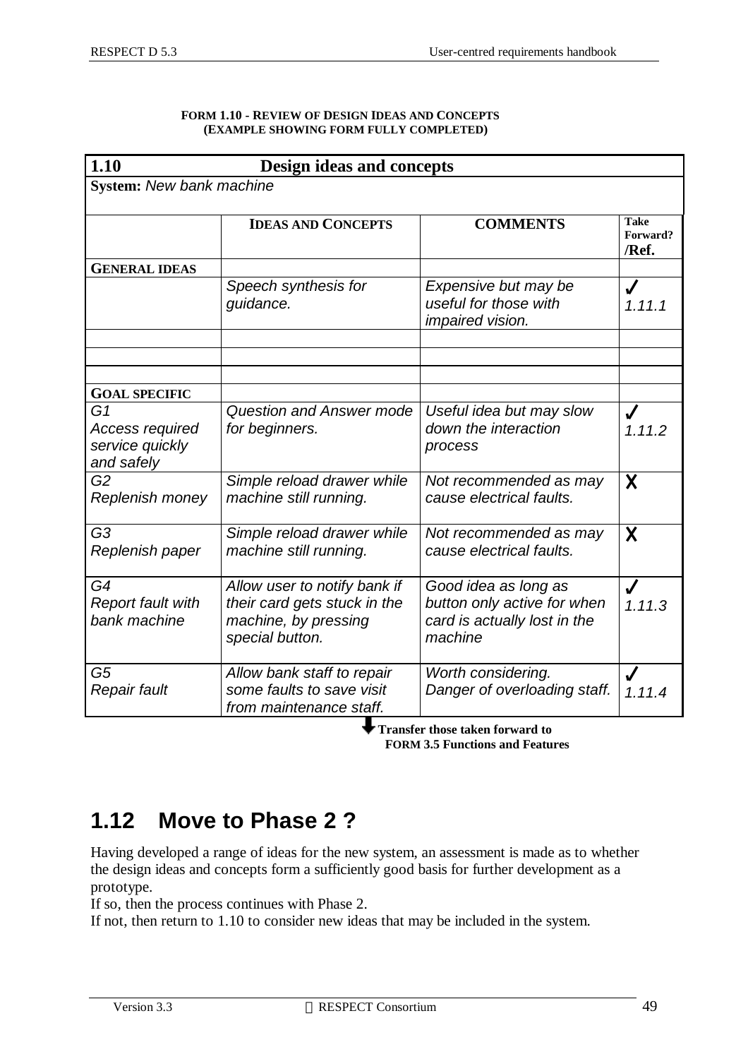**FORM 1.10 - REVIEW OF DESIGN IDEAS AND CONCEPTS**
**(EXAMPLE SHOWING FORM FULLY COMPLETED)**

| **1.10** | **Design ideas and concepts** | | |
|---|---|---|---|
| **System:** *New bank machine* | | | |
| | **IDEAS AND CONCEPTS** | **COMMENTS** | **Take Forward? /Ref.** |
| **GENERAL IDEAS** | | | |
| | *Speech synthesis for guidance.* | *Expensive but may be useful for those with impaired vision.* | ✓ *1.11.1* |
| | | | |
| | | | |
| | | | |
| **GOAL SPECIFIC** | | | |
| *G1 Access required service quickly and safely* | *Question and Answer mode for beginners.* | *Useful idea but may slow down the interaction process* | ✓ *1.11.2* |
| *G2 Replenish money* | *Simple reload drawer while machine still running.* | *Not recommended as may cause electrical faults.* | ✗ |
| *G3 Replenish paper* | *Simple reload drawer while machine still running.* | *Not recommended as may cause electrical faults.* | ✗ |
| *G4 Report fault with bank machine* | *Allow user to notify bank if their card gets stuck in the machine, by pressing special button.* | *Good idea as long as button only active for when card is actually lost in the machine* | ✓ *1.11.3* |
| *G5 Repair fault* | *Allow bank staff to repair some faults to save visit from maintenance staff.* | *Worth considering. Danger of overloading staff.* | ✓ *1.11.4* |

**Transfer those taken forward to FORM 3.5 Functions and Features**

## 1.12 Move to Phase 2 ?

Having developed a range of ideas for the new system, an assessment is made as to whether the design ideas and concepts form a sufficiently good basis for further development as a prototype.

If so, then the process continues with Phase 2.

If not, then return to 1.10 to consider new ideas that may be included in the system.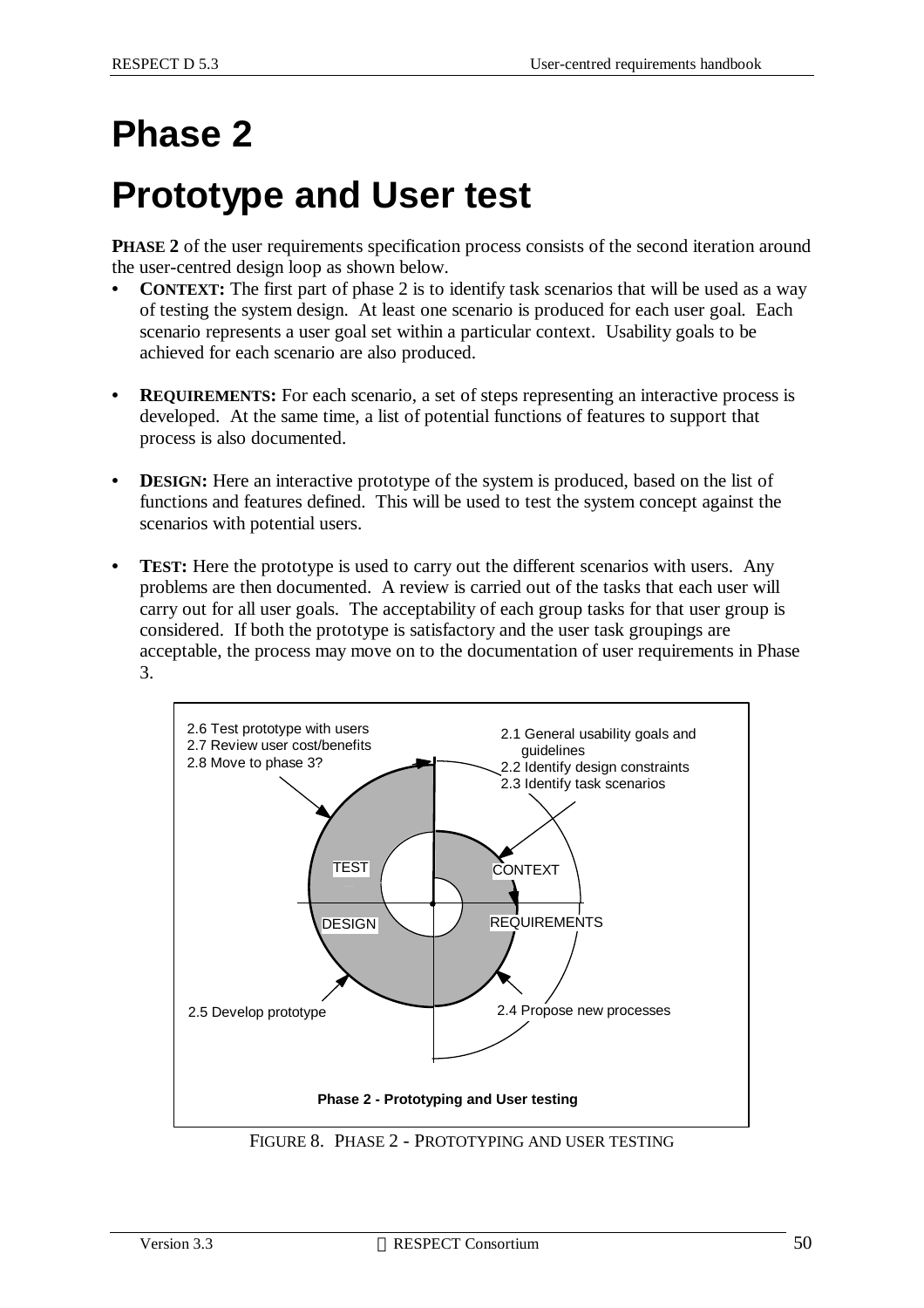# Phase 2

# Prototype and User test

**PHASE 2** of the user requirements specification process consists of the second iteration around the user-centred design loop as shown below.

- **CONTEXT:** The first part of phase 2 is to identify task scenarios that will be used as a way of testing the system design. At least one scenario is produced for each user goal. Each scenario represents a user goal set within a particular context. Usability goals to be achieved for each scenario are also produced.

- **REQUIREMENTS:** For each scenario, a set of steps representing an interactive process is developed. At the same time, a list of potential functions of features to support that process is also documented.

- **DESIGN:** Here an interactive prototype of the system is produced, based on the list of functions and features defined. This will be used to test the system concept against the scenarios with potential users.

- **TEST:** Here the prototype is used to carry out the different scenarios with users. Any problems are then documented. A review is carried out of the tasks that each user will carry out for all user goals. The acceptability of each group tasks for that user group is considered. If both the prototype is satisfactory and the user task groupings are acceptable, the process may move on to the documentation of user requirements in Phase 3.

2.6 Test prototype with users
2.7 Review user cost/benefits
2.8 Move to phase 3?

2.1 General usability goals and guidelines
2.2 Identify design constraints
2.3 Identify task scenarios

TEST

CONTEXT

DESIGN

REQUIREMENTS

2.5 Develop prototype

2.4 Propose new processes

**Phase 2 - Prototyping and User testing**

FIGURE 8. PHASE 2 - PROTOTYPING AND USER TESTING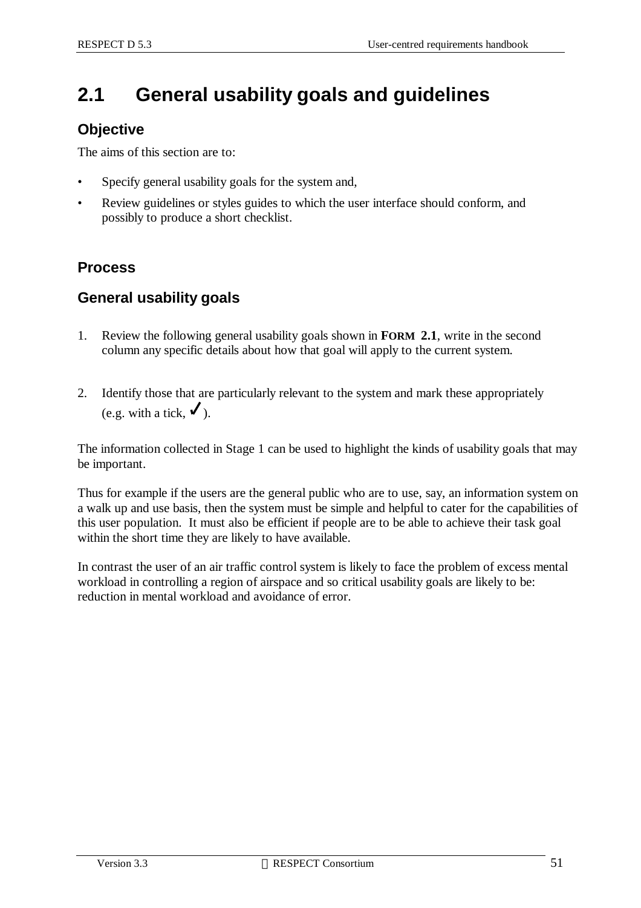## 2.1 General usability goals and guidelines

### Objective

The aims of this section are to:

- Specify general usability goals for the system and,
- Review guidelines or styles guides to which the user interface should conform, and possibly to produce a short checklist.

### Process

### General usability goals

1. Review the following general usability goals shown in **FORM 2.1**, write in the second column any specific details about how that goal will apply to the current system.

2. Identify those that are particularly relevant to the system and mark these appropriately (e.g. with a tick, ✓).

The information collected in Stage 1 can be used to highlight the kinds of usability goals that may be important.

Thus for example if the users are the general public who are to use, say, an information system on a walk up and use basis, then the system must be simple and helpful to cater for the capabilities of this user population. It must also be efficient if people are to be able to achieve their task goal within the short time they are likely to have available.

In contrast the user of an air traffic control system is likely to face the problem of excess mental workload in controlling a region of airspace and so critical usability goals are likely to be: reduction in mental workload and avoidance of error.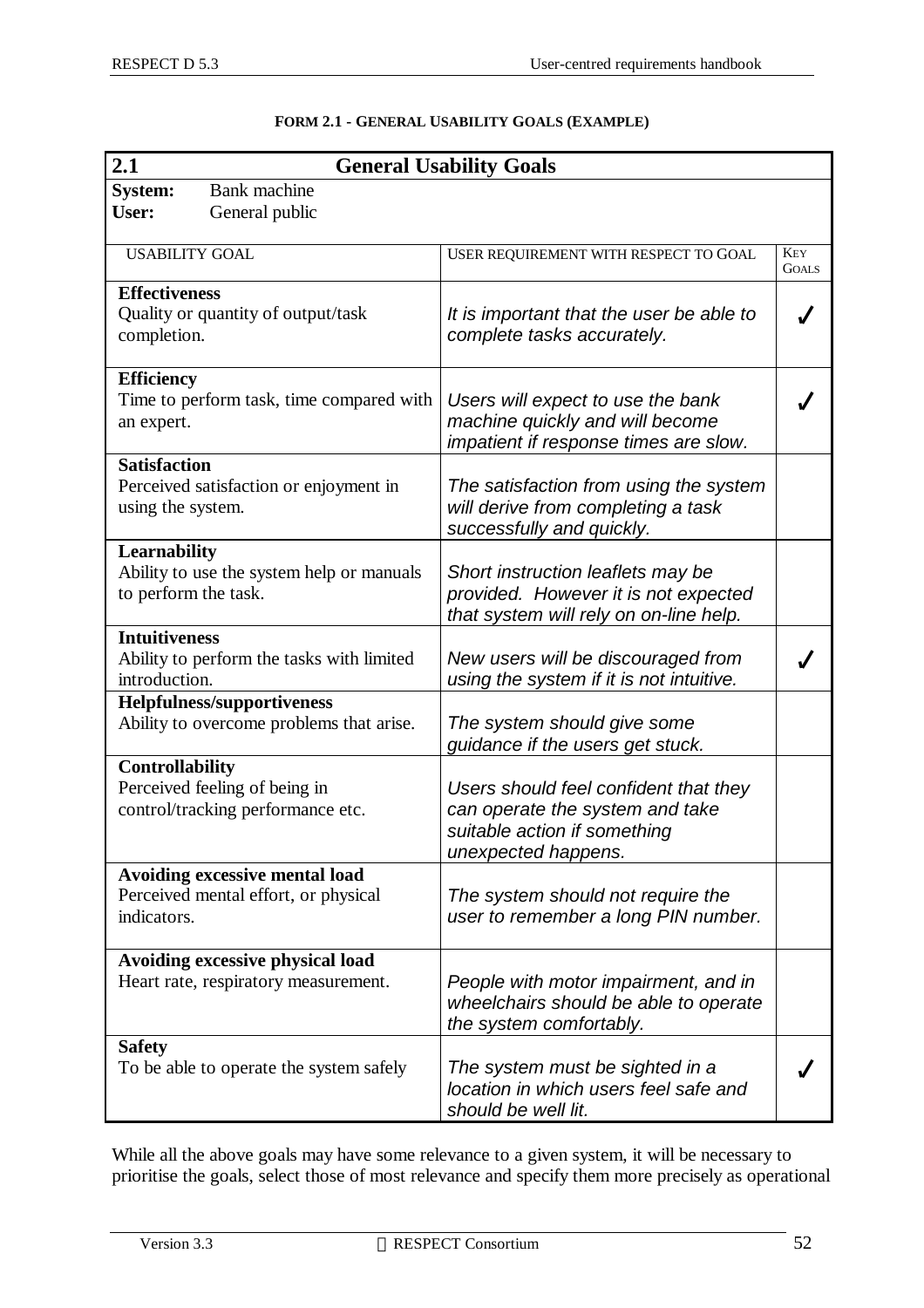**FORM 2.1 - GENERAL USABILITY GOALS (EXAMPLE)**

| 2.1 General Usability Goals | | |
|---|---|---|
| **System:** Bank machine<br>**User:** General public | | |
| USABILITY GOAL | USER REQUIREMENT WITH RESPECT TO GOAL | KEY GOALS |
| **Effectiveness**<br>Quality or quantity of output/task completion. | *It is important that the user be able to complete tasks accurately.* | ✓ |
| **Efficiency**<br>Time to perform task, time compared with an expert. | *Users will expect to use the bank machine quickly and will become impatient if response times are slow.* | ✓ |
| **Satisfaction**<br>Perceived satisfaction or enjoyment in using the system. | *The satisfaction from using the system will derive from completing a task successfully and quickly.* | |
| **Learnability**<br>Ability to use the system help or manuals to perform the task. | *Short instruction leaflets may be provided. However it is not expected that system will rely on on-line help.* | |
| **Intuitiveness**<br>Ability to perform the tasks with limited introduction. | *New users will be discouraged from using the system if it is not intuitive.* | ✓ |
| **Helpfulness/supportiveness**<br>Ability to overcome problems that arise. | *The system should give some guidance if the users get stuck.* | |
| **Controllability**<br>Perceived feeling of being in control/tracking performance etc. | *Users should feel confident that they can operate the system and take suitable action if something unexpected happens.* | |
| **Avoiding excessive mental load**<br>Perceived mental effort, or physical indicators. | *The system should not require the user to remember a long PIN number.* | |
| **Avoiding excessive physical load**<br>Heart rate, respiratory measurement. | *People with motor impairment, and in wheelchairs should be able to operate the system comfortably.* | |
| **Safety**<br>To be able to operate the system safely | *The system must be sighted in a location in which users feel safe and should be well lit.* | ✓ |

While all the above goals may have some relevance to a given system, it will be necessary to prioritise the goals, select those of most relevance and specify them more precisely as operational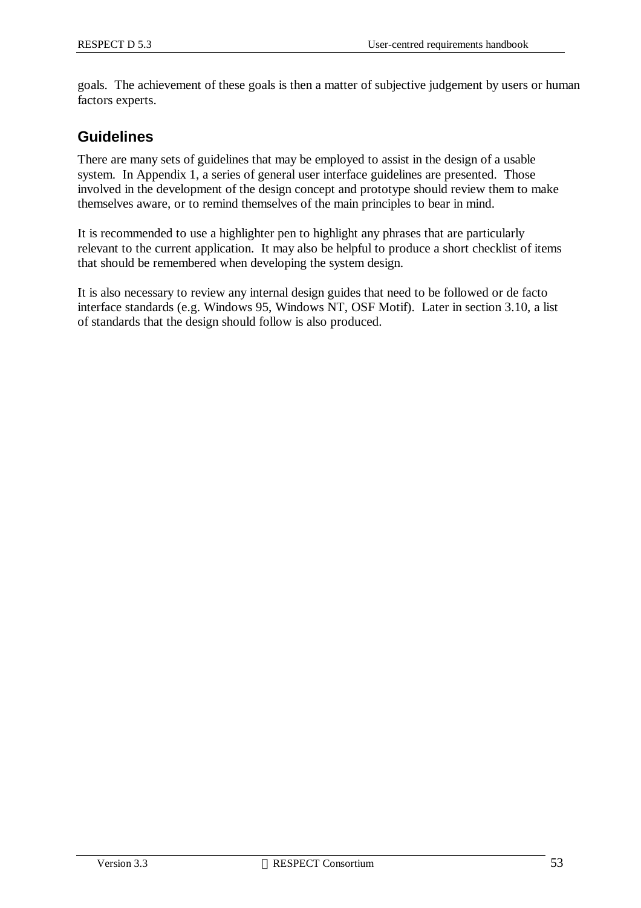goals. The achievement of these goals is then a matter of subjective judgement by users or human factors experts.

## Guidelines

There are many sets of guidelines that may be employed to assist in the design of a usable system. In Appendix 1, a series of general user interface guidelines are presented. Those involved in the development of the design concept and prototype should review them to make themselves aware, or to remind themselves of the main principles to bear in mind.

It is recommended to use a highlighter pen to highlight any phrases that are particularly relevant to the current application. It may also be helpful to produce a short checklist of items that should be remembered when developing the system design.

It is also necessary to review any internal design guides that need to be followed or de facto interface standards (e.g. Windows 95, Windows NT, OSF Motif). Later in section 3.10, a list of standards that the design should follow is also produced.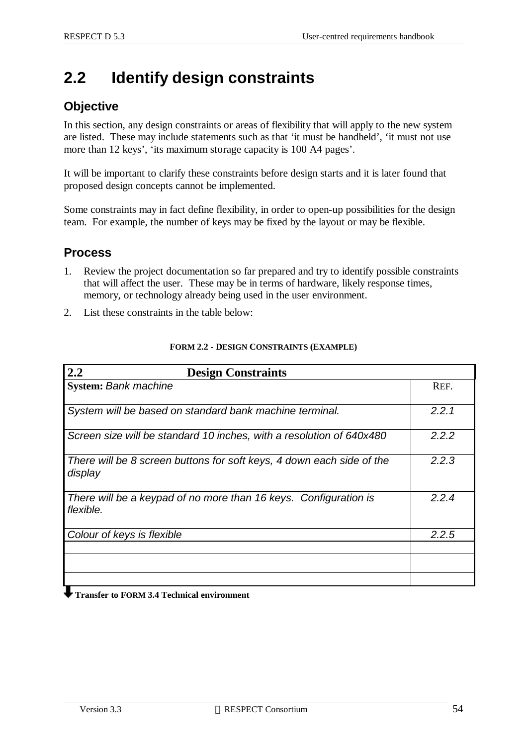## 2.2 Identify design constraints

### Objective

In this section, any design constraints or areas of flexibility that will apply to the new system are listed. These may include statements such as that 'it must be handheld', 'it must not use more than 12 keys', 'its maximum storage capacity is 100 A4 pages'.

It will be important to clarify these constraints before design starts and it is later found that proposed design concepts cannot be implemented.

Some constraints may in fact define flexibility, in order to open-up possibilities for the design team. For example, the number of keys may be fixed by the layout or may be flexible.

### Process

1. Review the project documentation so far prepared and try to identify possible constraints that will affect the user. These may be in terms of hardware, likely response times, memory, or technology already being used in the user environment.
2. List these constraints in the table below:

**FORM 2.2 - DESIGN CONSTRAINTS (EXAMPLE)**

| **2.2 Design Constraints** | |
|---|---|
| **System:** *Bank machine* | REF. |
| *System will be based on standard bank machine terminal.* | *2.2.1* |
| *Screen size will be standard 10 inches, with a resolution of 640x480* | *2.2.2* |
| *There will be 8 screen buttons for soft keys, 4 down each side of the display* | *2.2.3* |
| *There will be a keypad of no more than 16 keys. Configuration is flexible.* | *2.2.4* |
| *Colour of keys is flexible* | *2.2.5* |
| | |
| | |
| | |

**Transfer to FORM 3.4 Technical environment**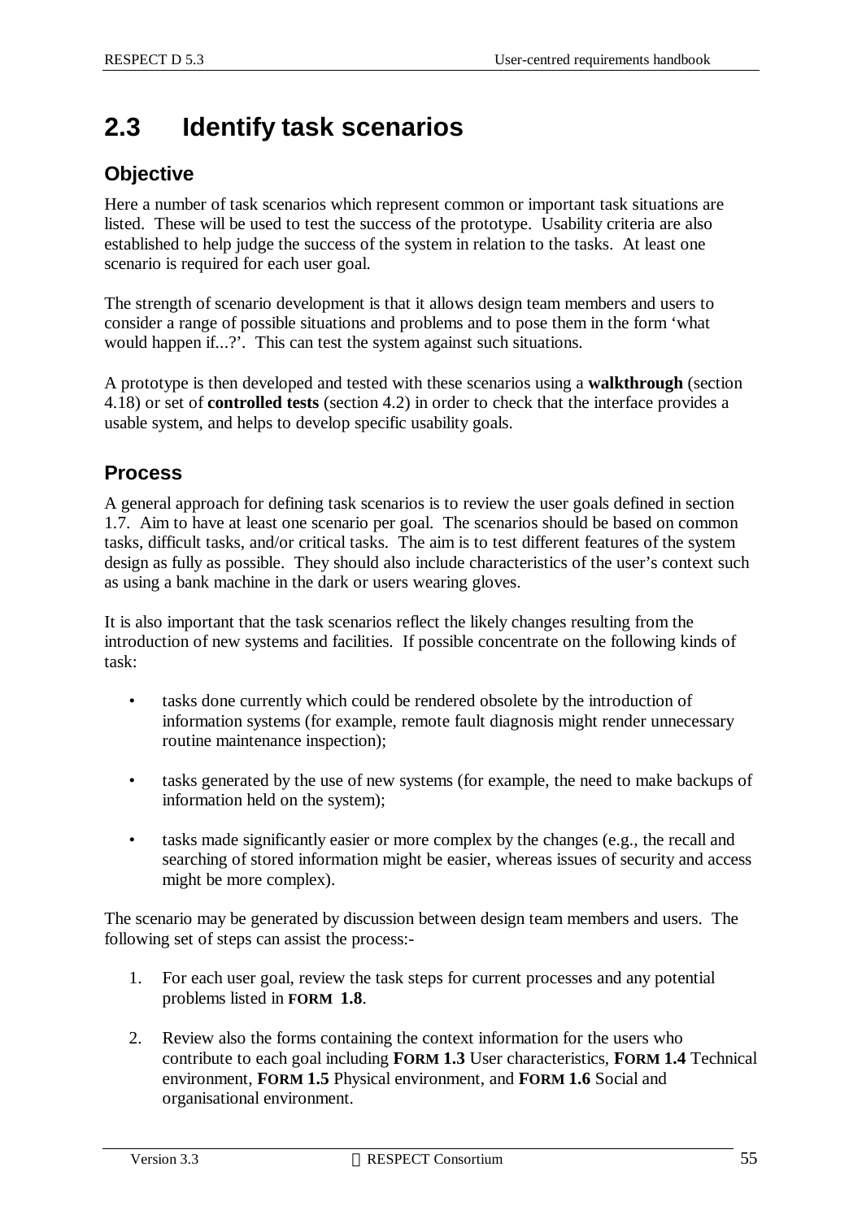## 2.3 Identify task scenarios

### Objective

Here a number of task scenarios which represent common or important task situations are listed. These will be used to test the success of the prototype. Usability criteria are also established to help judge the success of the system in relation to the tasks. At least one scenario is required for each user goal.

The strength of scenario development is that it allows design team members and users to consider a range of possible situations and problems and to pose them in the form 'what would happen if...?'. This can test the system against such situations.

A prototype is then developed and tested with these scenarios using a **walkthrough** (section 4.18) or set of **controlled tests** (section 4.2) in order to check that the interface provides a usable system, and helps to develop specific usability goals.

### Process

A general approach for defining task scenarios is to review the user goals defined in section 1.7. Aim to have at least one scenario per goal. The scenarios should be based on common tasks, difficult tasks, and/or critical tasks. The aim is to test different features of the system design as fully as possible. They should also include characteristics of the user's context such as using a bank machine in the dark or users wearing gloves.

It is also important that the task scenarios reflect the likely changes resulting from the introduction of new systems and facilities. If possible concentrate on the following kinds of task:

- tasks done currently which could be rendered obsolete by the introduction of information systems (for example, remote fault diagnosis might render unnecessary routine maintenance inspection);
- tasks generated by the use of new systems (for example, the need to make backups of information held on the system);
- tasks made significantly easier or more complex by the changes (e.g., the recall and searching of stored information might be easier, whereas issues of security and access might be more complex).

The scenario may be generated by discussion between design team members and users. The following set of steps can assist the process:-

1. For each user goal, review the task steps for current processes and any potential problems listed in **FORM 1.8**.
2. Review also the forms containing the context information for the users who contribute to each goal including **FORM 1.3** User characteristics, **FORM 1.4** Technical environment, **FORM 1.5** Physical environment, and **FORM 1.6** Social and organisational environment.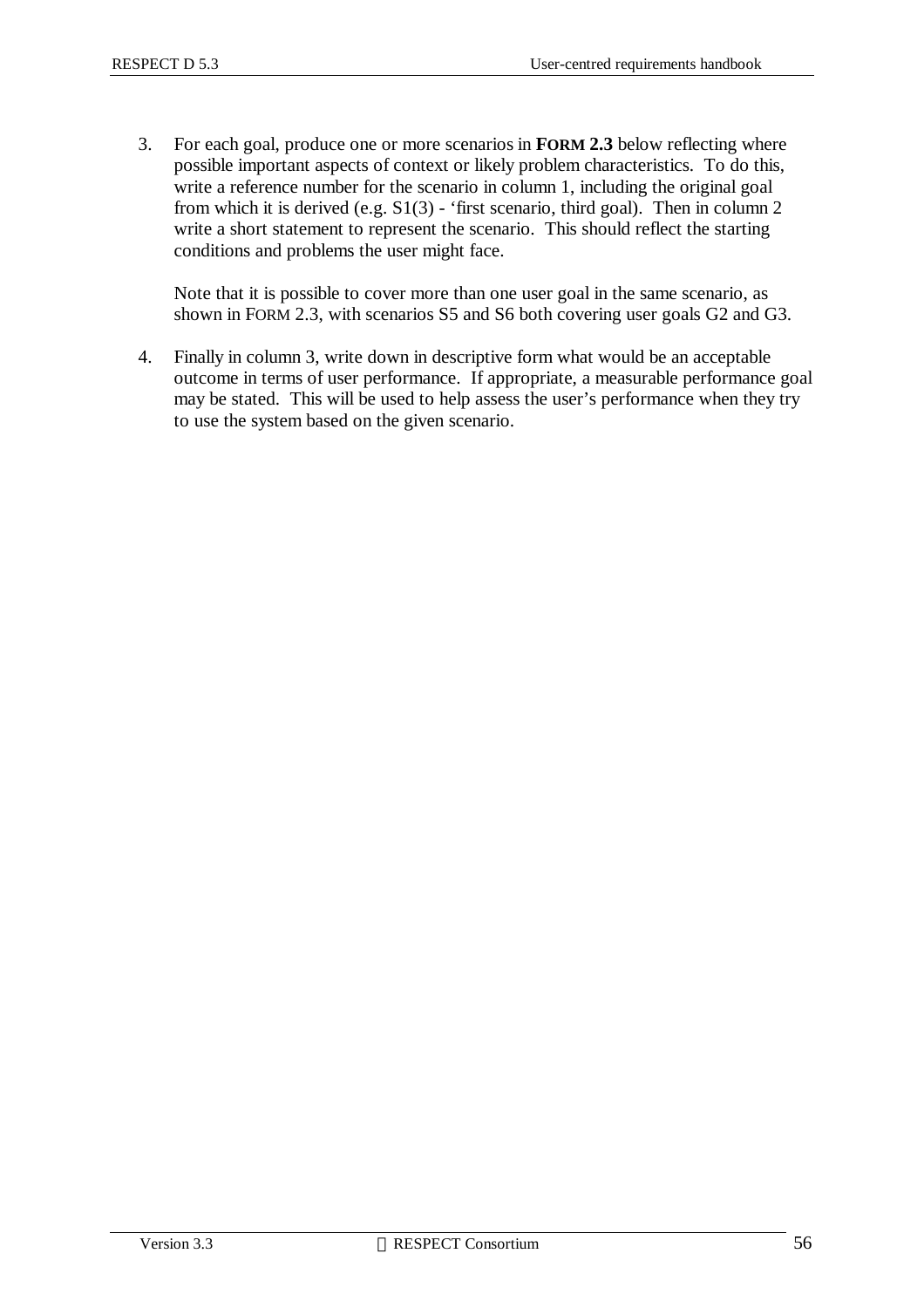3. For each goal, produce one or more scenarios in **FORM 2.3** below reflecting where possible important aspects of context or likely problem characteristics. To do this, write a reference number for the scenario in column 1, including the original goal from which it is derived (e.g. S1(3) - 'first scenario, third goal). Then in column 2 write a short statement to represent the scenario. This should reflect the starting conditions and problems the user might face.

   Note that it is possible to cover more than one user goal in the same scenario, as shown in FORM 2.3, with scenarios S5 and S6 both covering user goals G2 and G3.

4. Finally in column 3, write down in descriptive form what would be an acceptable outcome in terms of user performance. If appropriate, a measurable performance goal may be stated. This will be used to help assess the user's performance when they try to use the system based on the given scenario.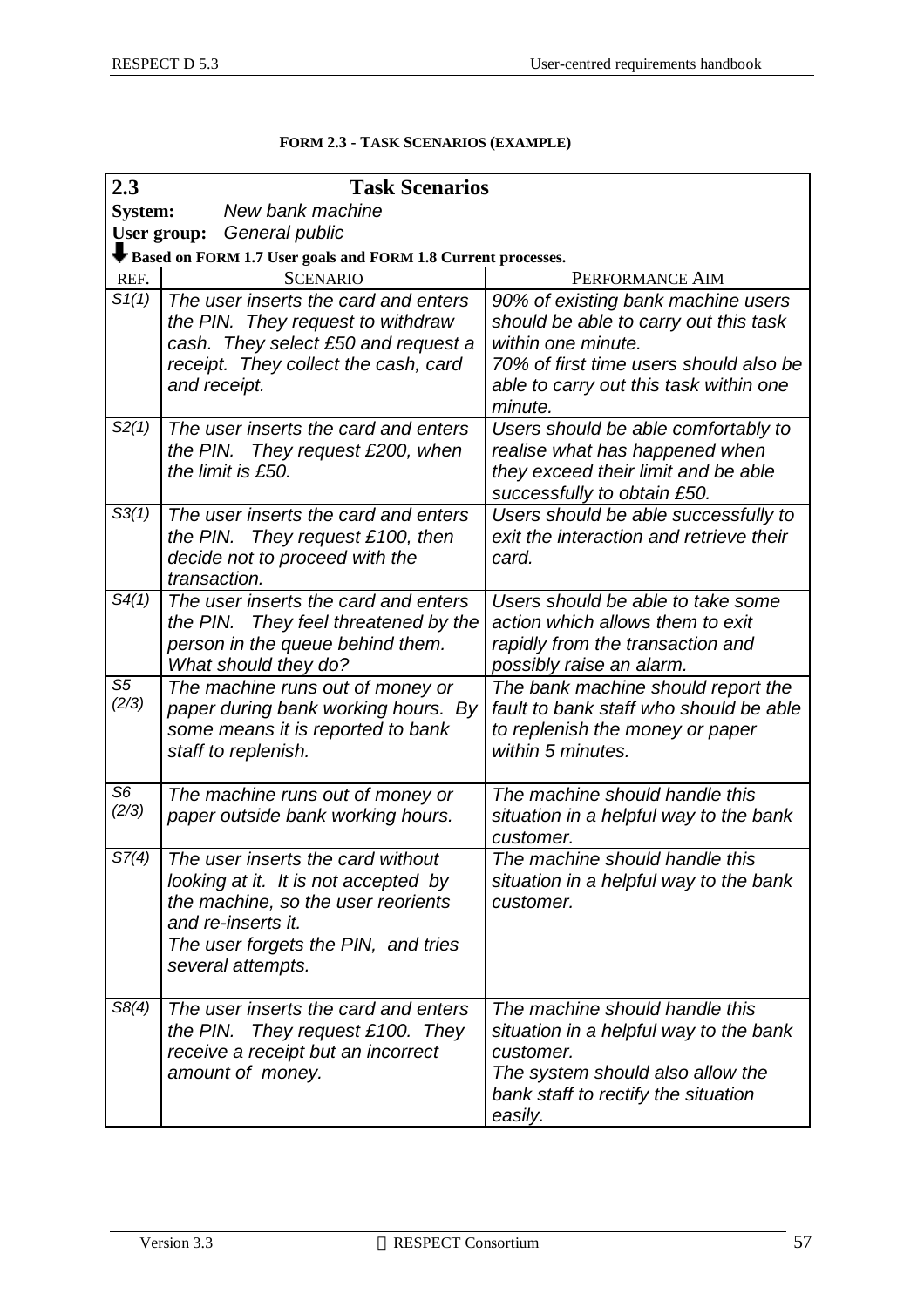**FORM 2.3 - TASK SCENARIOS (EXAMPLE)**

| **2.3** | **Task Scenarios** | |
|---|---|---|
| **System:** *New bank machine* | | |
| **User group:** *General public* | | |
| **Based on FORM 1.7 User goals and FORM 1.8 Current processes.** | | |
| REF. | SCENARIO | PERFORMANCE AIM |
| *S1(1)* | *The user inserts the card and enters the PIN. They request to withdraw cash. They select £50 and request a receipt. They collect the cash, card and receipt.* | *90% of existing bank machine users should be able to carry out this task within one minute.* <br> *70% of first time users should also be able to carry out this task within one minute.* |
| *S2(1)* | *The user inserts the card and enters the PIN. They request £200, when the limit is £50.* | *Users should be able comfortably to realise what has happened when they exceed their limit and be able successfully to obtain £50.* |
| *S3(1)* | *The user inserts the card and enters the PIN. They request £100, then decide not to proceed with the transaction.* | *Users should be able successfully to exit the interaction and retrieve their card.* |
| *S4(1)* | *The user inserts the card and enters the PIN. They feel threatened by the person in the queue behind them. What should they do?* | *Users should be able to take some action which allows them to exit rapidly from the transaction and possibly raise an alarm.* |
| *S5 (2/3)* | *The machine runs out of money or paper during bank working hours. By some means it is reported to bank staff to replenish.* | *The bank machine should report the fault to bank staff who should be able to replenish the money or paper within 5 minutes.* |
| *S6 (2/3)* | *The machine runs out of money or paper outside bank working hours.* | *The machine should handle this situation in a helpful way to the bank customer.* |
| *S7(4)* | *The user inserts the card without looking at it. It is not accepted by the machine, so the user reorients and re-inserts it.* <br> *The user forgets the PIN, and tries several attempts.* | *The machine should handle this situation in a helpful way to the bank customer.* |
| *S8(4)* | *The user inserts the card and enters the PIN. They request £100. They receive a receipt but an incorrect amount of money.* | *The machine should handle this situation in a helpful way to the bank customer.* <br> *The system should also allow the bank staff to rectify the situation easily.* |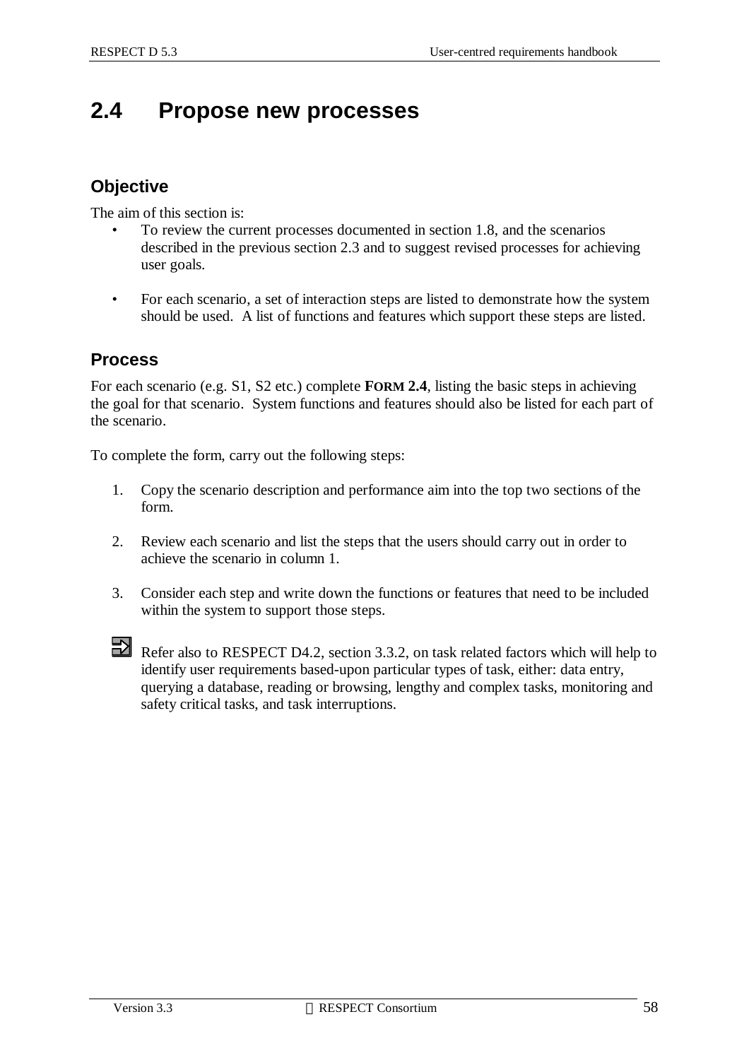## 2.4 Propose new processes

### Objective

The aim of this section is:

- To review the current processes documented in section 1.8, and the scenarios described in the previous section 2.3 and to suggest revised processes for achieving user goals.

- For each scenario, a set of interaction steps are listed to demonstrate how the system should be used. A list of functions and features which support these steps are listed.

### Process

For each scenario (e.g. S1, S2 etc.) complete **FORM 2.4**, listing the basic steps in achieving the goal for that scenario. System functions and features should also be listed for each part of the scenario.

To complete the form, carry out the following steps:

1. Copy the scenario description and performance aim into the top two sections of the form.

2. Review each scenario and list the steps that the users should carry out in order to achieve the scenario in column 1.

3. Consider each step and write down the functions or features that need to be included within the system to support those steps.

Refer also to RESPECT D4.2, section 3.3.2, on task related factors which will help to identify user requirements based-upon particular types of task, either: data entry, querying a database, reading or browsing, lengthy and complex tasks, monitoring and safety critical tasks, and task interruptions.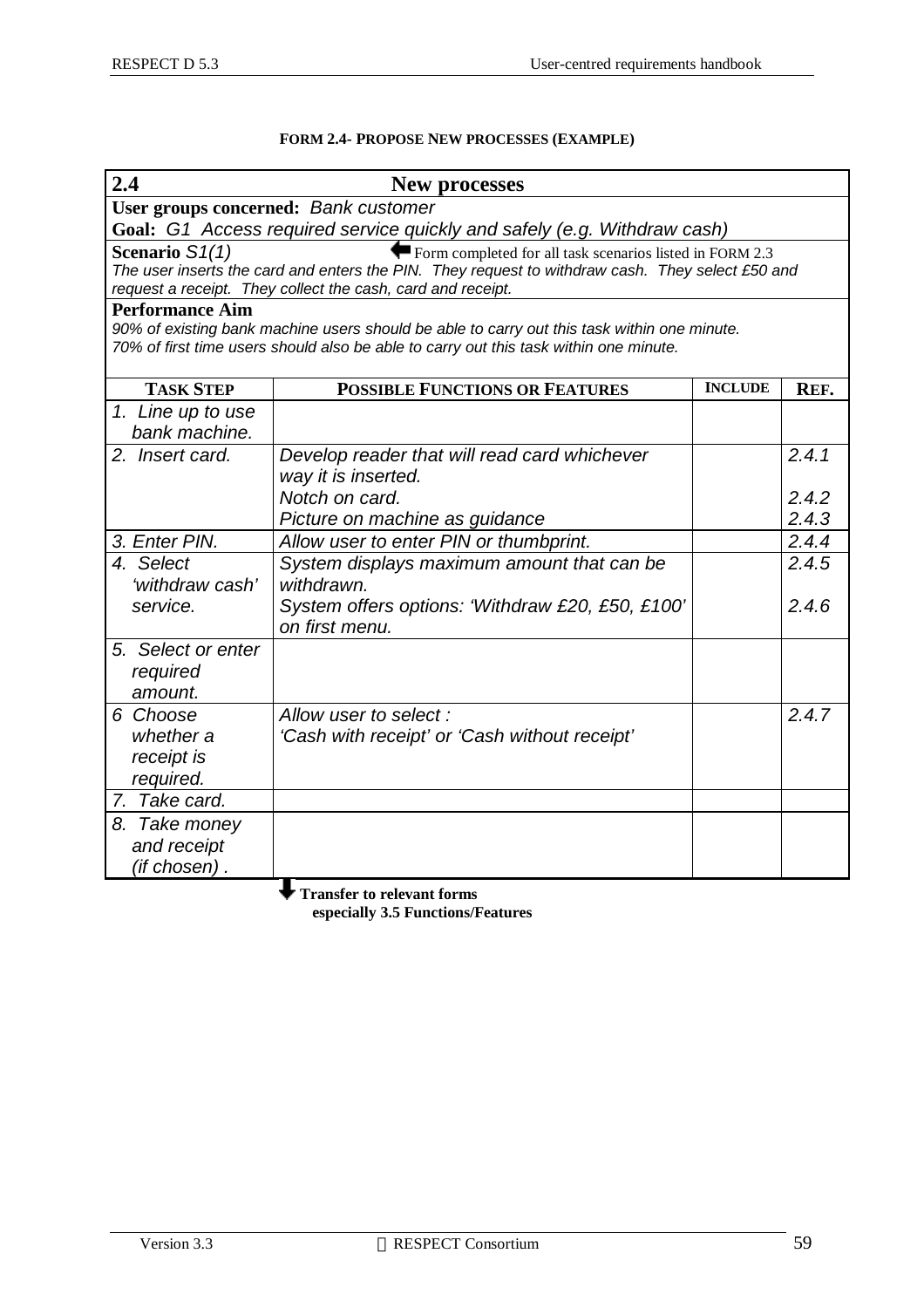**FORM 2.4- PROPOSE NEW PROCESSES (EXAMPLE)**

| **2.4** | **New processes** | | |
|---|---|---|---|
| **User groups concerned:** *Bank customer* | | | |
| **Goal:** *G1 Access required service quickly and safely (e.g. Withdraw cash)* | | | |
| **Scenario** *S1(1)* ← Form completed for all task scenarios listed in FORM 2.3<br>*The user inserts the card and enters the PIN. They request to withdraw cash. They select £50 and request a receipt. They collect the cash, card and receipt.* | | | |
| **Performance Aim**<br>*90% of existing bank machine users should be able to carry out this task within one minute.*<br>*70% of first time users should also be able to carry out this task within one minute.* | | | |
| **TASK STEP** | **POSSIBLE FUNCTIONS OR FEATURES** | **INCLUDE** | **REF.** |
| *1. Line up to use bank machine.* | | | |
| *2. Insert card.* | *Develop reader that will read card whichever way it is inserted.*<br>*Notch on card.*<br>*Picture on machine as guidance* | | *2.4.1*<br>*2.4.2*<br>*2.4.3* |
| *3. Enter PIN.* | *Allow user to enter PIN or thumbprint.* | | *2.4.4* |
| *4. Select 'withdraw cash' service.* | *System displays maximum amount that can be withdrawn.*<br>*System offers options: 'Withdraw £20, £50, £100' on first menu.* | | *2.4.5*<br>*2.4.6* |
| *5. Select or enter required amount.* | | | |
| *6 Choose whether a receipt is required.* | *Allow user to select :*<br>*'Cash with receipt' or 'Cash without receipt'* | | *2.4.7* |
| *7. Take card.* | | | |
| *8. Take money and receipt (if chosen) .* | | | |

↓ **Transfer to relevant forms especially 3.5 Functions/Features**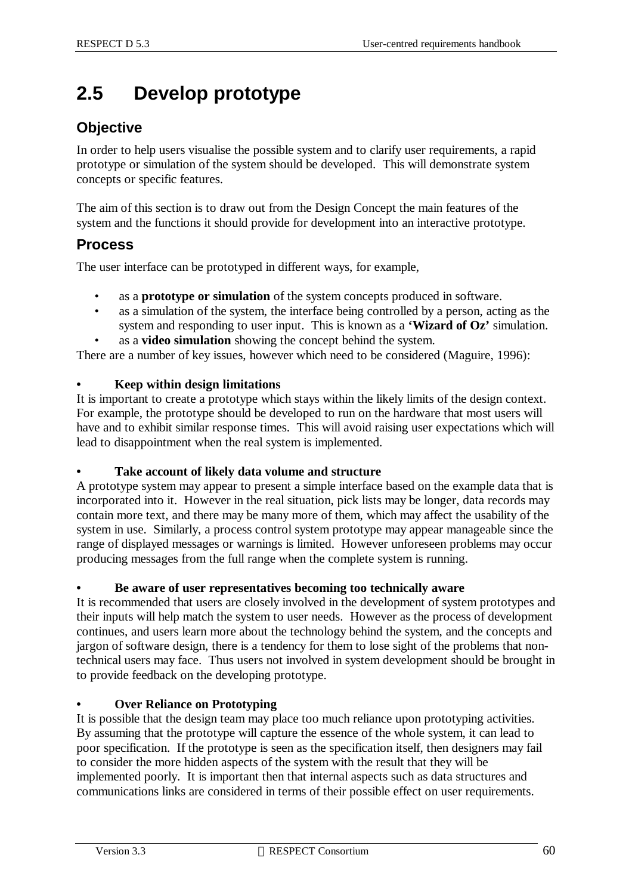## 2.5 Develop prototype

### Objective

In order to help users visualise the possible system and to clarify user requirements, a rapid prototype or simulation of the system should be developed. This will demonstrate system concepts or specific features.

The aim of this section is to draw out from the Design Concept the main features of the system and the functions it should provide for development into an interactive prototype.

### Process

The user interface can be prototyped in different ways, for example,

- as a **prototype or simulation** of the system concepts produced in software.
- as a simulation of the system, the interface being controlled by a person, acting as the system and responding to user input. This is known as a **'Wizard of Oz'** simulation.
- as a **video simulation** showing the concept behind the system.

There are a number of key issues, however which need to be considered (Maguire, 1996):

- **Keep within design limitations**

It is important to create a prototype which stays within the likely limits of the design context. For example, the prototype should be developed to run on the hardware that most users will have and to exhibit similar response times. This will avoid raising user expectations which will lead to disappointment when the real system is implemented.

- **Take account of likely data volume and structure**

A prototype system may appear to present a simple interface based on the example data that is incorporated into it. However in the real situation, pick lists may be longer, data records may contain more text, and there may be many more of them, which may affect the usability of the system in use. Similarly, a process control system prototype may appear manageable since the range of displayed messages or warnings is limited. However unforeseen problems may occur producing messages from the full range when the complete system is running.

- **Be aware of user representatives becoming too technically aware**

It is recommended that users are closely involved in the development of system prototypes and their inputs will help match the system to user needs. However as the process of development continues, and users learn more about the technology behind the system, and the concepts and jargon of software design, there is a tendency for them to lose sight of the problems that non-technical users may face. Thus users not involved in system development should be brought in to provide feedback on the developing prototype.

- **Over Reliance on Prototyping**

It is possible that the design team may place too much reliance upon prototyping activities. By assuming that the prototype will capture the essence of the whole system, it can lead to poor specification. If the prototype is seen as the specification itself, then designers may fail to consider the more hidden aspects of the system with the result that they will be implemented poorly. It is important then that internal aspects such as data structures and communications links are considered in terms of their possible effect on user requirements.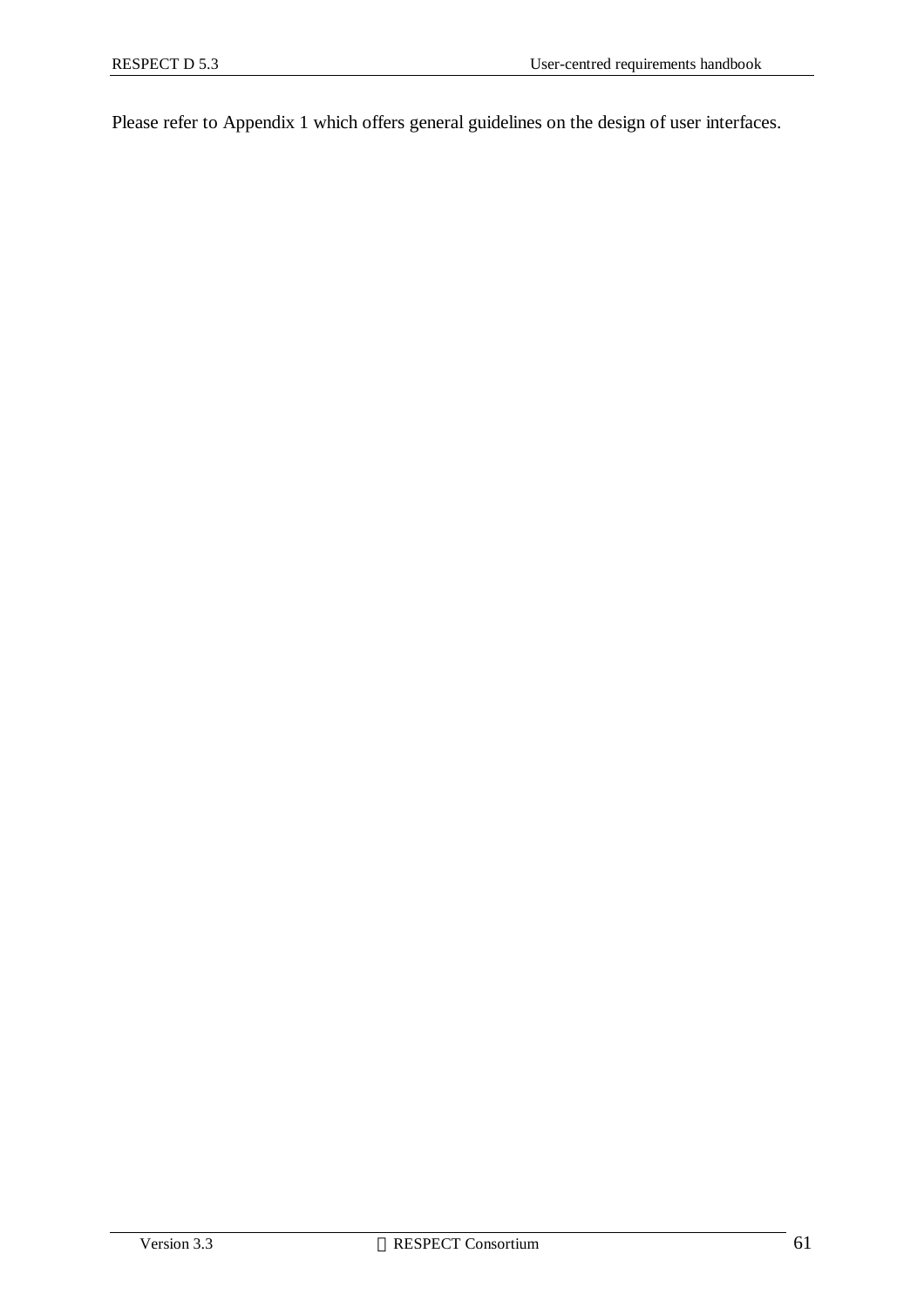Please refer to Appendix 1 which offers general guidelines on the design of user interfaces.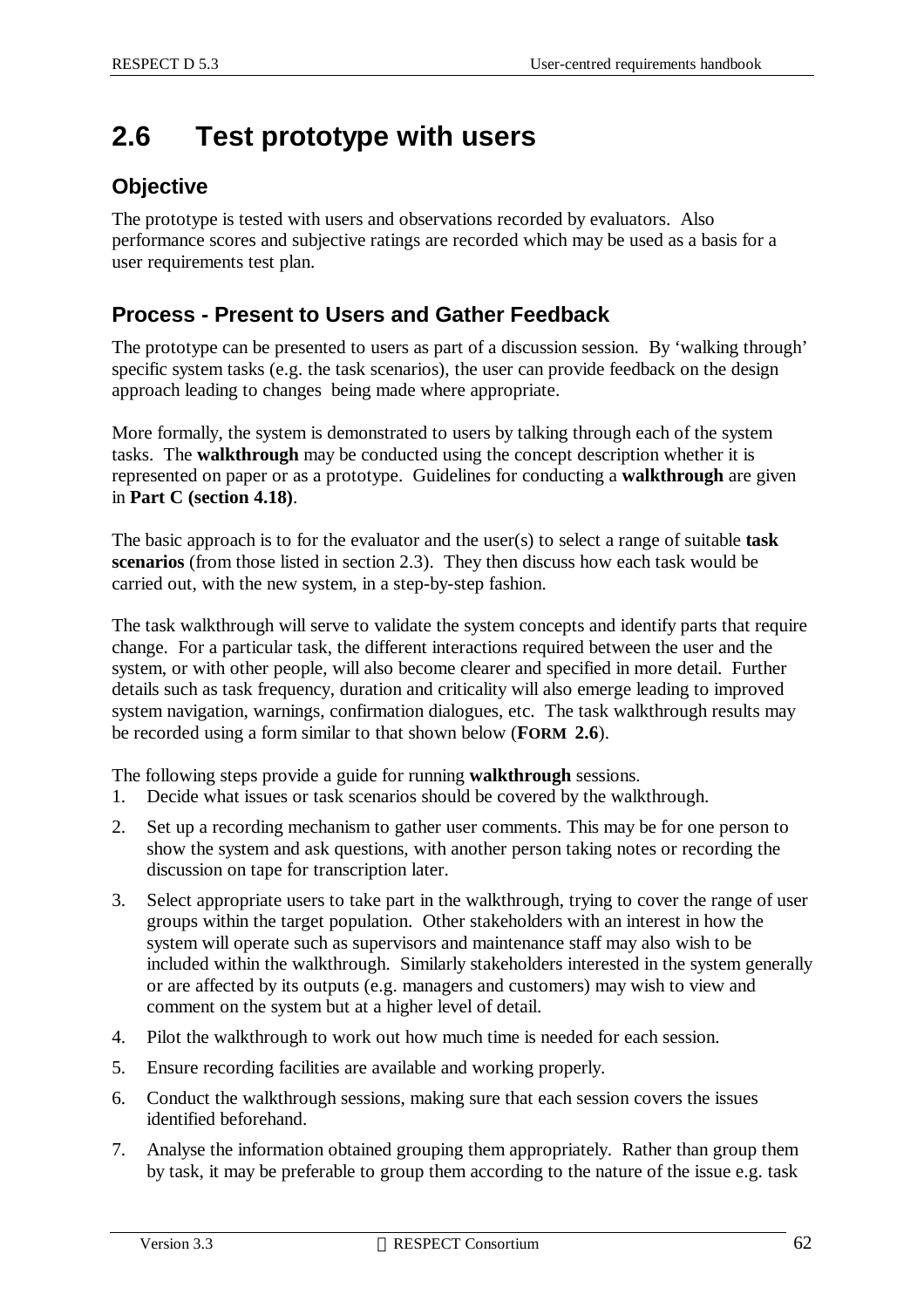## 2.6 Test prototype with users

### Objective

The prototype is tested with users and observations recorded by evaluators. Also performance scores and subjective ratings are recorded which may be used as a basis for a user requirements test plan.

### Process - Present to Users and Gather Feedback

The prototype can be presented to users as part of a discussion session. By 'walking through' specific system tasks (e.g. the task scenarios), the user can provide feedback on the design approach leading to changes being made where appropriate.

More formally, the system is demonstrated to users by talking through each of the system tasks. The **walkthrough** may be conducted using the concept description whether it is represented on paper or as a prototype. Guidelines for conducting a **walkthrough** are given in **Part C (section 4.18)**.

The basic approach is to for the evaluator and the user(s) to select a range of suitable **task scenarios** (from those listed in section 2.3). They then discuss how each task would be carried out, with the new system, in a step-by-step fashion.

The task walkthrough will serve to validate the system concepts and identify parts that require change. For a particular task, the different interactions required between the user and the system, or with other people, will also become clearer and specified in more detail. Further details such as task frequency, duration and criticality will also emerge leading to improved system navigation, warnings, confirmation dialogues, etc. The task walkthrough results may be recorded using a form similar to that shown below (**FORM 2.6**).

The following steps provide a guide for running **walkthrough** sessions.

1. Decide what issues or task scenarios should be covered by the walkthrough.
2. Set up a recording mechanism to gather user comments. This may be for one person to show the system and ask questions, with another person taking notes or recording the discussion on tape for transcription later.
3. Select appropriate users to take part in the walkthrough, trying to cover the range of user groups within the target population. Other stakeholders with an interest in how the system will operate such as supervisors and maintenance staff may also wish to be included within the walkthrough. Similarly stakeholders interested in the system generally or are affected by its outputs (e.g. managers and customers) may wish to view and comment on the system but at a higher level of detail.
4. Pilot the walkthrough to work out how much time is needed for each session.
5. Ensure recording facilities are available and working properly.
6. Conduct the walkthrough sessions, making sure that each session covers the issues identified beforehand.
7. Analyse the information obtained grouping them appropriately. Rather than group them by task, it may be preferable to group them according to the nature of the issue e.g. task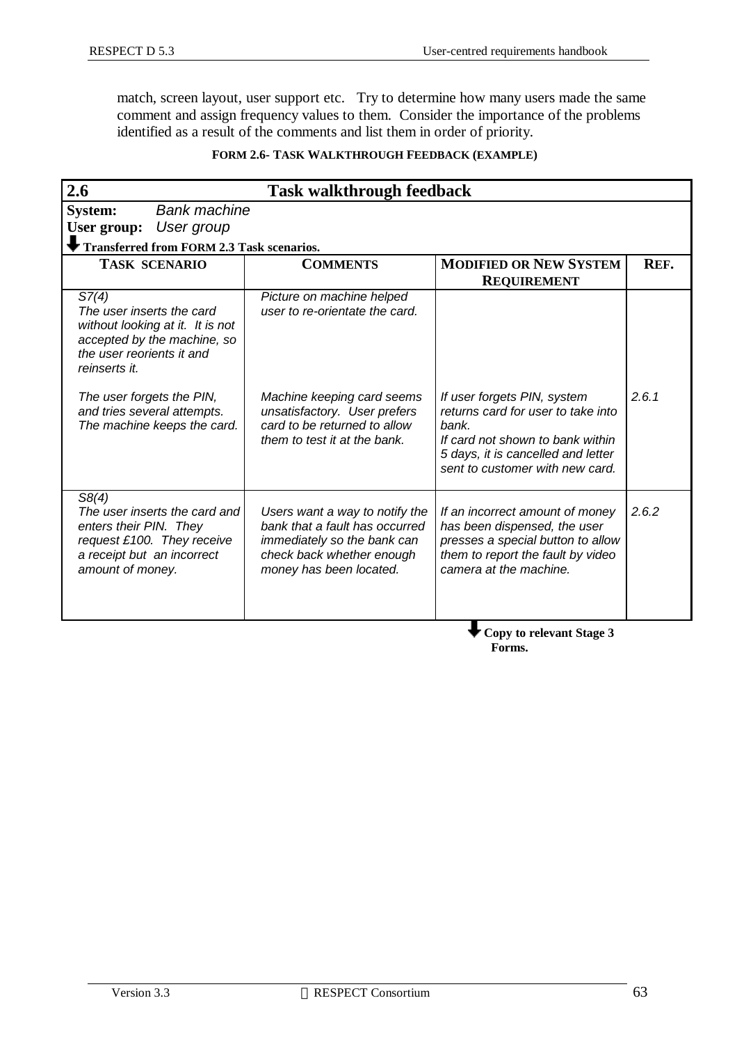match, screen layout, user support etc. Try to determine how many users made the same comment and assign frequency values to them. Consider the importance of the problems identified as a result of the comments and list them in order of priority.

**FORM 2.6- TASK WALKTHROUGH FEEDBACK (EXAMPLE)**

| **2.6** | **Task walkthrough feedback** | | |
|---|---|---|---|
| **System:** *Bank machine* | | | |
| **User group:** *User group* | | | |
| ⬇ **Transferred from FORM 2.3 Task scenarios.** | | | |
| **TASK SCENARIO** | **COMMENTS** | **MODIFIED OR NEW SYSTEM REQUIREMENT** | **REF.** |
| *S7(4)* *The user inserts the card without looking at it. It is not accepted by the machine, so the user reorients it and reinserts it.* | *Picture on machine helped user to re-orientate the card.* | | |
| *The user forgets the PIN, and tries several attempts. The machine keeps the card.* | *Machine keeping card seems unsatisfactory. User prefers card to be returned to allow them to test it at the bank.* | *If user forgets PIN, system returns card for user to take into bank.* *If card not shown to bank within 5 days, it is cancelled and letter sent to customer with new card.* | *2.6.1* |
| *S8(4)* *The user inserts the card and enters their PIN. They request £100. They receive a receipt but an incorrect amount of money.* | *Users want a way to notify the bank that a fault has occurred immediately so the bank can check back whether enough money has been located.* | *If an incorrect amount of money has been dispensed, the user presses a special button to allow them to report the fault by video camera at the machine.* | *2.6.2* |

⬇ **Copy to relevant Stage 3 Forms.**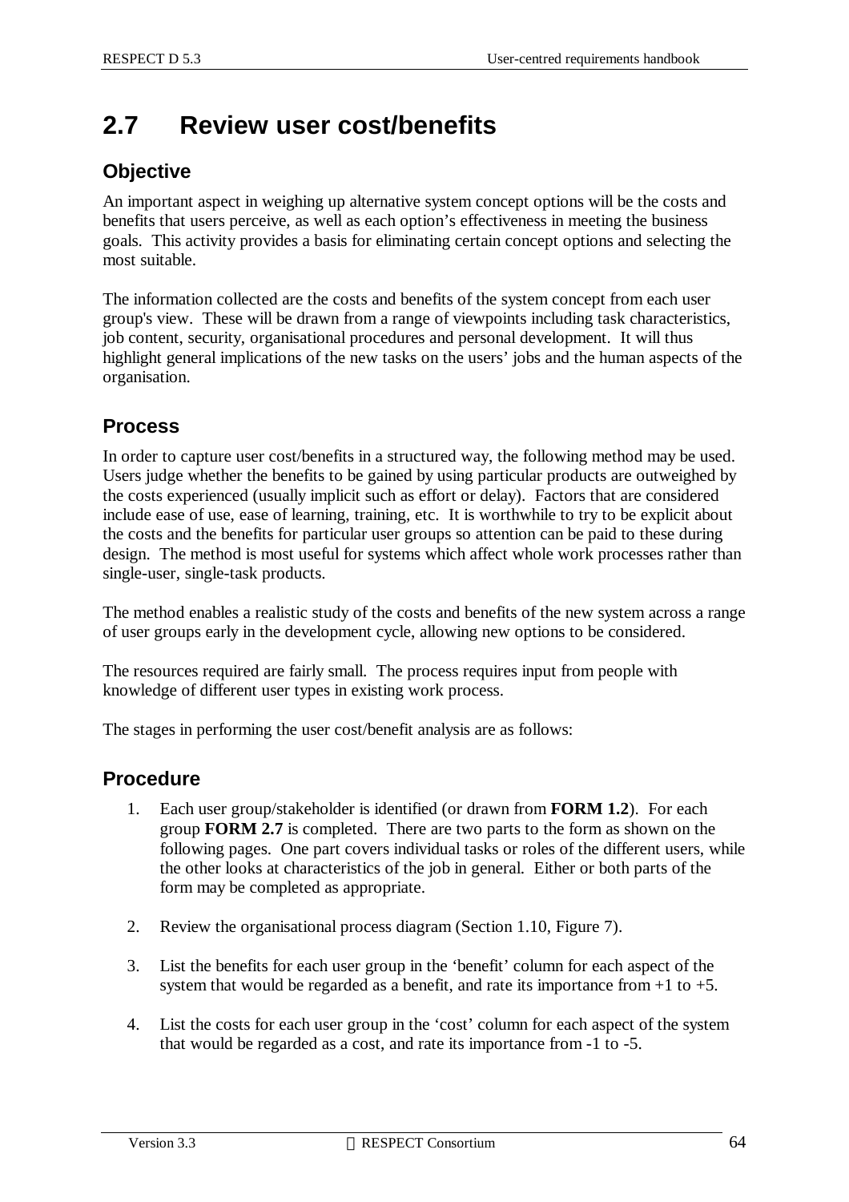# 2.7 Review user cost/benefits

## Objective

An important aspect in weighing up alternative system concept options will be the costs and benefits that users perceive, as well as each option's effectiveness in meeting the business goals. This activity provides a basis for eliminating certain concept options and selecting the most suitable.

The information collected are the costs and benefits of the system concept from each user group's view. These will be drawn from a range of viewpoints including task characteristics, job content, security, organisational procedures and personal development. It will thus highlight general implications of the new tasks on the users' jobs and the human aspects of the organisation.

## Process

In order to capture user cost/benefits in a structured way, the following method may be used. Users judge whether the benefits to be gained by using particular products are outweighed by the costs experienced (usually implicit such as effort or delay). Factors that are considered include ease of use, ease of learning, training, etc. It is worthwhile to try to be explicit about the costs and the benefits for particular user groups so attention can be paid to these during design. The method is most useful for systems which affect whole work processes rather than single-user, single-task products.

The method enables a realistic study of the costs and benefits of the new system across a range of user groups early in the development cycle, allowing new options to be considered.

The resources required are fairly small. The process requires input from people with knowledge of different user types in existing work process.

The stages in performing the user cost/benefit analysis are as follows:

## Procedure

1. Each user group/stakeholder is identified (or drawn from **FORM 1.2**). For each group **FORM 2.7** is completed. There are two parts to the form as shown on the following pages. One part covers individual tasks or roles of the different users, while the other looks at characteristics of the job in general. Either or both parts of the form may be completed as appropriate.

2. Review the organisational process diagram (Section 1.10, Figure 7).

3. List the benefits for each user group in the 'benefit' column for each aspect of the system that would be regarded as a benefit, and rate its importance from +1 to +5.

4. List the costs for each user group in the 'cost' column for each aspect of the system that would be regarded as a cost, and rate its importance from -1 to -5.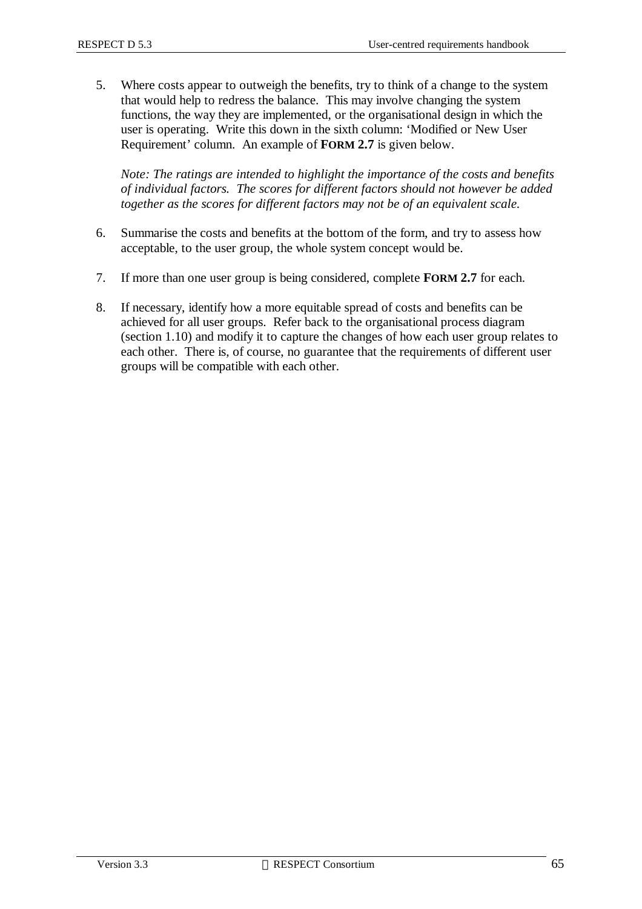5. Where costs appear to outweigh the benefits, try to think of a change to the system that would help to redress the balance. This may involve changing the system functions, the way they are implemented, or the organisational design in which the user is operating. Write this down in the sixth column: 'Modified or New User Requirement' column. An example of **FORM 2.7** is given below.

   *Note: The ratings are intended to highlight the importance of the costs and benefits of individual factors. The scores for different factors should not however be added together as the scores for different factors may not be of an equivalent scale.*

6. Summarise the costs and benefits at the bottom of the form, and try to assess how acceptable, to the user group, the whole system concept would be.

7. If more than one user group is being considered, complete **FORM 2.7** for each.

8. If necessary, identify how a more equitable spread of costs and benefits can be achieved for all user groups. Refer back to the organisational process diagram (section 1.10) and modify it to capture the changes of how each user group relates to each other. There is, of course, no guarantee that the requirements of different user groups will be compatible with each other.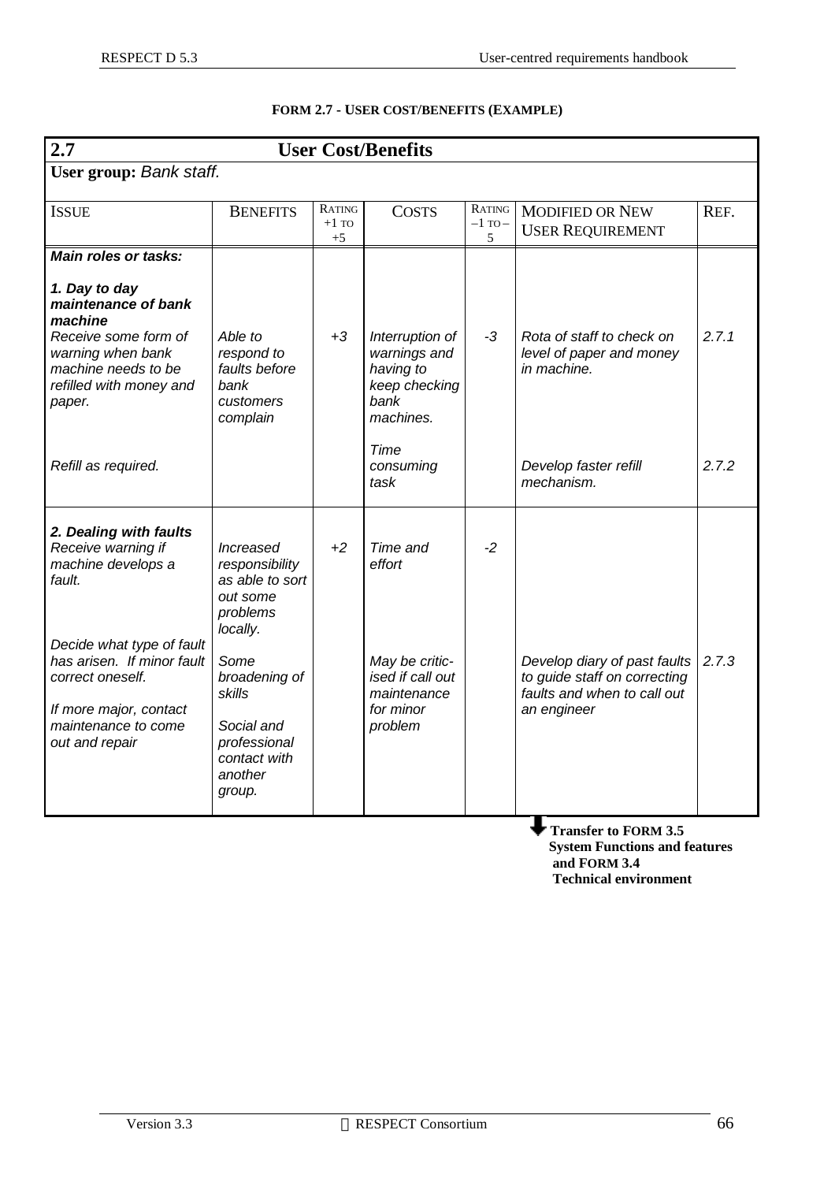**FORM 2.7 - USER COST/BENEFITS (EXAMPLE)**

| **2.7** | **User Cost/Benefits** | | | | | |
|---|---|---|---|---|---|---|
| **User group:** *Bank staff.* | | | | | | |
| ISSUE | BENEFITS | RATING +1 TO +5 | COSTS | RATING –1 TO –5 | MODIFIED OR NEW USER REQUIREMENT | REF. |
| ***Main roles or tasks:*** ***1. Day to day maintenance of bank machine*** *Receive some form of warning when bank machine needs to be refilled with money and paper.* | *Able to respond to faults before bank customers complain* | *+3* | *Interruption of warnings and having to keep checking bank machines.* | *-3* | *Rota of staff to check on level of paper and money in machine.* | *2.7.1* |
| *Refill as required.* | | | *Time consuming task* | | *Develop faster refill mechanism.* | *2.7.2* |
| ***2. Dealing with faults*** *Receive warning if machine develops a fault.* | *Increased responsibility as able to sort out some problems locally.* | *+2* | *Time and effort* | *-2* | | |
| *Decide what type of fault has arisen. If minor fault correct oneself.* *If more major, contact maintenance to come out and repair* | *Some broadening of skills* *Social and professional contact with another group.* | | *May be criticised if call out maintenance for minor problem* | | *Develop diary of past faults to guide staff on correcting faults and when to call out an engineer* | *2.7.3* |

**Transfer to FORM 3.5 System Functions and features and FORM 3.4 Technical environment**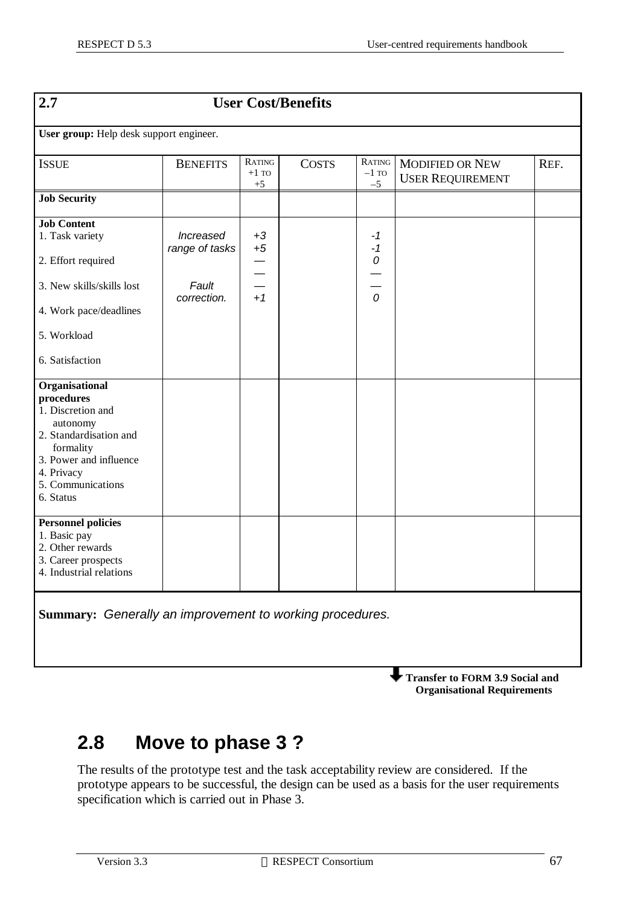| **2.7** | **User Cost/Benefits** | | | | | |
|---|---|---|---|---|---|---|
| **User group:** Help desk support engineer. | | | | | | |
| ISSUE | BENEFITS | RATING +1 TO +5 | COSTS | RATING –1 TO –5 | MODIFIED OR NEW USER REQUIREMENT | REF. |
| **Job Security** | | | | | | |
| **Job Content**<br>1. Task variety<br>2. Effort required<br>3. New skills/skills lost<br>4. Work pace/deadlines<br>5. Workload<br>6. Satisfaction | *Increased range of tasks*<br><br><br>*Fault correction.* | *+3*<br>*+5*<br>—<br>—<br>—<br>*+1* | | *-1*<br>*-1*<br>*0*<br>—<br>—<br>*0* | | |
| **Organisational procedures**<br>1. Discretion and autonomy<br>2. Standardisation and formality<br>3. Power and influence<br>4. Privacy<br>5. Communications<br>6. Status | | | | | | |
| **Personnel policies**<br>1. Basic pay<br>2. Other rewards<br>3. Career prospects<br>4. Industrial relations | | | | | | |
| **Summary:** *Generally an improvement to working procedures.* | | | | | | |

**Transfer to FORM 3.9 Social and Organisational Requirements**

## 2.8 Move to phase 3 ?

The results of the prototype test and the task acceptability review are considered. If the prototype appears to be successful, the design can be used as a basis for the user requirements specification which is carried out in Phase 3.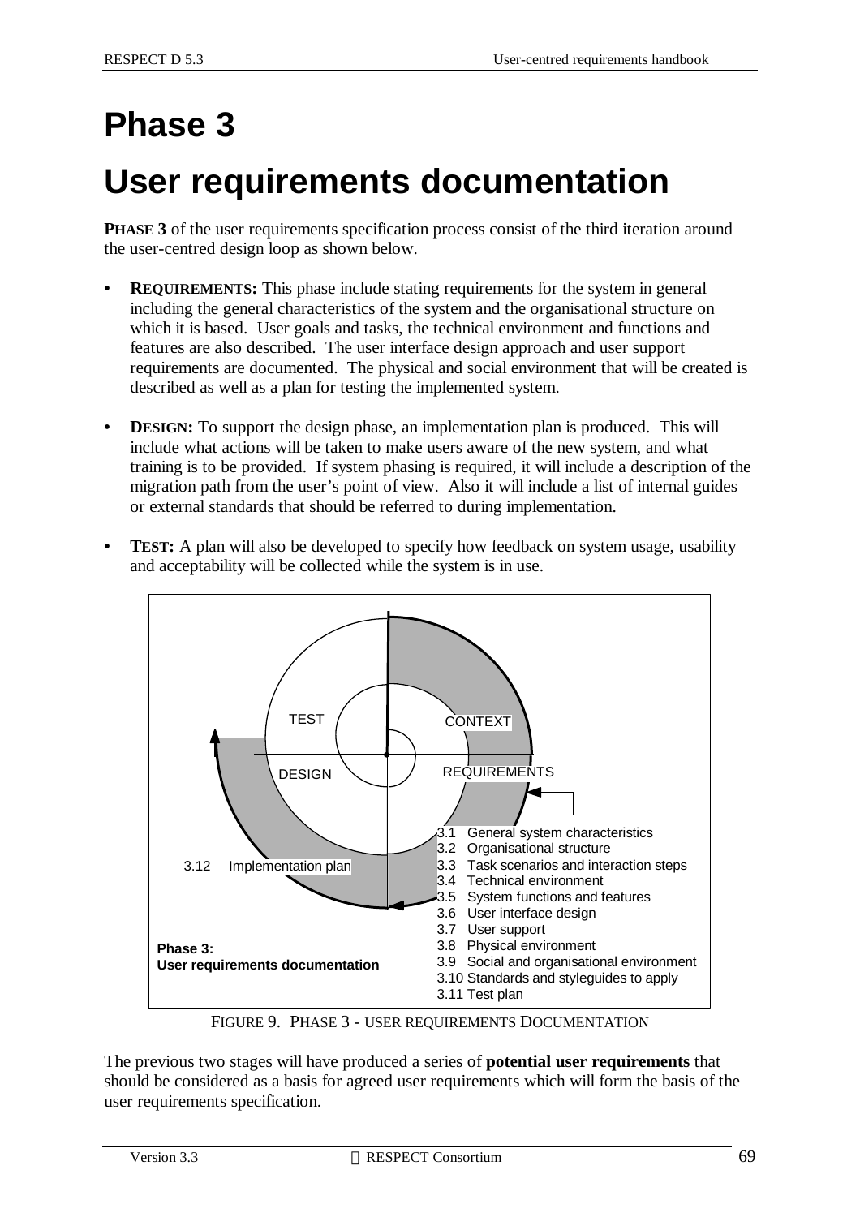# Phase 3

# User requirements documentation

**PHASE 3** of the user requirements specification process consist of the third iteration around the user-centred design loop as shown below.

- **REQUIREMENTS:** This phase include stating requirements for the system in general including the general characteristics of the system and the organisational structure on which it is based. User goals and tasks, the technical environment and functions and features are also described. The user interface design approach and user support requirements are documented. The physical and social environment that will be created is described as well as a plan for testing the implemented system.

- **DESIGN:** To support the design phase, an implementation plan is produced. This will include what actions will be taken to make users aware of the new system, and what training is to be provided. If system phasing is required, it will include a description of the migration path from the user's point of view. Also it will include a list of internal guides or external standards that should be referred to during implementation.

- **TEST:** A plan will also be developed to specify how feedback on system usage, usability and acceptability will be collected while the system is in use.

TEST

CONTEXT

DESIGN

REQUIREMENTS

3.12 Implementation plan

3.1 General system characteristics
3.2 Organisational structure
3.3 Task scenarios and interaction steps
3.4 Technical environment
3.5 System functions and features
3.6 User interface design
3.7 User support
3.8 Physical environment
3.9 Social and organisational environment
3.10 Standards and styleguides to apply
3.11 Test plan

**Phase 3:**
**User requirements documentation**

FIGURE 9. PHASE 3 - USER REQUIREMENTS DOCUMENTATION

The previous two stages will have produced a series of **potential user requirements** that should be considered as a basis for agreed user requirements which will form the basis of the user requirements specification.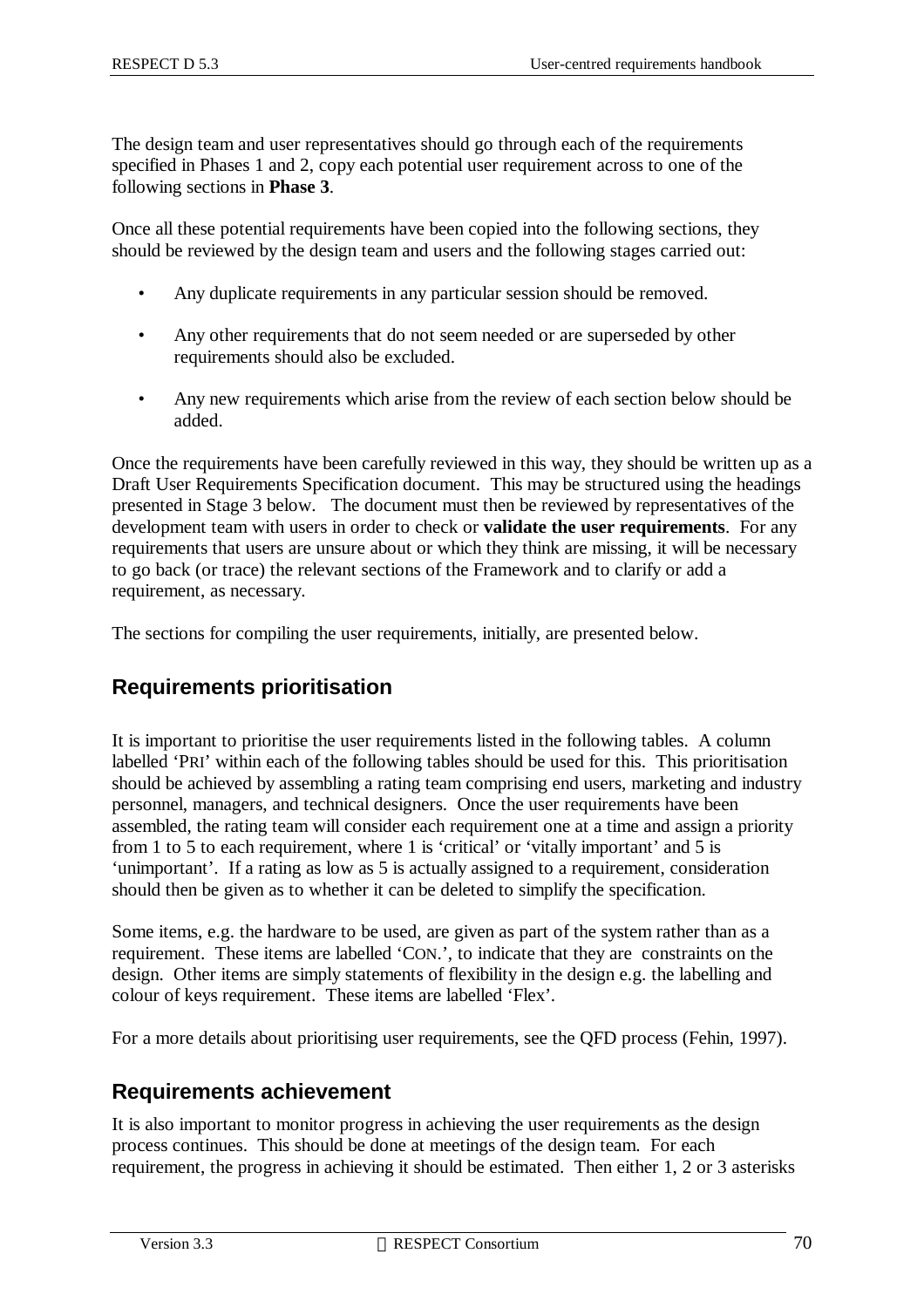The design team and user representatives should go through each of the requirements specified in Phases 1 and 2, copy each potential user requirement across to one of the following sections in **Phase 3**.

Once all these potential requirements have been copied into the following sections, they should be reviewed by the design team and users and the following stages carried out:

- Any duplicate requirements in any particular session should be removed.
- Any other requirements that do not seem needed or are superseded by other requirements should also be excluded.
- Any new requirements which arise from the review of each section below should be added.

Once the requirements have been carefully reviewed in this way, they should be written up as a Draft User Requirements Specification document. This may be structured using the headings presented in Stage 3 below. The document must then be reviewed by representatives of the development team with users in order to check or **validate the user requirements**. For any requirements that users are unsure about or which they think are missing, it will be necessary to go back (or trace) the relevant sections of the Framework and to clarify or add a requirement, as necessary.

The sections for compiling the user requirements, initially, are presented below.

## Requirements prioritisation

It is important to prioritise the user requirements listed in the following tables. A column labelled 'PRI' within each of the following tables should be used for this. This prioritisation should be achieved by assembling a rating team comprising end users, marketing and industry personnel, managers, and technical designers. Once the user requirements have been assembled, the rating team will consider each requirement one at a time and assign a priority from 1 to 5 to each requirement, where 1 is 'critical' or 'vitally important' and 5 is 'unimportant'. If a rating as low as 5 is actually assigned to a requirement, consideration should then be given as to whether it can be deleted to simplify the specification.

Some items, e.g. the hardware to be used, are given as part of the system rather than as a requirement. These items are labelled 'CON.', to indicate that they are constraints on the design. Other items are simply statements of flexibility in the design e.g. the labelling and colour of keys requirement. These items are labelled 'Flex'.

For a more details about prioritising user requirements, see the QFD process (Fehin, 1997).

## Requirements achievement

It is also important to monitor progress in achieving the user requirements as the design process continues. This should be done at meetings of the design team. For each requirement, the progress in achieving it should be estimated. Then either 1, 2 or 3 asterisks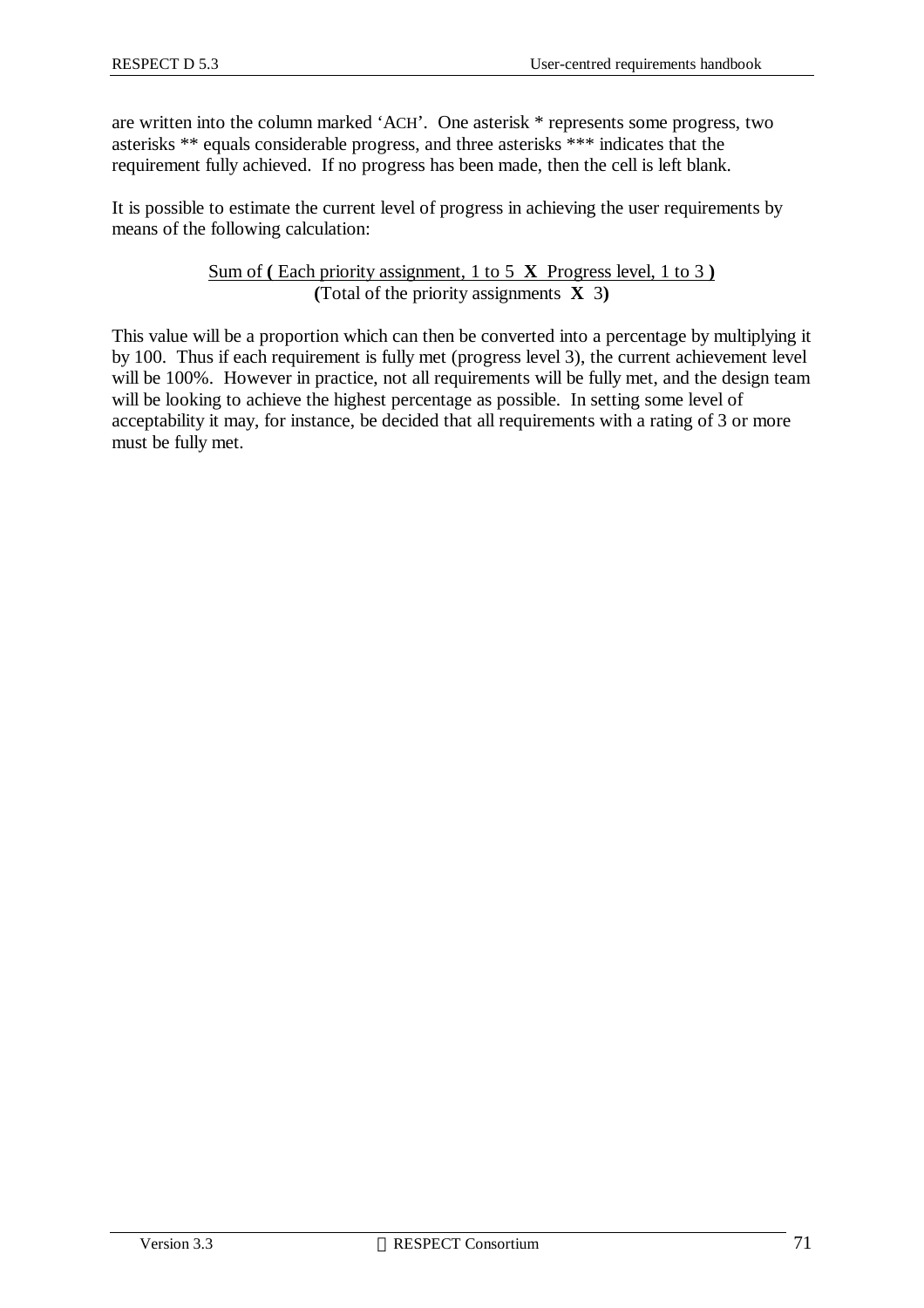are written into the column marked ‘ACH’. One asterisk * represents some progress, two asterisks ** equals considerable progress, and three asterisks *** indicates that the requirement fully achieved. If no progress has been made, then the cell is left blank.

It is possible to estimate the current level of progress in achieving the user requirements by means of the following calculation:

$$\frac{\text{Sum of } \mathbf{(} \text{ Each priority assignment, 1 to 5 } \mathbf{X} \text{ Progress level, 1 to 3 } \mathbf{)}}{\mathbf{(}\text{Total of the priority assignments } \mathbf{X} \text{ 3}\mathbf{)}}$$

This value will be a proportion which can then be converted into a percentage by multiplying it by 100. Thus if each requirement is fully met (progress level 3), the current achievement level will be 100%. However in practice, not all requirements will be fully met, and the design team will be looking to achieve the highest percentage as possible. In setting some level of acceptability it may, for instance, be decided that all requirements with a rating of 3 or more must be fully met.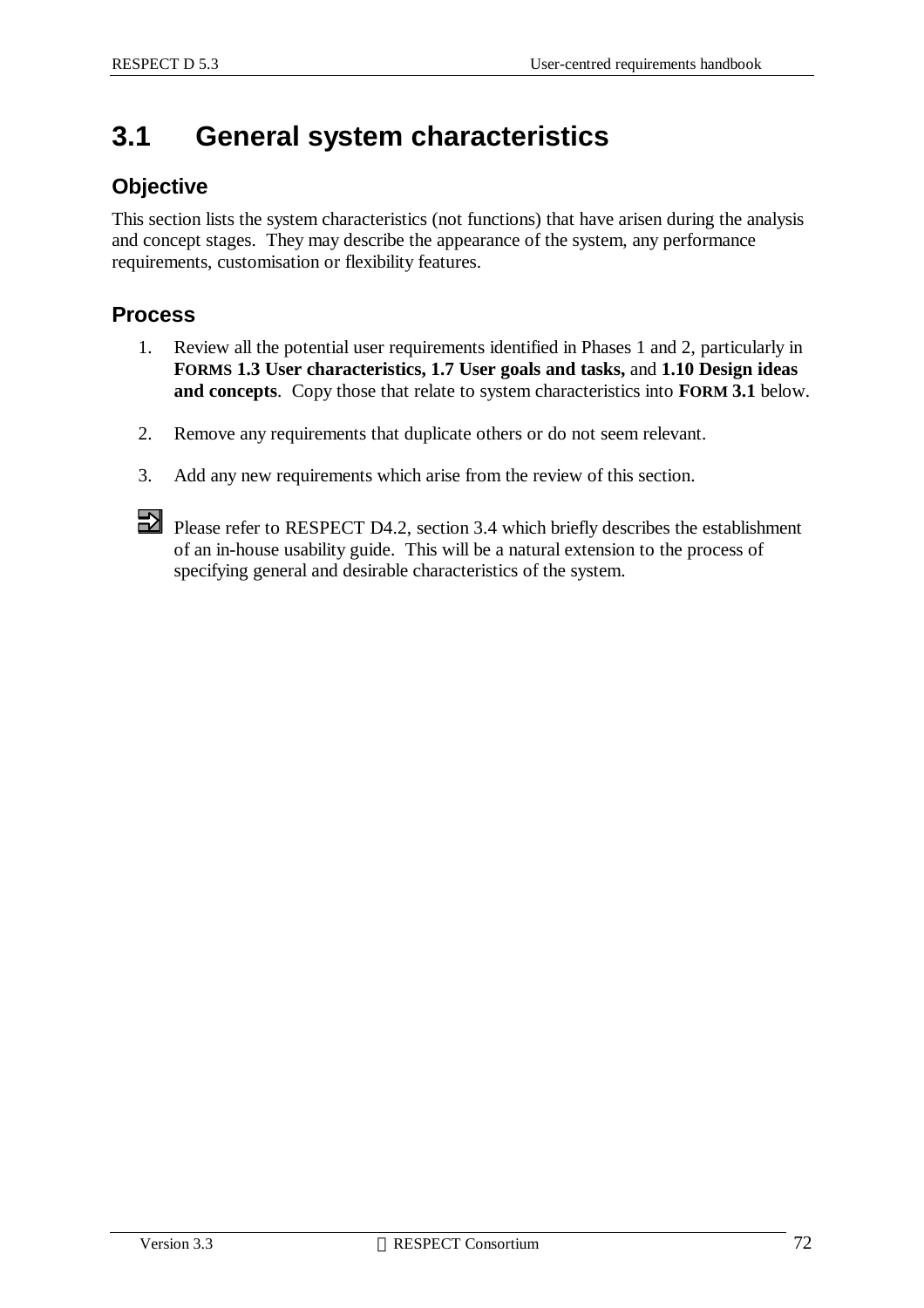## 3.1 General system characteristics

### Objective

This section lists the system characteristics (not functions) that have arisen during the analysis and concept stages. They may describe the appearance of the system, any performance requirements, customisation or flexibility features.

### Process

1. Review all the potential user requirements identified in Phases 1 and 2, particularly in **FORMS 1.3 User characteristics, 1.7 User goals and tasks,** and **1.10 Design ideas and concepts**. Copy those that relate to system characteristics into **FORM 3.1** below.

2. Remove any requirements that duplicate others or do not seem relevant.

3. Add any new requirements which arise from the review of this section.

Please refer to RESPECT D4.2, section 3.4 which briefly describes the establishment of an in-house usability guide. This will be a natural extension to the process of specifying general and desirable characteristics of the system.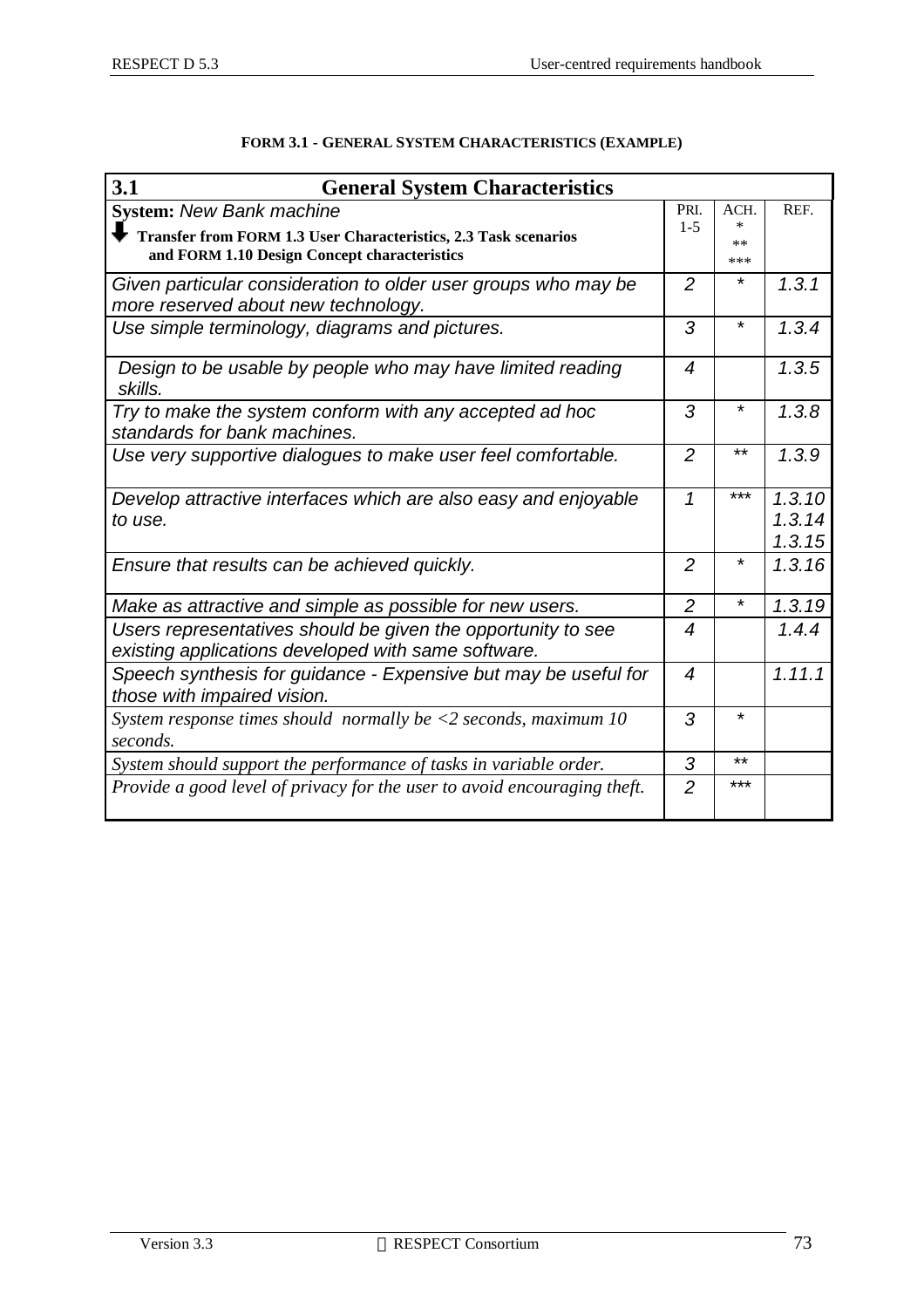**FORM 3.1 - GENERAL SYSTEM CHARACTERISTICS (EXAMPLE)**

| 3.1 General System Characteristics | | | |
|---|---|---|---|
| **System:** *New Bank machine*<br>**Transfer from FORM 1.3 User Characteristics, 2.3 Task scenarios and FORM 1.10 Design Concept characteristics** | PRI. 1-5 | ACH. * ** *** | REF. |
| *Given particular consideration to older user groups who may be more reserved about new technology.* | *2* | * | *1.3.1* |
| *Use simple terminology, diagrams and pictures.* | *3* | * | *1.3.4* |
| *Design to be usable by people who may have limited reading skills.* | *4* | | *1.3.5* |
| *Try to make the system conform with any accepted ad hoc standards for bank machines.* | *3* | * | *1.3.8* |
| *Use very supportive dialogues to make user feel comfortable.* | *2* | ** | *1.3.9* |
| *Develop attractive interfaces which are also easy and enjoyable to use.* | *1* | *** | *1.3.10*<br>*1.3.14*<br>*1.3.15* |
| *Ensure that results can be achieved quickly.* | *2* | * | *1.3.16* |
| *Make as attractive and simple as possible for new users.* | *2* | * | *1.3.19* |
| *Users representatives should be given the opportunity to see existing applications developed with same software.* | *4* | | *1.4.4* |
| *Speech synthesis for guidance - Expensive but may be useful for those with impaired vision.* | *4* | | *1.11.1* |
| *System response times should normally be <2 seconds, maximum 10 seconds.* | *3* | * | |
| *System should support the performance of tasks in variable order.* | *3* | ** | |
| *Provide a good level of privacy for the user to avoid encouraging theft.* | *2* | *** | |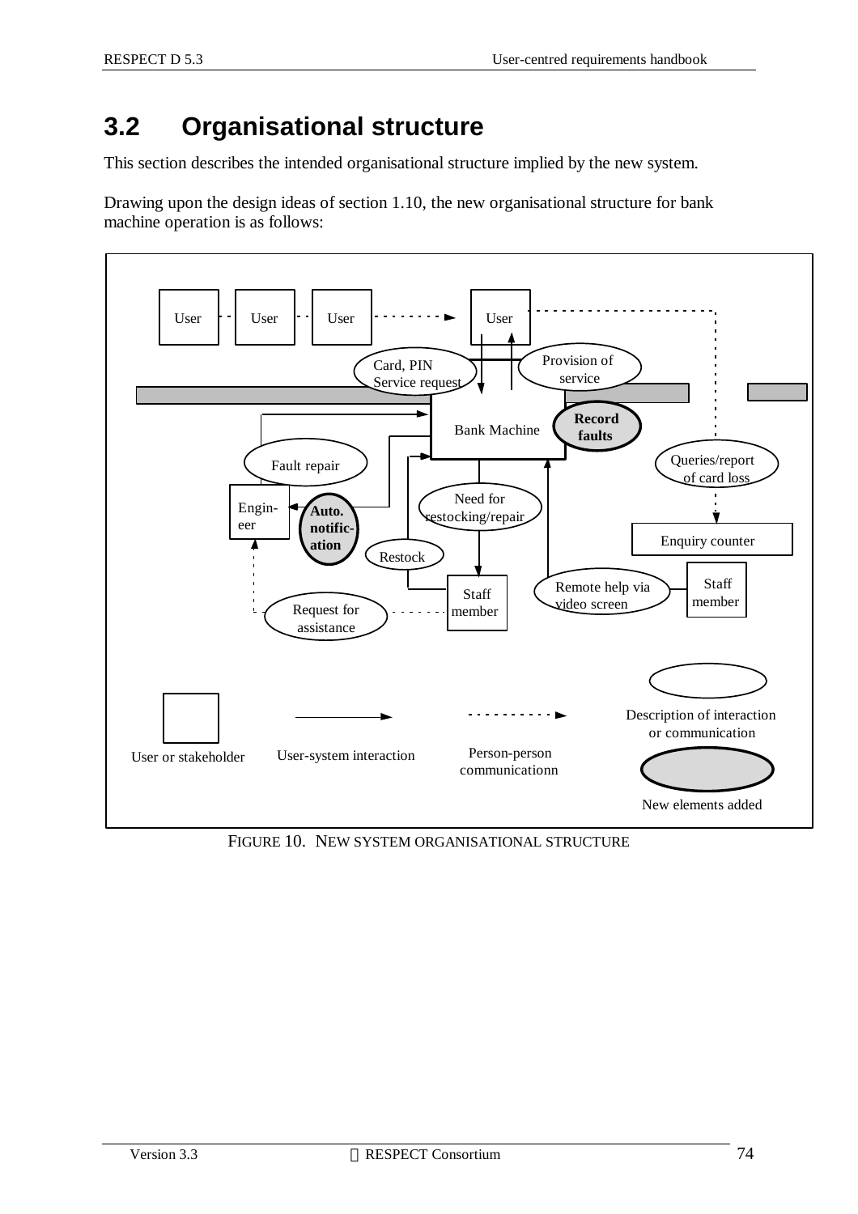## 3.2 Organisational structure

This section describes the intended organisational structure implied by the new system.

Drawing upon the design ideas of section 1.10, the new organisational structure for bank machine operation is as follows:

User | User | User | User

Card, PIN Service request | Provision of service

Bank Machine | **Record faults**

Fault repair | Queries/report of card loss

Engin-eer | **Auto. notific-ation** | Need for restocking/repair | Enquiry counter

Restock | Staff member | Remote help via video screen | Staff member

Request for assistance

User or stakeholder | User-system interaction | Person-person communicationn | Description of interaction or communication | New elements added

FIGURE 10. NEW SYSTEM ORGANISATIONAL STRUCTURE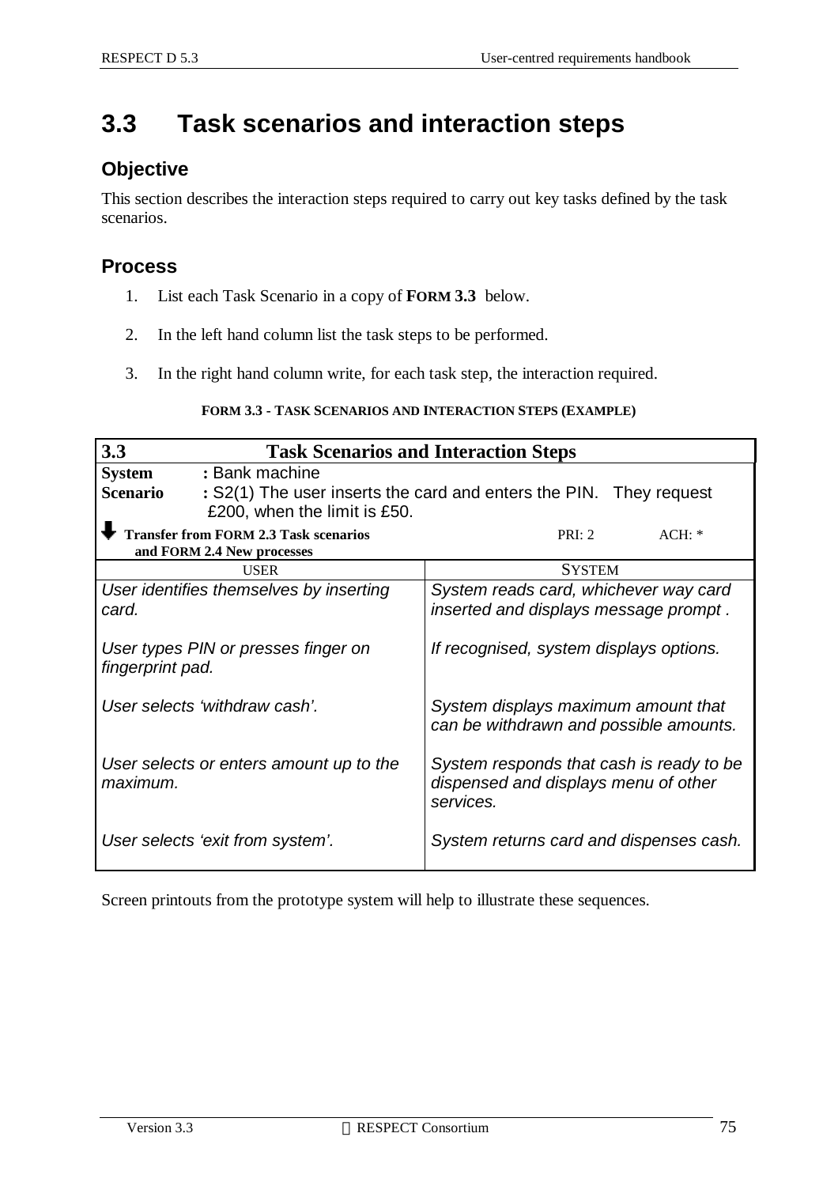# 3.3 Task scenarios and interaction steps

## Objective

This section describes the interaction steps required to carry out key tasks defined by the task scenarios.

## Process

1. List each Task Scenario in a copy of **FORM 3.3** below.
2. In the left hand column list the task steps to be performed.
3. In the right hand column write, for each task step, the interaction required.

**FORM 3.3 - TASK SCENARIOS AND INTERACTION STEPS (EXAMPLE)**

| **3.3 Task Scenarios and Interaction Steps** | |
|---|---|
| **System** : Bank machine | |
| **Scenario** : S2(1) The user inserts the card and enters the PIN. They request £200, when the limit is £50. | |
| ⬇ **Transfer from FORM 2.3 Task scenarios and FORM 2.4 New processes** | PRI: 2 ACH: * |
| USER | SYSTEM |
| *User identifies themselves by inserting card.* | *System reads card, whichever way card inserted and displays message prompt .* |
| *User types PIN or presses finger on fingerprint pad.* | *If recognised, system displays options.* |
| *User selects 'withdraw cash'.* | *System displays maximum amount that can be withdrawn and possible amounts.* |
| *User selects or enters amount up to the maximum.* | *System responds that cash is ready to be dispensed and displays menu of other services.* |
| *User selects 'exit from system'.* | *System returns card and dispenses cash.* |

Screen printouts from the prototype system will help to illustrate these sequences.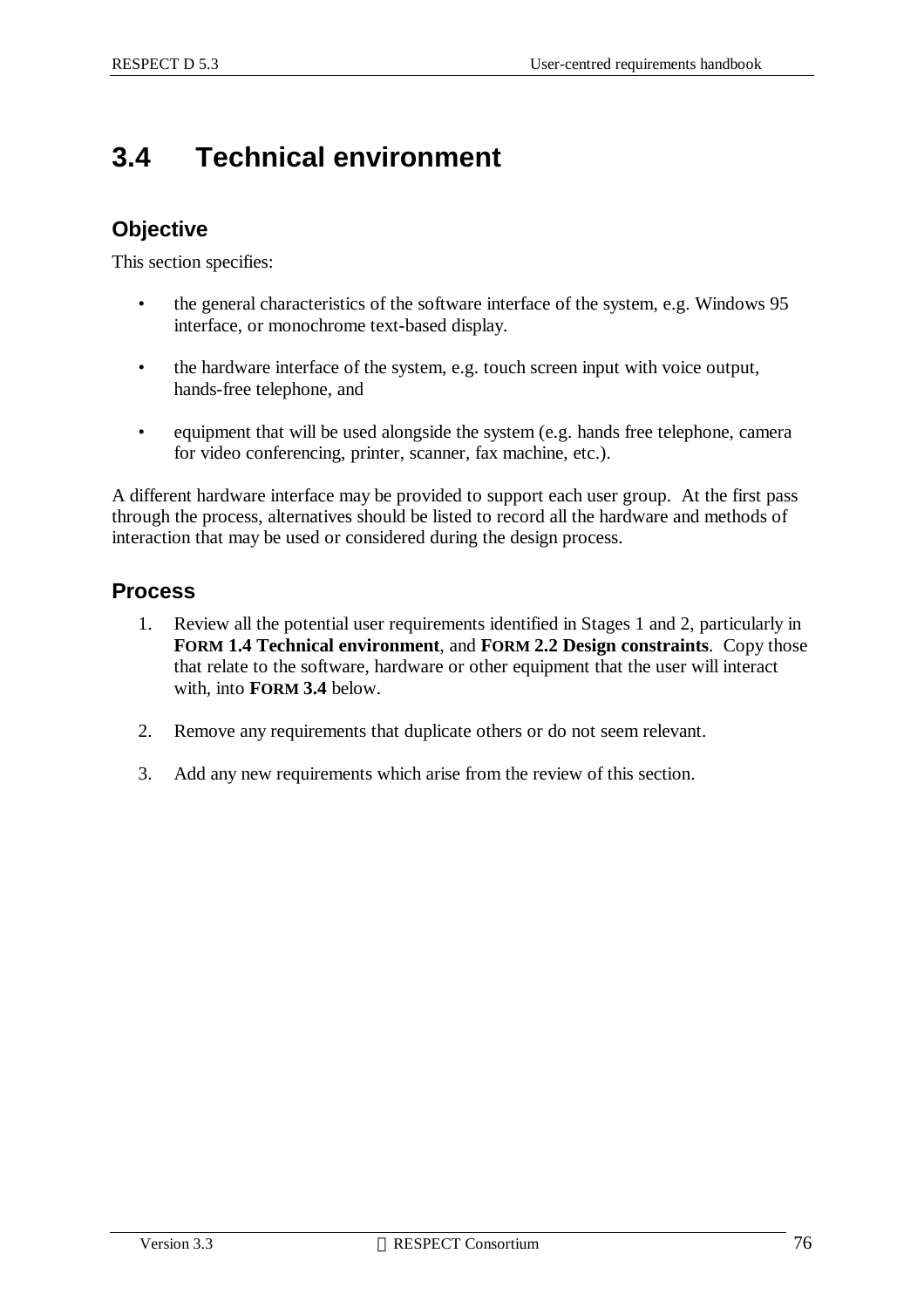# 3.4 Technical environment

## Objective

This section specifies:

- the general characteristics of the software interface of the system, e.g. Windows 95 interface, or monochrome text-based display.
- the hardware interface of the system, e.g. touch screen input with voice output, hands-free telephone, and
- equipment that will be used alongside the system (e.g. hands free telephone, camera for video conferencing, printer, scanner, fax machine, etc.).

A different hardware interface may be provided to support each user group. At the first pass through the process, alternatives should be listed to record all the hardware and methods of interaction that may be used or considered during the design process.

## Process

1. Review all the potential user requirements identified in Stages 1 and 2, particularly in **FORM 1.4 Technical environment**, and **FORM 2.2 Design constraints**. Copy those that relate to the software, hardware or other equipment that the user will interact with, into **FORM 3.4** below.
2. Remove any requirements that duplicate others or do not seem relevant.
3. Add any new requirements which arise from the review of this section.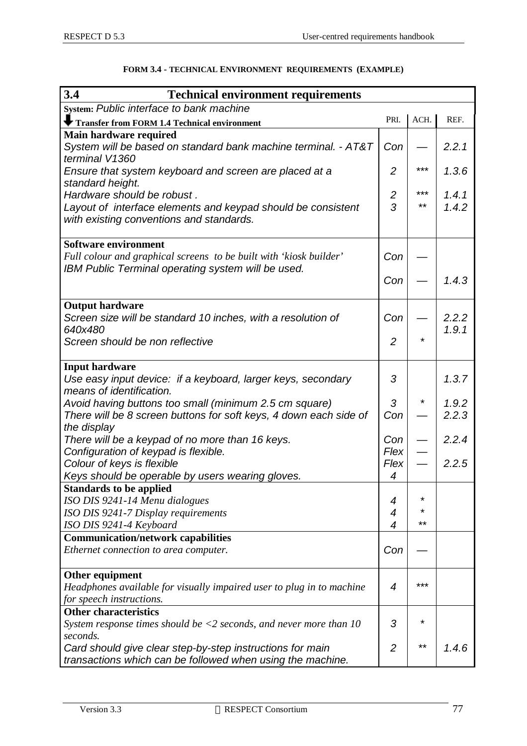**FORM 3.4 - TECHNICAL ENVIRONMENT REQUIREMENTS (EXAMPLE)**

| **3.4 Technical environment requirements** | | | |
|---|---|---|---|
| **System:** *Public interface to bank machine* | | | |
| **Transfer from FORM 1.4 Technical environment** | PRI. | ACH. | REF. |
| **Main hardware required** | | | |
| *System will be based on standard bank machine terminal. - AT&T terminal V1360* | *Con* | — | *2.2.1* |
| *Ensure that system keyboard and screen are placed at a standard height.* | *2* | \*\*\* | *1.3.6* |
| *Hardware should be robust .* | *2* | \*\*\* | *1.4.1* |
| *Layout of interface elements and keypad should be consistent with existing conventions and standards.* | *3* | \*\* | *1.4.2* |
| **Software environment** | | | |
| *Full colour and graphical screens to be built with 'kiosk builder'* | *Con* | — | |
| *IBM Public Terminal operating system will be used.* | *Con* | — | *1.4.3* |
| **Output hardware** | | | |
| *Screen size will be standard 10 inches, with a resolution of 640x480* | *Con* | — | *2.2.2* *1.9.1* |
| *Screen should be non reflective* | *2* | \* | |
| **Input hardware** | | | |
| *Use easy input device: if a keyboard, larger keys, secondary means of identification.* | *3* | | *1.3.7* |
| *Avoid having buttons too small (minimum 2.5 cm square)* | *3* | \* | *1.9.2* |
| *There will be 8 screen buttons for soft keys, 4 down each side of the display* | *Con* | — | *2.2.3* |
| *There will be a keypad of no more than 16 keys.* | *Con* | — | *2.2.4* |
| *Configuration of keypad is flexible.* | *Flex* | — | |
| *Colour of keys is flexible* | *Flex* | — | *2.2.5* |
| *Keys should be operable by users wearing gloves.* | *4* | | |
| **Standards to be applied** | | | |
| *ISO DIS 9241-14 Menu dialogues* | *4* | \* | |
| *ISO DIS 9241-7 Display requirements* | *4* | \* | |
| *ISO DIS 9241-4 Keyboard* | *4* | \*\* | |
| **Communication/network capabilities** | | | |
| *Ethernet connection to area computer.* | *Con* | — | |
| **Other equipment** | | | |
| *Headphones available for visually impaired user to plug in to machine for speech instructions.* | *4* | \*\*\* | |
| **Other characteristics** | | | |
| *System response times should be <2 seconds, and never more than 10 seconds.* | *3* | \* | |
| *Card should give clear step-by-step instructions for main transactions which can be followed when using the machine.* | *2* | \*\* | *1.4.6* |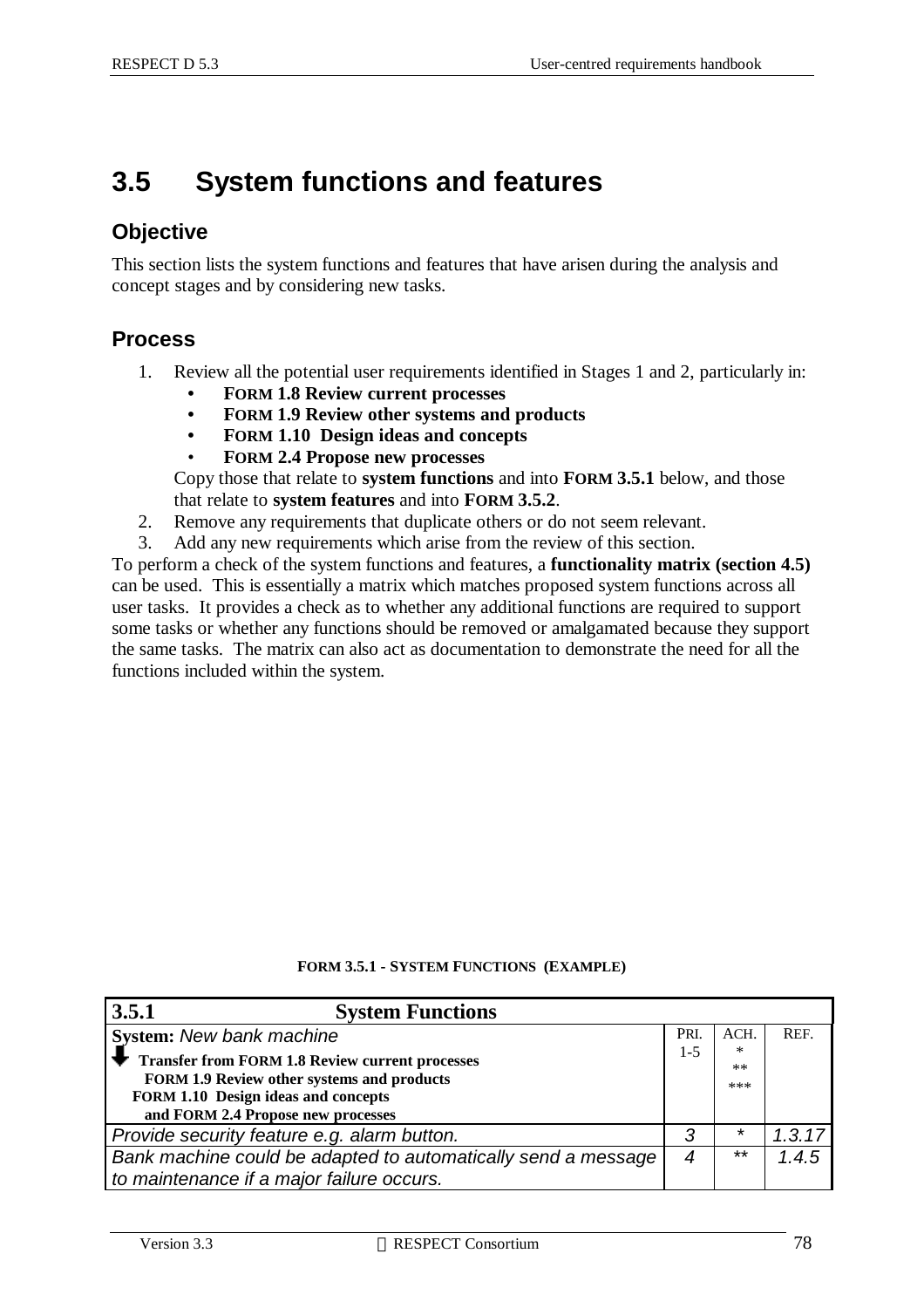# 3.5 System functions and features

## Objective

This section lists the system functions and features that have arisen during the analysis and concept stages and by considering new tasks.

## Process

1. Review all the potential user requirements identified in Stages 1 and 2, particularly in:
   - **FORM 1.8 Review current processes**
   - **FORM 1.9 Review other systems and products**
   - **FORM 1.10 Design ideas and concepts**
   - **FORM 2.4 Propose new processes**

   Copy those that relate to **system functions** and into **FORM 3.5.1** below, and those that relate to **system features** and into **FORM 3.5.2**.
2. Remove any requirements that duplicate others or do not seem relevant.
3. Add any new requirements which arise from the review of this section.

To perform a check of the system functions and features, a **functionality matrix (section 4.5)** can be used. This is essentially a matrix which matches proposed system functions across all user tasks. It provides a check as to whether any additional functions are required to support some tasks or whether any functions should be removed or amalgamated because they support the same tasks. The matrix can also act as documentation to demonstrate the need for all the functions included within the system.

**FORM 3.5.1 - SYSTEM FUNCTIONS (EXAMPLE)**

| **3.5.1 System Functions** | | | |
|---|---|---|---|
| **System:** *New bank machine*<br>**Transfer from FORM 1.8 Review current processes FORM 1.9 Review other systems and products FORM 1.10 Design ideas and concepts and FORM 2.4 Propose new processes** | PRI.<br>1-5 | ACH.<br>*<br>**<br>*** | REF. |
| *Provide security feature e.g. alarm button.* | *3* | * | *1.3.17* |
| *Bank machine could be adapted to automatically send a message to maintenance if a major failure occurs.* | *4* | ** | *1.4.5* |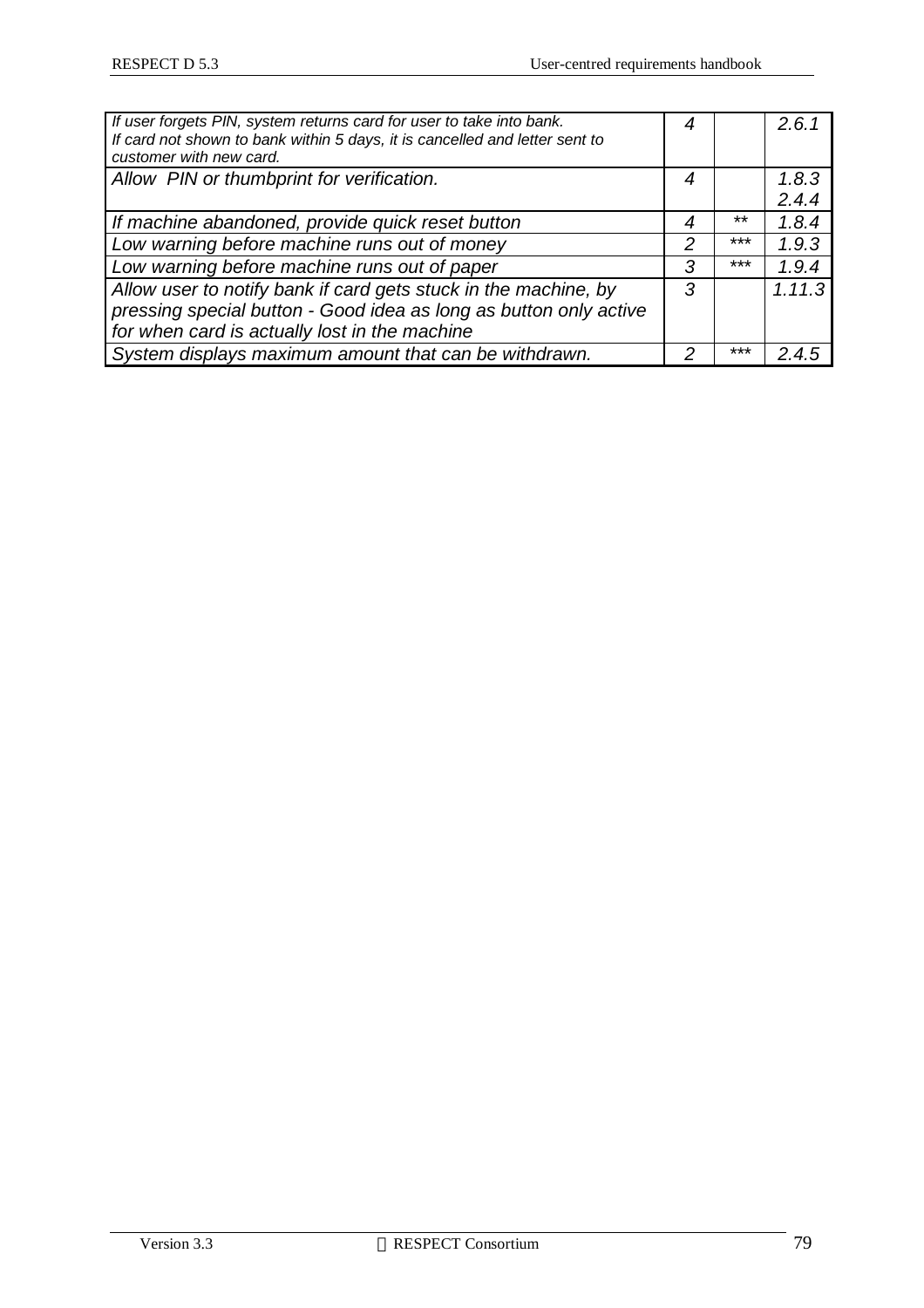| | | | |
|---|---|---|---|
| *If user forgets PIN, system returns card for user to take into bank. If card not shown to bank within 5 days, it is cancelled and letter sent to customer with new card.* | *4* | | *2.6.1* |
| *Allow PIN or thumbprint for verification.* | *4* | | *1.8.3 2.4.4* |
| *If machine abandoned, provide quick reset button* | *4* | ** | *1.8.4* |
| *Low warning before machine runs out of money* | *2* | *** | *1.9.3* |
| *Low warning before machine runs out of paper* | *3* | *** | *1.9.4* |
| *Allow user to notify bank if card gets stuck in the machine, by pressing special button - Good idea as long as button only active for when card is actually lost in the machine* | *3* | | *1.11.3* |
| *System displays maximum amount that can be withdrawn.* | *2* | *** | *2.4.5* |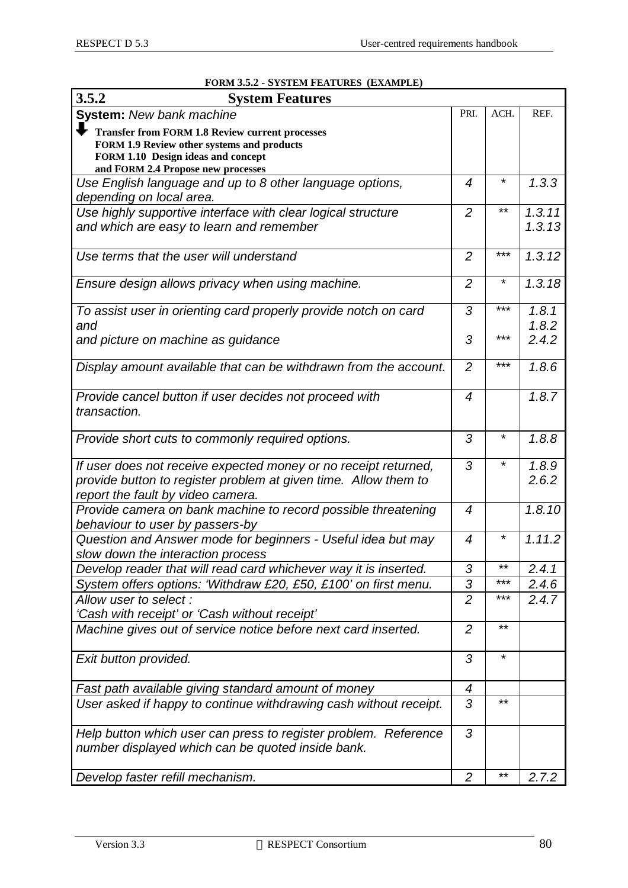**FORM 3.5.2 - SYSTEM FEATURES (EXAMPLE)**

| **3.5.2 System Features** | | | |
|---|---|---|---|
| **System:** *New bank machine* | PRI. | ACH. | REF. |
| **Transfer from FORM 1.8 Review current processes FORM 1.9 Review other systems and products FORM 1.10 Design ideas and concept and FORM 2.4 Propose new processes** | | | |
| *Use English language and up to 8 other language options, depending on local area.* | *4* | * | *1.3.3* |
| *Use highly supportive interface with clear logical structure and which are easy to learn and remember* | *2* | ** | *1.3.11 1.3.13* |
| *Use terms that the user will understand* | *2* | *** | *1.3.12* |
| *Ensure design allows privacy when using machine.* | *2* | * | *1.3.18* |
| *To assist user in orienting card properly provide notch on card and* | *3* | *** | *1.8.1 1.8.2* |
| *and picture on machine as guidance* | *3* | *** | *2.4.2* |
| *Display amount available that can be withdrawn from the account.* | *2* | *** | *1.8.6* |
| *Provide cancel button if user decides not proceed with transaction.* | *4* | | *1.8.7* |
| *Provide short cuts to commonly required options.* | *3* | * | *1.8.8* |
| *If user does not receive expected money or no receipt returned, provide button to register problem at given time. Allow them to report the fault by video camera.* | *3* | * | *1.8.9 2.6.2* |
| *Provide camera on bank machine to record possible threatening behaviour to user by passers-by* | *4* | | *1.8.10* |
| *Question and Answer mode for beginners - Useful idea but may slow down the interaction process* | *4* | * | *1.11.2* |
| *Develop reader that will read card whichever way it is inserted.* | *3* | ** | *2.4.1* |
| *System offers options: 'Withdraw £20, £50, £100' on first menu.* | *3* | *** | *2.4.6* |
| *Allow user to select : 'Cash with receipt' or 'Cash without receipt'* | *2* | *** | *2.4.7* |
| *Machine gives out of service notice before next card inserted.* | *2* | ** | |
| *Exit button provided.* | *3* | * | |
| *Fast path available giving standard amount of money* | *4* | | |
| *User asked if happy to continue withdrawing cash without receipt.* | *3* | ** | |
| *Help button which user can press to register problem. Reference number displayed which can be quoted inside bank.* | *3* | | |
| *Develop faster refill mechanism.* | *2* | ** | *2.7.2* |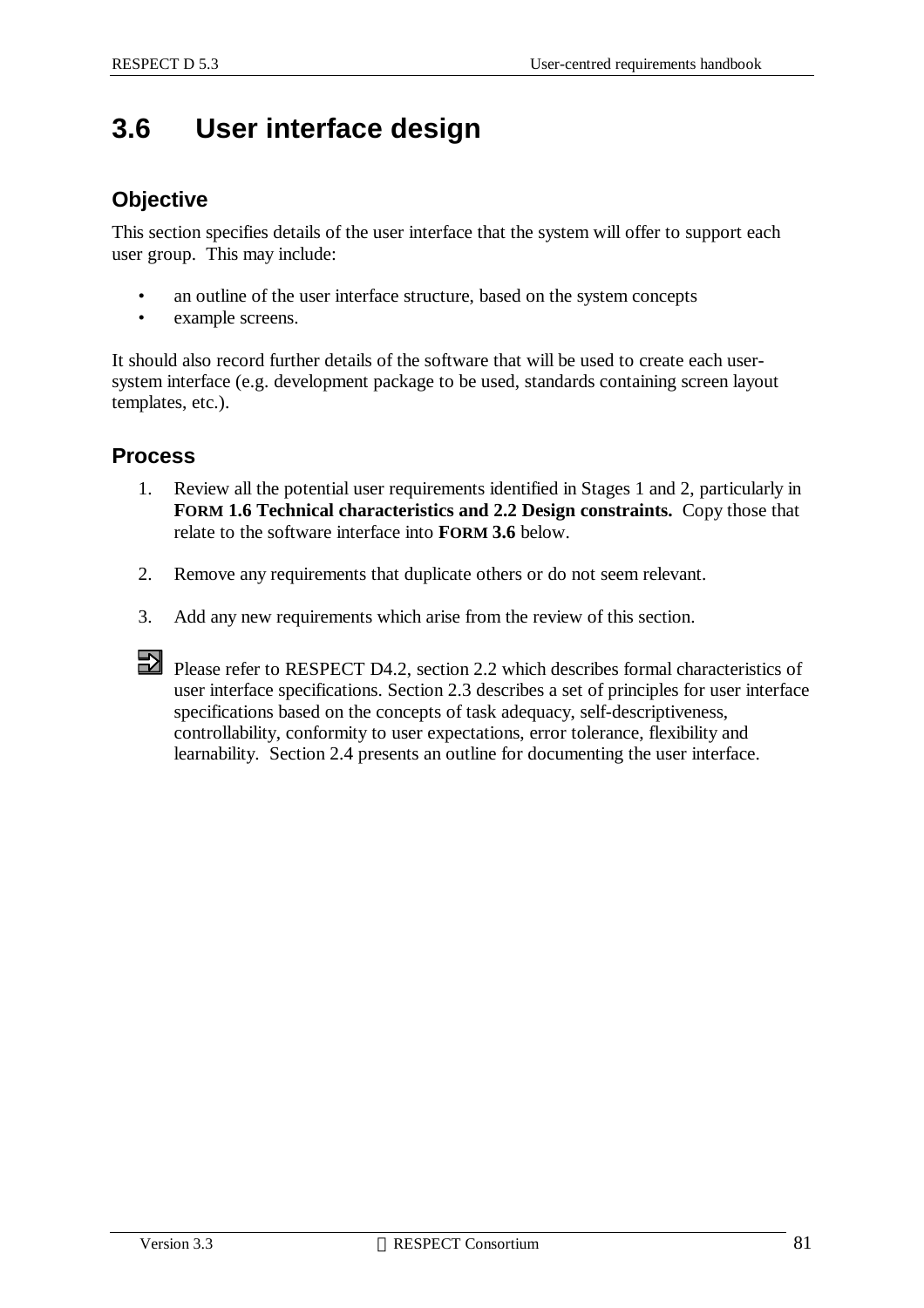# 3.6 User interface design

## Objective

This section specifies details of the user interface that the system will offer to support each user group. This may include:

- an outline of the user interface structure, based on the system concepts
- example screens.

It should also record further details of the software that will be used to create each user-system interface (e.g. development package to be used, standards containing screen layout templates, etc.).

## Process

1. Review all the potential user requirements identified in Stages 1 and 2, particularly in **FORM 1.6 Technical characteristics and 2.2 Design constraints.** Copy those that relate to the software interface into **FORM 3.6** below.

2. Remove any requirements that duplicate others or do not seem relevant.

3. Add any new requirements which arise from the review of this section.

Please refer to RESPECT D4.2, section 2.2 which describes formal characteristics of user interface specifications. Section 2.3 describes a set of principles for user interface specifications based on the concepts of task adequacy, self-descriptiveness, controllability, conformity to user expectations, error tolerance, flexibility and learnability. Section 2.4 presents an outline for documenting the user interface.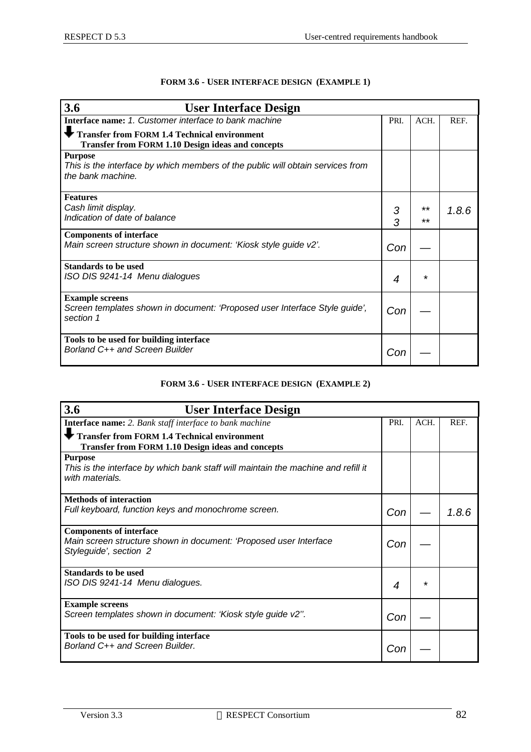**FORM 3.6 - USER INTERFACE DESIGN (EXAMPLE 1)**

| **3.6 User Interface Design** | | | |
|---|---|---|---|
| **Interface name:** *1. Customer interface to bank machine*<br>⬇ **Transfer from FORM 1.4 Technical environment**<br>**Transfer from FORM 1.10 Design ideas and concepts** | PRI. | ACH. | REF. |
| **Purpose**<br>*This is the interface by which members of the public will obtain services from the bank machine.* | | | |
| **Features**<br>*Cash limit display.*<br>*Indication of date of balance* | *3*<br>*3* | **<br>** | *1.8.6* |
| **Components of interface**<br>*Main screen structure shown in document: 'Kiosk style guide v2'.* | *Con* | — | |
| **Standards to be used**<br>*ISO DIS 9241-14 Menu dialogues* | *4* | * | |
| **Example screens**<br>*Screen templates shown in document: 'Proposed user Interface Style guide', section 1* | *Con* | — | |
| **Tools to be used for building interface**<br>*Borland C++ and Screen Builder* | *Con* | — | |

**FORM 3.6 - USER INTERFACE DESIGN (EXAMPLE 2)**

| **3.6 User Interface Design** | | | |
|---|---|---|---|
| **Interface name:** *2. Bank staff interface to bank machine*<br>⬇ **Transfer from FORM 1.4 Technical environment**<br>**Transfer from FORM 1.10 Design ideas and concepts** | PRI. | ACH. | REF. |
| **Purpose**<br>*This is the interface by which bank staff will maintain the machine and refill it with materials.* | | | |
| **Methods of interaction**<br>*Full keyboard, function keys and monochrome screen.* | *Con* | — | *1.8.6* |
| **Components of interface**<br>*Main screen structure shown in document: 'Proposed user Interface Styleguide', section 2* | *Con* | — | |
| **Standards to be used**<br>*ISO DIS 9241-14 Menu dialogues.* | *4* | * | |
| **Example screens**<br>*Screen templates shown in document: 'Kiosk style guide v2''.* | *Con* | — | |
| **Tools to be used for building interface**<br>*Borland C++ and Screen Builder.* | *Con* | — | |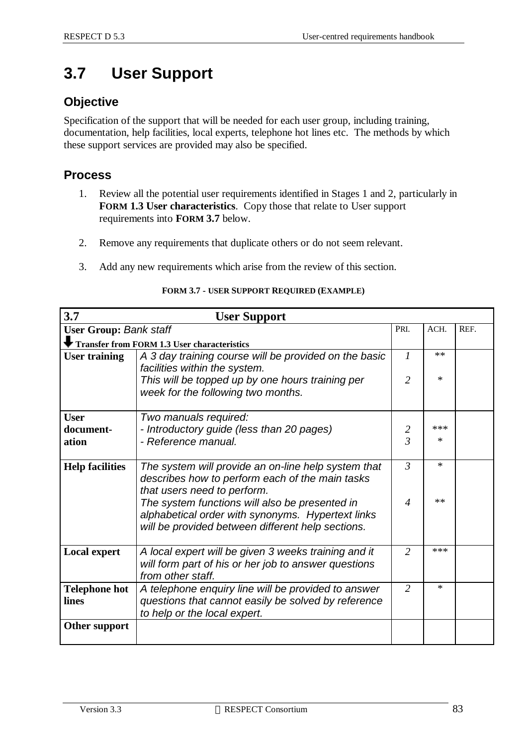# 3.7 User Support

## Objective

Specification of the support that will be needed for each user group, including training, documentation, help facilities, local experts, telephone hot lines etc. The methods by which these support services are provided may also be specified.

## Process

1. Review all the potential user requirements identified in Stages 1 and 2, particularly in **FORM 1.3 User characteristics**. Copy those that relate to User support requirements into **FORM 3.7** below.

2. Remove any requirements that duplicate others or do not seem relevant.

3. Add any new requirements which arise from the review of this section.

**FORM 3.7 - USER SUPPORT REQUIRED (EXAMPLE)**

| **3.7** | **User Support** | | | |
|---|---|---|---|---|
| **User Group:** *Bank staff*<br>⬇ **Transfer from FORM 1.3 User characteristics** | | PRI. | ACH. | REF. |
| **User training** | *A 3 day training course will be provided on the basic facilities within the system.*<br>*This will be topped up by one hours training per week for the following two months.* | *1*<br><br>*2* | **<br><br>* | |
| **User document-ation** | *Two manuals required:*<br>*- Introductory guide (less than 20 pages)*<br>*- Reference manual.* | <br>*2*<br>*3* | <br>***<br>* | |
| **Help facilities** | *The system will provide an on-line help system that describes how to perform each of the main tasks that users need to perform.*<br>*The system functions will also be presented in alphabetical order with synonyms. Hypertext links will be provided between different help sections.* | *3*<br><br><br>*4* | *<br><br><br>** | |
| **Local expert** | *A local expert will be given 3 weeks training and it will form part of his or her job to answer questions from other staff.* | *2* | *** | |
| **Telephone hot lines** | *A telephone enquiry line will be provided to answer questions that cannot easily be solved by reference to help or the local expert.* | *2* | * | |
| **Other support** | | | | |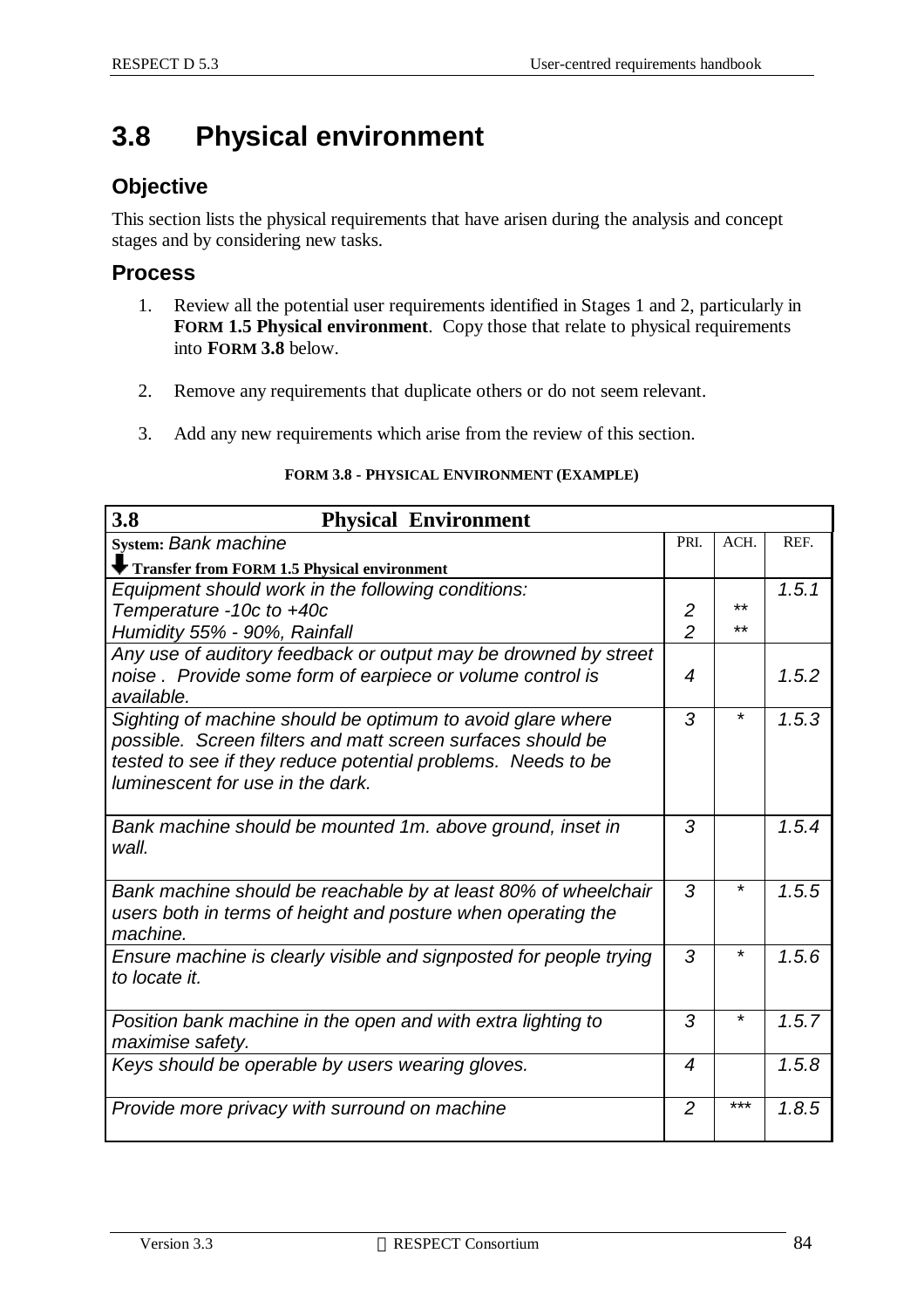## 3.8 Physical environment

### Objective

This section lists the physical requirements that have arisen during the analysis and concept stages and by considering new tasks.

### Process

1. Review all the potential user requirements identified in Stages 1 and 2, particularly in **FORM 1.5 Physical environment**. Copy those that relate to physical requirements into **FORM 3.8** below.

2. Remove any requirements that duplicate others or do not seem relevant.

3. Add any new requirements which arise from the review of this section.

**FORM 3.8 - PHYSICAL ENVIRONMENT (EXAMPLE)**

| **3.8 Physical Environment** | | | |
|---|---|---|---|
| **System:** *Bank machine*<br>⬇ **Transfer from FORM 1.5 Physical environment** | PRI. | ACH. | REF. |
| *Equipment should work in the following conditions:*<br>*Temperature -10c to +40c*<br>*Humidity 55% - 90%, Rainfall* | <br>*2*<br>*2* | <br>**<br>** | *1.5.1* |
| *Any use of auditory feedback or output may be drowned by street noise . Provide some form of earpiece or volume control is available.* | *4* | | *1.5.2* |
| *Sighting of machine should be optimum to avoid glare where possible. Screen filters and matt screen surfaces should be tested to see if they reduce potential problems. Needs to be luminescent for use in the dark.* | *3* | * | *1.5.3* |
| *Bank machine should be mounted 1m. above ground, inset in wall.* | *3* | | *1.5.4* |
| *Bank machine should be reachable by at least 80% of wheelchair users both in terms of height and posture when operating the machine.* | *3* | * | *1.5.5* |
| *Ensure machine is clearly visible and signposted for people trying to locate it.* | *3* | * | *1.5.6* |
| *Position bank machine in the open and with extra lighting to maximise safety.* | *3* | * | *1.5.7* |
| *Keys should be operable by users wearing gloves.* | *4* | | *1.5.8* |
| *Provide more privacy with surround on machine* | *2* | *** | *1.8.5* |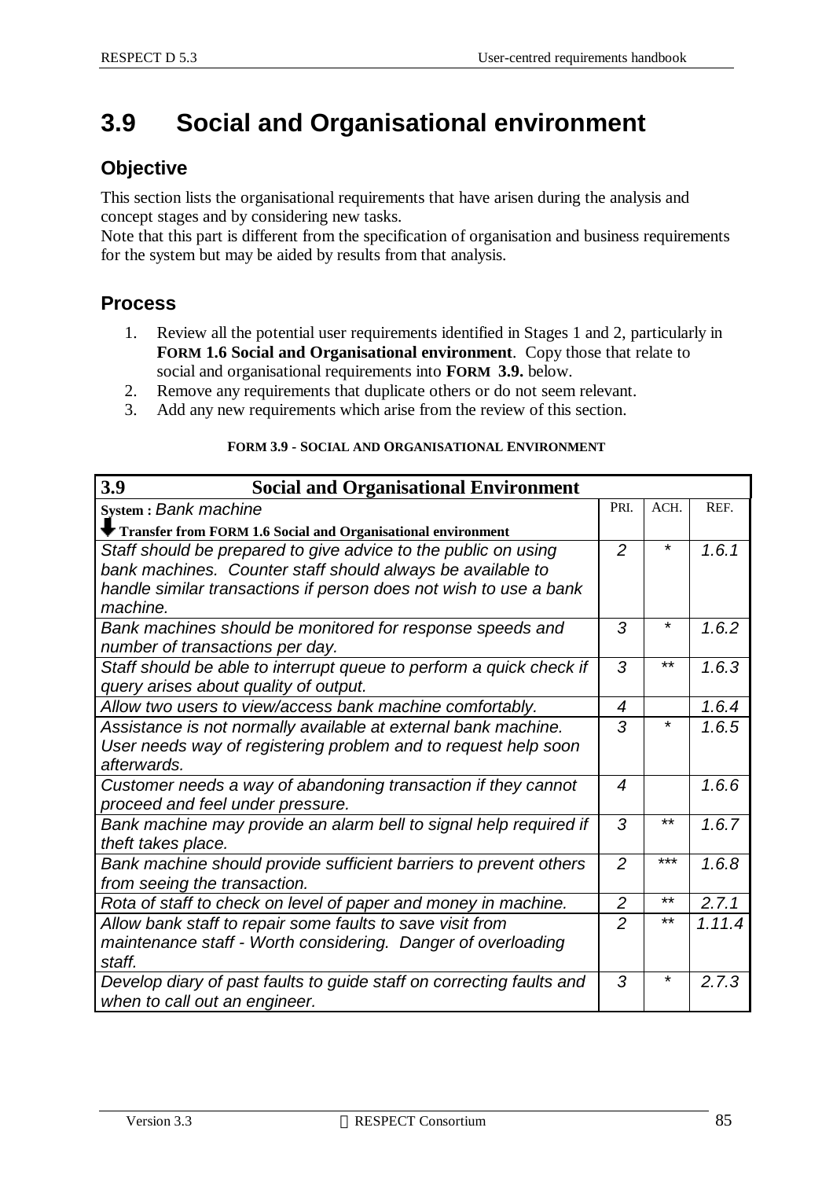# 3.9 Social and Organisational environment

## Objective

This section lists the organisational requirements that have arisen during the analysis and concept stages and by considering new tasks.
Note that this part is different from the specification of organisation and business requirements for the system but may be aided by results from that analysis.

## Process

1. Review all the potential user requirements identified in Stages 1 and 2, particularly in **FORM 1.6 Social and Organisational environment**. Copy those that relate to social and organisational requirements into **FORM 3.9.** below.
2. Remove any requirements that duplicate others or do not seem relevant.
3. Add any new requirements which arise from the review of this section.

**FORM 3.9 - SOCIAL AND ORGANISATIONAL ENVIRONMENT**

| **3.9 Social and Organisational Environment** | | | |
|---|---|---|---|
| **System :** *Bank machine*<br>**Transfer from FORM 1.6 Social and Organisational environment** | PRI. | ACH. | REF. |
| *Staff should be prepared to give advice to the public on using bank machines. Counter staff should always be available to handle similar transactions if person does not wish to use a bank machine.* | *2* | * | *1.6.1* |
| *Bank machines should be monitored for response speeds and number of transactions per day.* | *3* | * | *1.6.2* |
| *Staff should be able to interrupt queue to perform a quick check if query arises about quality of output.* | *3* | ** | *1.6.3* |
| *Allow two users to view/access bank machine comfortably.* | *4* | | *1.6.4* |
| *Assistance is not normally available at external bank machine. User needs way of registering problem and to request help soon afterwards.* | *3* | * | *1.6.5* |
| *Customer needs a way of abandoning transaction if they cannot proceed and feel under pressure.* | *4* | | *1.6.6* |
| *Bank machine may provide an alarm bell to signal help required if theft takes place.* | *3* | ** | *1.6.7* |
| *Bank machine should provide sufficient barriers to prevent others from seeing the transaction.* | *2* | *** | *1.6.8* |
| *Rota of staff to check on level of paper and money in machine.* | *2* | ** | *2.7.1* |
| *Allow bank staff to repair some faults to save visit from maintenance staff - Worth considering. Danger of overloading staff.* | *2* | ** | *1.11.4* |
| *Develop diary of past faults to guide staff on correcting faults and when to call out an engineer.* | *3* | * | *2.7.3* |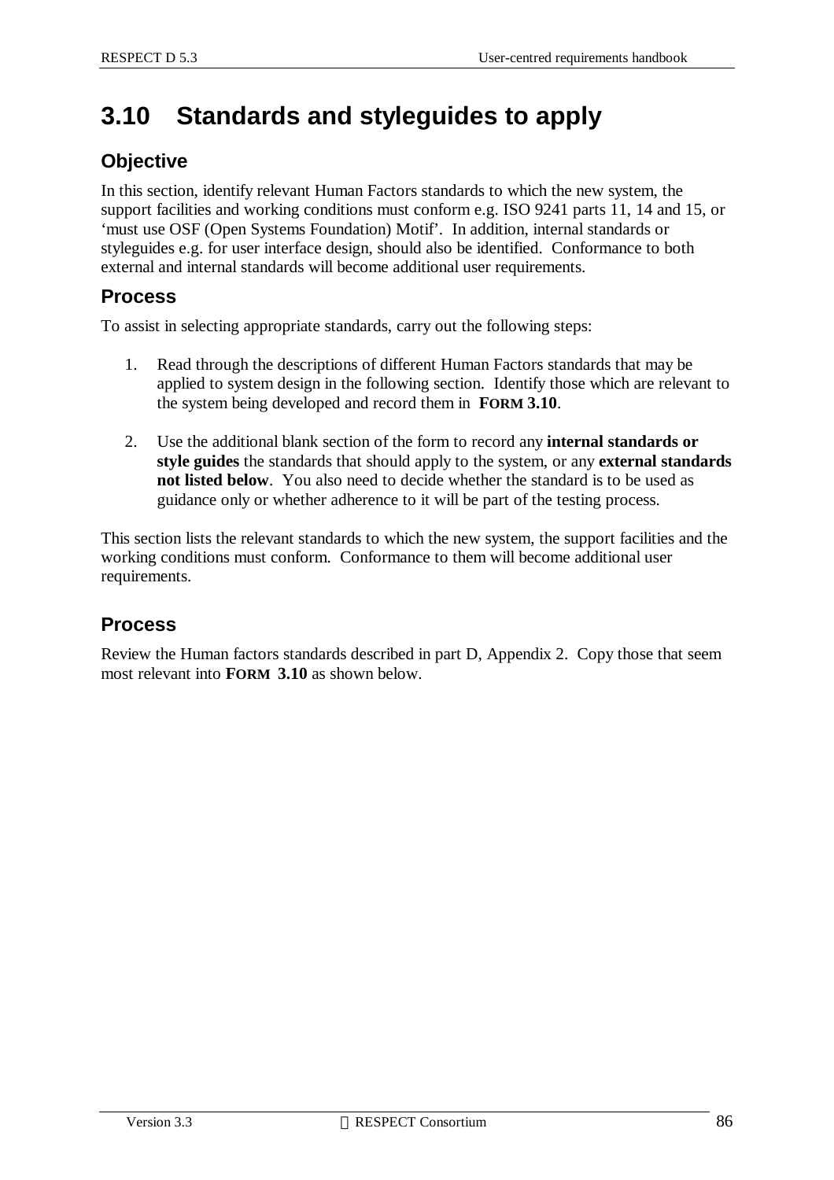# 3.10 Standards and styleguides to apply

## Objective

In this section, identify relevant Human Factors standards to which the new system, the support facilities and working conditions must conform e.g. ISO 9241 parts 11, 14 and 15, or 'must use OSF (Open Systems Foundation) Motif'. In addition, internal standards or styleguides e.g. for user interface design, should also be identified. Conformance to both external and internal standards will become additional user requirements.

## Process

To assist in selecting appropriate standards, carry out the following steps:

1. Read through the descriptions of different Human Factors standards that may be applied to system design in the following section. Identify those which are relevant to the system being developed and record them in **FORM 3.10**.

2. Use the additional blank section of the form to record any **internal standards or style guides** the standards that should apply to the system, or any **external standards not listed below**. You also need to decide whether the standard is to be used as guidance only or whether adherence to it will be part of the testing process.

This section lists the relevant standards to which the new system, the support facilities and the working conditions must conform. Conformance to them will become additional user requirements.

## Process

Review the Human factors standards described in part D, Appendix 2. Copy those that seem most relevant into **FORM 3.10** as shown below.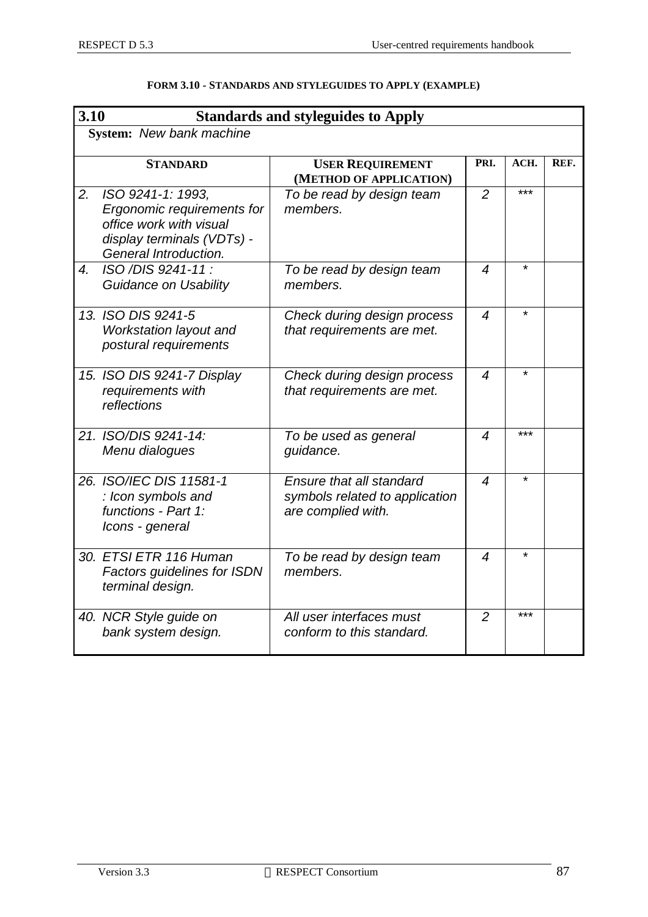**FORM 3.10 - STANDARDS AND STYLEGUIDES TO APPLY (EXAMPLE)**

| **3.10** | **Standards and styleguides to Apply** | | | |
|---|---|---|---|---|
| **System:** *New bank machine* | | | | |
| **STANDARD** | **USER REQUIREMENT (METHOD OF APPLICATION)** | **PRI.** | **ACH.** | **REF.** |
| *2. ISO 9241-1: 1993, Ergonomic requirements for office work with visual display terminals (VDTs) - General Introduction.* | *To be read by design team members.* | *2* | *** | |
| *4. ISO /DIS 9241-11 : Guidance on Usability* | *To be read by design team members.* | *4* | * | |
| *13. ISO DIS 9241-5 Workstation layout and postural requirements* | *Check during design process that requirements are met.* | *4* | * | |
| *15. ISO DIS 9241-7 Display requirements with reflections* | *Check during design process that requirements are met.* | *4* | * | |
| *21. ISO/DIS 9241-14: Menu dialogues* | *To be used as general guidance.* | *4* | *** | |
| *26. ISO/IEC DIS 11581-1 : Icon symbols and functions - Part 1: Icons - general* | *Ensure that all standard symbols related to application are complied with.* | *4* | * | |
| *30. ETSI ETR 116 Human Factors guidelines for ISDN terminal design.* | *To be read by design team members.* | *4* | * | |
| *40. NCR Style guide on bank system design.* | *All user interfaces must conform to this standard.* | *2* | *** | |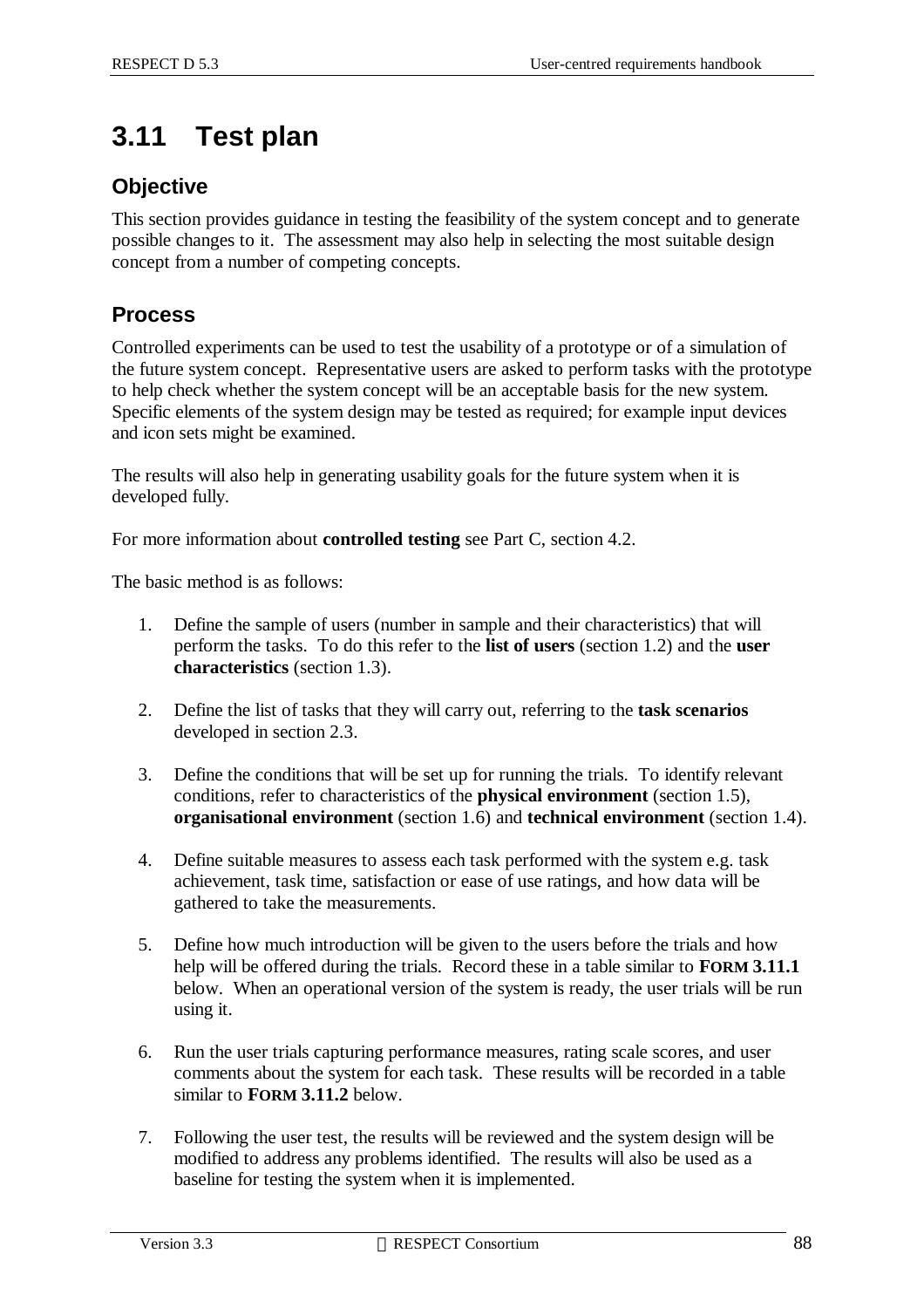# 3.11 Test plan

## Objective

This section provides guidance in testing the feasibility of the system concept and to generate possible changes to it. The assessment may also help in selecting the most suitable design concept from a number of competing concepts.

## Process

Controlled experiments can be used to test the usability of a prototype or of a simulation of the future system concept. Representative users are asked to perform tasks with the prototype to help check whether the system concept will be an acceptable basis for the new system. Specific elements of the system design may be tested as required; for example input devices and icon sets might be examined.

The results will also help in generating usability goals for the future system when it is developed fully.

For more information about **controlled testing** see Part C, section 4.2.

The basic method is as follows:

1. Define the sample of users (number in sample and their characteristics) that will perform the tasks. To do this refer to the **list of users** (section 1.2) and the **user characteristics** (section 1.3).

2. Define the list of tasks that they will carry out, referring to the **task scenarios** developed in section 2.3.

3. Define the conditions that will be set up for running the trials. To identify relevant conditions, refer to characteristics of the **physical environment** (section 1.5), **organisational environment** (section 1.6) and **technical environment** (section 1.4).

4. Define suitable measures to assess each task performed with the system e.g. task achievement, task time, satisfaction or ease of use ratings, and how data will be gathered to take the measurements.

5. Define how much introduction will be given to the users before the trials and how help will be offered during the trials. Record these in a table similar to **FORM 3.11.1** below. When an operational version of the system is ready, the user trials will be run using it.

6. Run the user trials capturing performance measures, rating scale scores, and user comments about the system for each task. These results will be recorded in a table similar to **FORM 3.11.2** below.

7. Following the user test, the results will be reviewed and the system design will be modified to address any problems identified. The results will also be used as a baseline for testing the system when it is implemented.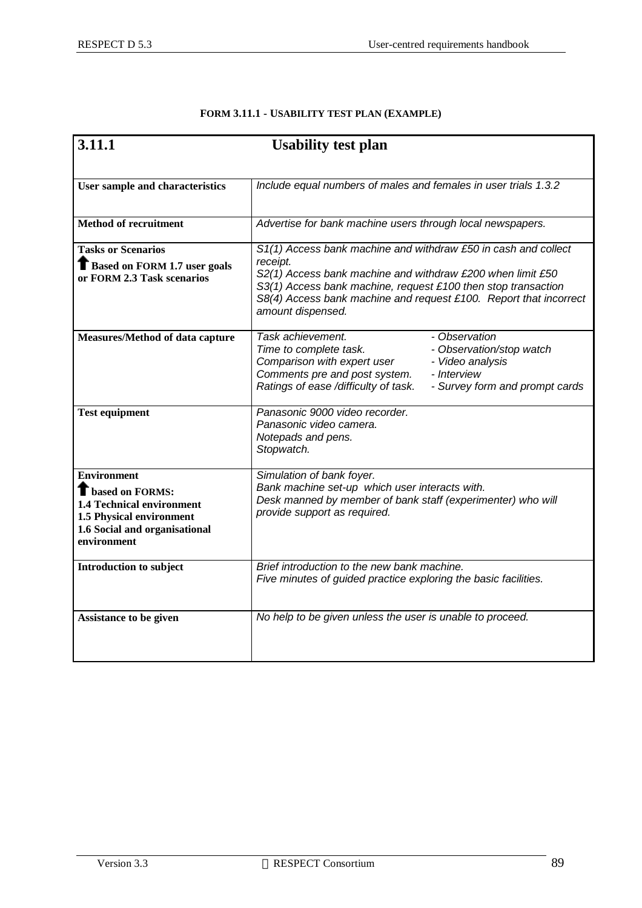**FORM 3.11.1 - USABILITY TEST PLAN (EXAMPLE)**

| **3.11.1** | **Usability test plan** |
|---|---|
| **User sample and characteristics** | *Include equal numbers of males and females in user trials 1.3.2* |
| **Method of recruitment** | *Advertise for bank machine users through local newspapers.* |
| **Tasks or Scenarios**<br>↑ **Based on FORM 1.7 user goals or FORM 2.3 Task scenarios** | *S1(1) Access bank machine and withdraw £50 in cash and collect receipt.*<br>*S2(1) Access bank machine and withdraw £200 when limit £50*<br>*S3(1) Access bank machine, request £100 then stop transaction*<br>*S8(4) Access bank machine and request £100. Report that incorrect amount dispensed.* |
| **Measures/Method of data capture** | *Task achievement. - Observation*<br>*Time to complete task. - Observation/stop watch*<br>*Comparison with expert user - Video analysis*<br>*Comments pre and post system. - Interview*<br>*Ratings of ease /difficulty of task. - Survey form and prompt cards* |
| **Test equipment** | *Panasonic 9000 video recorder.*<br>*Panasonic video camera.*<br>*Notepads and pens.*<br>*Stopwatch.* |
| **Environment**<br>↑ **based on FORMS:**<br>**1.4 Technical environment**<br>**1.5 Physical environment**<br>**1.6 Social and organisational environment** | *Simulation of bank foyer.*<br>*Bank machine set-up which user interacts with.*<br>*Desk manned by member of bank staff (experimenter) who will provide support as required.* |
| **Introduction to subject** | *Brief introduction to the new bank machine.*<br>*Five minutes of guided practice exploring the basic facilities.* |
| **Assistance to be given** | *No help to be given unless the user is unable to proceed.* |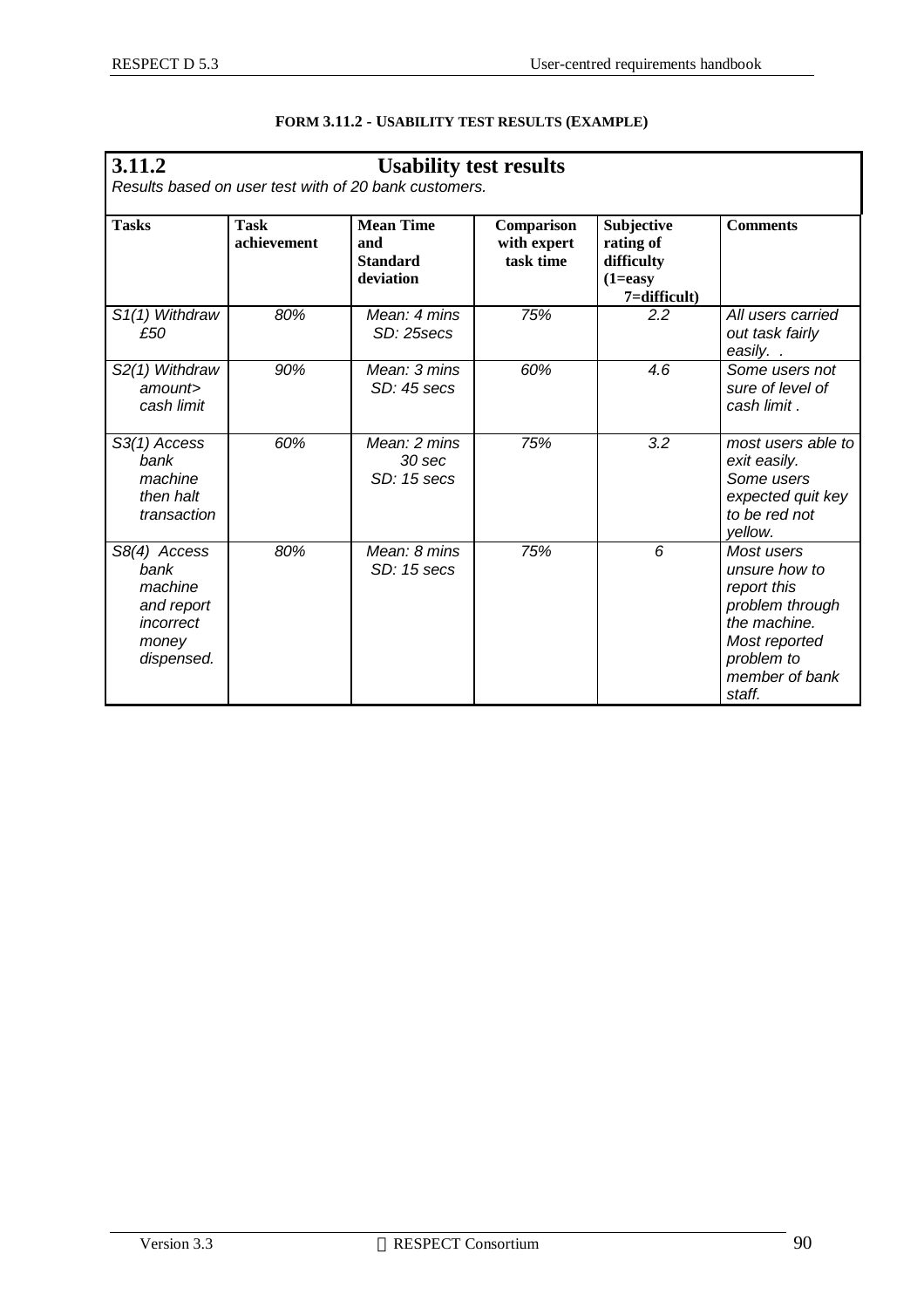**FORM 3.11.2 - USABILITY TEST RESULTS (EXAMPLE)**

## 3.11.2 Usability test results

*Results based on user test with of 20 bank customers.*

| Tasks | Task achievement | Mean Time and Standard deviation | Comparison with expert task time | Subjective rating of difficulty (1=easy 7=difficult) | Comments |
|---|---|---|---|---|---|
| *S1(1) Withdraw £50* | *80%* | *Mean: 4 mins SD: 25secs* | *75%* | *2.2* | *All users carried out task fairly easily. .* |
| *S2(1) Withdraw amount> cash limit* | *90%* | *Mean: 3 mins SD: 45 secs* | *60%* | *4.6* | *Some users not sure of level of cash limit .* |
| *S3(1) Access bank machine then halt transaction* | *60%* | *Mean: 2 mins 30 sec SD: 15 secs* | *75%* | *3.2* | *most users able to exit easily. Some users expected quit key to be red not yellow.* |
| *S8(4) Access bank machine and report incorrect money dispensed.* | *80%* | *Mean: 8 mins SD: 15 secs* | *75%* | *6* | *Most users unsure how to report this problem through the machine. Most reported problem to member of bank staff.* |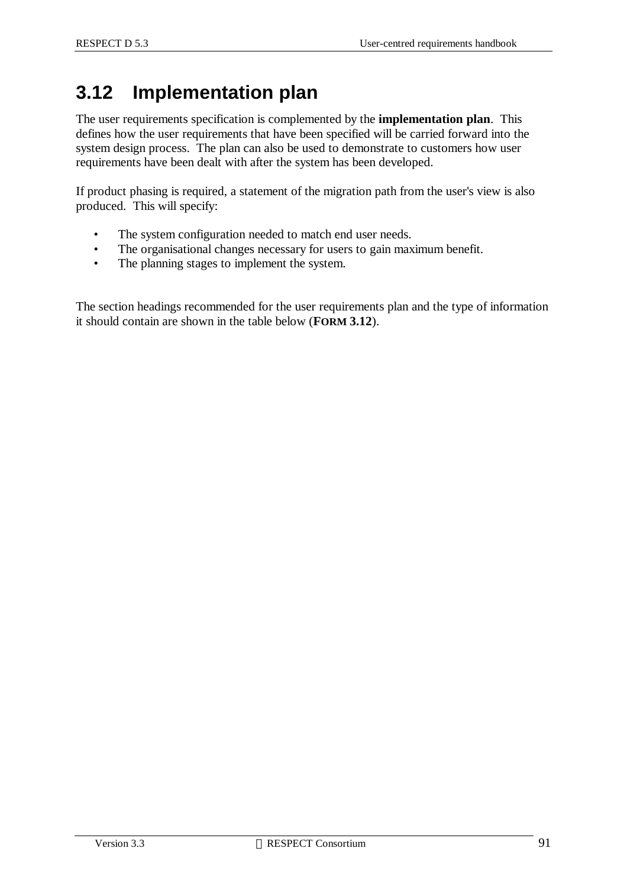## 3.12 Implementation plan

The user requirements specification is complemented by the **implementation plan**. This defines how the user requirements that have been specified will be carried forward into the system design process. The plan can also be used to demonstrate to customers how user requirements have been dealt with after the system has been developed.

If product phasing is required, a statement of the migration path from the user's view is also produced. This will specify:

- The system configuration needed to match end user needs.
- The organisational changes necessary for users to gain maximum benefit.
- The planning stages to implement the system.

The section headings recommended for the user requirements plan and the type of information it should contain are shown in the table below (**FORM 3.12**).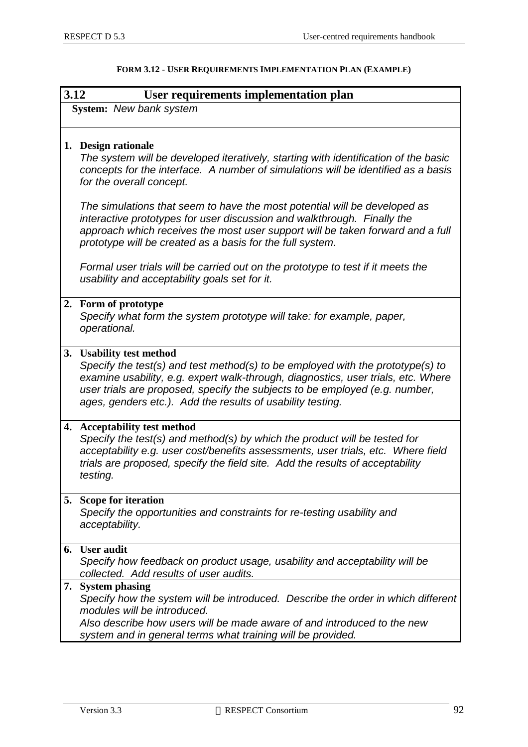**FORM 3.12 - USER REQUIREMENTS IMPLEMENTATION PLAN (EXAMPLE)**

## 3.12 User requirements implementation plan

**System:** *New bank system*

**1. Design rationale**

*The system will be developed iteratively, starting with identification of the basic concepts for the interface. A number of simulations will be identified as a basis for the overall concept.*

*The simulations that seem to have the most potential will be developed as interactive prototypes for user discussion and walkthrough. Finally the approach which receives the most user support will be taken forward and a full prototype will be created as a basis for the full system.*

*Formal user trials will be carried out on the prototype to test if it meets the usability and acceptability goals set for it.*

**2. Form of prototype**

*Specify what form the system prototype will take: for example, paper, operational.*

**3. Usability test method**

*Specify the test(s) and test method(s) to be employed with the prototype(s) to examine usability, e.g. expert walk-through, diagnostics, user trials, etc. Where user trials are proposed, specify the subjects to be employed (e.g. number, ages, genders etc.). Add the results of usability testing.*

**4. Acceptability test method**

*Specify the test(s) and method(s) by which the product will be tested for acceptability e.g. user cost/benefits assessments, user trials, etc. Where field trials are proposed, specify the field site. Add the results of acceptability testing.*

**5. Scope for iteration**

*Specify the opportunities and constraints for re-testing usability and acceptability.*

**6. User audit**

*Specify how feedback on product usage, usability and acceptability will be collected. Add results of user audits.*

**7. System phasing**

*Specify how the system will be introduced. Describe the order in which different modules will be introduced.*
*Also describe how users will be made aware of and introduced to the new system and in general terms what training will be provided.*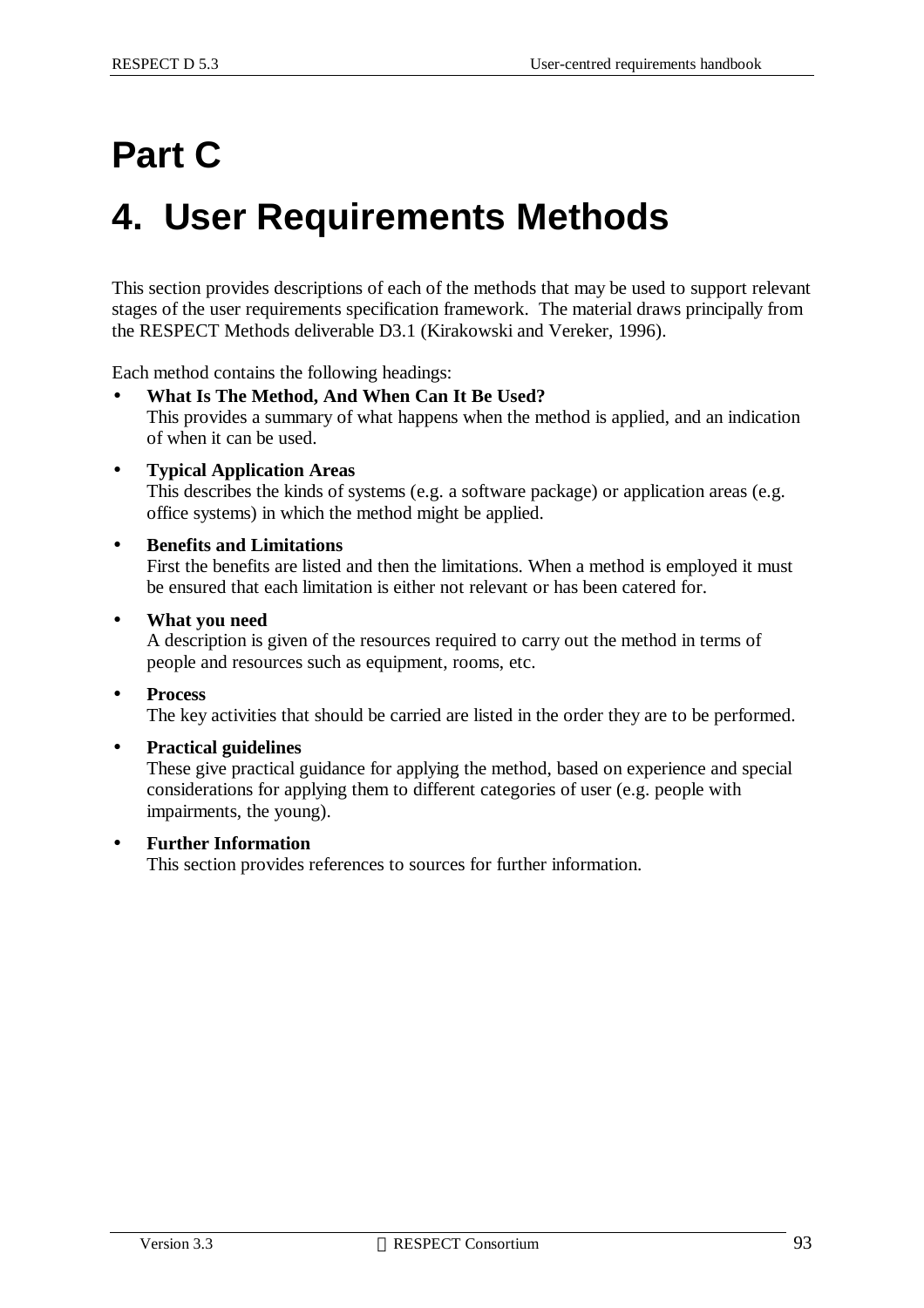# Part C

# 4. User Requirements Methods

This section provides descriptions of each of the methods that may be used to support relevant stages of the user requirements specification framework. The material draws principally from the RESPECT Methods deliverable D3.1 (Kirakowski and Vereker, 1996).

Each method contains the following headings:

- **What Is The Method, And When Can It Be Used?**
  This provides a summary of what happens when the method is applied, and an indication of when it can be used.
- **Typical Application Areas**
  This describes the kinds of systems (e.g. a software package) or application areas (e.g. office systems) in which the method might be applied.
- **Benefits and Limitations**
  First the benefits are listed and then the limitations. When a method is employed it must be ensured that each limitation is either not relevant or has been catered for.
- **What you need**
  A description is given of the resources required to carry out the method in terms of people and resources such as equipment, rooms, etc.
- **Process**
  The key activities that should be carried are listed in the order they are to be performed.
- **Practical guidelines**
  These give practical guidance for applying the method, based on experience and special considerations for applying them to different categories of user (e.g. people with impairments, the young).
- **Further Information**
  This section provides references to sources for further information.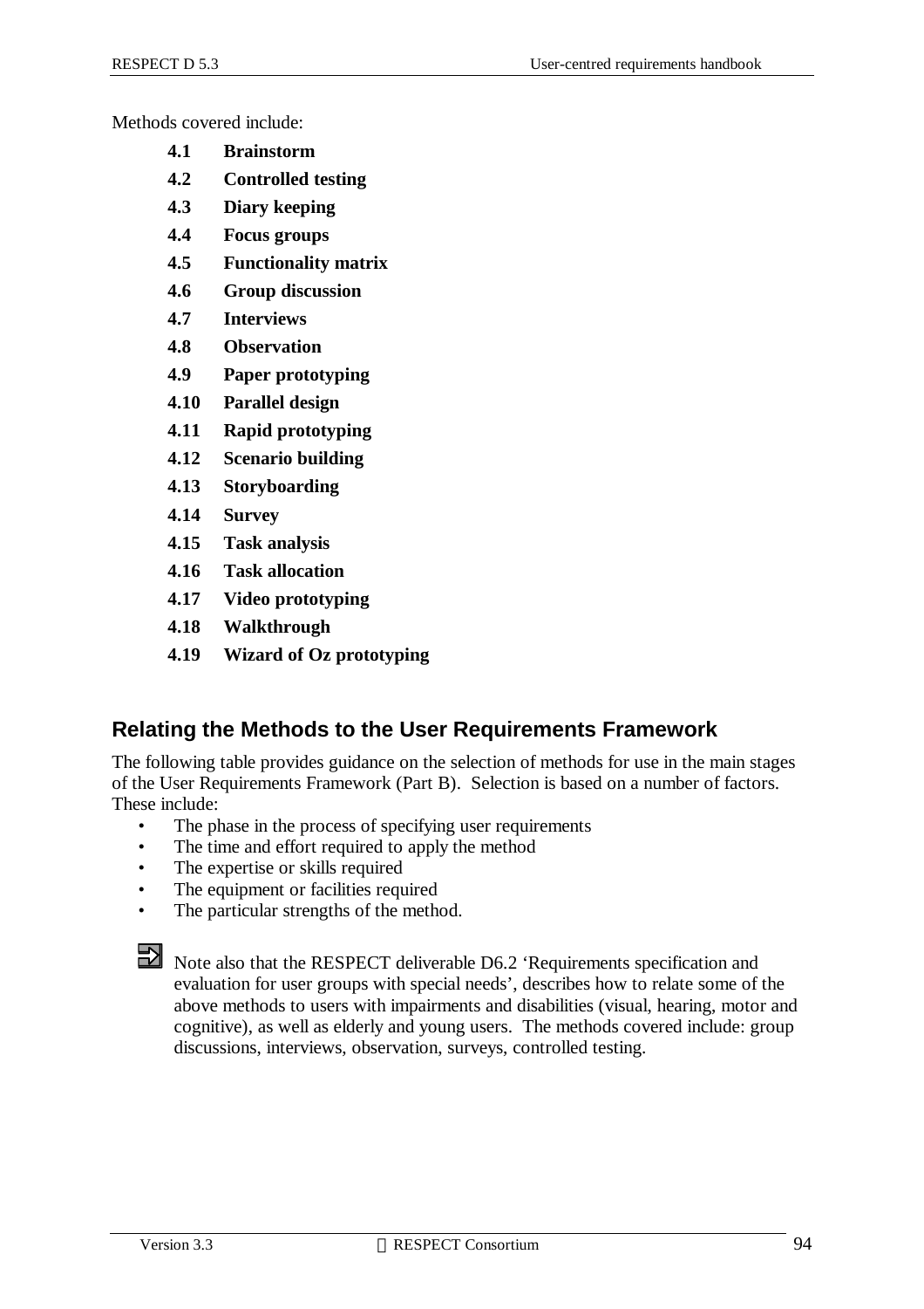Methods covered include:

- **4.1 Brainstorm**
- **4.2 Controlled testing**
- **4.3 Diary keeping**
- **4.4 Focus groups**
- **4.5 Functionality matrix**
- **4.6 Group discussion**
- **4.7 Interviews**
- **4.8 Observation**
- **4.9 Paper prototyping**
- **4.10 Parallel design**
- **4.11 Rapid prototyping**
- **4.12 Scenario building**
- **4.13 Storyboarding**
- **4.14 Survey**
- **4.15 Task analysis**
- **4.16 Task allocation**
- **4.17 Video prototyping**
- **4.18 Walkthrough**
- **4.19 Wizard of Oz prototyping**

## Relating the Methods to the User Requirements Framework

The following table provides guidance on the selection of methods for use in the main stages of the User Requirements Framework (Part B). Selection is based on a number of factors. These include:

- The phase in the process of specifying user requirements
- The time and effort required to apply the method
- The expertise or skills required
- The equipment or facilities required
- The particular strengths of the method.

Note also that the RESPECT deliverable D6.2 'Requirements specification and evaluation for user groups with special needs', describes how to relate some of the above methods to users with impairments and disabilities (visual, hearing, motor and cognitive), as well as elderly and young users. The methods covered include: group discussions, interviews, observation, surveys, controlled testing.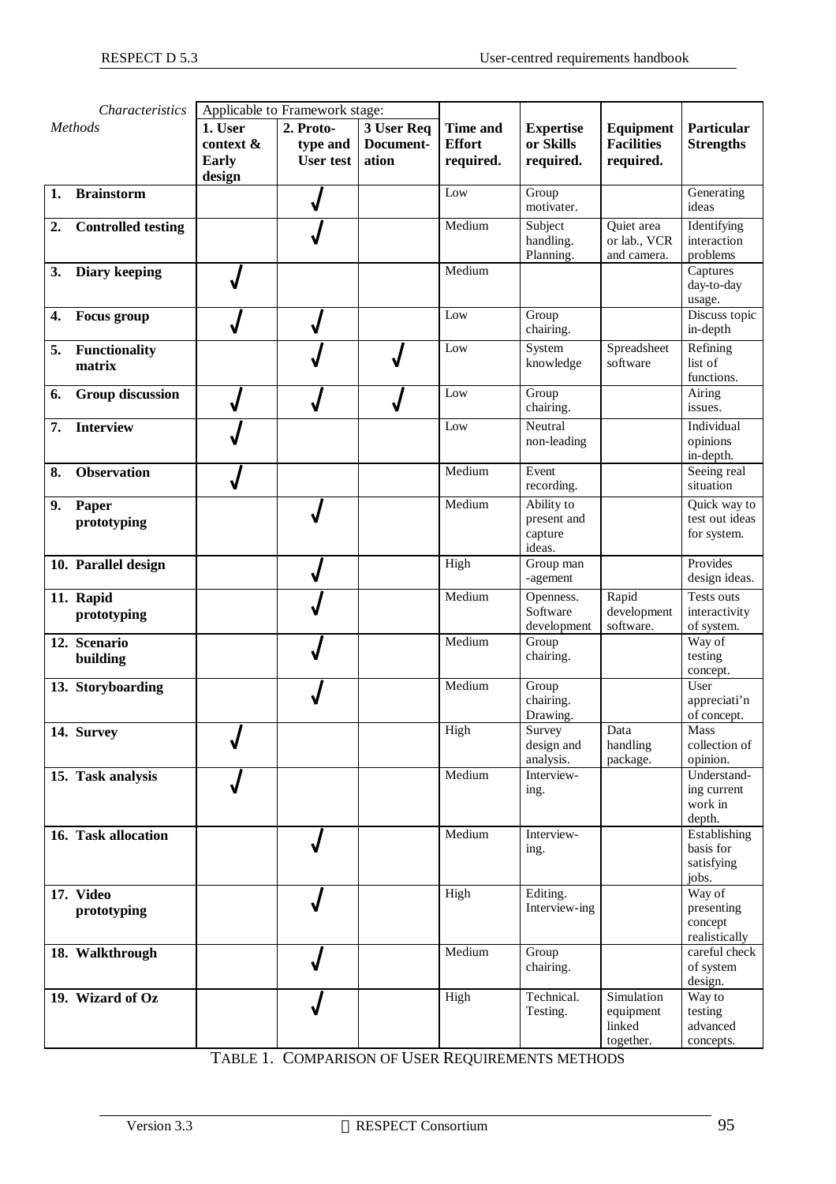| *Characteristics* / *Methods* | Applicable to Framework stage: | | | | | | |
|---|---|---|---|---|---|---|---|
| | **1. User context & Early design** | **2. Proto-type and User test** | **3 User Req Document-ation** | **Time and Effort required.** | **Expertise or Skills required.** | **Equipment Facilities required.** | **Particular Strengths** |
| **1. Brainstorm** | | √ | | Low | Group motivater. | | Generating ideas |
| **2. Controlled testing** | | √ | | Medium | Subject handling. Planning. | Quiet area or lab., VCR and camera. | Identifying interaction problems |
| **3. Diary keeping** | √ | | | Medium | | | Captures day-to-day usage. |
| **4. Focus group** | √ | √ | | Low | Group chairing. | | Discuss topic in-depth |
| **5. Functionality matrix** | | √ | √ | Low | System knowledge | Spreadsheet software | Refining list of functions. |
| **6. Group discussion** | √ | √ | √ | Low | Group chairing. | | Airing issues. |
| **7. Interview** | √ | | | Low | Neutral non-leading | | Individual opinions in-depth. |
| **8. Observation** | √ | | | Medium | Event recording. | | Seeing real situation |
| **9. Paper prototyping** | | √ | | Medium | Ability to present and capture ideas. | | Quick way to test out ideas for system. |
| **10. Parallel design** | | √ | | High | Group man -agement | | Provides design ideas. |
| **11. Rapid prototyping** | | √ | | Medium | Openness. Software development | Rapid development software. | Tests outs interactivity of system. |
| **12. Scenario building** | | √ | | Medium | Group chairing. | | Way of testing concept. |
| **13. Storyboarding** | | √ | | Medium | Group chairing. Drawing. | | User appreciati'n of concept. |
| **14. Survey** | √ | | | High | Survey design and analysis. | Data handling package. | Mass collection of opinion. |
| **15. Task analysis** | √ | | | Medium | Interview-ing. | | Understand-ing current work in depth. |
| **16. Task allocation** | | √ | | Medium | Interview-ing. | | Establishing basis for satisfying jobs. |
| **17. Video prototyping** | | √ | | High | Editing. Interview-ing | | Way of presenting concept realistically |
| **18. Walkthrough** | | √ | | Medium | Group chairing. | | careful check of system design. |
| **19. Wizard of Oz** | | √ | | High | Technical. Testing. | Simulation equipment linked together. | Way to testing advanced concepts. |

TABLE 1. COMPARISON OF USER REQUIREMENTS METHODS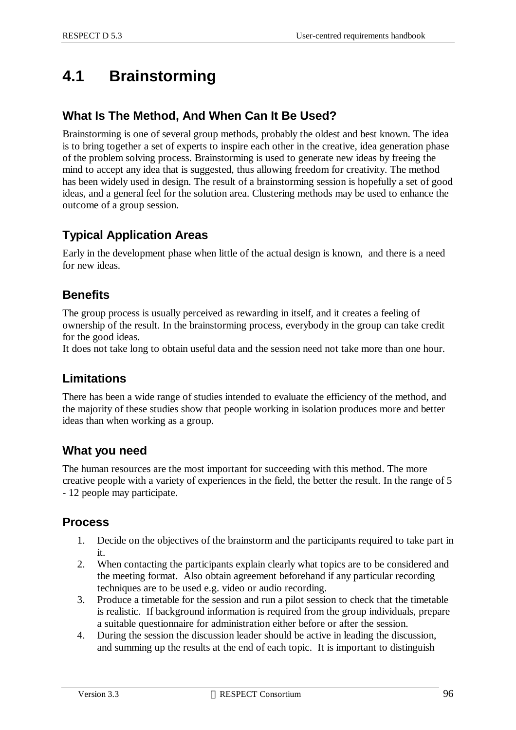# 4.1 Brainstorming

## What Is The Method, And When Can It Be Used?

Brainstorming is one of several group methods, probably the oldest and best known. The idea is to bring together a set of experts to inspire each other in the creative, idea generation phase of the problem solving process. Brainstorming is used to generate new ideas by freeing the mind to accept any idea that is suggested, thus allowing freedom for creativity. The method has been widely used in design. The result of a brainstorming session is hopefully a set of good ideas, and a general feel for the solution area. Clustering methods may be used to enhance the outcome of a group session.

## Typical Application Areas

Early in the development phase when little of the actual design is known, and there is a need for new ideas.

## Benefits

The group process is usually perceived as rewarding in itself, and it creates a feeling of ownership of the result. In the brainstorming process, everybody in the group can take credit for the good ideas.

It does not take long to obtain useful data and the session need not take more than one hour.

## Limitations

There has been a wide range of studies intended to evaluate the efficiency of the method, and the majority of these studies show that people working in isolation produces more and better ideas than when working as a group.

## What you need

The human resources are the most important for succeeding with this method. The more creative people with a variety of experiences in the field, the better the result. In the range of 5 - 12 people may participate.

## Process

1. Decide on the objectives of the brainstorm and the participants required to take part in it.
2. When contacting the participants explain clearly what topics are to be considered and the meeting format. Also obtain agreement beforehand if any particular recording techniques are to be used e.g. video or audio recording.
3. Produce a timetable for the session and run a pilot session to check that the timetable is realistic. If background information is required from the group individuals, prepare a suitable questionnaire for administration either before or after the session.
4. During the session the discussion leader should be active in leading the discussion, and summing up the results at the end of each topic. It is important to distinguish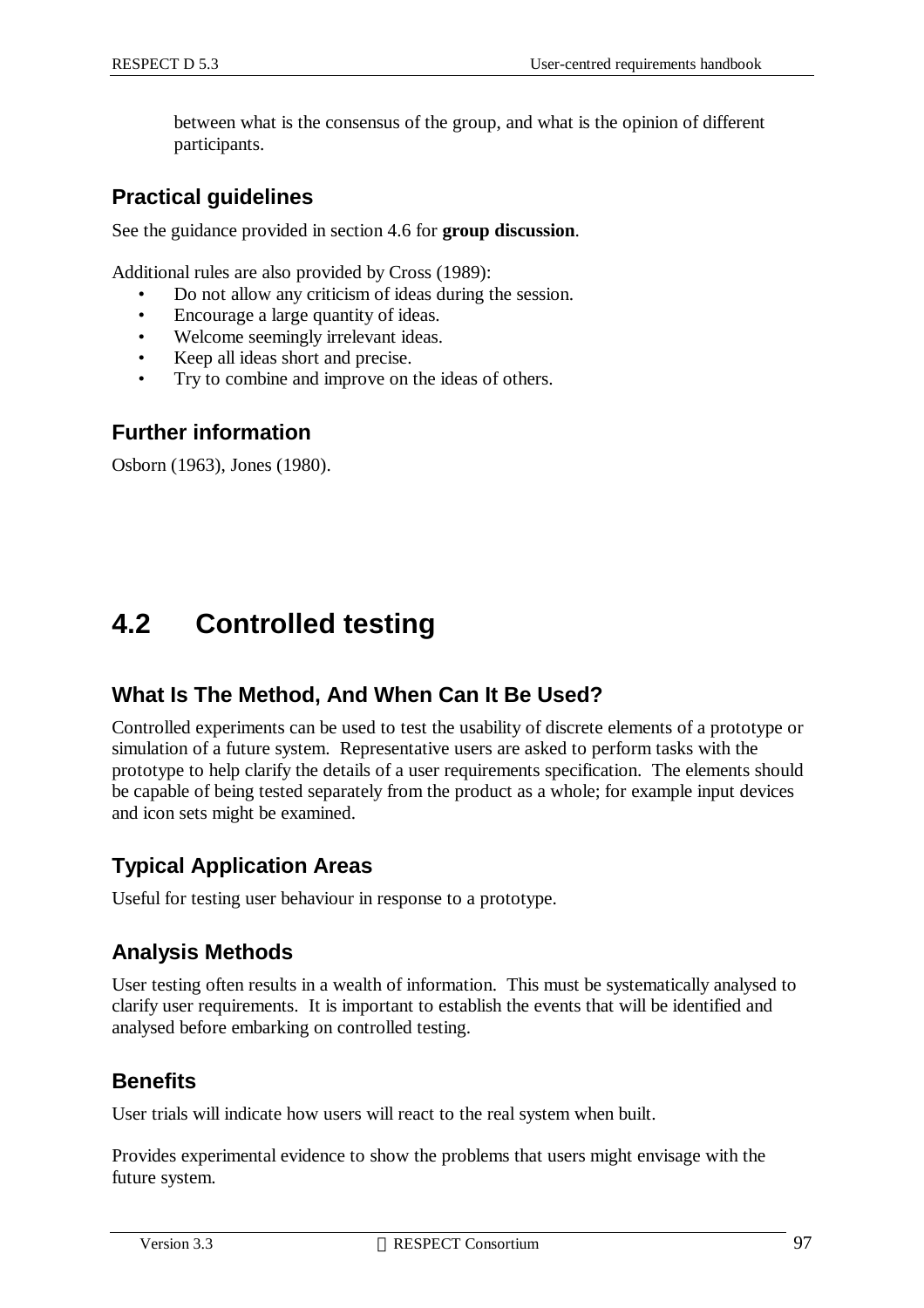between what is the consensus of the group, and what is the opinion of different participants.

### Practical guidelines

See the guidance provided in section 4.6 for **group discussion**.

Additional rules are also provided by Cross (1989):

- Do not allow any criticism of ideas during the session.
- Encourage a large quantity of ideas.
- Welcome seemingly irrelevant ideas.
- Keep all ideas short and precise.
- Try to combine and improve on the ideas of others.

### Further information

Osborn (1963), Jones (1980).

## 4.2 Controlled testing

### What Is The Method, And When Can It Be Used?

Controlled experiments can be used to test the usability of discrete elements of a prototype or simulation of a future system. Representative users are asked to perform tasks with the prototype to help clarify the details of a user requirements specification. The elements should be capable of being tested separately from the product as a whole; for example input devices and icon sets might be examined.

### Typical Application Areas

Useful for testing user behaviour in response to a prototype.

### Analysis Methods

User testing often results in a wealth of information. This must be systematically analysed to clarify user requirements. It is important to establish the events that will be identified and analysed before embarking on controlled testing.

### Benefits

User trials will indicate how users will react to the real system when built.

Provides experimental evidence to show the problems that users might envisage with the future system.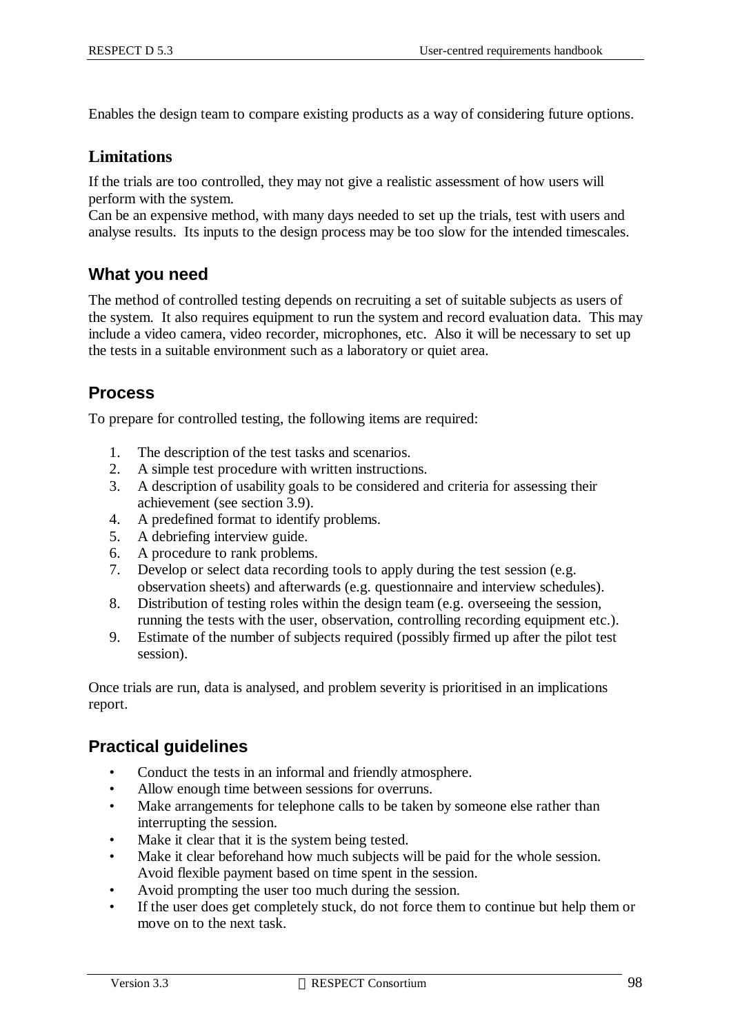Enables the design team to compare existing products as a way of considering future options.

### Limitations

If the trials are too controlled, they may not give a realistic assessment of how users will perform with the system.
Can be an expensive method, with many days needed to set up the trials, test with users and analyse results. Its inputs to the design process may be too slow for the intended timescales.

## What you need

The method of controlled testing depends on recruiting a set of suitable subjects as users of the system. It also requires equipment to run the system and record evaluation data. This may include a video camera, video recorder, microphones, etc. Also it will be necessary to set up the tests in a suitable environment such as a laboratory or quiet area.

## Process

To prepare for controlled testing, the following items are required:

1. The description of the test tasks and scenarios.
2. A simple test procedure with written instructions.
3. A description of usability goals to be considered and criteria for assessing their achievement (see section 3.9).
4. A predefined format to identify problems.
5. A debriefing interview guide.
6. A procedure to rank problems.
7. Develop or select data recording tools to apply during the test session (e.g. observation sheets) and afterwards (e.g. questionnaire and interview schedules).
8. Distribution of testing roles within the design team (e.g. overseeing the session, running the tests with the user, observation, controlling recording equipment etc.).
9. Estimate of the number of subjects required (possibly firmed up after the pilot test session).

Once trials are run, data is analysed, and problem severity is prioritised in an implications report.

## Practical guidelines

- Conduct the tests in an informal and friendly atmosphere.
- Allow enough time between sessions for overruns.
- Make arrangements for telephone calls to be taken by someone else rather than interrupting the session.
- Make it clear that it is the system being tested.
- Make it clear beforehand how much subjects will be paid for the whole session. Avoid flexible payment based on time spent in the session.
- Avoid prompting the user too much during the session.
- If the user does get completely stuck, do not force them to continue but help them or move on to the next task.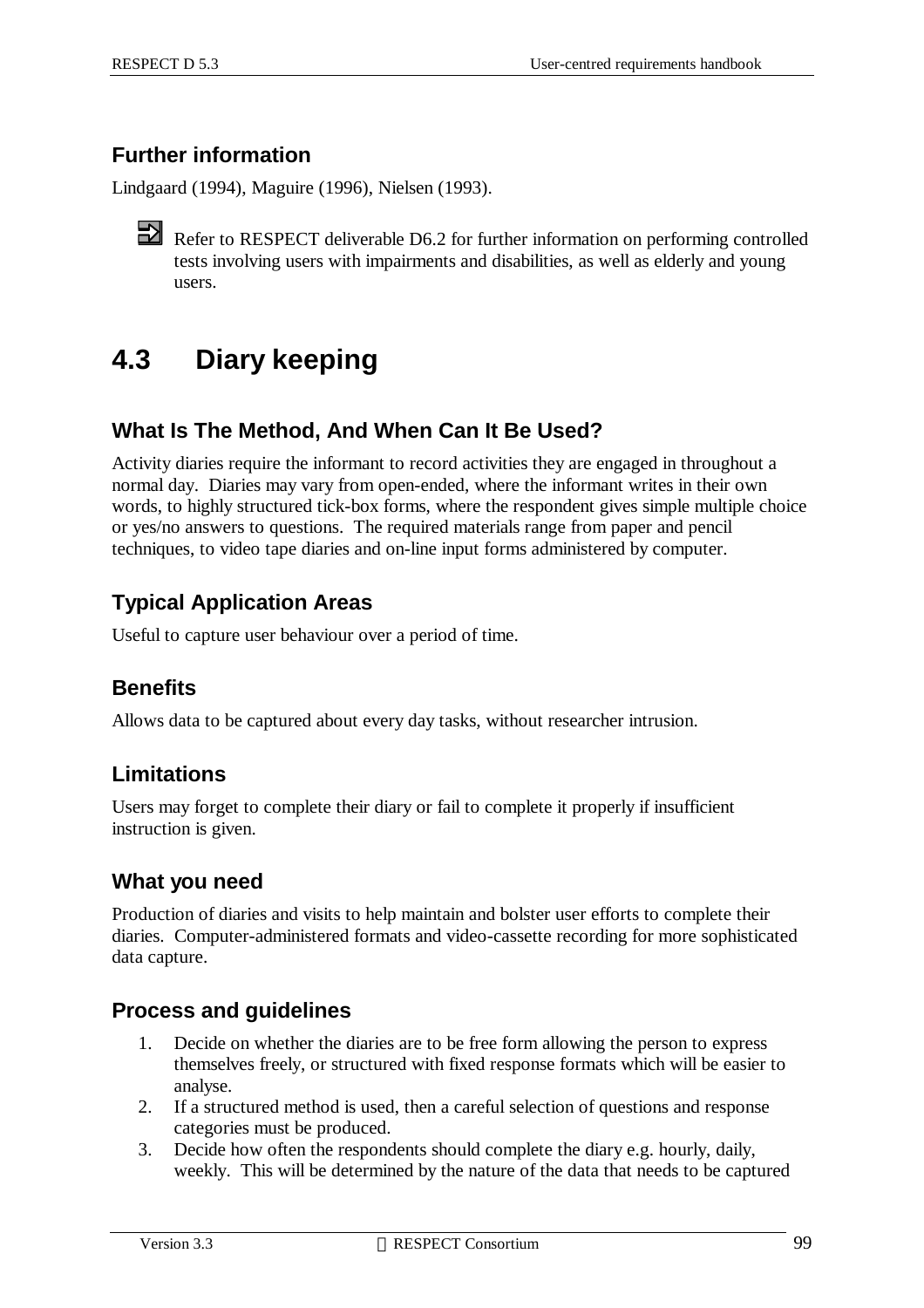### Further information

Lindgaard (1994), Maguire (1996), Nielsen (1993).

Refer to RESPECT deliverable D6.2 for further information on performing controlled tests involving users with impairments and disabilities, as well as elderly and young users.

## 4.3 Diary keeping

### What Is The Method, And When Can It Be Used?

Activity diaries require the informant to record activities they are engaged in throughout a normal day. Diaries may vary from open-ended, where the informant writes in their own words, to highly structured tick-box forms, where the respondent gives simple multiple choice or yes/no answers to questions. The required materials range from paper and pencil techniques, to video tape diaries and on-line input forms administered by computer.

### Typical Application Areas

Useful to capture user behaviour over a period of time.

### Benefits

Allows data to be captured about every day tasks, without researcher intrusion.

### Limitations

Users may forget to complete their diary or fail to complete it properly if insufficient instruction is given.

### What you need

Production of diaries and visits to help maintain and bolster user efforts to complete their diaries. Computer-administered formats and video-cassette recording for more sophisticated data capture.

### Process and guidelines

1. Decide on whether the diaries are to be free form allowing the person to express themselves freely, or structured with fixed response formats which will be easier to analyse.
2. If a structured method is used, then a careful selection of questions and response categories must be produced.
3. Decide how often the respondents should complete the diary e.g. hourly, daily, weekly. This will be determined by the nature of the data that needs to be captured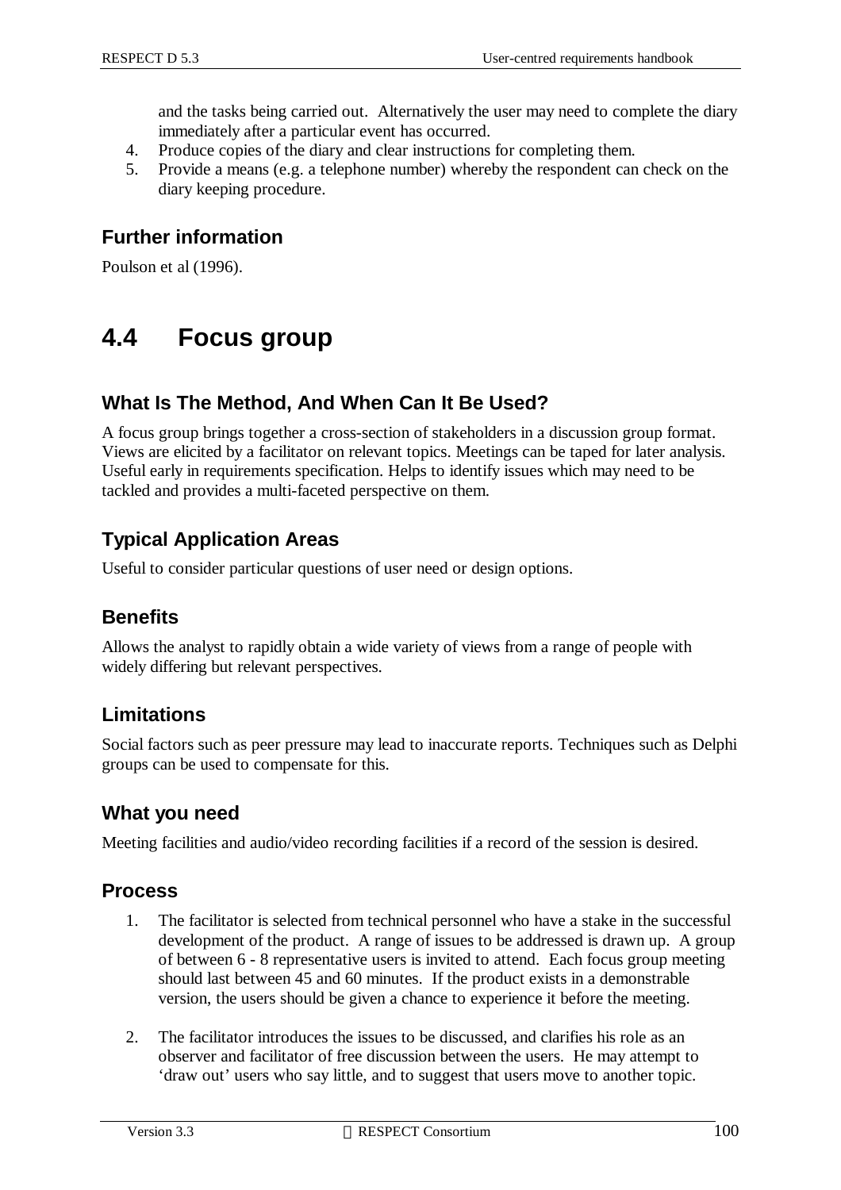and the tasks being carried out. Alternatively the user may need to complete the diary immediately after a particular event has occurred.

4. Produce copies of the diary and clear instructions for completing them.
5. Provide a means (e.g. a telephone number) whereby the respondent can check on the diary keeping procedure.

### Further information

Poulson et al (1996).

## 4.4 Focus group

### What Is The Method, And When Can It Be Used?

A focus group brings together a cross-section of stakeholders in a discussion group format. Views are elicited by a facilitator on relevant topics. Meetings can be taped for later analysis. Useful early in requirements specification. Helps to identify issues which may need to be tackled and provides a multi-faceted perspective on them.

### Typical Application Areas

Useful to consider particular questions of user need or design options.

### Benefits

Allows the analyst to rapidly obtain a wide variety of views from a range of people with widely differing but relevant perspectives.

### Limitations

Social factors such as peer pressure may lead to inaccurate reports. Techniques such as Delphi groups can be used to compensate for this.

### What you need

Meeting facilities and audio/video recording facilities if a record of the session is desired.

### Process

1. The facilitator is selected from technical personnel who have a stake in the successful development of the product. A range of issues to be addressed is drawn up. A group of between 6 - 8 representative users is invited to attend. Each focus group meeting should last between 45 and 60 minutes. If the product exists in a demonstrable version, the users should be given a chance to experience it before the meeting.

2. The facilitator introduces the issues to be discussed, and clarifies his role as an observer and facilitator of free discussion between the users. He may attempt to 'draw out' users who say little, and to suggest that users move to another topic.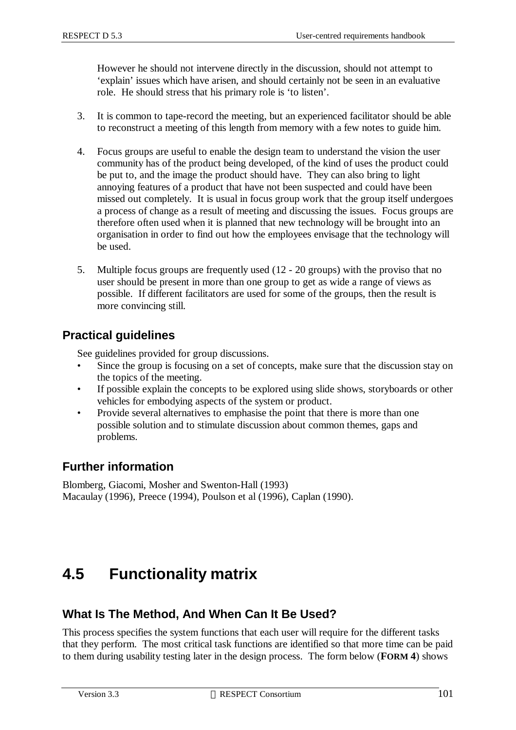However he should not intervene directly in the discussion, should not attempt to 'explain' issues which have arisen, and should certainly not be seen in an evaluative role. He should stress that his primary role is 'to listen'.

3. It is common to tape-record the meeting, but an experienced facilitator should be able to reconstruct a meeting of this length from memory with a few notes to guide him.

4. Focus groups are useful to enable the design team to understand the vision the user community has of the product being developed, of the kind of uses the product could be put to, and the image the product should have. They can also bring to light annoying features of a product that have not been suspected and could have been missed out completely. It is usual in focus group work that the group itself undergoes a process of change as a result of meeting and discussing the issues. Focus groups are therefore often used when it is planned that new technology will be brought into an organisation in order to find out how the employees envisage that the technology will be used.

5. Multiple focus groups are frequently used (12 - 20 groups) with the proviso that no user should be present in more than one group to get as wide a range of views as possible. If different facilitators are used for some of the groups, then the result is more convincing still.

## Practical guidelines

See guidelines provided for group discussions.

- Since the group is focusing on a set of concepts, make sure that the discussion stay on the topics of the meeting.
- If possible explain the concepts to be explored using slide shows, storyboards or other vehicles for embodying aspects of the system or product.
- Provide several alternatives to emphasise the point that there is more than one possible solution and to stimulate discussion about common themes, gaps and problems.

## Further information

Blomberg, Giacomi, Mosher and Swenton-Hall (1993)
Macaulay (1996), Preece (1994), Poulson et al (1996), Caplan (1990).

# 4.5 Functionality matrix

## What Is The Method, And When Can It Be Used?

This process specifies the system functions that each user will require for the different tasks that they perform. The most critical task functions are identified so that more time can be paid to them during usability testing later in the design process. The form below (**FORM 4**) shows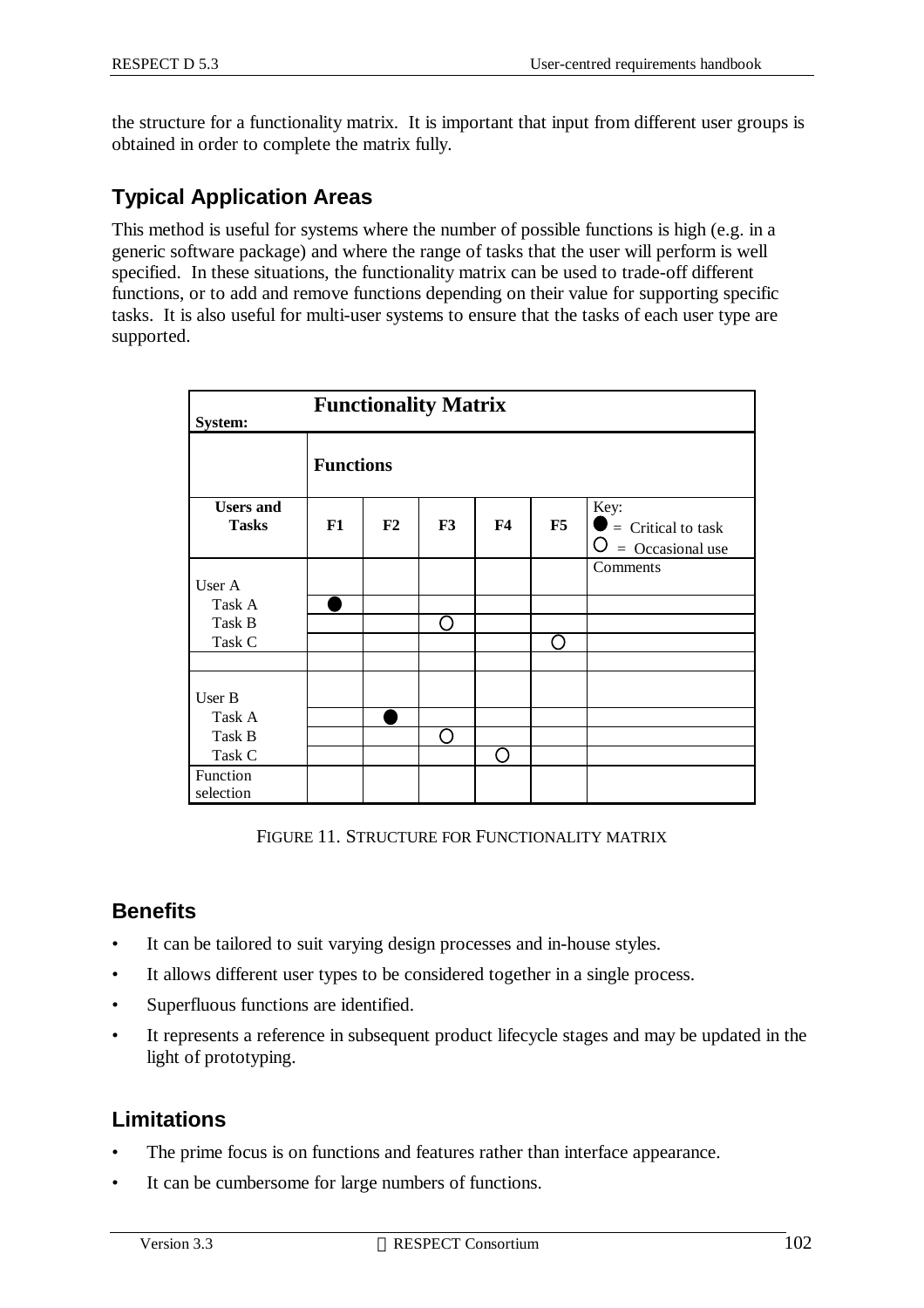the structure for a functionality matrix. It is important that input from different user groups is obtained in order to complete the matrix fully.

## Typical Application Areas

This method is useful for systems where the number of possible functions is high (e.g. in a generic software package) and where the range of tasks that the user will perform is well specified. In these situations, the functionality matrix can be used to trade-off different functions, or to add and remove functions depending on their value for supporting specific tasks. It is also useful for multi-user systems to ensure that the tasks of each user type are supported.

| **System:** | **Functionality Matrix** | | | | | |
|---|---|---|---|---|---|---|
| | **Functions** | | | | | |
| **Users and Tasks** | **F1** | **F2** | **F3** | **F4** | **F5** | Key: ● = Critical to task ○ = Occasional use |
| User A | | | | | | Comments |
| Task A | ● | | | | | |
| Task B | | | ○ | | | |
| Task C | | | | | ○ | |
| | | | | | | |
| User B | | | | | | |
| Task A | | ● | | | | |
| Task B | | | ○ | | | |
| Task C | | | | ○ | | |
| Function selection | | | | | | |

FIGURE 11. STRUCTURE FOR FUNCTIONALITY MATRIX

## Benefits

- It can be tailored to suit varying design processes and in-house styles.
- It allows different user types to be considered together in a single process.
- Superfluous functions are identified.
- It represents a reference in subsequent product lifecycle stages and may be updated in the light of prototyping.

## Limitations

- The prime focus is on functions and features rather than interface appearance.
- It can be cumbersome for large numbers of functions.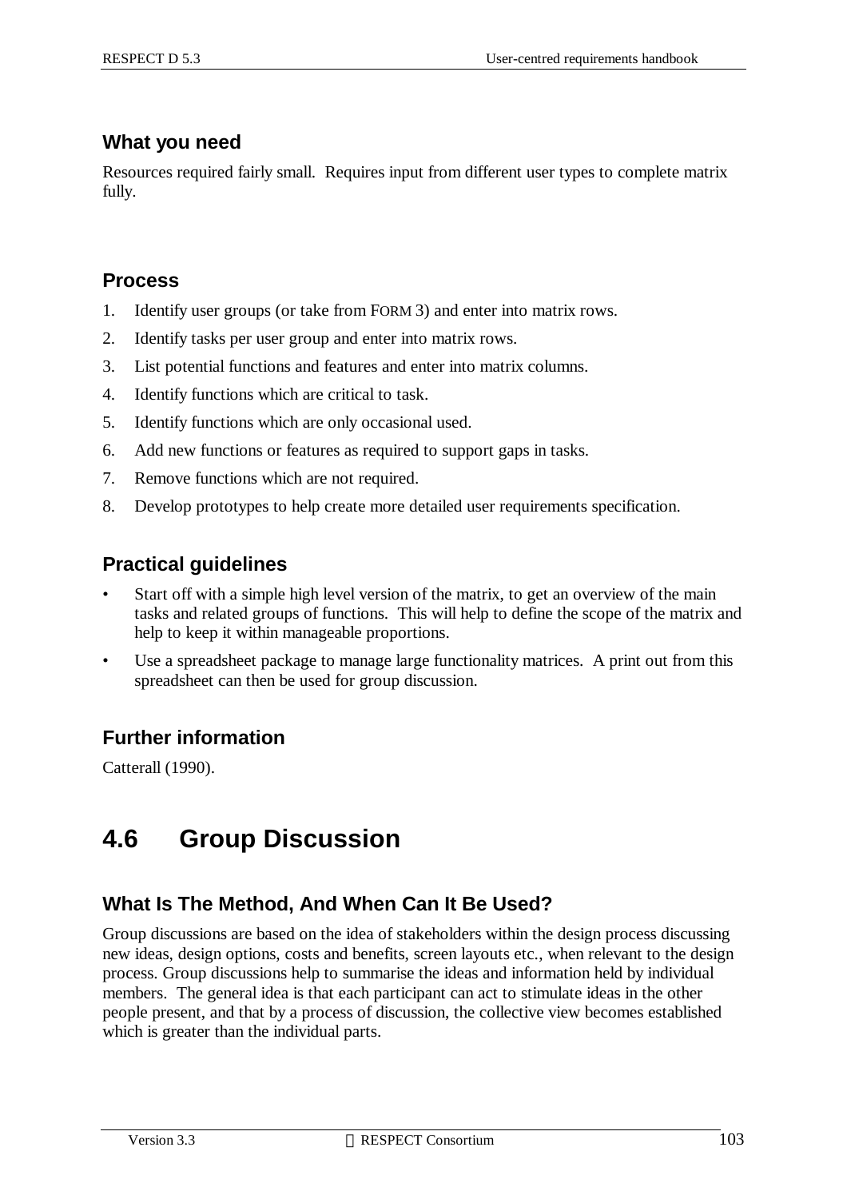### What you need

Resources required fairly small. Requires input from different user types to complete matrix fully.

### Process

1. Identify user groups (or take from FORM 3) and enter into matrix rows.
2. Identify tasks per user group and enter into matrix rows.
3. List potential functions and features and enter into matrix columns.
4. Identify functions which are critical to task.
5. Identify functions which are only occasional used.
6. Add new functions or features as required to support gaps in tasks.
7. Remove functions which are not required.
8. Develop prototypes to help create more detailed user requirements specification.

### Practical guidelines

- Start off with a simple high level version of the matrix, to get an overview of the main tasks and related groups of functions. This will help to define the scope of the matrix and help to keep it within manageable proportions.
- Use a spreadsheet package to manage large functionality matrices. A print out from this spreadsheet can then be used for group discussion.

### Further information

Catterall (1990).

## 4.6 Group Discussion

### What Is The Method, And When Can It Be Used?

Group discussions are based on the idea of stakeholders within the design process discussing new ideas, design options, costs and benefits, screen layouts etc., when relevant to the design process. Group discussions help to summarise the ideas and information held by individual members. The general idea is that each participant can act to stimulate ideas in the other people present, and that by a process of discussion, the collective view becomes established which is greater than the individual parts.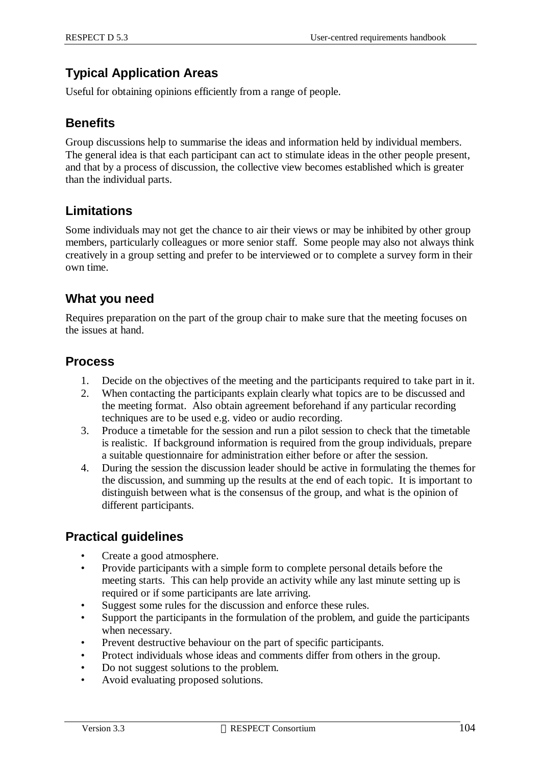## Typical Application Areas

Useful for obtaining opinions efficiently from a range of people.

## Benefits

Group discussions help to summarise the ideas and information held by individual members. The general idea is that each participant can act to stimulate ideas in the other people present, and that by a process of discussion, the collective view becomes established which is greater than the individual parts.

## Limitations

Some individuals may not get the chance to air their views or may be inhibited by other group members, particularly colleagues or more senior staff. Some people may also not always think creatively in a group setting and prefer to be interviewed or to complete a survey form in their own time.

## What you need

Requires preparation on the part of the group chair to make sure that the meeting focuses on the issues at hand.

## Process

1. Decide on the objectives of the meeting and the participants required to take part in it.
2. When contacting the participants explain clearly what topics are to be discussed and the meeting format. Also obtain agreement beforehand if any particular recording techniques are to be used e.g. video or audio recording.
3. Produce a timetable for the session and run a pilot session to check that the timetable is realistic. If background information is required from the group individuals, prepare a suitable questionnaire for administration either before or after the session.
4. During the session the discussion leader should be active in formulating the themes for the discussion, and summing up the results at the end of each topic. It is important to distinguish between what is the consensus of the group, and what is the opinion of different participants.

## Practical guidelines

- Create a good atmosphere.
- Provide participants with a simple form to complete personal details before the meeting starts. This can help provide an activity while any last minute setting up is required or if some participants are late arriving.
- Suggest some rules for the discussion and enforce these rules.
- Support the participants in the formulation of the problem, and guide the participants when necessary.
- Prevent destructive behaviour on the part of specific participants.
- Protect individuals whose ideas and comments differ from others in the group.
- Do not suggest solutions to the problem.
- Avoid evaluating proposed solutions.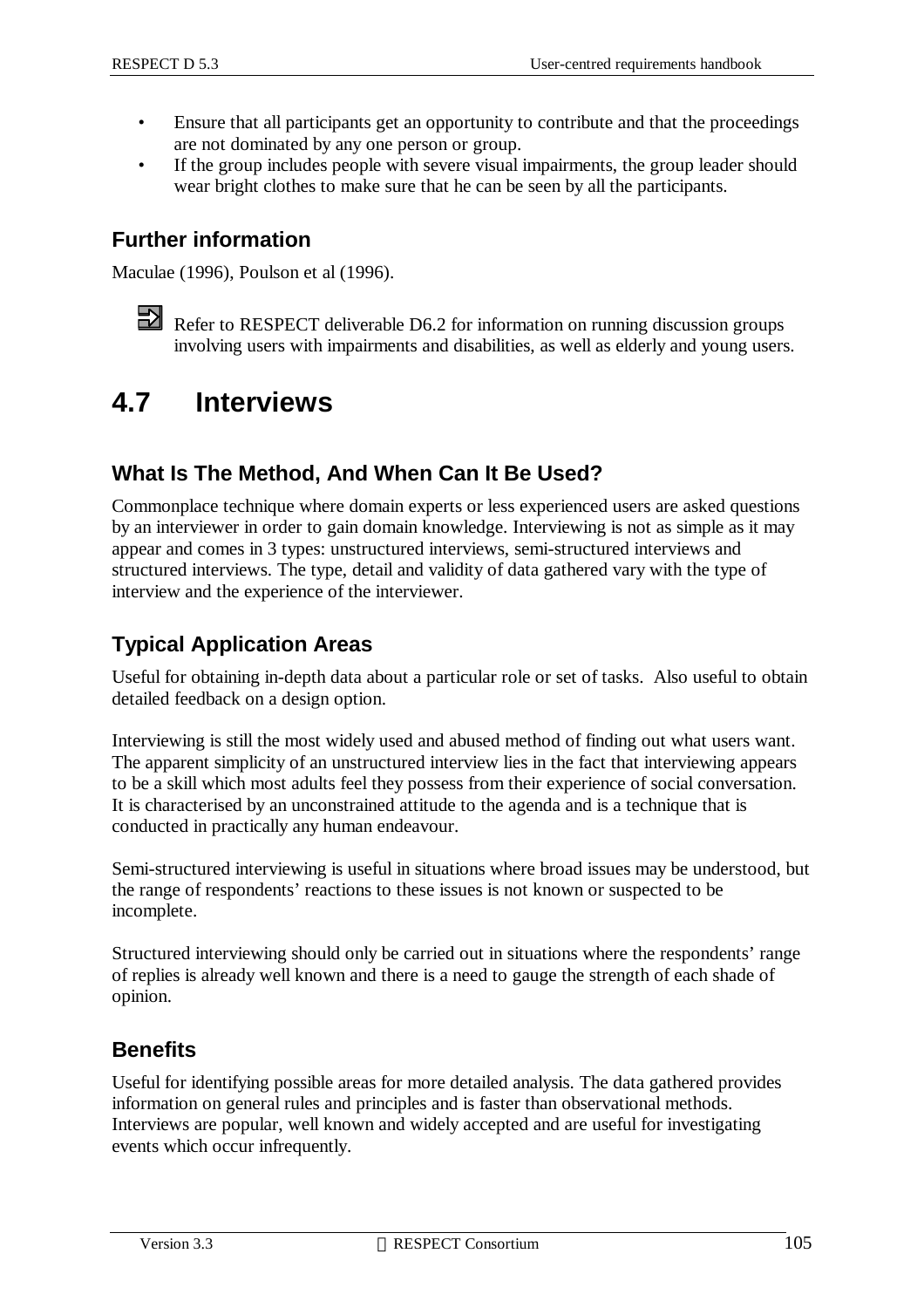- Ensure that all participants get an opportunity to contribute and that the proceedings are not dominated by any one person or group.
- If the group includes people with severe visual impairments, the group leader should wear bright clothes to make sure that he can be seen by all the participants.

### Further information

Maculae (1996), Poulson et al (1996).

Refer to RESPECT deliverable D6.2 for information on running discussion groups involving users with impairments and disabilities, as well as elderly and young users.

## 4.7 Interviews

### What Is The Method, And When Can It Be Used?

Commonplace technique where domain experts or less experienced users are asked questions by an interviewer in order to gain domain knowledge. Interviewing is not as simple as it may appear and comes in 3 types: unstructured interviews, semi-structured interviews and structured interviews. The type, detail and validity of data gathered vary with the type of interview and the experience of the interviewer.

### Typical Application Areas

Useful for obtaining in-depth data about a particular role or set of tasks. Also useful to obtain detailed feedback on a design option.

Interviewing is still the most widely used and abused method of finding out what users want. The apparent simplicity of an unstructured interview lies in the fact that interviewing appears to be a skill which most adults feel they possess from their experience of social conversation. It is characterised by an unconstrained attitude to the agenda and is a technique that is conducted in practically any human endeavour.

Semi-structured interviewing is useful in situations where broad issues may be understood, but the range of respondents' reactions to these issues is not known or suspected to be incomplete.

Structured interviewing should only be carried out in situations where the respondents' range of replies is already well known and there is a need to gauge the strength of each shade of opinion.

### Benefits

Useful for identifying possible areas for more detailed analysis. The data gathered provides information on general rules and principles and is faster than observational methods. Interviews are popular, well known and widely accepted and are useful for investigating events which occur infrequently.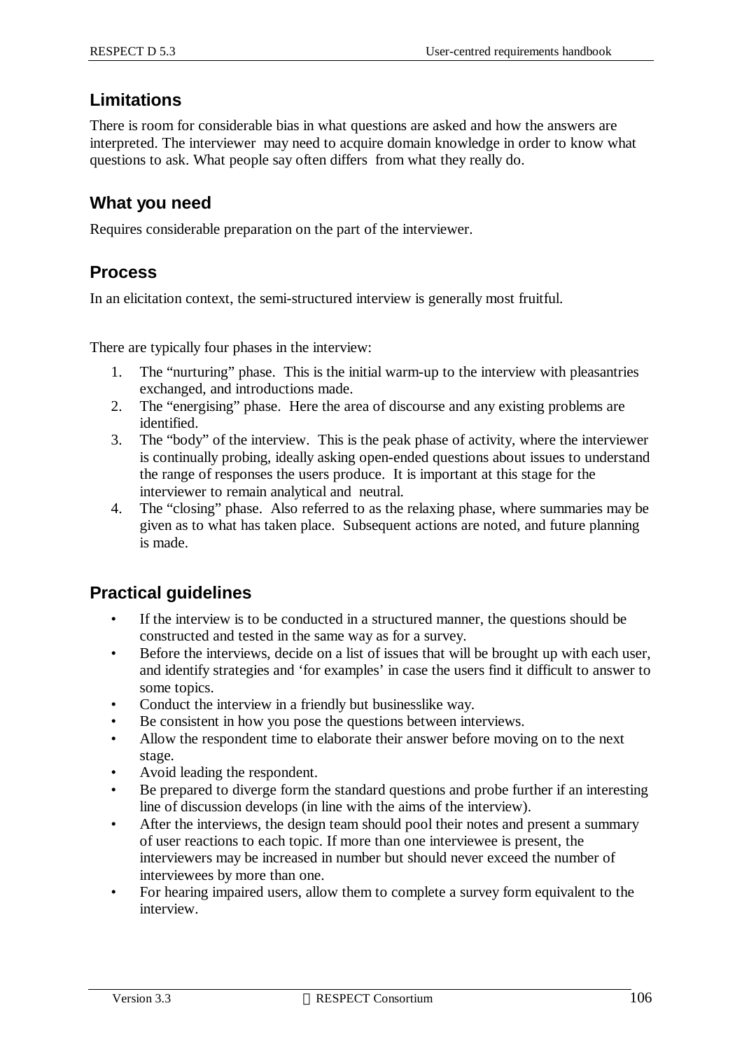## Limitations

There is room for considerable bias in what questions are asked and how the answers are interpreted. The interviewer may need to acquire domain knowledge in order to know what questions to ask. What people say often differs from what they really do.

## What you need

Requires considerable preparation on the part of the interviewer.

## Process

In an elicitation context, the semi-structured interview is generally most fruitful.

There are typically four phases in the interview:

1. The "nurturing" phase. This is the initial warm-up to the interview with pleasantries exchanged, and introductions made.
2. The "energising" phase. Here the area of discourse and any existing problems are identified.
3. The "body" of the interview. This is the peak phase of activity, where the interviewer is continually probing, ideally asking open-ended questions about issues to understand the range of responses the users produce. It is important at this stage for the interviewer to remain analytical and neutral.
4. The "closing" phase. Also referred to as the relaxing phase, where summaries may be given as to what has taken place. Subsequent actions are noted, and future planning is made.

## Practical guidelines

- If the interview is to be conducted in a structured manner, the questions should be constructed and tested in the same way as for a survey.
- Before the interviews, decide on a list of issues that will be brought up with each user, and identify strategies and 'for examples' in case the users find it difficult to answer to some topics.
- Conduct the interview in a friendly but businesslike way.
- Be consistent in how you pose the questions between interviews.
- Allow the respondent time to elaborate their answer before moving on to the next stage.
- Avoid leading the respondent.
- Be prepared to diverge form the standard questions and probe further if an interesting line of discussion develops (in line with the aims of the interview).
- After the interviews, the design team should pool their notes and present a summary of user reactions to each topic. If more than one interviewee is present, the interviewers may be increased in number but should never exceed the number of interviewees by more than one.
- For hearing impaired users, allow them to complete a survey form equivalent to the interview.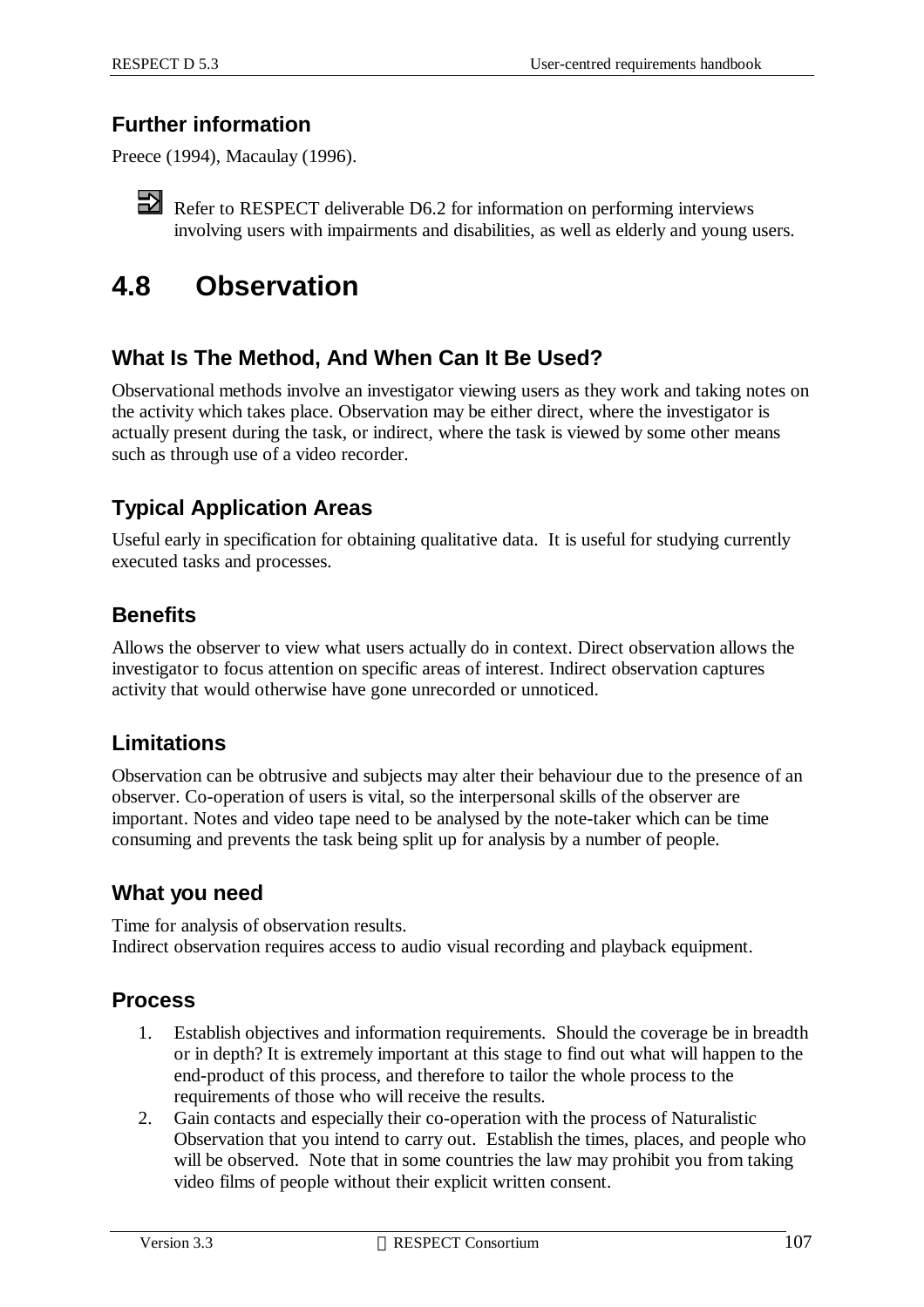## Further information

Preece (1994), Macaulay (1996).

Refer to RESPECT deliverable D6.2 for information on performing interviews involving users with impairments and disabilities, as well as elderly and young users.

# 4.8 Observation

## What Is The Method, And When Can It Be Used?

Observational methods involve an investigator viewing users as they work and taking notes on the activity which takes place. Observation may be either direct, where the investigator is actually present during the task, or indirect, where the task is viewed by some other means such as through use of a video recorder.

## Typical Application Areas

Useful early in specification for obtaining qualitative data. It is useful for studying currently executed tasks and processes.

## Benefits

Allows the observer to view what users actually do in context. Direct observation allows the investigator to focus attention on specific areas of interest. Indirect observation captures activity that would otherwise have gone unrecorded or unnoticed.

## Limitations

Observation can be obtrusive and subjects may alter their behaviour due to the presence of an observer. Co-operation of users is vital, so the interpersonal skills of the observer are important. Notes and video tape need to be analysed by the note-taker which can be time consuming and prevents the task being split up for analysis by a number of people.

## What you need

Time for analysis of observation results.
Indirect observation requires access to audio visual recording and playback equipment.

## Process

1. Establish objectives and information requirements. Should the coverage be in breadth or in depth? It is extremely important at this stage to find out what will happen to the end-product of this process, and therefore to tailor the whole process to the requirements of those who will receive the results.
2. Gain contacts and especially their co-operation with the process of Naturalistic Observation that you intend to carry out. Establish the times, places, and people who will be observed. Note that in some countries the law may prohibit you from taking video films of people without their explicit written consent.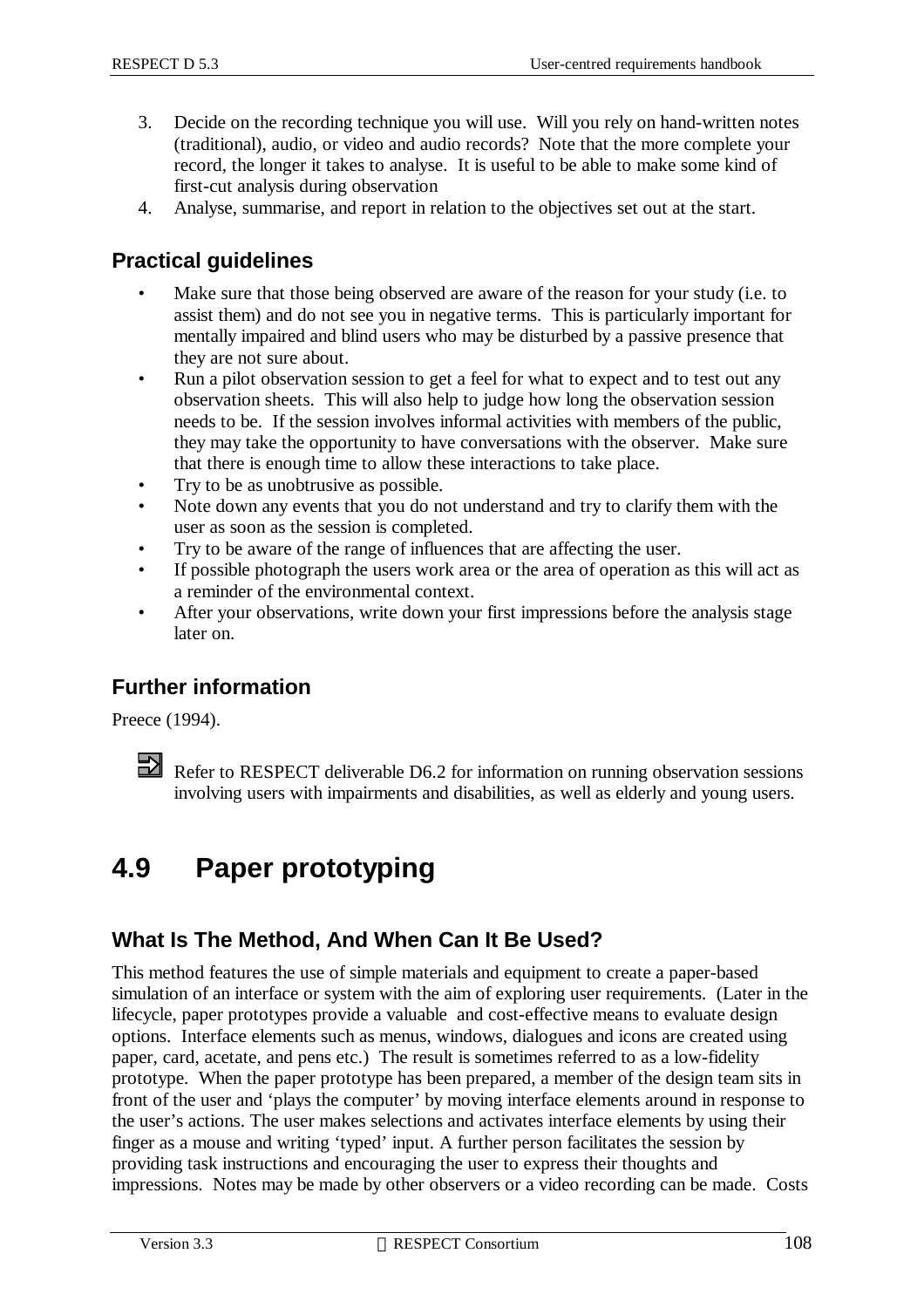3. Decide on the recording technique you will use. Will you rely on hand-written notes (traditional), audio, or video and audio records? Note that the more complete your record, the longer it takes to analyse. It is useful to be able to make some kind of first-cut analysis during observation
4. Analyse, summarise, and report in relation to the objectives set out at the start.

### Practical guidelines

- Make sure that those being observed are aware of the reason for your study (i.e. to assist them) and do not see you in negative terms. This is particularly important for mentally impaired and blind users who may be disturbed by a passive presence that they are not sure about.
- Run a pilot observation session to get a feel for what to expect and to test out any observation sheets. This will also help to judge how long the observation session needs to be. If the session involves informal activities with members of the public, they may take the opportunity to have conversations with the observer. Make sure that there is enough time to allow these interactions to take place.
- Try to be as unobtrusive as possible.
- Note down any events that you do not understand and try to clarify them with the user as soon as the session is completed.
- Try to be aware of the range of influences that are affecting the user.
- If possible photograph the users work area or the area of operation as this will act as a reminder of the environmental context.
- After your observations, write down your first impressions before the analysis stage later on.

### Further information

Preece (1994).

Refer to RESPECT deliverable D6.2 for information on running observation sessions involving users with impairments and disabilities, as well as elderly and young users.

## 4.9 Paper prototyping

### What Is The Method, And When Can It Be Used?

This method features the use of simple materials and equipment to create a paper-based simulation of an interface or system with the aim of exploring user requirements. (Later in the lifecycle, paper prototypes provide a valuable and cost-effective means to evaluate design options. Interface elements such as menus, windows, dialogues and icons are created using paper, card, acetate, and pens etc.) The result is sometimes referred to as a low-fidelity prototype. When the paper prototype has been prepared, a member of the design team sits in front of the user and 'plays the computer' by moving interface elements around in response to the user's actions. The user makes selections and activates interface elements by using their finger as a mouse and writing 'typed' input. A further person facilitates the session by providing task instructions and encouraging the user to express their thoughts and impressions. Notes may be made by other observers or a video recording can be made. Costs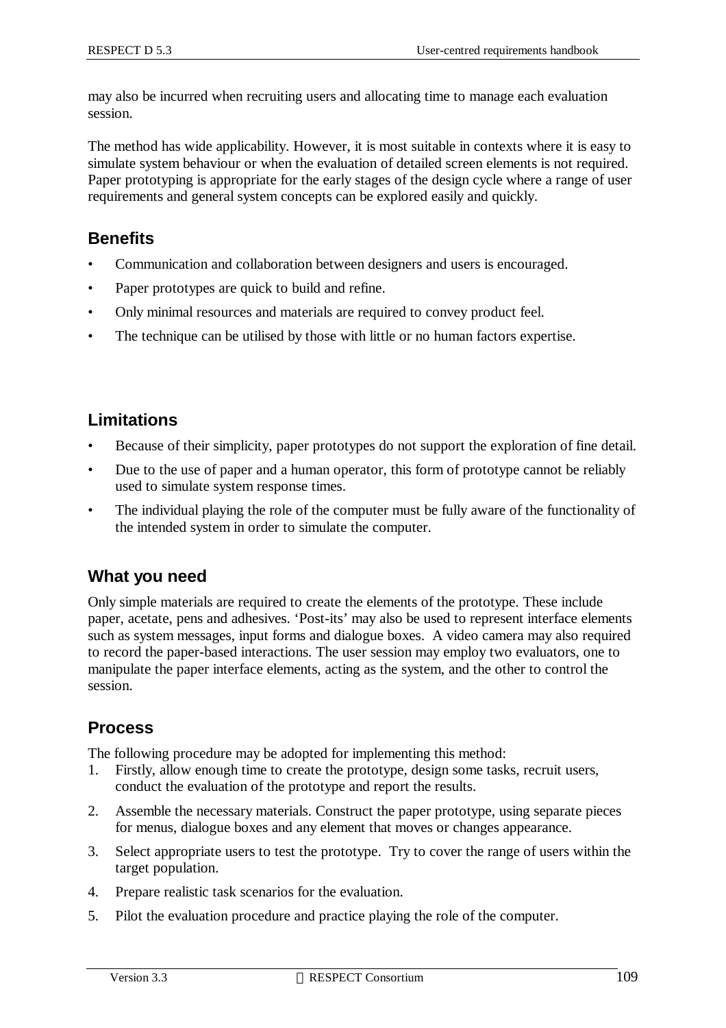may also be incurred when recruiting users and allocating time to manage each evaluation session.

The method has wide applicability. However, it is most suitable in contexts where it is easy to simulate system behaviour or when the evaluation of detailed screen elements is not required. Paper prototyping is appropriate for the early stages of the design cycle where a range of user requirements and general system concepts can be explored easily and quickly.

## Benefits

- Communication and collaboration between designers and users is encouraged.
- Paper prototypes are quick to build and refine.
- Only minimal resources and materials are required to convey product feel.
- The technique can be utilised by those with little or no human factors expertise.

## Limitations

- Because of their simplicity, paper prototypes do not support the exploration of fine detail.
- Due to the use of paper and a human operator, this form of prototype cannot be reliably used to simulate system response times.
- The individual playing the role of the computer must be fully aware of the functionality of the intended system in order to simulate the computer.

## What you need

Only simple materials are required to create the elements of the prototype. These include paper, acetate, pens and adhesives. 'Post-its' may also be used to represent interface elements such as system messages, input forms and dialogue boxes. A video camera may also required to record the paper-based interactions. The user session may employ two evaluators, one to manipulate the paper interface elements, acting as the system, and the other to control the session.

## Process

The following procedure may be adopted for implementing this method:

1. Firstly, allow enough time to create the prototype, design some tasks, recruit users, conduct the evaluation of the prototype and report the results.
2. Assemble the necessary materials. Construct the paper prototype, using separate pieces for menus, dialogue boxes and any element that moves or changes appearance.
3. Select appropriate users to test the prototype. Try to cover the range of users within the target population.
4. Prepare realistic task scenarios for the evaluation.
5. Pilot the evaluation procedure and practice playing the role of the computer.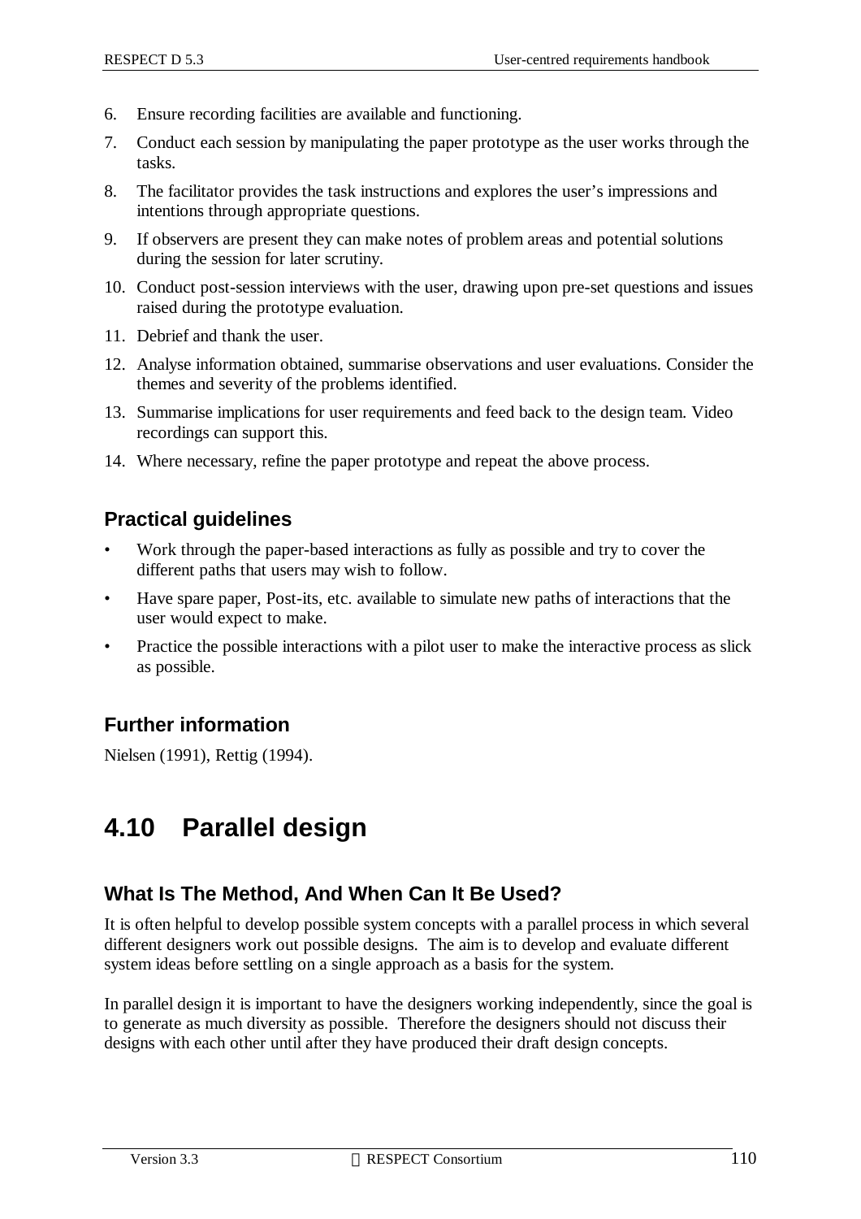6. Ensure recording facilities are available and functioning.
7. Conduct each session by manipulating the paper prototype as the user works through the tasks.
8. The facilitator provides the task instructions and explores the user's impressions and intentions through appropriate questions.
9. If observers are present they can make notes of problem areas and potential solutions during the session for later scrutiny.
10. Conduct post-session interviews with the user, drawing upon pre-set questions and issues raised during the prototype evaluation.
11. Debrief and thank the user.
12. Analyse information obtained, summarise observations and user evaluations. Consider the themes and severity of the problems identified.
13. Summarise implications for user requirements and feed back to the design team. Video recordings can support this.
14. Where necessary, refine the paper prototype and repeat the above process.

### Practical guidelines

- Work through the paper-based interactions as fully as possible and try to cover the different paths that users may wish to follow.
- Have spare paper, Post-its, etc. available to simulate new paths of interactions that the user would expect to make.
- Practice the possible interactions with a pilot user to make the interactive process as slick as possible.

### Further information

Nielsen (1991), Rettig (1994).

## 4.10 Parallel design

### What Is The Method, And When Can It Be Used?

It is often helpful to develop possible system concepts with a parallel process in which several different designers work out possible designs. The aim is to develop and evaluate different system ideas before settling on a single approach as a basis for the system.

In parallel design it is important to have the designers working independently, since the goal is to generate as much diversity as possible. Therefore the designers should not discuss their designs with each other until after they have produced their draft design concepts.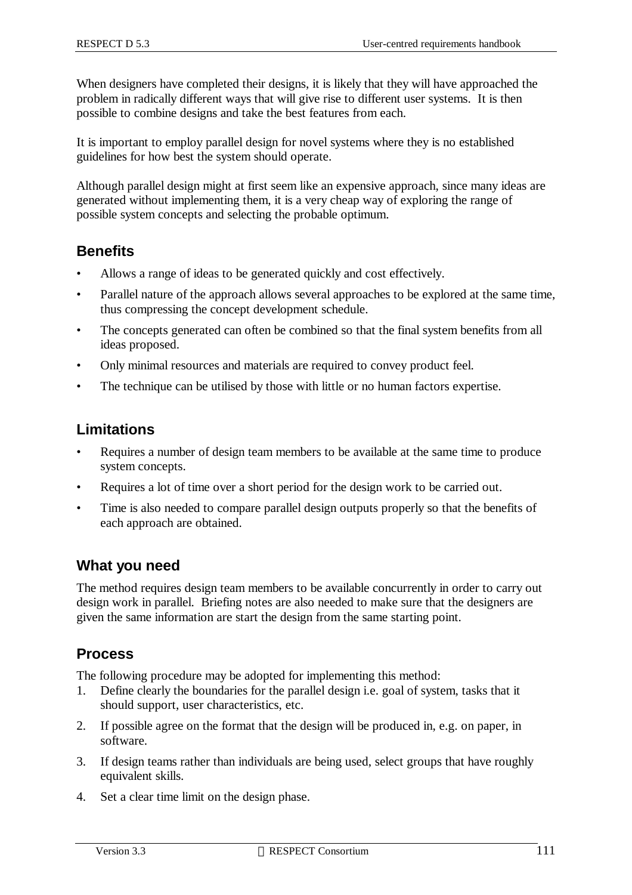When designers have completed their designs, it is likely that they will have approached the problem in radically different ways that will give rise to different user systems. It is then possible to combine designs and take the best features from each.

It is important to employ parallel design for novel systems where they is no established guidelines for how best the system should operate.

Although parallel design might at first seem like an expensive approach, since many ideas are generated without implementing them, it is a very cheap way of exploring the range of possible system concepts and selecting the probable optimum.

## Benefits

- Allows a range of ideas to be generated quickly and cost effectively.
- Parallel nature of the approach allows several approaches to be explored at the same time, thus compressing the concept development schedule.
- The concepts generated can often be combined so that the final system benefits from all ideas proposed.
- Only minimal resources and materials are required to convey product feel.
- The technique can be utilised by those with little or no human factors expertise.

## Limitations

- Requires a number of design team members to be available at the same time to produce system concepts.
- Requires a lot of time over a short period for the design work to be carried out.
- Time is also needed to compare parallel design outputs properly so that the benefits of each approach are obtained.

## What you need

The method requires design team members to be available concurrently in order to carry out design work in parallel. Briefing notes are also needed to make sure that the designers are given the same information are start the design from the same starting point.

## Process

The following procedure may be adopted for implementing this method:

1. Define clearly the boundaries for the parallel design i.e. goal of system, tasks that it should support, user characteristics, etc.
2. If possible agree on the format that the design will be produced in, e.g. on paper, in software.
3. If design teams rather than individuals are being used, select groups that have roughly equivalent skills.
4. Set a clear time limit on the design phase.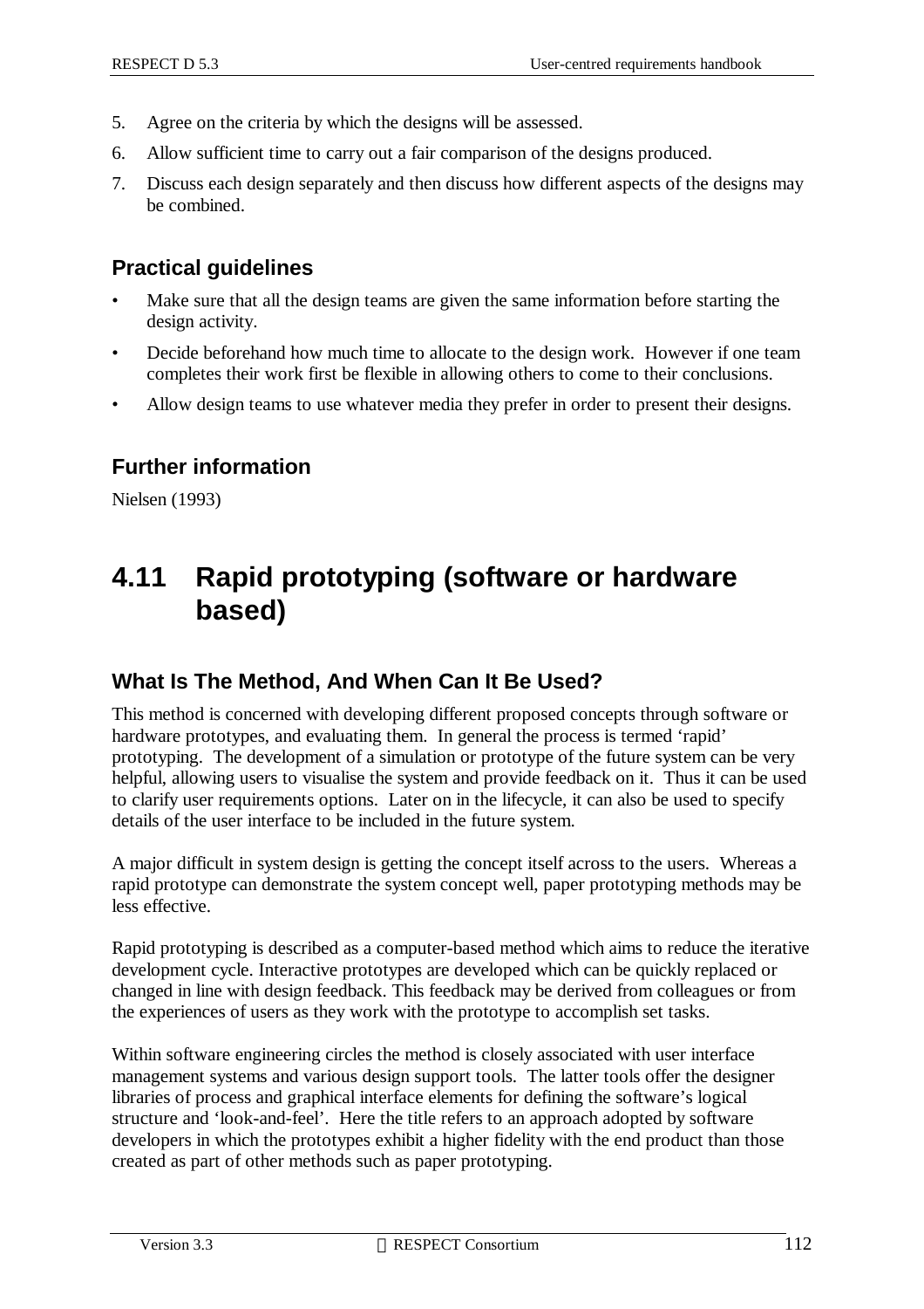5. Agree on the criteria by which the designs will be assessed.
6. Allow sufficient time to carry out a fair comparison of the designs produced.
7. Discuss each design separately and then discuss how different aspects of the designs may be combined.

### Practical guidelines

- Make sure that all the design teams are given the same information before starting the design activity.
- Decide beforehand how much time to allocate to the design work. However if one team completes their work first be flexible in allowing others to come to their conclusions.
- Allow design teams to use whatever media they prefer in order to present their designs.

### Further information

Nielsen (1993)

## 4.11 Rapid prototyping (software or hardware based)

### What Is The Method, And When Can It Be Used?

This method is concerned with developing different proposed concepts through software or hardware prototypes, and evaluating them. In general the process is termed 'rapid' prototyping. The development of a simulation or prototype of the future system can be very helpful, allowing users to visualise the system and provide feedback on it. Thus it can be used to clarify user requirements options. Later on in the lifecycle, it can also be used to specify details of the user interface to be included in the future system.

A major difficult in system design is getting the concept itself across to the users. Whereas a rapid prototype can demonstrate the system concept well, paper prototyping methods may be less effective.

Rapid prototyping is described as a computer-based method which aims to reduce the iterative development cycle. Interactive prototypes are developed which can be quickly replaced or changed in line with design feedback. This feedback may be derived from colleagues or from the experiences of users as they work with the prototype to accomplish set tasks.

Within software engineering circles the method is closely associated with user interface management systems and various design support tools. The latter tools offer the designer libraries of process and graphical interface elements for defining the software's logical structure and 'look-and-feel'. Here the title refers to an approach adopted by software developers in which the prototypes exhibit a higher fidelity with the end product than those created as part of other methods such as paper prototyping.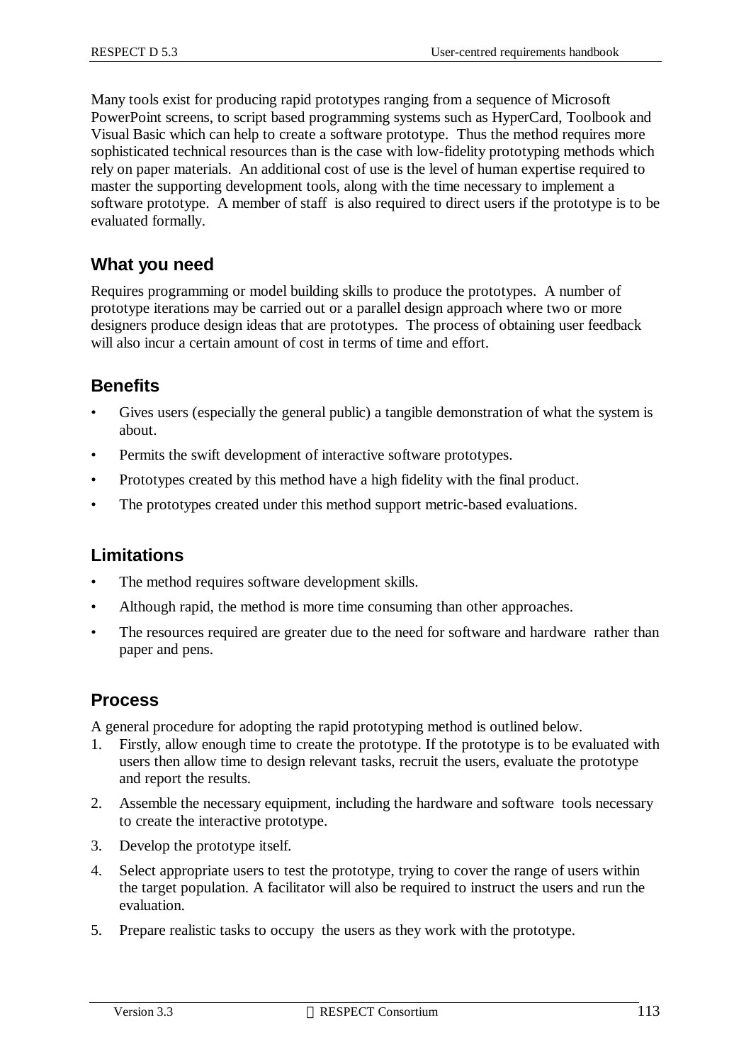Many tools exist for producing rapid prototypes ranging from a sequence of Microsoft PowerPoint screens, to script based programming systems such as HyperCard, Toolbook and Visual Basic which can help to create a software prototype. Thus the method requires more sophisticated technical resources than is the case with low-fidelity prototyping methods which rely on paper materials. An additional cost of use is the level of human expertise required to master the supporting development tools, along with the time necessary to implement a software prototype. A member of staff is also required to direct users if the prototype is to be evaluated formally.

## What you need

Requires programming or model building skills to produce the prototypes. A number of prototype iterations may be carried out or a parallel design approach where two or more designers produce design ideas that are prototypes. The process of obtaining user feedback will also incur a certain amount of cost in terms of time and effort.

## Benefits

- Gives users (especially the general public) a tangible demonstration of what the system is about.
- Permits the swift development of interactive software prototypes.
- Prototypes created by this method have a high fidelity with the final product.
- The prototypes created under this method support metric-based evaluations.

## Limitations

- The method requires software development skills.
- Although rapid, the method is more time consuming than other approaches.
- The resources required are greater due to the need for software and hardware rather than paper and pens.

## Process

A general procedure for adopting the rapid prototyping method is outlined below.

1. Firstly, allow enough time to create the prototype. If the prototype is to be evaluated with users then allow time to design relevant tasks, recruit the users, evaluate the prototype and report the results.
2. Assemble the necessary equipment, including the hardware and software tools necessary to create the interactive prototype.
3. Develop the prototype itself.
4. Select appropriate users to test the prototype, trying to cover the range of users within the target population. A facilitator will also be required to instruct the users and run the evaluation.
5. Prepare realistic tasks to occupy the users as they work with the prototype.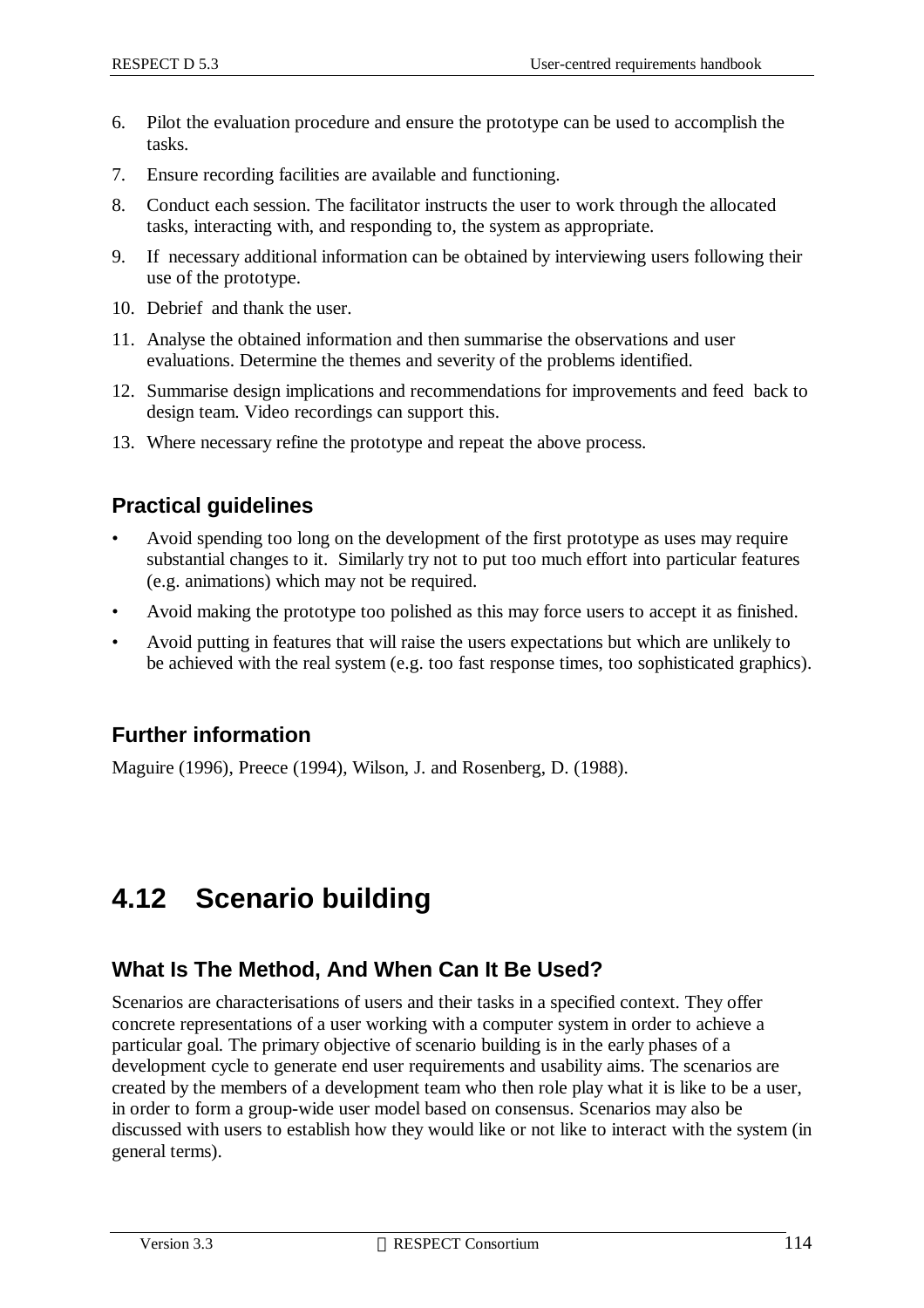6. Pilot the evaluation procedure and ensure the prototype can be used to accomplish the tasks.
7. Ensure recording facilities are available and functioning.
8. Conduct each session. The facilitator instructs the user to work through the allocated tasks, interacting with, and responding to, the system as appropriate.
9. If necessary additional information can be obtained by interviewing users following their use of the prototype.
10. Debrief and thank the user.
11. Analyse the obtained information and then summarise the observations and user evaluations. Determine the themes and severity of the problems identified.
12. Summarise design implications and recommendations for improvements and feed back to design team. Video recordings can support this.
13. Where necessary refine the prototype and repeat the above process.

### Practical guidelines

- Avoid spending too long on the development of the first prototype as uses may require substantial changes to it. Similarly try not to put too much effort into particular features (e.g. animations) which may not be required.
- Avoid making the prototype too polished as this may force users to accept it as finished.
- Avoid putting in features that will raise the users expectations but which are unlikely to be achieved with the real system (e.g. too fast response times, too sophisticated graphics).

### Further information

Maguire (1996), Preece (1994), Wilson, J. and Rosenberg, D. (1988).

## 4.12 Scenario building

### What Is The Method, And When Can It Be Used?

Scenarios are characterisations of users and their tasks in a specified context. They offer concrete representations of a user working with a computer system in order to achieve a particular goal. The primary objective of scenario building is in the early phases of a development cycle to generate end user requirements and usability aims. The scenarios are created by the members of a development team who then role play what it is like to be a user, in order to form a group-wide user model based on consensus. Scenarios may also be discussed with users to establish how they would like or not like to interact with the system (in general terms).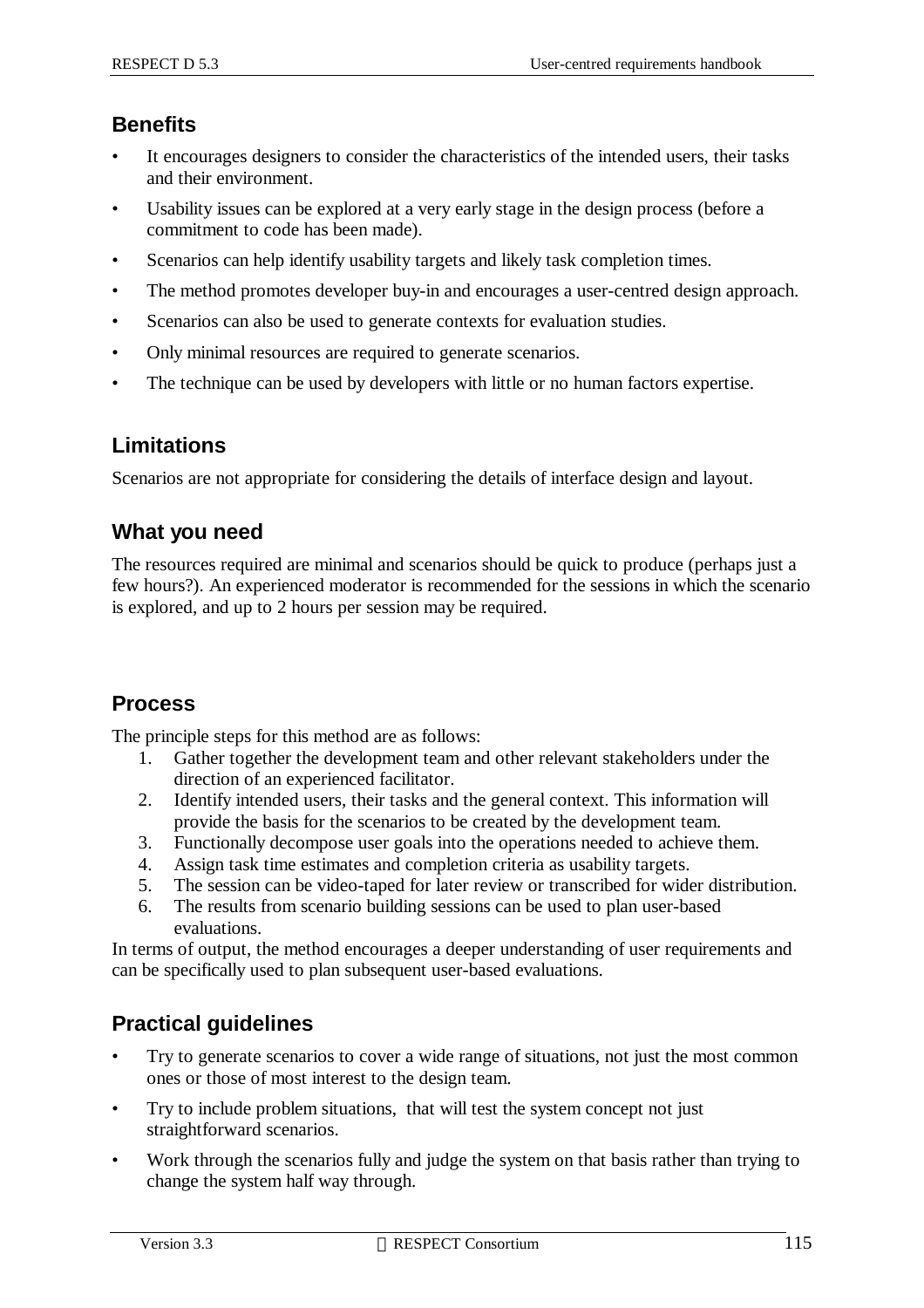## Benefits

- It encourages designers to consider the characteristics of the intended users, their tasks and their environment.
- Usability issues can be explored at a very early stage in the design process (before a commitment to code has been made).
- Scenarios can help identify usability targets and likely task completion times.
- The method promotes developer buy-in and encourages a user-centred design approach.
- Scenarios can also be used to generate contexts for evaluation studies.
- Only minimal resources are required to generate scenarios.
- The technique can be used by developers with little or no human factors expertise.

## Limitations

Scenarios are not appropriate for considering the details of interface design and layout.

## What you need

The resources required are minimal and scenarios should be quick to produce (perhaps just a few hours?). An experienced moderator is recommended for the sessions in which the scenario is explored, and up to 2 hours per session may be required.

## Process

The principle steps for this method are as follows:

1. Gather together the development team and other relevant stakeholders under the direction of an experienced facilitator.
2. Identify intended users, their tasks and the general context. This information will provide the basis for the scenarios to be created by the development team.
3. Functionally decompose user goals into the operations needed to achieve them.
4. Assign task time estimates and completion criteria as usability targets.
5. The session can be video-taped for later review or transcribed for wider distribution.
6. The results from scenario building sessions can be used to plan user-based evaluations.

In terms of output, the method encourages a deeper understanding of user requirements and can be specifically used to plan subsequent user-based evaluations.

## Practical guidelines

- Try to generate scenarios to cover a wide range of situations, not just the most common ones or those of most interest to the design team.
- Try to include problem situations, that will test the system concept not just straightforward scenarios.
- Work through the scenarios fully and judge the system on that basis rather than trying to change the system half way through.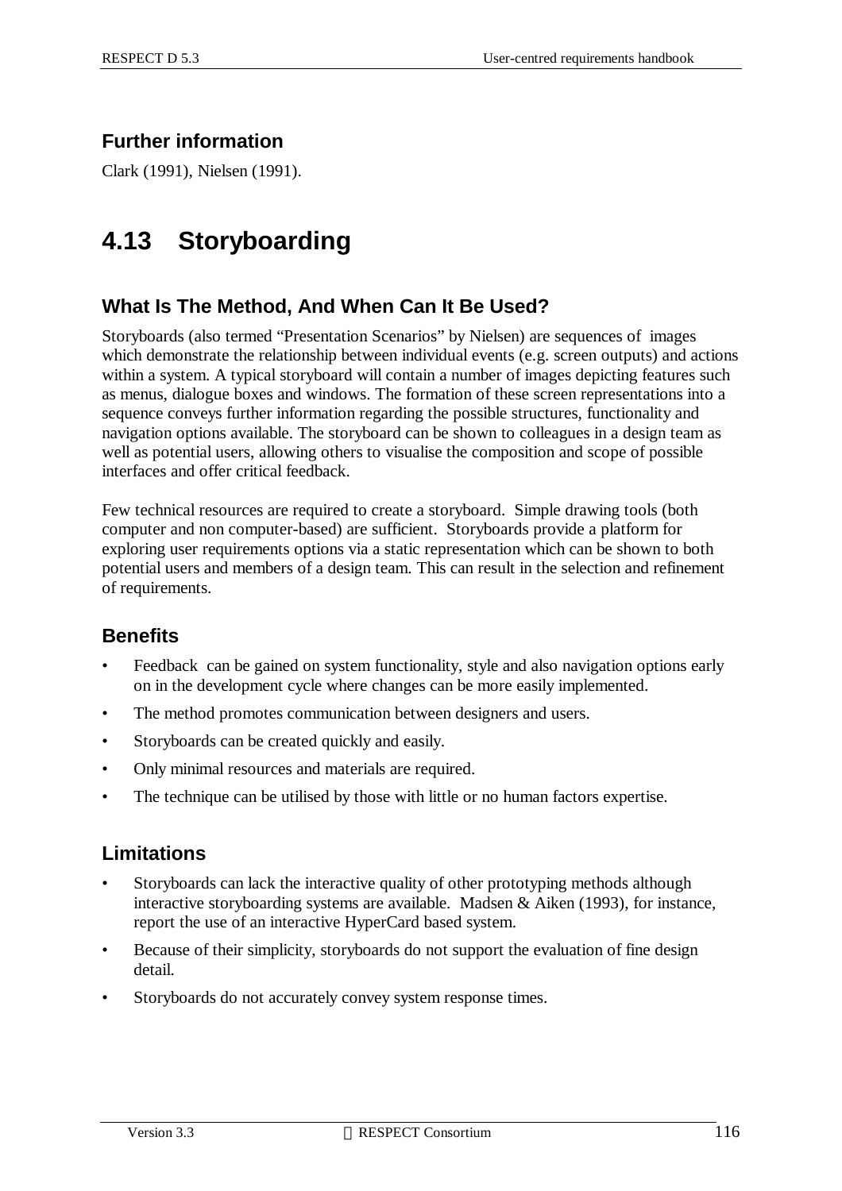### Further information

Clark (1991), Nielsen (1991).

## 4.13 Storyboarding

### What Is The Method, And When Can It Be Used?

Storyboards (also termed "Presentation Scenarios" by Nielsen) are sequences of images which demonstrate the relationship between individual events (e.g. screen outputs) and actions within a system. A typical storyboard will contain a number of images depicting features such as menus, dialogue boxes and windows. The formation of these screen representations into a sequence conveys further information regarding the possible structures, functionality and navigation options available. The storyboard can be shown to colleagues in a design team as well as potential users, allowing others to visualise the composition and scope of possible interfaces and offer critical feedback.

Few technical resources are required to create a storyboard. Simple drawing tools (both computer and non computer-based) are sufficient. Storyboards provide a platform for exploring user requirements options via a static representation which can be shown to both potential users and members of a design team. This can result in the selection and refinement of requirements.

### Benefits

- Feedback can be gained on system functionality, style and also navigation options early on in the development cycle where changes can be more easily implemented.
- The method promotes communication between designers and users.
- Storyboards can be created quickly and easily.
- Only minimal resources and materials are required.
- The technique can be utilised by those with little or no human factors expertise.

### Limitations

- Storyboards can lack the interactive quality of other prototyping methods although interactive storyboarding systems are available. Madsen & Aiken (1993), for instance, report the use of an interactive HyperCard based system.
- Because of their simplicity, storyboards do not support the evaluation of fine design detail.
- Storyboards do not accurately convey system response times.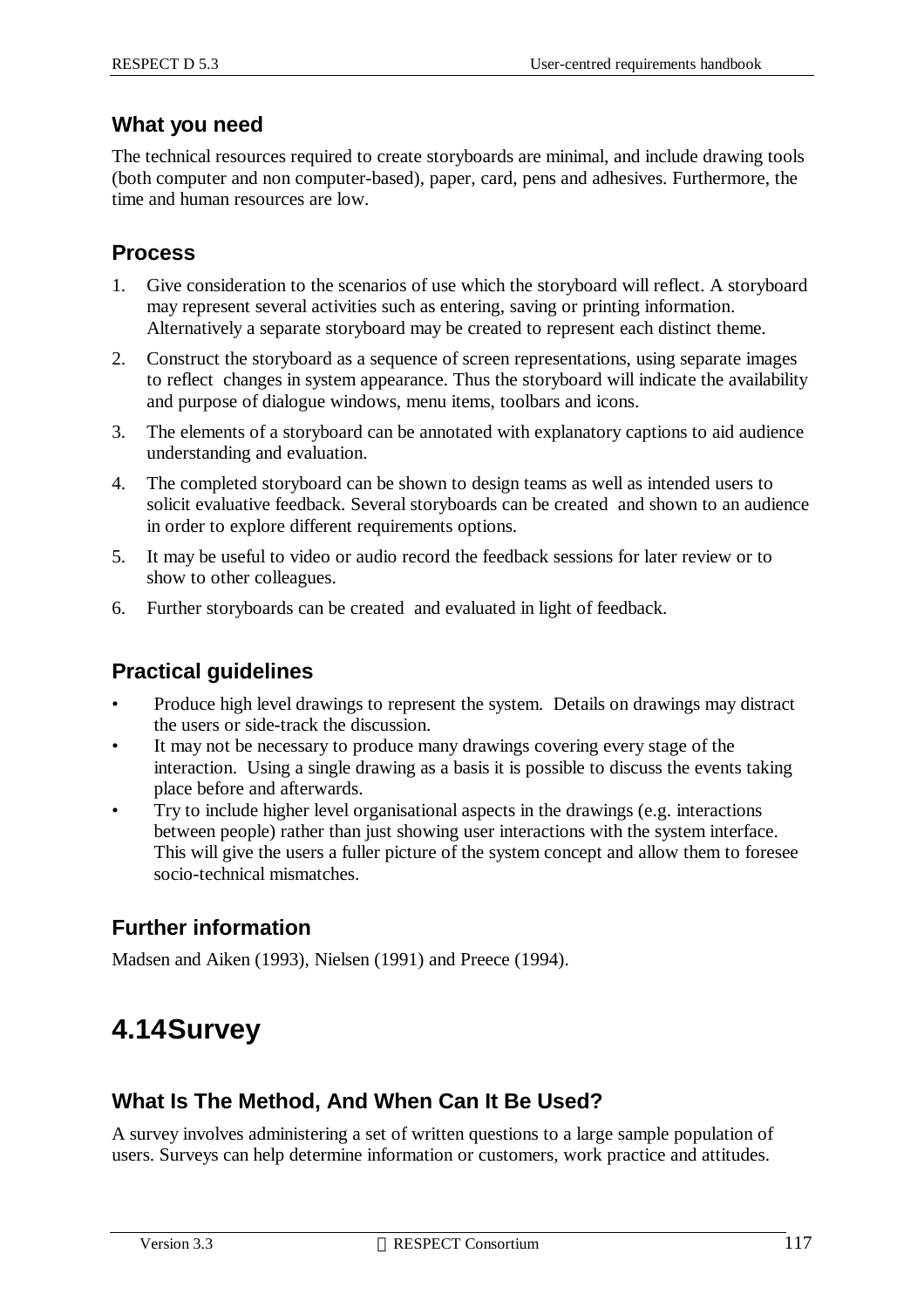### What you need

The technical resources required to create storyboards are minimal, and include drawing tools (both computer and non computer-based), paper, card, pens and adhesives. Furthermore, the time and human resources are low.

### Process

1. Give consideration to the scenarios of use which the storyboard will reflect. A storyboard may represent several activities such as entering, saving or printing information. Alternatively a separate storyboard may be created to represent each distinct theme.
2. Construct the storyboard as a sequence of screen representations, using separate images to reflect changes in system appearance. Thus the storyboard will indicate the availability and purpose of dialogue windows, menu items, toolbars and icons.
3. The elements of a storyboard can be annotated with explanatory captions to aid audience understanding and evaluation.
4. The completed storyboard can be shown to design teams as well as intended users to solicit evaluative feedback. Several storyboards can be created and shown to an audience in order to explore different requirements options.
5. It may be useful to video or audio record the feedback sessions for later review or to show to other colleagues.
6. Further storyboards can be created and evaluated in light of feedback.

### Practical guidelines

- Produce high level drawings to represent the system. Details on drawings may distract the users or side-track the discussion.
- It may not be necessary to produce many drawings covering every stage of the interaction. Using a single drawing as a basis it is possible to discuss the events taking place before and afterwards.
- Try to include higher level organisational aspects in the drawings (e.g. interactions between people) rather than just showing user interactions with the system interface. This will give the users a fuller picture of the system concept and allow them to foresee socio-technical mismatches.

### Further information

Madsen and Aiken (1993), Nielsen (1991) and Preece (1994).

## 4.14 Survey

### What Is The Method, And When Can It Be Used?

A survey involves administering a set of written questions to a large sample population of users. Surveys can help determine information or customers, work practice and attitudes.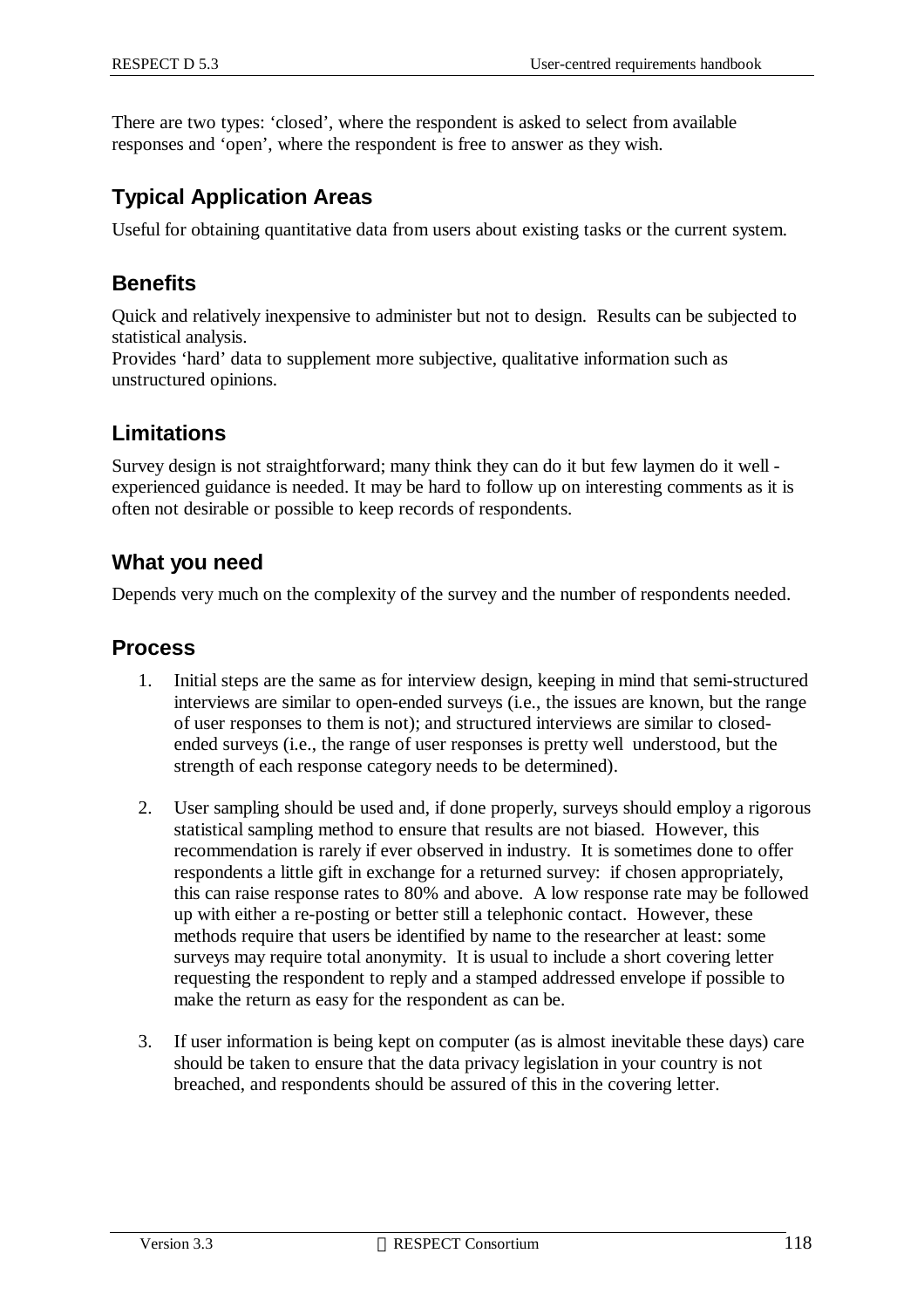There are two types: 'closed', where the respondent is asked to select from available responses and 'open', where the respondent is free to answer as they wish.

## Typical Application Areas

Useful for obtaining quantitative data from users about existing tasks or the current system.

## Benefits

Quick and relatively inexpensive to administer but not to design. Results can be subjected to statistical analysis.
Provides 'hard' data to supplement more subjective, qualitative information such as unstructured opinions.

## Limitations

Survey design is not straightforward; many think they can do it but few laymen do it well - experienced guidance is needed. It may be hard to follow up on interesting comments as it is often not desirable or possible to keep records of respondents.

## What you need

Depends very much on the complexity of the survey and the number of respondents needed.

## Process

1. Initial steps are the same as for interview design, keeping in mind that semi-structured interviews are similar to open-ended surveys (i.e., the issues are known, but the range of user responses to them is not); and structured interviews are similar to closed-ended surveys (i.e., the range of user responses is pretty well understood, but the strength of each response category needs to be determined).

2. User sampling should be used and, if done properly, surveys should employ a rigorous statistical sampling method to ensure that results are not biased. However, this recommendation is rarely if ever observed in industry. It is sometimes done to offer respondents a little gift in exchange for a returned survey: if chosen appropriately, this can raise response rates to 80% and above. A low response rate may be followed up with either a re-posting or better still a telephonic contact. However, these methods require that users be identified by name to the researcher at least: some surveys may require total anonymity. It is usual to include a short covering letter requesting the respondent to reply and a stamped addressed envelope if possible to make the return as easy for the respondent as can be.

3. If user information is being kept on computer (as is almost inevitable these days) care should be taken to ensure that the data privacy legislation in your country is not breached, and respondents should be assured of this in the covering letter.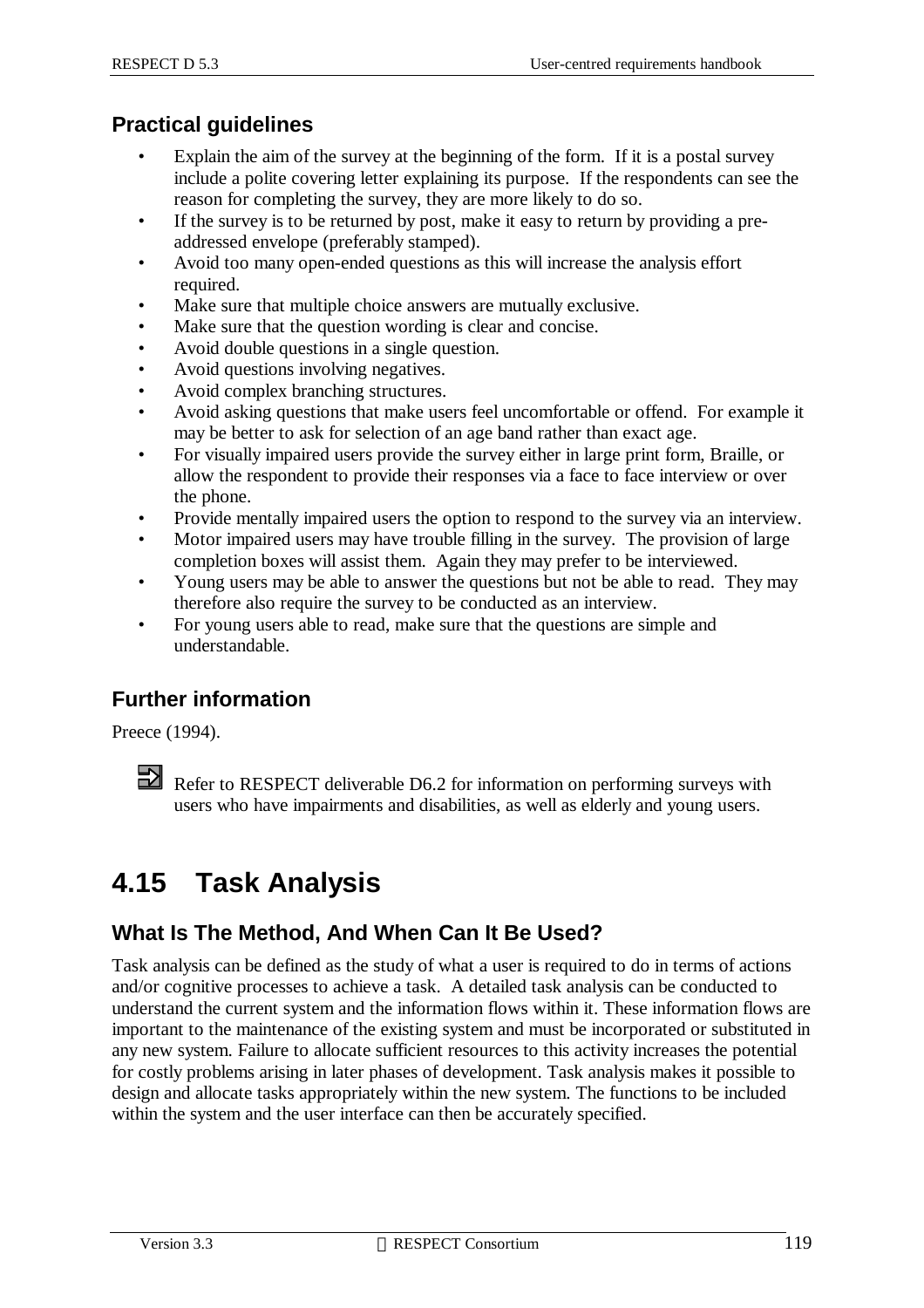## Practical guidelines

- Explain the aim of the survey at the beginning of the form. If it is a postal survey include a polite covering letter explaining its purpose. If the respondents can see the reason for completing the survey, they are more likely to do so.
- If the survey is to be returned by post, make it easy to return by providing a pre-addressed envelope (preferably stamped).
- Avoid too many open-ended questions as this will increase the analysis effort required.
- Make sure that multiple choice answers are mutually exclusive.
- Make sure that the question wording is clear and concise.
- Avoid double questions in a single question.
- Avoid questions involving negatives.
- Avoid complex branching structures.
- Avoid asking questions that make users feel uncomfortable or offend. For example it may be better to ask for selection of an age band rather than exact age.
- For visually impaired users provide the survey either in large print form, Braille, or allow the respondent to provide their responses via a face to face interview or over the phone.
- Provide mentally impaired users the option to respond to the survey via an interview.
- Motor impaired users may have trouble filling in the survey. The provision of large completion boxes will assist them. Again they may prefer to be interviewed.
- Young users may be able to answer the questions but not be able to read. They may therefore also require the survey to be conducted as an interview.
- For young users able to read, make sure that the questions are simple and understandable.

## Further information

Preece (1994).

Refer to RESPECT deliverable D6.2 for information on performing surveys with users who have impairments and disabilities, as well as elderly and young users.

# 4.15 Task Analysis

## What Is The Method, And When Can It Be Used?

Task analysis can be defined as the study of what a user is required to do in terms of actions and/or cognitive processes to achieve a task. A detailed task analysis can be conducted to understand the current system and the information flows within it. These information flows are important to the maintenance of the existing system and must be incorporated or substituted in any new system. Failure to allocate sufficient resources to this activity increases the potential for costly problems arising in later phases of development. Task analysis makes it possible to design and allocate tasks appropriately within the new system. The functions to be included within the system and the user interface can then be accurately specified.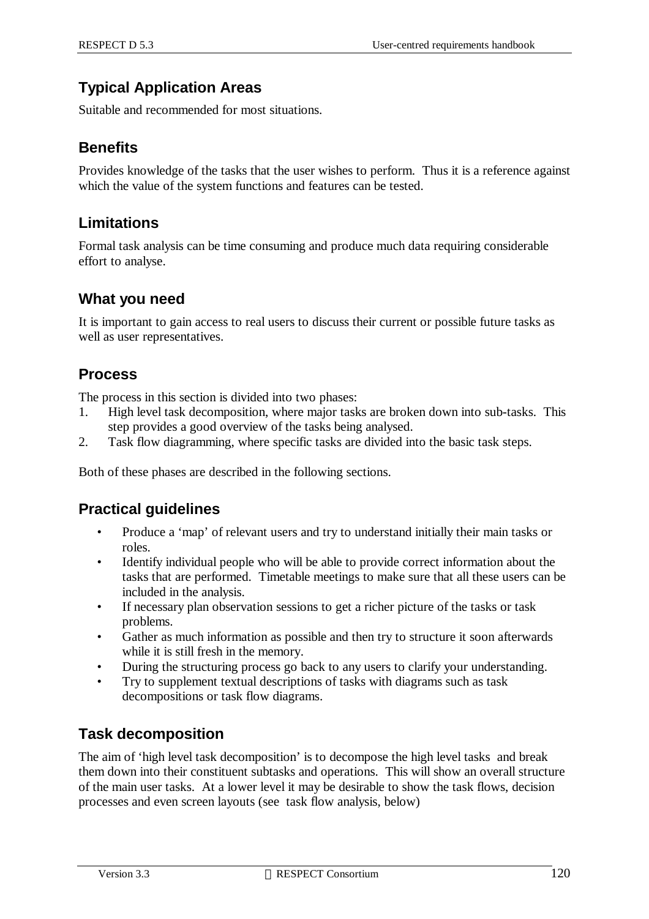## Typical Application Areas

Suitable and recommended for most situations.

## Benefits

Provides knowledge of the tasks that the user wishes to perform. Thus it is a reference against which the value of the system functions and features can be tested.

## Limitations

Formal task analysis can be time consuming and produce much data requiring considerable effort to analyse.

## What you need

It is important to gain access to real users to discuss their current or possible future tasks as well as user representatives.

## Process

The process in this section is divided into two phases:

1. High level task decomposition, where major tasks are broken down into sub-tasks. This step provides a good overview of the tasks being analysed.
2. Task flow diagramming, where specific tasks are divided into the basic task steps.

Both of these phases are described in the following sections.

## Practical guidelines

- Produce a 'map' of relevant users and try to understand initially their main tasks or roles.
- Identify individual people who will be able to provide correct information about the tasks that are performed. Timetable meetings to make sure that all these users can be included in the analysis.
- If necessary plan observation sessions to get a richer picture of the tasks or task problems.
- Gather as much information as possible and then try to structure it soon afterwards while it is still fresh in the memory.
- During the structuring process go back to any users to clarify your understanding.
- Try to supplement textual descriptions of tasks with diagrams such as task decompositions or task flow diagrams.

## Task decomposition

The aim of 'high level task decomposition' is to decompose the high level tasks and break them down into their constituent subtasks and operations. This will show an overall structure of the main user tasks. At a lower level it may be desirable to show the task flows, decision processes and even screen layouts (see task flow analysis, below)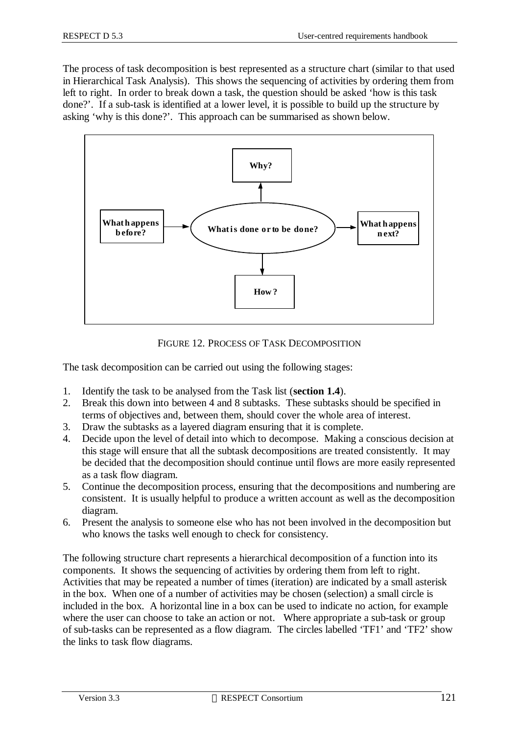The process of task decomposition is best represented as a structure chart (similar to that used in Hierarchical Task Analysis). This shows the sequencing of activities by ordering them from left to right. In order to break down a task, the question should be asked 'how is this task done?'. If a sub-task is identified at a lower level, it is possible to build up the structure by asking 'why is this done?'. This approach can be summarised as shown below.

Why?

What happens before? → What is done or to be done? → What happens next?

How?

FIGURE 12. PROCESS OF TASK DECOMPOSITION

The task decomposition can be carried out using the following stages:

1. Identify the task to be analysed from the Task list (**section 1.4**).
2. Break this down into between 4 and 8 subtasks. These subtasks should be specified in terms of objectives and, between them, should cover the whole area of interest.
3. Draw the subtasks as a layered diagram ensuring that it is complete.
4. Decide upon the level of detail into which to decompose. Making a conscious decision at this stage will ensure that all the subtask decompositions are treated consistently. It may be decided that the decomposition should continue until flows are more easily represented as a task flow diagram.
5. Continue the decomposition process, ensuring that the decompositions and numbering are consistent. It is usually helpful to produce a written account as well as the decomposition diagram.
6. Present the analysis to someone else who has not been involved in the decomposition but who knows the tasks well enough to check for consistency.

The following structure chart represents a hierarchical decomposition of a function into its components. It shows the sequencing of activities by ordering them from left to right. Activities that may be repeated a number of times (iteration) are indicated by a small asterisk in the box. When one of a number of activities may be chosen (selection) a small circle is included in the box. A horizontal line in a box can be used to indicate no action, for example where the user can choose to take an action or not. Where appropriate a sub-task or group of sub-tasks can be represented as a flow diagram. The circles labelled 'TF1' and 'TF2' show the links to task flow diagrams.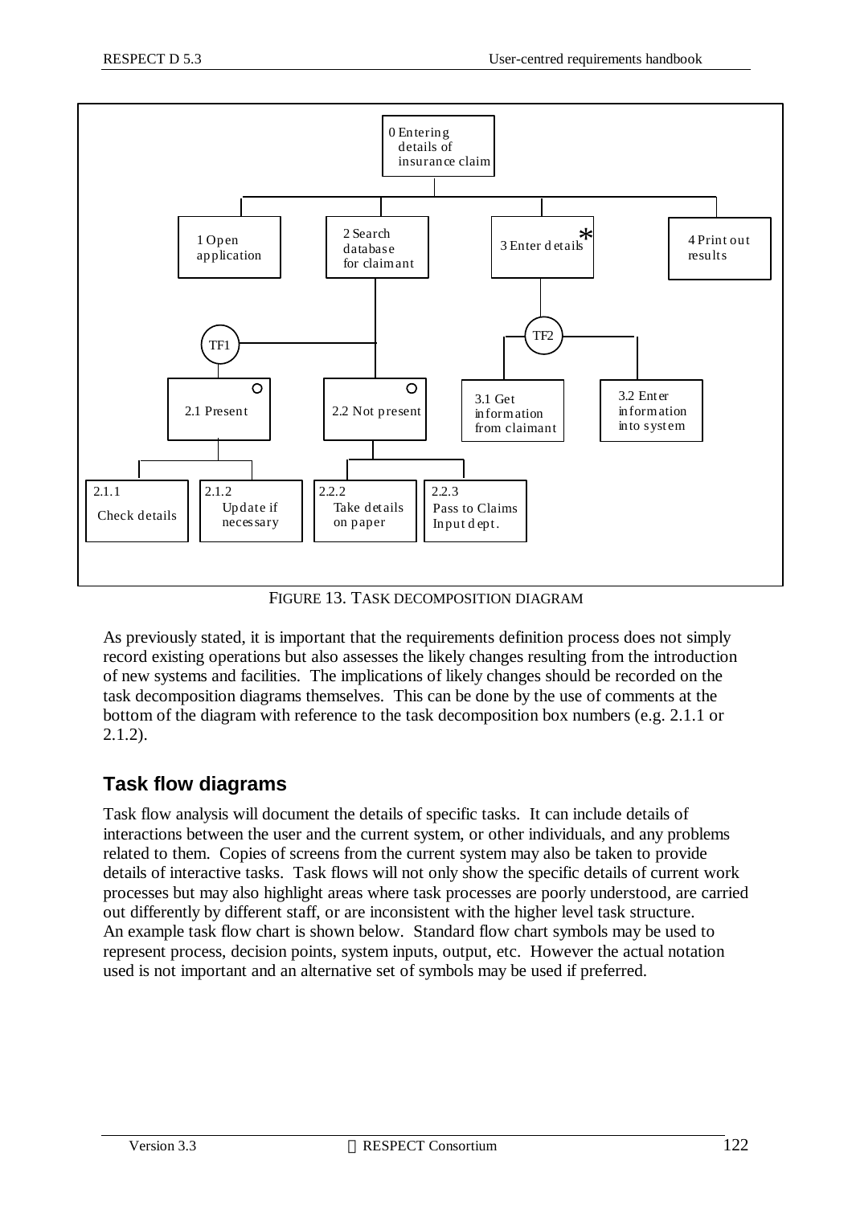0 Entering details of insurance claim

1 Open application

2 Search database for claimant

3 Enter details *

4 Print out results

TF1

TF2

2.1 Present

2.2 Not present

3.1 Get information from claimant

3.2 Enter information into system

2.1.1 Check details

2.1.2 Update if necessary

2.2.2 Take details on paper

2.2.3 Pass to Claims Input dept.

FIGURE 13. TASK DECOMPOSITION DIAGRAM

As previously stated, it is important that the requirements definition process does not simply record existing operations but also assesses the likely changes resulting from the introduction of new systems and facilities. The implications of likely changes should be recorded on the task decomposition diagrams themselves. This can be done by the use of comments at the bottom of the diagram with reference to the task decomposition box numbers (e.g. 2.1.1 or 2.1.2).

## Task flow diagrams

Task flow analysis will document the details of specific tasks. It can include details of interactions between the user and the current system, or other individuals, and any problems related to them. Copies of screens from the current system may also be taken to provide details of interactive tasks. Task flows will not only show the specific details of current work processes but may also highlight areas where task processes are poorly understood, are carried out differently by different staff, or are inconsistent with the higher level task structure. An example task flow chart is shown below. Standard flow chart symbols may be used to represent process, decision points, system inputs, output, etc. However the actual notation used is not important and an alternative set of symbols may be used if preferred.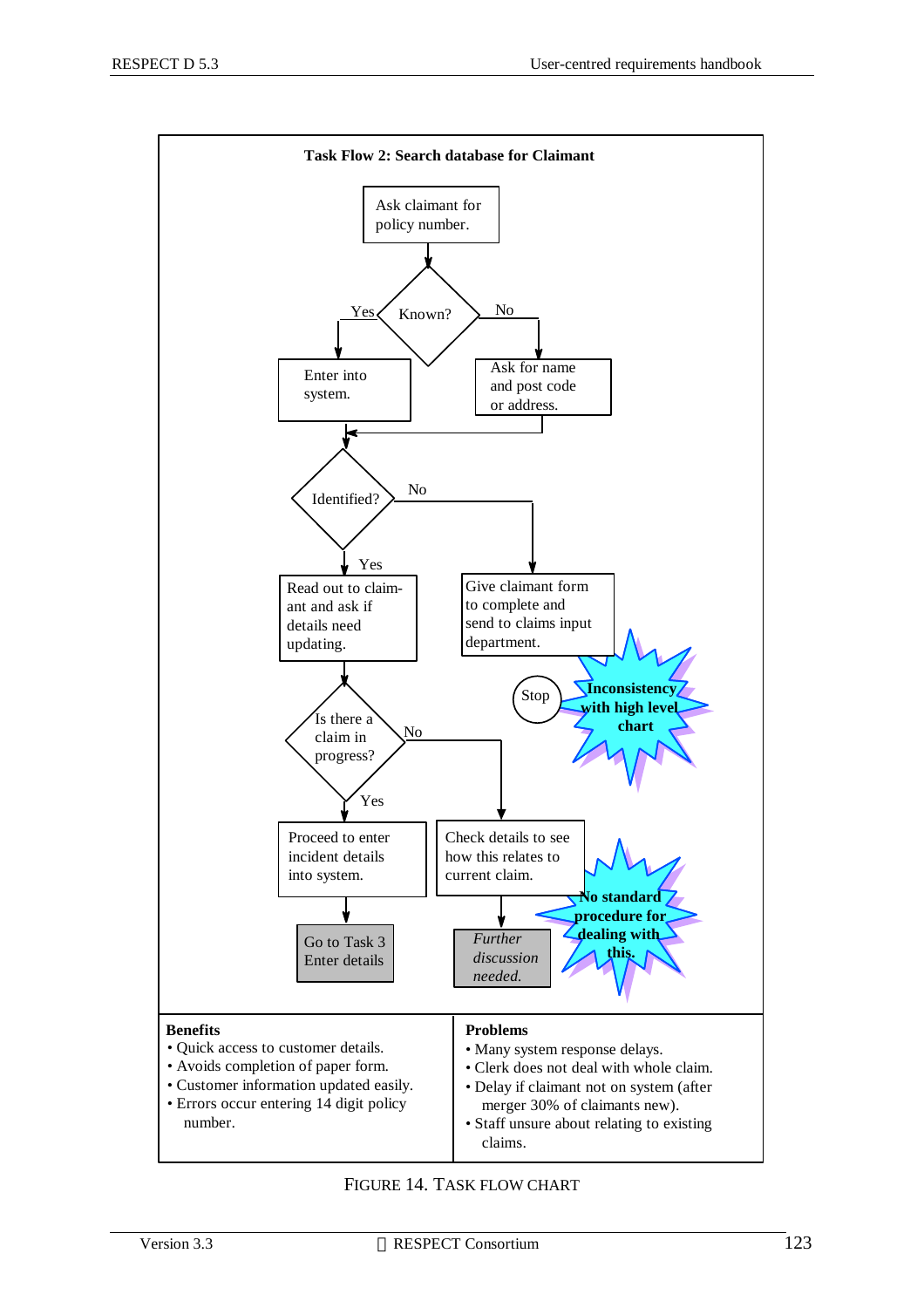**Task Flow 2: Search database for Claimant**

- Ask claimant for policy number.
- Known?
  - Yes → Enter into system.
  - No → Ask for name and post code or address.
- Identified?
  - No → Give claimant form to complete and send to claims input department. → Stop
    - *Inconsistency with high level chart*
  - Yes → Read out to claimant and ask if details need updating.
- Is there a claim in progress?
  - Yes → Proceed to enter incident details into system. → Go to Task 3 Enter details
  - No → Check details to see how this relates to current claim. → *Further discussion needed.*
    - *No standard procedure for dealing with this.*

| Benefits | Problems |
| --- | --- |
| • Quick access to customer details.<br>• Avoids completion of paper form.<br>• Customer information updated easily.<br>• Errors occur entering 14 digit policy number. | • Many system response delays.<br>• Clerk does not deal with whole claim.<br>• Delay if claimant not on system (after merger 30% of claimants new).<br>• Staff unsure about relating to existing claims. |

FIGURE 14. TASK FLOW CHART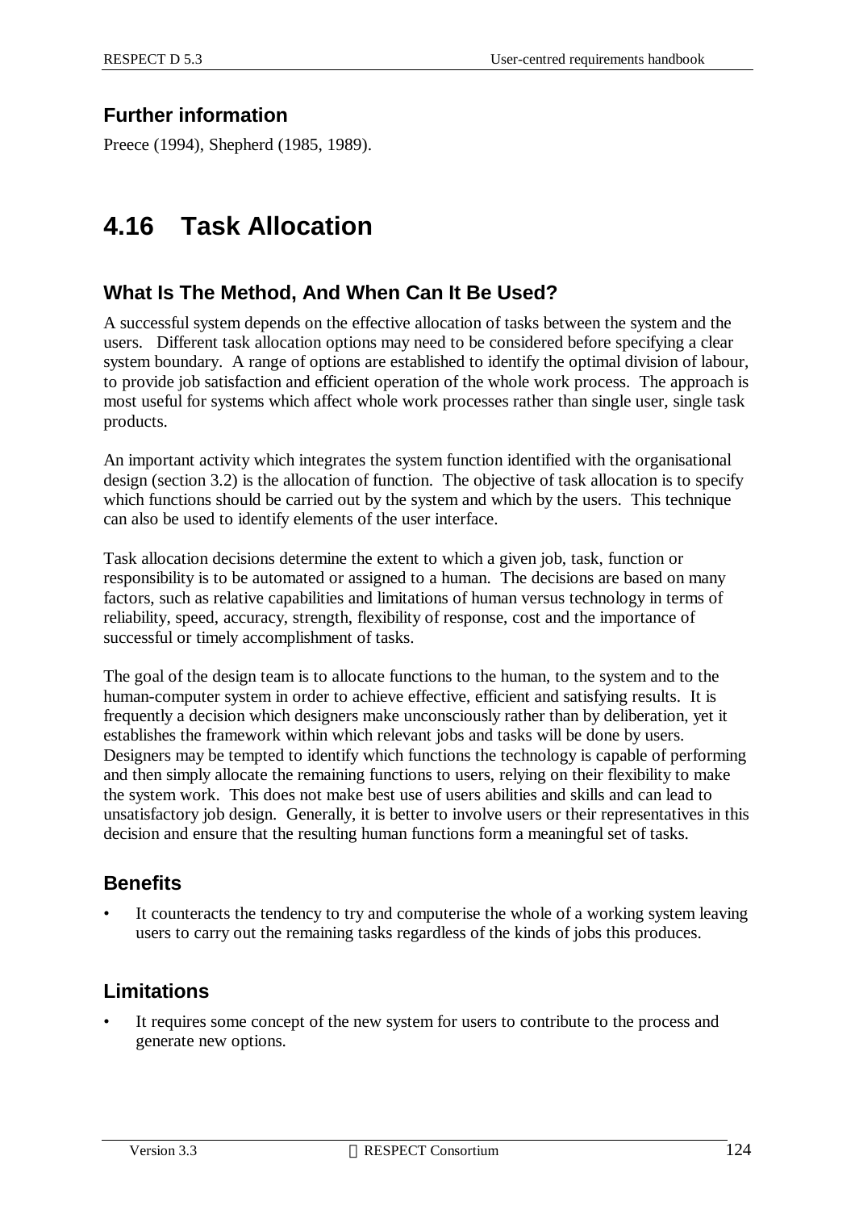### Further information

Preece (1994), Shepherd (1985, 1989).

# 4.16 Task Allocation

### What Is The Method, And When Can It Be Used?

A successful system depends on the effective allocation of tasks between the system and the users. Different task allocation options may need to be considered before specifying a clear system boundary. A range of options are established to identify the optimal division of labour, to provide job satisfaction and efficient operation of the whole work process. The approach is most useful for systems which affect whole work processes rather than single user, single task products.

An important activity which integrates the system function identified with the organisational design (section 3.2) is the allocation of function. The objective of task allocation is to specify which functions should be carried out by the system and which by the users. This technique can also be used to identify elements of the user interface.

Task allocation decisions determine the extent to which a given job, task, function or responsibility is to be automated or assigned to a human. The decisions are based on many factors, such as relative capabilities and limitations of human versus technology in terms of reliability, speed, accuracy, strength, flexibility of response, cost and the importance of successful or timely accomplishment of tasks.

The goal of the design team is to allocate functions to the human, to the system and to the human-computer system in order to achieve effective, efficient and satisfying results. It is frequently a decision which designers make unconsciously rather than by deliberation, yet it establishes the framework within which relevant jobs and tasks will be done by users. Designers may be tempted to identify which functions the technology is capable of performing and then simply allocate the remaining functions to users, relying on their flexibility to make the system work. This does not make best use of users abilities and skills and can lead to unsatisfactory job design. Generally, it is better to involve users or their representatives in this decision and ensure that the resulting human functions form a meaningful set of tasks.

### Benefits

- It counteracts the tendency to try and computerise the whole of a working system leaving users to carry out the remaining tasks regardless of the kinds of jobs this produces.

### Limitations

- It requires some concept of the new system for users to contribute to the process and generate new options.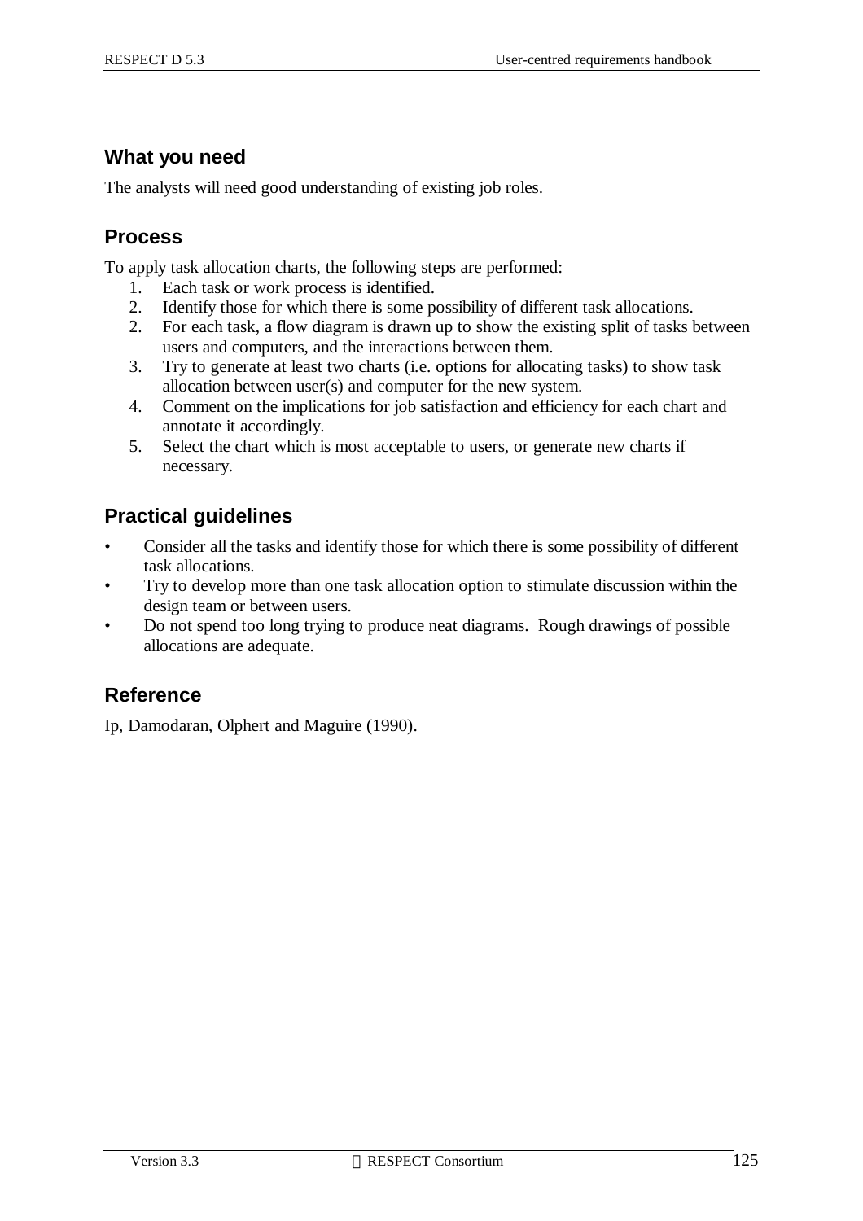## What you need

The analysts will need good understanding of existing job roles.

## Process

To apply task allocation charts, the following steps are performed:

1. Each task or work process is identified.
2. Identify those for which there is some possibility of different task allocations.
2. For each task, a flow diagram is drawn up to show the existing split of tasks between users and computers, and the interactions between them.
3. Try to generate at least two charts (i.e. options for allocating tasks) to show task allocation between user(s) and computer for the new system.
4. Comment on the implications for job satisfaction and efficiency for each chart and annotate it accordingly.
5. Select the chart which is most acceptable to users, or generate new charts if necessary.

## Practical guidelines

- Consider all the tasks and identify those for which there is some possibility of different task allocations.
- Try to develop more than one task allocation option to stimulate discussion within the design team or between users.
- Do not spend too long trying to produce neat diagrams. Rough drawings of possible allocations are adequate.

## Reference

Ip, Damodaran, Olphert and Maguire (1990).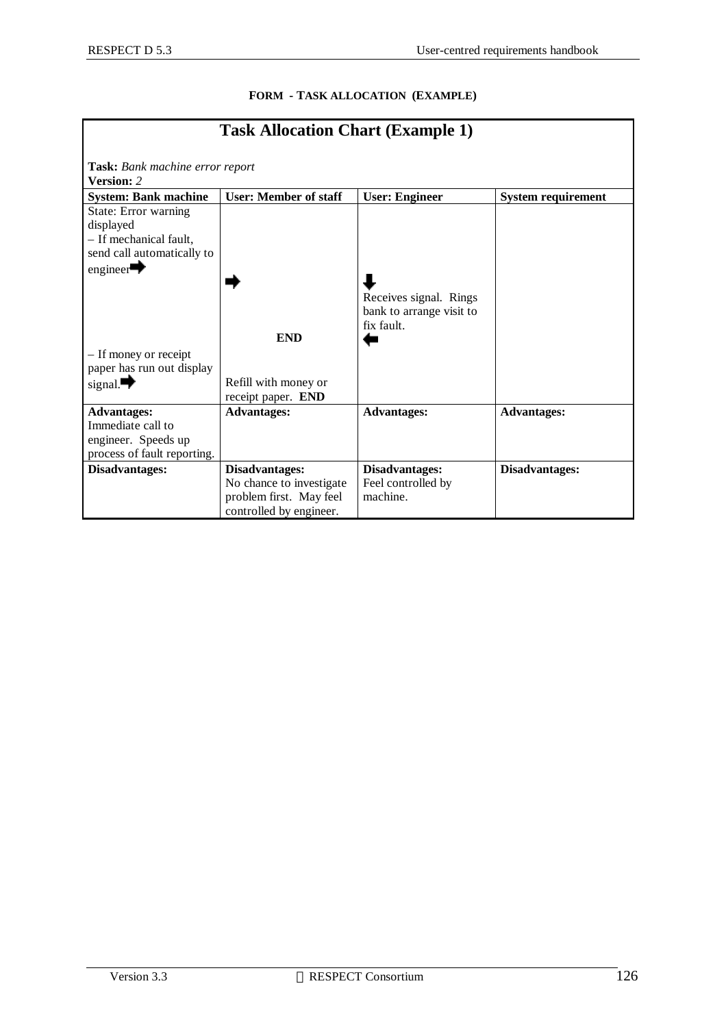#### FORM - TASK ALLOCATION (EXAMPLE)

## Task Allocation Chart (Example 1)

**Task:** *Bank machine error report*
**Version:** *2*

| **System: Bank machine** | **User: Member of staff** | **User: Engineer** | **System requirement** |
|---|---|---|---|
| State: Error warning displayed<br>– If mechanical fault, send call automatically to engineer ➡ | ➡ | ⬇<br>Receives signal. Rings bank to arrange visit to fix fault. | |
| | **END** | ⬅ | |
| – If money or receipt paper has run out display signal. ➡ | Refill with money or receipt paper. **END** | | |
| **Advantages:**<br>Immediate call to engineer. Speeds up process of fault reporting. | **Advantages:** | **Advantages:** | **Advantages:** |
| **Disadvantages:** | **Disadvantages:**<br>No chance to investigate problem first. May feel controlled by engineer. | **Disadvantages:**<br>Feel controlled by machine. | **Disadvantages:** |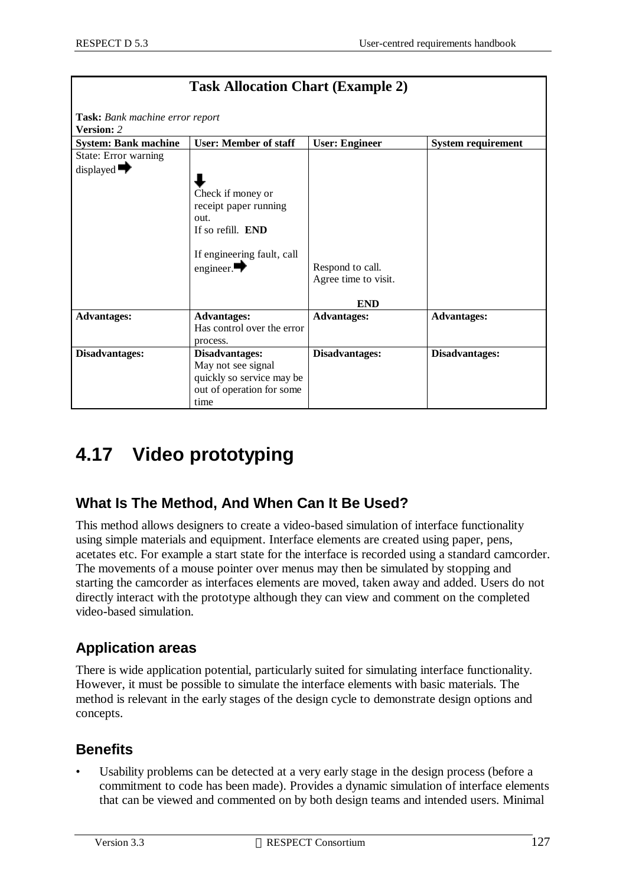**Task Allocation Chart (Example 2)**

**Task:** *Bank machine error report*
**Version:** *2*

| System: Bank machine | User: Member of staff | User: Engineer | System requirement |
|---|---|---|---|
| State: Error warning displayed ➡ | ⬇ Check if money or receipt paper running out. If so refill. **END** If engineering fault, call engineer. ➡ | Respond to call. Agree time to visit. **END** | |
| **Advantages:** | **Advantages:** Has control over the error process. | **Advantages:** | **Advantages:** |
| **Disadvantages:** | **Disadvantages:** May not see signal quickly so service may be out of operation for some time | **Disadvantages:** | **Disadvantages:** |

# 4.17 Video prototyping

## What Is The Method, And When Can It Be Used?

This method allows designers to create a video-based simulation of interface functionality using simple materials and equipment. Interface elements are created using paper, pens, acetates etc. For example a start state for the interface is recorded using a standard camcorder. The movements of a mouse pointer over menus may then be simulated by stopping and starting the camcorder as interfaces elements are moved, taken away and added. Users do not directly interact with the prototype although they can view and comment on the completed video-based simulation.

## Application areas

There is wide application potential, particularly suited for simulating interface functionality. However, it must be possible to simulate the interface elements with basic materials. The method is relevant in the early stages of the design cycle to demonstrate design options and concepts.

## Benefits

- Usability problems can be detected at a very early stage in the design process (before a commitment to code has been made). Provides a dynamic simulation of interface elements that can be viewed and commented on by both design teams and intended users. Minimal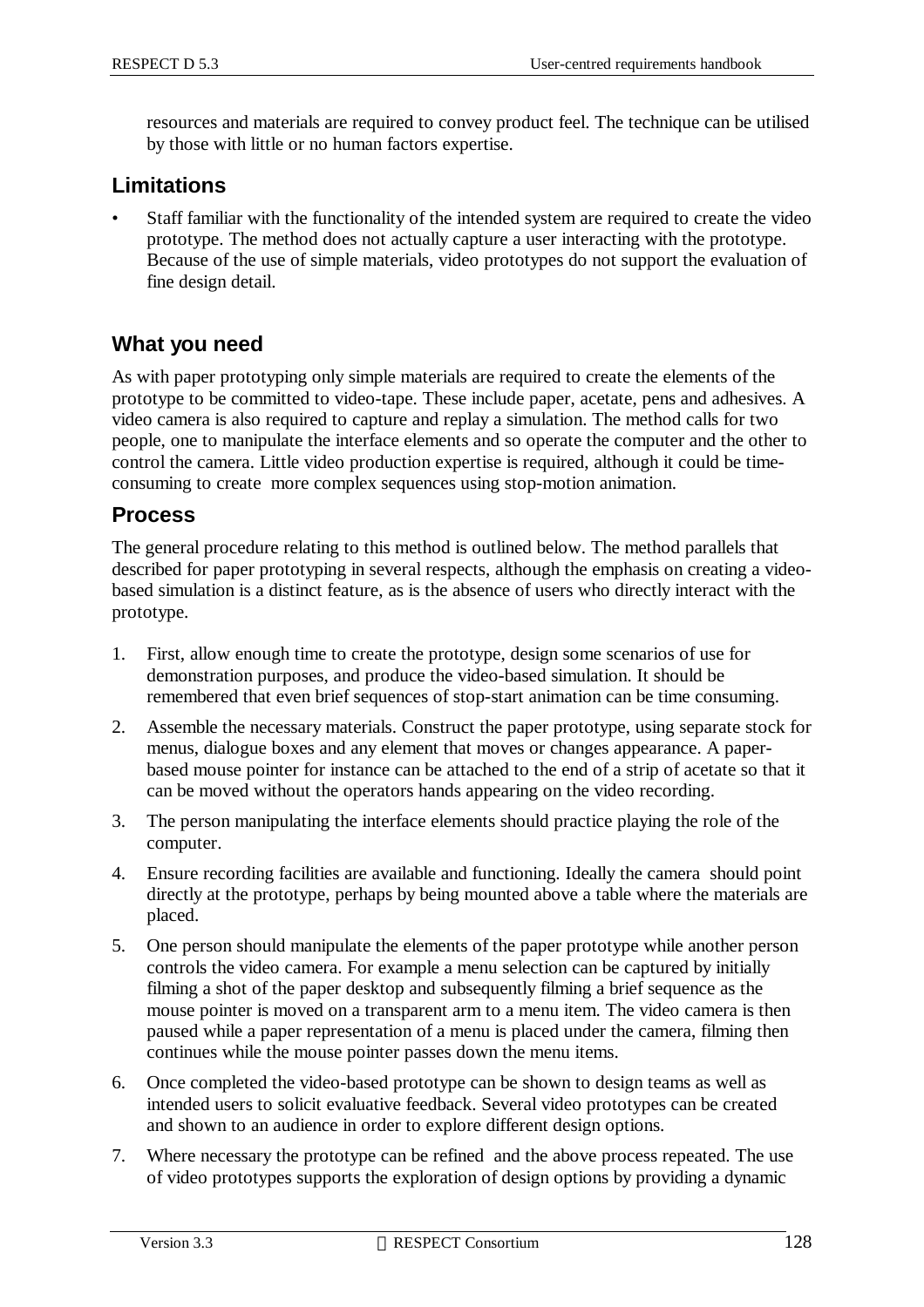resources and materials are required to convey product feel. The technique can be utilised by those with little or no human factors expertise.

## Limitations

- Staff familiar with the functionality of the intended system are required to create the video prototype. The method does not actually capture a user interacting with the prototype. Because of the use of simple materials, video prototypes do not support the evaluation of fine design detail.

## What you need

As with paper prototyping only simple materials are required to create the elements of the prototype to be committed to video-tape. These include paper, acetate, pens and adhesives. A video camera is also required to capture and replay a simulation. The method calls for two people, one to manipulate the interface elements and so operate the computer and the other to control the camera. Little video production expertise is required, although it could be time-consuming to create more complex sequences using stop-motion animation.

## Process

The general procedure relating to this method is outlined below. The method parallels that described for paper prototyping in several respects, although the emphasis on creating a video-based simulation is a distinct feature, as is the absence of users who directly interact with the prototype.

1. First, allow enough time to create the prototype, design some scenarios of use for demonstration purposes, and produce the video-based simulation. It should be remembered that even brief sequences of stop-start animation can be time consuming.
2. Assemble the necessary materials. Construct the paper prototype, using separate stock for menus, dialogue boxes and any element that moves or changes appearance. A paper-based mouse pointer for instance can be attached to the end of a strip of acetate so that it can be moved without the operators hands appearing on the video recording.
3. The person manipulating the interface elements should practice playing the role of the computer.
4. Ensure recording facilities are available and functioning. Ideally the camera should point directly at the prototype, perhaps by being mounted above a table where the materials are placed.
5. One person should manipulate the elements of the paper prototype while another person controls the video camera. For example a menu selection can be captured by initially filming a shot of the paper desktop and subsequently filming a brief sequence as the mouse pointer is moved on a transparent arm to a menu item. The video camera is then paused while a paper representation of a menu is placed under the camera, filming then continues while the mouse pointer passes down the menu items.
6. Once completed the video-based prototype can be shown to design teams as well as intended users to solicit evaluative feedback. Several video prototypes can be created and shown to an audience in order to explore different design options.
7. Where necessary the prototype can be refined and the above process repeated. The use of video prototypes supports the exploration of design options by providing a dynamic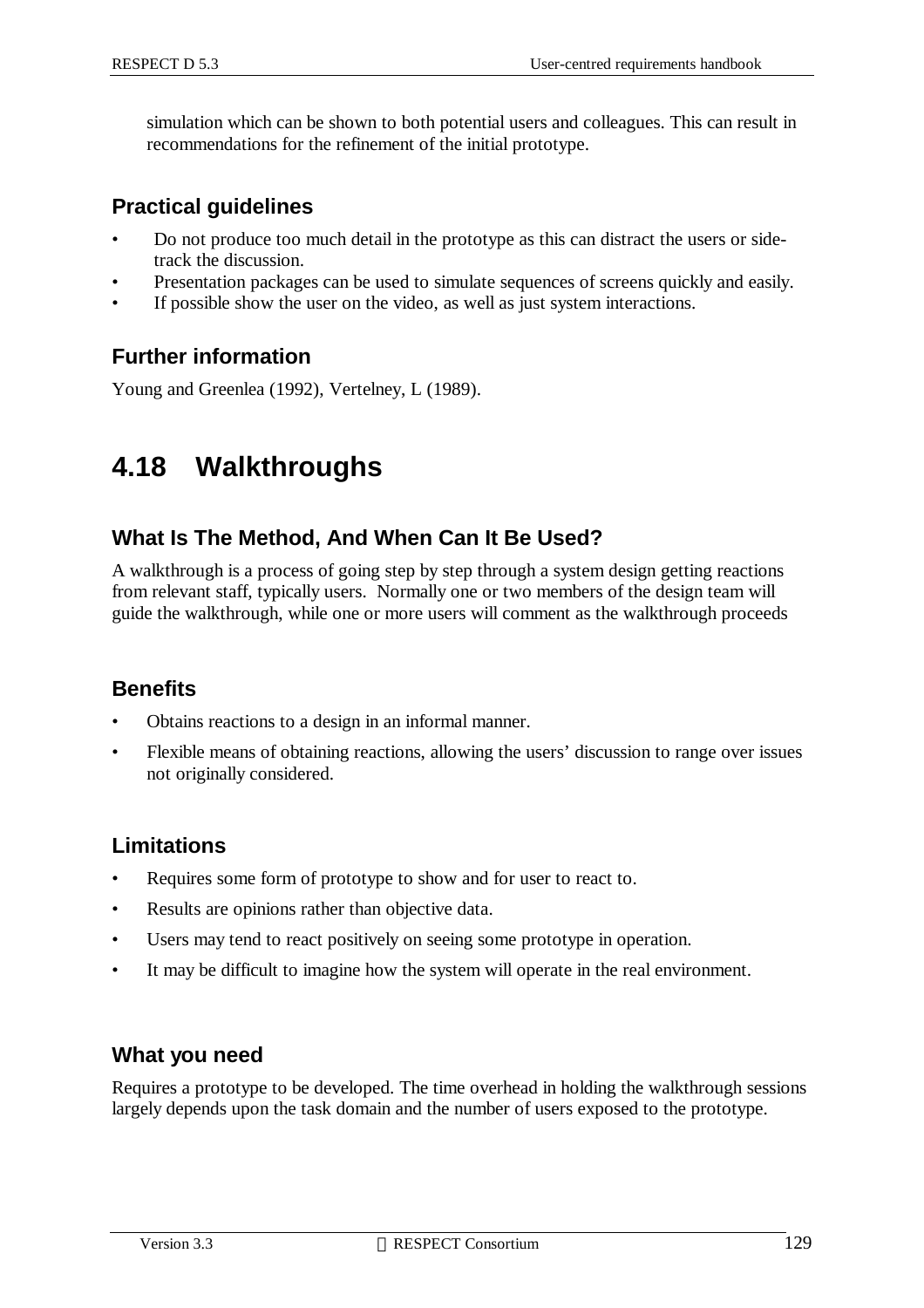simulation which can be shown to both potential users and colleagues. This can result in recommendations for the refinement of the initial prototype.

### Practical guidelines

- Do not produce too much detail in the prototype as this can distract the users or side-track the discussion.
- Presentation packages can be used to simulate sequences of screens quickly and easily.
- If possible show the user on the video, as well as just system interactions.

### Further information

Young and Greenlea (1992), Vertelney, L (1989).

## 4.18 Walkthroughs

### What Is The Method, And When Can It Be Used?

A walkthrough is a process of going step by step through a system design getting reactions from relevant staff, typically users. Normally one or two members of the design team will guide the walkthrough, while one or more users will comment as the walkthrough proceeds

### Benefits

- Obtains reactions to a design in an informal manner.
- Flexible means of obtaining reactions, allowing the users' discussion to range over issues not originally considered.

### Limitations

- Requires some form of prototype to show and for user to react to.
- Results are opinions rather than objective data.
- Users may tend to react positively on seeing some prototype in operation.
- It may be difficult to imagine how the system will operate in the real environment.

### What you need

Requires a prototype to be developed. The time overhead in holding the walkthrough sessions largely depends upon the task domain and the number of users exposed to the prototype.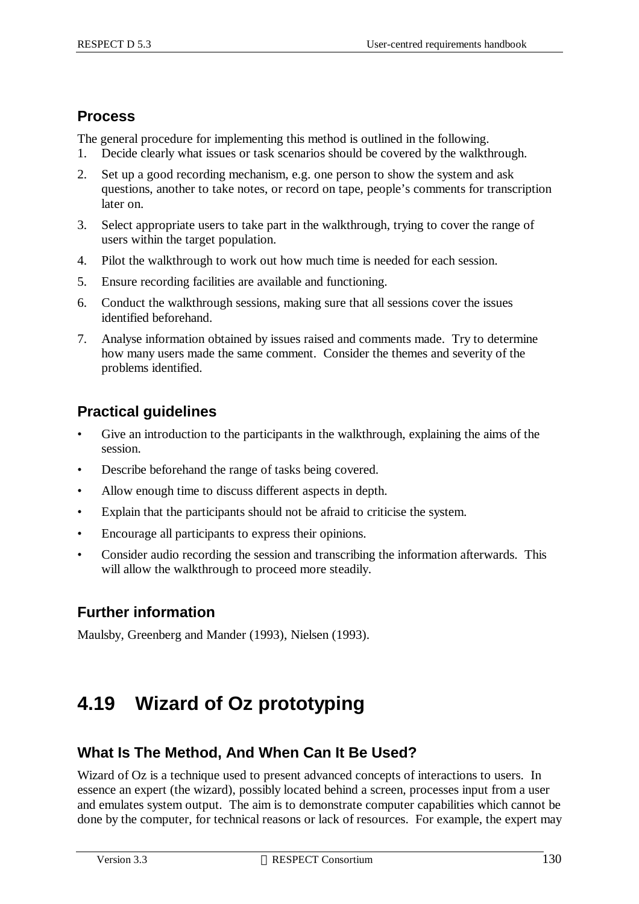### Process

The general procedure for implementing this method is outlined in the following.

1. Decide clearly what issues or task scenarios should be covered by the walkthrough.
2. Set up a good recording mechanism, e.g. one person to show the system and ask questions, another to take notes, or record on tape, people's comments for transcription later on.
3. Select appropriate users to take part in the walkthrough, trying to cover the range of users within the target population.
4. Pilot the walkthrough to work out how much time is needed for each session.
5. Ensure recording facilities are available and functioning.
6. Conduct the walkthrough sessions, making sure that all sessions cover the issues identified beforehand.
7. Analyse information obtained by issues raised and comments made. Try to determine how many users made the same comment. Consider the themes and severity of the problems identified.

### Practical guidelines

- Give an introduction to the participants in the walkthrough, explaining the aims of the session.
- Describe beforehand the range of tasks being covered.
- Allow enough time to discuss different aspects in depth.
- Explain that the participants should not be afraid to criticise the system.
- Encourage all participants to express their opinions.
- Consider audio recording the session and transcribing the information afterwards. This will allow the walkthrough to proceed more steadily.

### Further information

Maulsby, Greenberg and Mander (1993), Nielsen (1993).

## 4.19 Wizard of Oz prototyping

### What Is The Method, And When Can It Be Used?

Wizard of Oz is a technique used to present advanced concepts of interactions to users. In essence an expert (the wizard), possibly located behind a screen, processes input from a user and emulates system output. The aim is to demonstrate computer capabilities which cannot be done by the computer, for technical reasons or lack of resources. For example, the expert may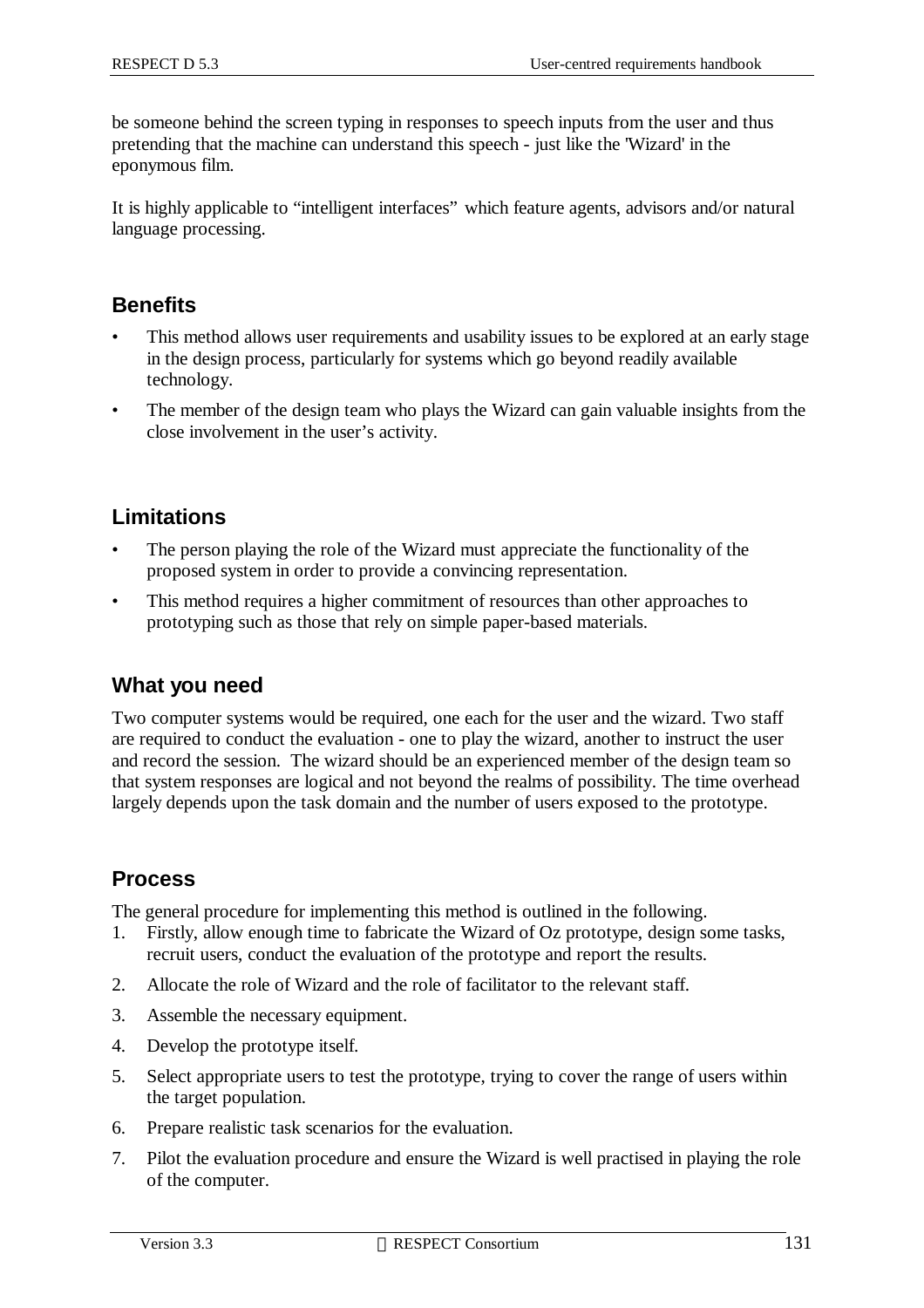be someone behind the screen typing in responses to speech inputs from the user and thus pretending that the machine can understand this speech - just like the 'Wizard' in the eponymous film.

It is highly applicable to "intelligent interfaces" which feature agents, advisors and/or natural language processing.

## Benefits

- This method allows user requirements and usability issues to be explored at an early stage in the design process, particularly for systems which go beyond readily available technology.
- The member of the design team who plays the Wizard can gain valuable insights from the close involvement in the user's activity.

## Limitations

- The person playing the role of the Wizard must appreciate the functionality of the proposed system in order to provide a convincing representation.
- This method requires a higher commitment of resources than other approaches to prototyping such as those that rely on simple paper-based materials.

## What you need

Two computer systems would be required, one each for the user and the wizard. Two staff are required to conduct the evaluation - one to play the wizard, another to instruct the user and record the session. The wizard should be an experienced member of the design team so that system responses are logical and not beyond the realms of possibility. The time overhead largely depends upon the task domain and the number of users exposed to the prototype.

## Process

The general procedure for implementing this method is outlined in the following.

1. Firstly, allow enough time to fabricate the Wizard of Oz prototype, design some tasks, recruit users, conduct the evaluation of the prototype and report the results.
2. Allocate the role of Wizard and the role of facilitator to the relevant staff.
3. Assemble the necessary equipment.
4. Develop the prototype itself.
5. Select appropriate users to test the prototype, trying to cover the range of users within the target population.
6. Prepare realistic task scenarios for the evaluation.
7. Pilot the evaluation procedure and ensure the Wizard is well practised in playing the role of the computer.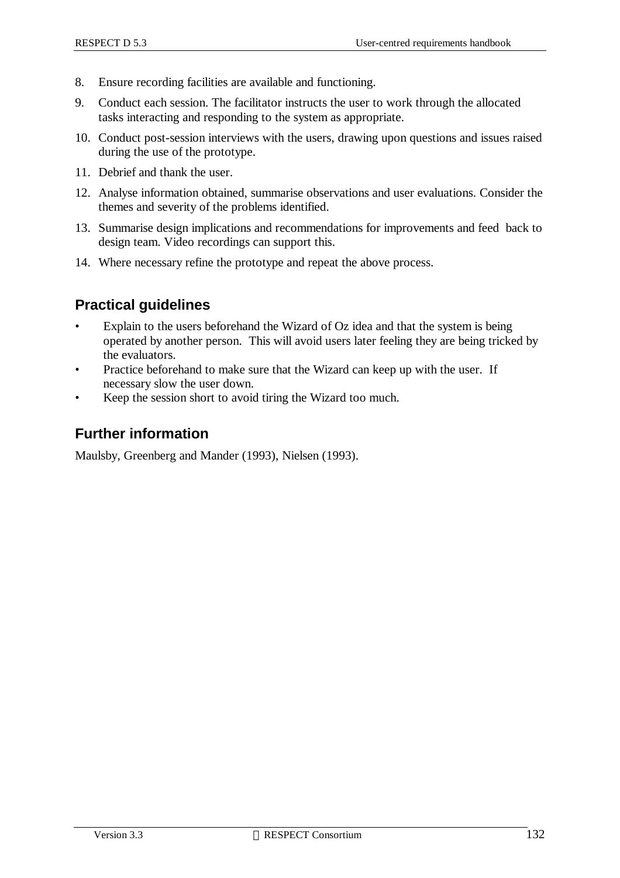8. Ensure recording facilities are available and functioning.
9. Conduct each session. The facilitator instructs the user to work through the allocated tasks interacting and responding to the system as appropriate.
10. Conduct post-session interviews with the users, drawing upon questions and issues raised during the use of the prototype.
11. Debrief and thank the user.
12. Analyse information obtained, summarise observations and user evaluations. Consider the themes and severity of the problems identified.
13. Summarise design implications and recommendations for improvements and feed back to design team. Video recordings can support this.
14. Where necessary refine the prototype and repeat the above process.

## Practical guidelines

- Explain to the users beforehand the Wizard of Oz idea and that the system is being operated by another person. This will avoid users later feeling they are being tricked by the evaluators.
- Practice beforehand to make sure that the Wizard can keep up with the user. If necessary slow the user down.
- Keep the session short to avoid tiring the Wizard too much.

## Further information

Maulsby, Greenberg and Mander (1993), Nielsen (1993).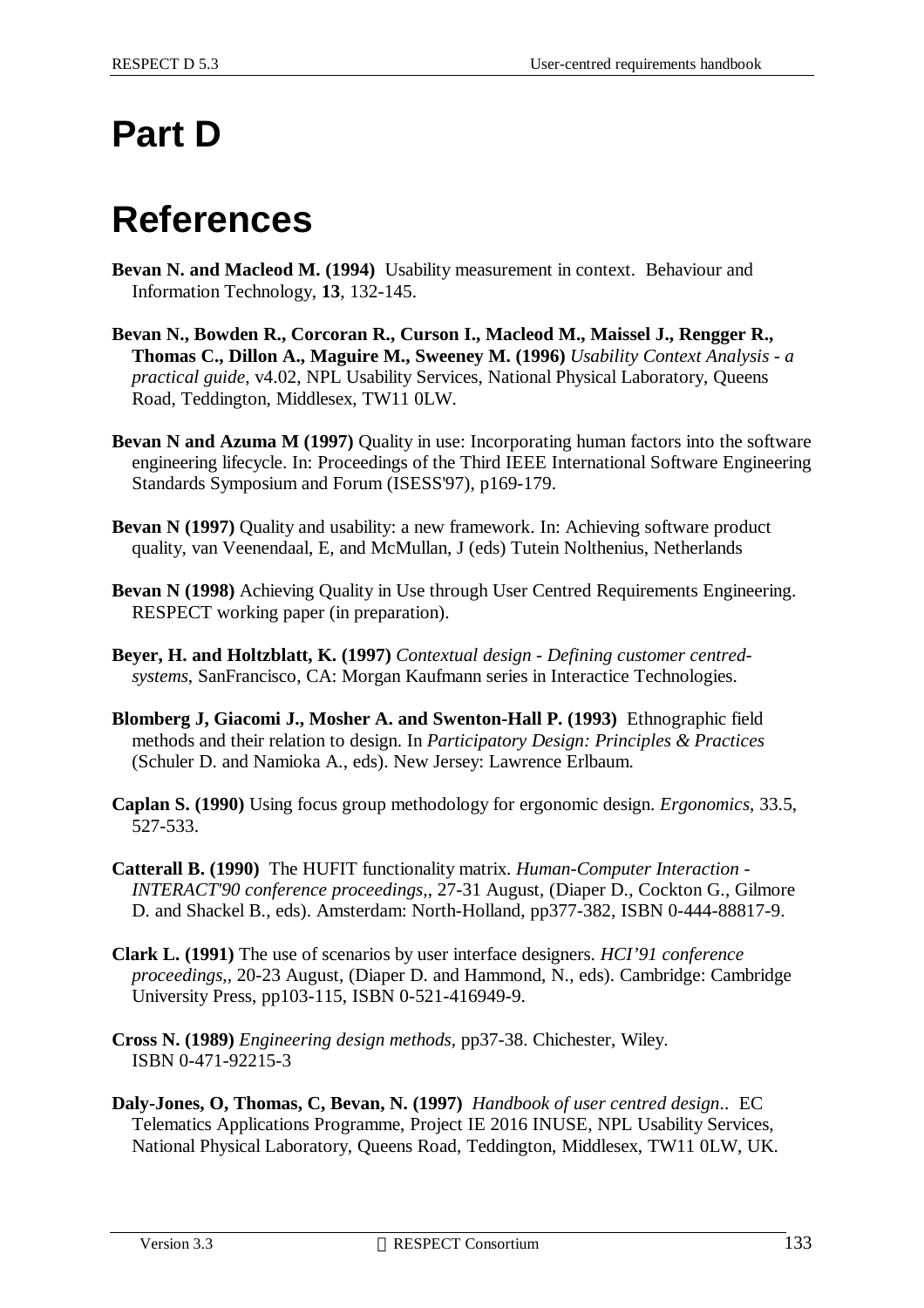# Part D

# References

**Bevan N. and Macleod M. (1994)** Usability measurement in context. Behaviour and Information Technology, **13**, 132-145.

**Bevan N., Bowden R., Corcoran R., Curson I., Macleod M., Maissel J., Rengger R., Thomas C., Dillon A., Maguire M., Sweeney M. (1996)** *Usability Context Analysis - a practical guide*, v4.02, NPL Usability Services, National Physical Laboratory, Queens Road, Teddington, Middlesex, TW11 0LW.

**Bevan N and Azuma M (1997)** Quality in use: Incorporating human factors into the software engineering lifecycle. In: Proceedings of the Third IEEE International Software Engineering Standards Symposium and Forum (ISESS'97), p169-179.

**Bevan N (1997)** Quality and usability: a new framework. In: Achieving software product quality, van Veenendaal, E, and McMullan, J (eds) Tutein Nolthenius, Netherlands

**Bevan N (1998)** Achieving Quality in Use through User Centred Requirements Engineering. RESPECT working paper (in preparation).

**Beyer, H. and Holtzblatt, K. (1997)** *Contextual design - Defining customer centred-systems*, SanFrancisco, CA: Morgan Kaufmann series in Interactice Technologies.

**Blomberg J, Giacomi J., Mosher A. and Swenton-Hall P. (1993)** Ethnographic field methods and their relation to design. In *Participatory Design: Principles & Practices* (Schuler D. and Namioka A., eds). New Jersey: Lawrence Erlbaum.

**Caplan S. (1990)** Using focus group methodology for ergonomic design. *Ergonomics*, 33.5, 527-533.

**Catterall B. (1990)** The HUFIT functionality matrix. *Human-Computer Interaction - INTERACT'90 conference proceedings*,, 27-31 August, (Diaper D., Cockton G., Gilmore D. and Shackel B., eds). Amsterdam: North-Holland, pp377-382, ISBN 0-444-88817-9.

**Clark L. (1991)** The use of scenarios by user interface designers. *HCI'91 conference proceedings*,, 20-23 August, (Diaper D. and Hammond, N., eds). Cambridge: Cambridge University Press, pp103-115, ISBN 0-521-416949-9.

**Cross N. (1989)** *Engineering design methods*, pp37-38. Chichester, Wiley. ISBN 0-471-92215-3

**Daly-Jones, O, Thomas, C, Bevan, N. (1997)** *Handbook of user centred design..* EC Telematics Applications Programme, Project IE 2016 INUSE, NPL Usability Services, National Physical Laboratory, Queens Road, Teddington, Middlesex, TW11 0LW, UK.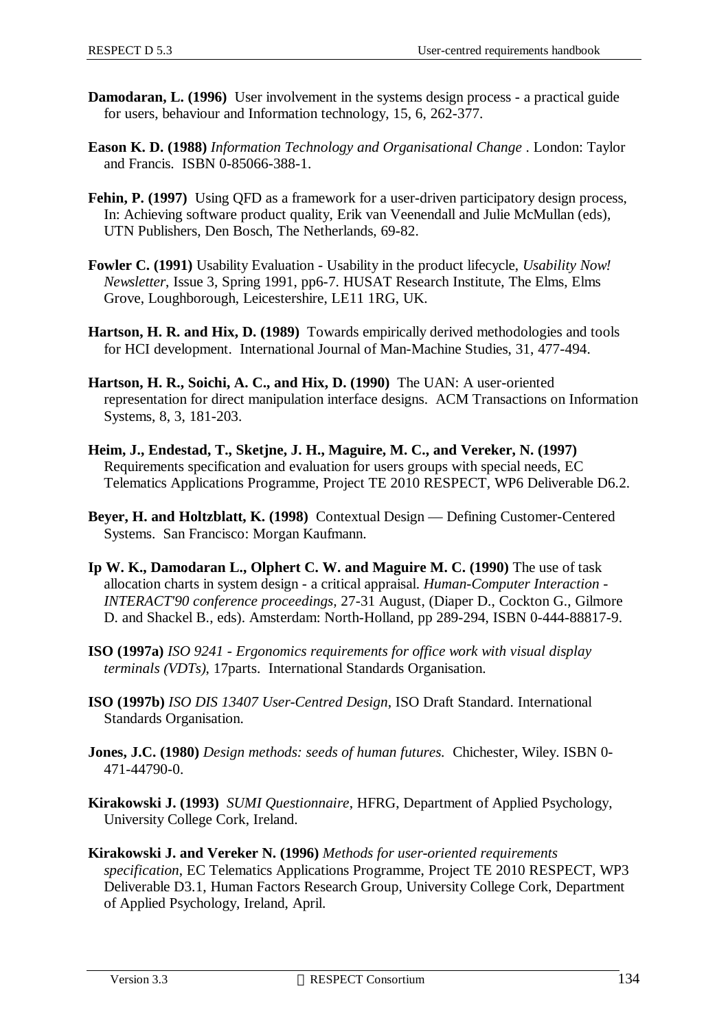**Damodaran, L. (1996)** User involvement in the systems design process - a practical guide for users, behaviour and Information technology, 15, 6, 262-377.

**Eason K. D. (1988)** *Information Technology and Organisational Change* . London: Taylor and Francis. ISBN 0-85066-388-1.

**Fehin, P. (1997)** Using QFD as a framework for a user-driven participatory design process, In: Achieving software product quality, Erik van Veenendall and Julie McMullan (eds), UTN Publishers, Den Bosch, The Netherlands, 69-82.

**Fowler C. (1991)** Usability Evaluation - Usability in the product lifecycle, *Usability Now! Newsletter*, Issue 3, Spring 1991, pp6-7. HUSAT Research Institute, The Elms, Elms Grove, Loughborough, Leicestershire, LE11 1RG, UK.

**Hartson, H. R. and Hix, D. (1989)** Towards empirically derived methodologies and tools for HCI development. International Journal of Man-Machine Studies, 31, 477-494.

**Hartson, H. R., Soichi, A. C., and Hix, D. (1990)** The UAN: A user-oriented representation for direct manipulation interface designs. ACM Transactions on Information Systems, 8, 3, 181-203.

**Heim, J., Endestad, T., Sketjne, J. H., Maguire, M. C., and Vereker, N. (1997)** Requirements specification and evaluation for users groups with special needs, EC Telematics Applications Programme, Project TE 2010 RESPECT, WP6 Deliverable D6.2.

**Beyer, H. and Holtzblatt, K. (1998)** Contextual Design — Defining Customer-Centered Systems. San Francisco: Morgan Kaufmann.

**Ip W. K., Damodaran L., Olphert C. W. and Maguire M. C. (1990)** The use of task allocation charts in system design - a critical appraisal. *Human-Computer Interaction - INTERACT'90 conference proceedings*, 27-31 August, (Diaper D., Cockton G., Gilmore D. and Shackel B., eds). Amsterdam: North-Holland, pp 289-294, ISBN 0-444-88817-9.

**ISO (1997a)** *ISO 9241 - Ergonomics requirements for office work with visual display terminals (VDTs)*, 17parts. International Standards Organisation.

**ISO (1997b)** *ISO DIS 13407 User-Centred Design*, ISO Draft Standard. International Standards Organisation.

**Jones, J.C. (1980)** *Design methods: seeds of human futures.* Chichester, Wiley. ISBN 0-471-44790-0.

**Kirakowski J. (1993)** *SUMI Questionnaire*, HFRG, Department of Applied Psychology, University College Cork, Ireland.

**Kirakowski J. and Vereker N. (1996)** *Methods for user-oriented requirements specification*, EC Telematics Applications Programme, Project TE 2010 RESPECT, WP3 Deliverable D3.1, Human Factors Research Group, University College Cork, Department of Applied Psychology, Ireland, April.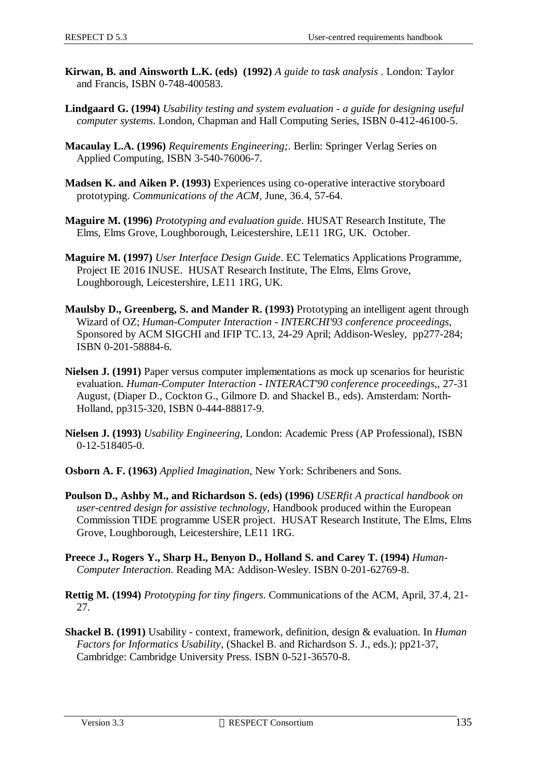**Kirwan, B. and Ainsworth L.K. (eds) (1992)** *A guide to task analysis* . London: Taylor and Francis, ISBN 0-748-400583.

**Lindgaard G. (1994)** *Usability testing and system evaluation - a guide for designing useful computer systems*. London, Chapman and Hall Computing Series, ISBN 0-412-46100-5.

**Macaulay L.A. (1996)** *Requirements Engineering;*. Berlin: Springer Verlag Series on Applied Computing, ISBN 3-540-76006-7.

**Madsen K. and Aiken P. (1993)** Experiences using co-operative interactive storyboard prototyping. *Communications of the ACM*, June, 36.4, 57-64.

**Maguire M. (1996)** *Prototyping and evaluation guide*. HUSAT Research Institute, The Elms, Elms Grove, Loughborough, Leicestershire, LE11 1RG, UK. October.

**Maguire M. (1997)** *User Interface Design Guide*. EC Telematics Applications Programme, Project IE 2016 INUSE. HUSAT Research Institute, The Elms, Elms Grove, Loughborough, Leicestershire, LE11 1RG, UK.

**Maulsby D., Greenberg, S. and Mander R. (1993)** Prototyping an intelligent agent through Wizard of OZ; *Human-Computer Interaction - INTERCHI'93 conference proceedings*, Sponsored by ACM SIGCHI and IFIP TC.13, 24-29 April; Addison-Wesley, pp277-284; ISBN 0-201-58884-6.

**Nielsen J. (1991)** Paper versus computer implementations as mock up scenarios for heuristic evaluation. *Human-Computer Interaction - INTERACT'90 conference proceedings*,, 27-31 August, (Diaper D., Cockton G., Gilmore D. and Shackel B., eds). Amsterdam: North-Holland, pp315-320, ISBN 0-444-88817-9.

**Nielsen J. (1993)** *Usability Engineering*, London: Academic Press (AP Professional), ISBN 0-12-518405-0.

**Osborn A. F. (1963)** *Applied Imagination*, New York: Schribeners and Sons.

**Poulson D., Ashby M., and Richardson S. (eds) (1996)** *USERfit A practical handbook on user-centred design for assistive technology*, Handbook produced within the European Commission TIDE programme USER project. HUSAT Research Institute, The Elms, Elms Grove, Loughborough, Leicestershire, LE11 1RG.

**Preece J., Rogers Y., Sharp H., Benyon D., Holland S. and Carey T. (1994)** *Human-Computer Interaction*. Reading MA: Addison-Wesley. ISBN 0-201-62769-8.

**Rettig M. (1994)** *Prototyping for tiny fingers*. Communications of the ACM, April, 37.4, 21-27.

**Shackel B. (1991)** Usability - context, framework, definition, design & evaluation. In *Human Factors for Informatics Usability*, (Shackel B. and Richardson S. J., eds.); pp21-37, Cambridge: Cambridge University Press. ISBN 0-521-36570-8.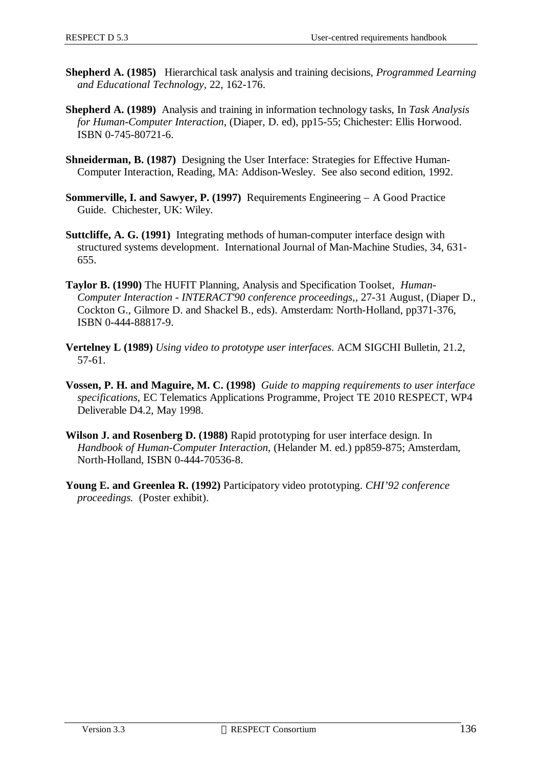**Shepherd A. (1985)** Hierarchical task analysis and training decisions, *Programmed Learning and Educational Technology*, 22, 162-176.

**Shepherd A. (1989)** Analysis and training in information technology tasks, In *Task Analysis for Human-Computer Interaction*, (Diaper, D. ed), pp15-55; Chichester: Ellis Horwood. ISBN 0-745-80721-6.

**Shneiderman, B. (1987)** Designing the User Interface: Strategies for Effective Human-Computer Interaction, Reading, MA: Addison-Wesley. See also second edition, 1992.

**Sommerville, I. and Sawyer, P. (1997)** Requirements Engineering – A Good Practice Guide. Chichester, UK: Wiley.

**Suttcliffe, A. G. (1991)** Integrating methods of human-computer interface design with structured systems development. International Journal of Man-Machine Studies, 34, 631-655.

**Taylor B. (1990)** The HUFIT Planning, Analysis and Specification Toolset, *Human-Computer Interaction - INTERACT'90 conference proceedings*,, 27-31 August, (Diaper D., Cockton G., Gilmore D. and Shackel B., eds). Amsterdam: North-Holland, pp371-376, ISBN 0-444-88817-9.

**Vertelney L (1989)** *Using video to prototype user interfaces.* ACM SIGCHI Bulletin, 21.2, 57-61.

**Vossen, P. H. and Maguire, M. C. (1998)** *Guide to mapping requirements to user interface specifications*, EC Telematics Applications Programme, Project TE 2010 RESPECT, WP4 Deliverable D4.2, May 1998.

**Wilson J. and Rosenberg D. (1988)** Rapid prototyping for user interface design. In *Handbook of Human-Computer Interaction*, (Helander M. ed.) pp859-875; Amsterdam, North-Holland, ISBN 0-444-70536-8.

**Young E. and Greenlea R. (1992)** Participatory video prototyping. *CHI'92 conference proceedings.* (Poster exhibit).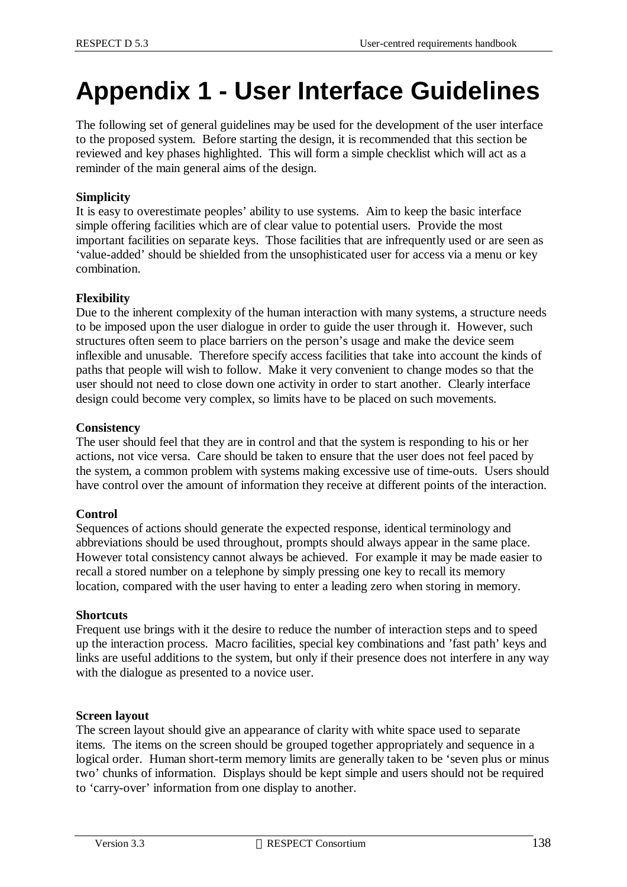# Appendix 1 - User Interface Guidelines

The following set of general guidelines may be used for the development of the user interface to the proposed system. Before starting the design, it is recommended that this section be reviewed and key phases highlighted. This will form a simple checklist which will act as a reminder of the main general aims of the design.

**Simplicity**

It is easy to overestimate peoples' ability to use systems. Aim to keep the basic interface simple offering facilities which are of clear value to potential users. Provide the most important facilities on separate keys. Those facilities that are infrequently used or are seen as 'value-added' should be shielded from the unsophisticated user for access via a menu or key combination.

**Flexibility**

Due to the inherent complexity of the human interaction with many systems, a structure needs to be imposed upon the user dialogue in order to guide the user through it. However, such structures often seem to place barriers on the person's usage and make the device seem inflexible and unusable. Therefore specify access facilities that take into account the kinds of paths that people will wish to follow. Make it very convenient to change modes so that the user should not need to close down one activity in order to start another. Clearly interface design could become very complex, so limits have to be placed on such movements.

**Consistency**

The user should feel that they are in control and that the system is responding to his or her actions, not vice versa. Care should be taken to ensure that the user does not feel paced by the system, a common problem with systems making excessive use of time-outs. Users should have control over the amount of information they receive at different points of the interaction.

**Control**

Sequences of actions should generate the expected response, identical terminology and abbreviations should be used throughout, prompts should always appear in the same place. However total consistency cannot always be achieved. For example it may be made easier to recall a stored number on a telephone by simply pressing one key to recall its memory location, compared with the user having to enter a leading zero when storing in memory.

**Shortcuts**

Frequent use brings with it the desire to reduce the number of interaction steps and to speed up the interaction process. Macro facilities, special key combinations and 'fast path' keys and links are useful additions to the system, but only if their presence does not interfere in any way with the dialogue as presented to a novice user.

**Screen layout**

The screen layout should give an appearance of clarity with white space used to separate items. The items on the screen should be grouped together appropriately and sequence in a logical order. Human short-term memory limits are generally taken to be 'seven plus or minus two' chunks of information. Displays should be kept simple and users should not be required to 'carry-over' information from one display to another.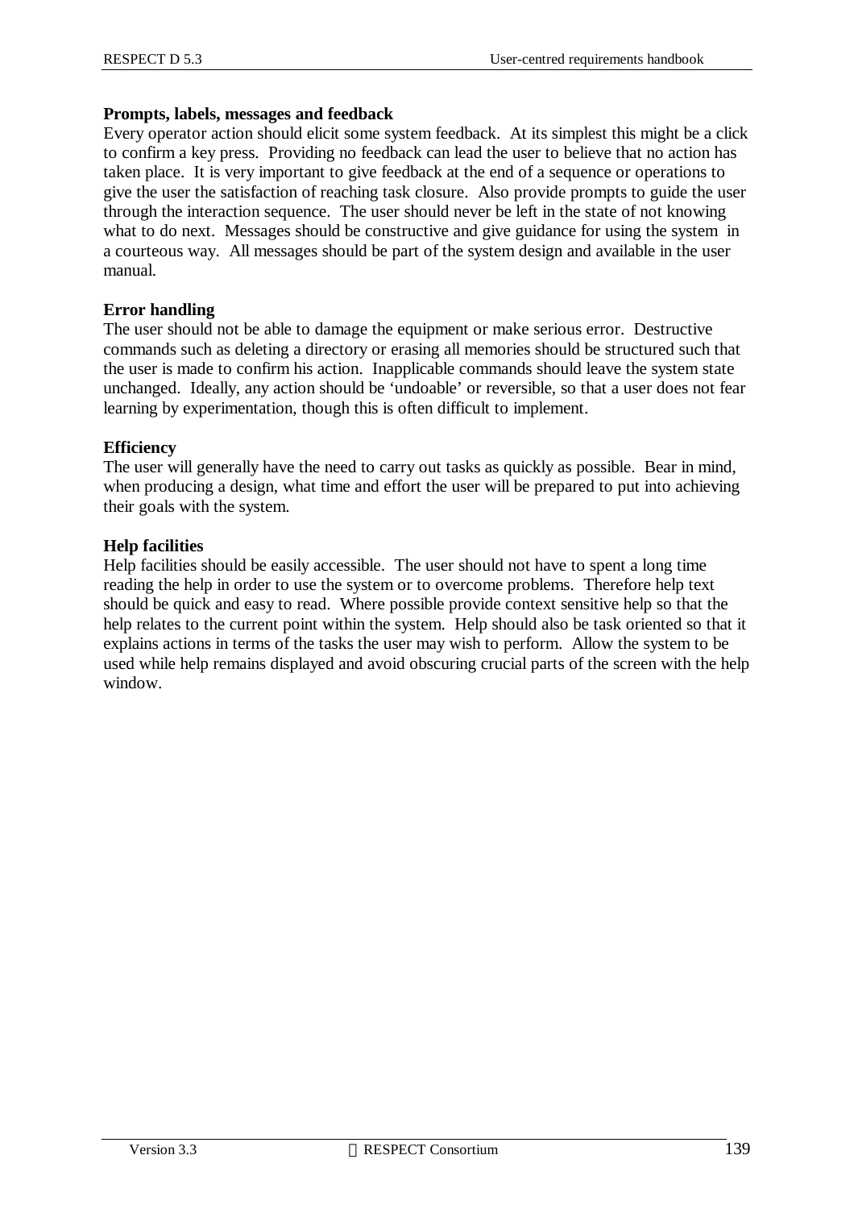**Prompts, labels, messages and feedback**

Every operator action should elicit some system feedback. At its simplest this might be a click to confirm a key press. Providing no feedback can lead the user to believe that no action has taken place. It is very important to give feedback at the end of a sequence or operations to give the user the satisfaction of reaching task closure. Also provide prompts to guide the user through the interaction sequence. The user should never be left in the state of not knowing what to do next. Messages should be constructive and give guidance for using the system in a courteous way. All messages should be part of the system design and available in the user manual.

**Error handling**

The user should not be able to damage the equipment or make serious error. Destructive commands such as deleting a directory or erasing all memories should be structured such that the user is made to confirm his action. Inapplicable commands should leave the system state unchanged. Ideally, any action should be 'undoable' or reversible, so that a user does not fear learning by experimentation, though this is often difficult to implement.

**Efficiency**

The user will generally have the need to carry out tasks as quickly as possible. Bear in mind, when producing a design, what time and effort the user will be prepared to put into achieving their goals with the system.

**Help facilities**

Help facilities should be easily accessible. The user should not have to spent a long time reading the help in order to use the system or to overcome problems. Therefore help text should be quick and easy to read. Where possible provide context sensitive help so that the help relates to the current point within the system. Help should also be task oriented so that it explains actions in terms of the tasks the user may wish to perform. Allow the system to be used while help remains displayed and avoid obscuring crucial parts of the screen with the help window.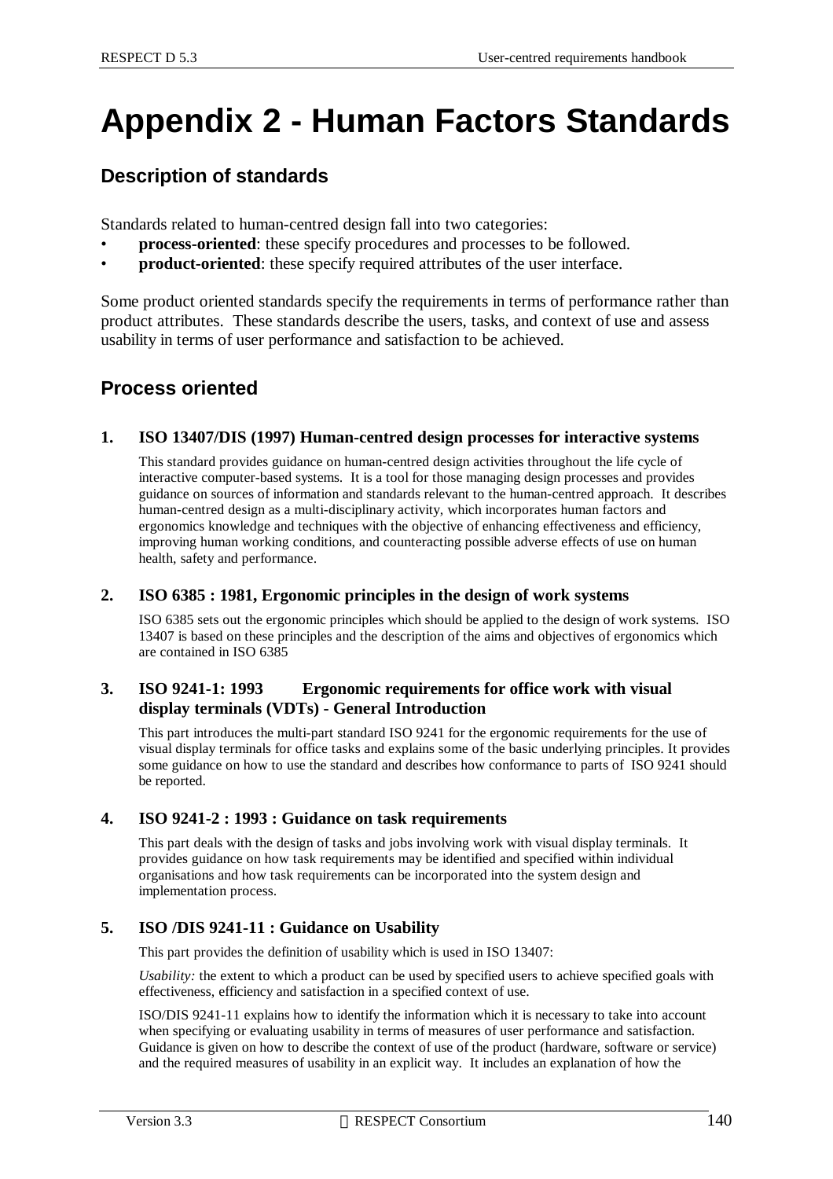# Appendix 2 - Human Factors Standards

## Description of standards

Standards related to human-centred design fall into two categories:

- **process-oriented**: these specify procedures and processes to be followed.
- **product-oriented**: these specify required attributes of the user interface.

Some product oriented standards specify the requirements in terms of performance rather than product attributes. These standards describe the users, tasks, and context of use and assess usability in terms of user performance and satisfaction to be achieved.

## Process oriented

### 1. ISO 13407/DIS (1997) Human-centred design processes for interactive systems

This standard provides guidance on human-centred design activities throughout the life cycle of interactive computer-based systems. It is a tool for those managing design processes and provides guidance on sources of information and standards relevant to the human-centred approach. It describes human-centred design as a multi-disciplinary activity, which incorporates human factors and ergonomics knowledge and techniques with the objective of enhancing effectiveness and efficiency, improving human working conditions, and counteracting possible adverse effects of use on human health, safety and performance.

### 2. ISO 6385 : 1981, Ergonomic principles in the design of work systems

ISO 6385 sets out the ergonomic principles which should be applied to the design of work systems. ISO 13407 is based on these principles and the description of the aims and objectives of ergonomics which are contained in ISO 6385

### 3. ISO 9241-1: 1993 Ergonomic requirements for office work with visual display terminals (VDTs) - General Introduction

This part introduces the multi-part standard ISO 9241 for the ergonomic requirements for the use of visual display terminals for office tasks and explains some of the basic underlying principles. It provides some guidance on how to use the standard and describes how conformance to parts of ISO 9241 should be reported.

### 4. ISO 9241-2 : 1993 : Guidance on task requirements

This part deals with the design of tasks and jobs involving work with visual display terminals. It provides guidance on how task requirements may be identified and specified within individual organisations and how task requirements can be incorporated into the system design and implementation process.

### 5. ISO /DIS 9241-11 : Guidance on Usability

This part provides the definition of usability which is used in ISO 13407:

*Usability:* the extent to which a product can be used by specified users to achieve specified goals with effectiveness, efficiency and satisfaction in a specified context of use.

ISO/DIS 9241-11 explains how to identify the information which it is necessary to take into account when specifying or evaluating usability in terms of measures of user performance and satisfaction. Guidance is given on how to describe the context of use of the product (hardware, software or service) and the required measures of usability in an explicit way. It includes an explanation of how the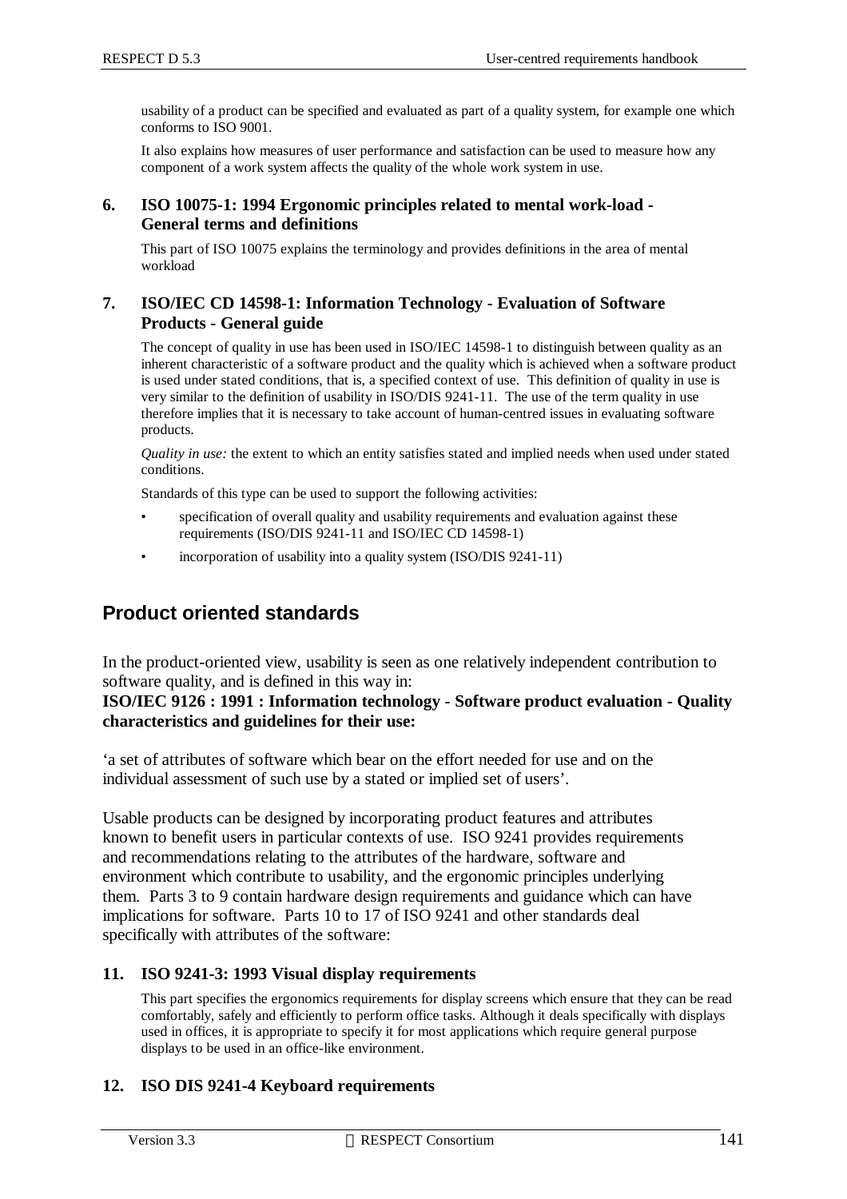usability of a product can be specified and evaluated as part of a quality system, for example one which conforms to ISO 9001.

It also explains how measures of user performance and satisfaction can be used to measure how any component of a work system affects the quality of the whole work system in use.

### 6. ISO 10075-1: 1994 Ergonomic principles related to mental work-load - General terms and definitions

This part of ISO 10075 explains the terminology and provides definitions in the area of mental workload

### 7. ISO/IEC CD 14598-1: Information Technology - Evaluation of Software Products - General guide

The concept of quality in use has been used in ISO/IEC 14598-1 to distinguish between quality as an inherent characteristic of a software product and the quality which is achieved when a software product is used under stated conditions, that is, a specified context of use. This definition of quality in use is very similar to the definition of usability in ISO/DIS 9241-11. The use of the term quality in use therefore implies that it is necessary to take account of human-centred issues in evaluating software products.

*Quality in use:* the extent to which an entity satisfies stated and implied needs when used under stated conditions.

Standards of this type can be used to support the following activities:

- specification of overall quality and usability requirements and evaluation against these requirements (ISO/DIS 9241-11 and ISO/IEC CD 14598-1)
- incorporation of usability into a quality system (ISO/DIS 9241-11)

## Product oriented standards

In the product-oriented view, usability is seen as one relatively independent contribution to software quality, and is defined in this way in:
**ISO/IEC 9126 : 1991 : Information technology - Software product evaluation - Quality characteristics and guidelines for their use:**

'a set of attributes of software which bear on the effort needed for use and on the individual assessment of such use by a stated or implied set of users'.

Usable products can be designed by incorporating product features and attributes known to benefit users in particular contexts of use. ISO 9241 provides requirements and recommendations relating to the attributes of the hardware, software and environment which contribute to usability, and the ergonomic principles underlying them. Parts 3 to 9 contain hardware design requirements and guidance which can have implications for software. Parts 10 to 17 of ISO 9241 and other standards deal specifically with attributes of the software:

### 11. ISO 9241-3: 1993 Visual display requirements

This part specifies the ergonomics requirements for display screens which ensure that they can be read comfortably, safely and efficiently to perform office tasks. Although it deals specifically with displays used in offices, it is appropriate to specify it for most applications which require general purpose displays to be used in an office-like environment.

### 12. ISO DIS 9241-4 Keyboard requirements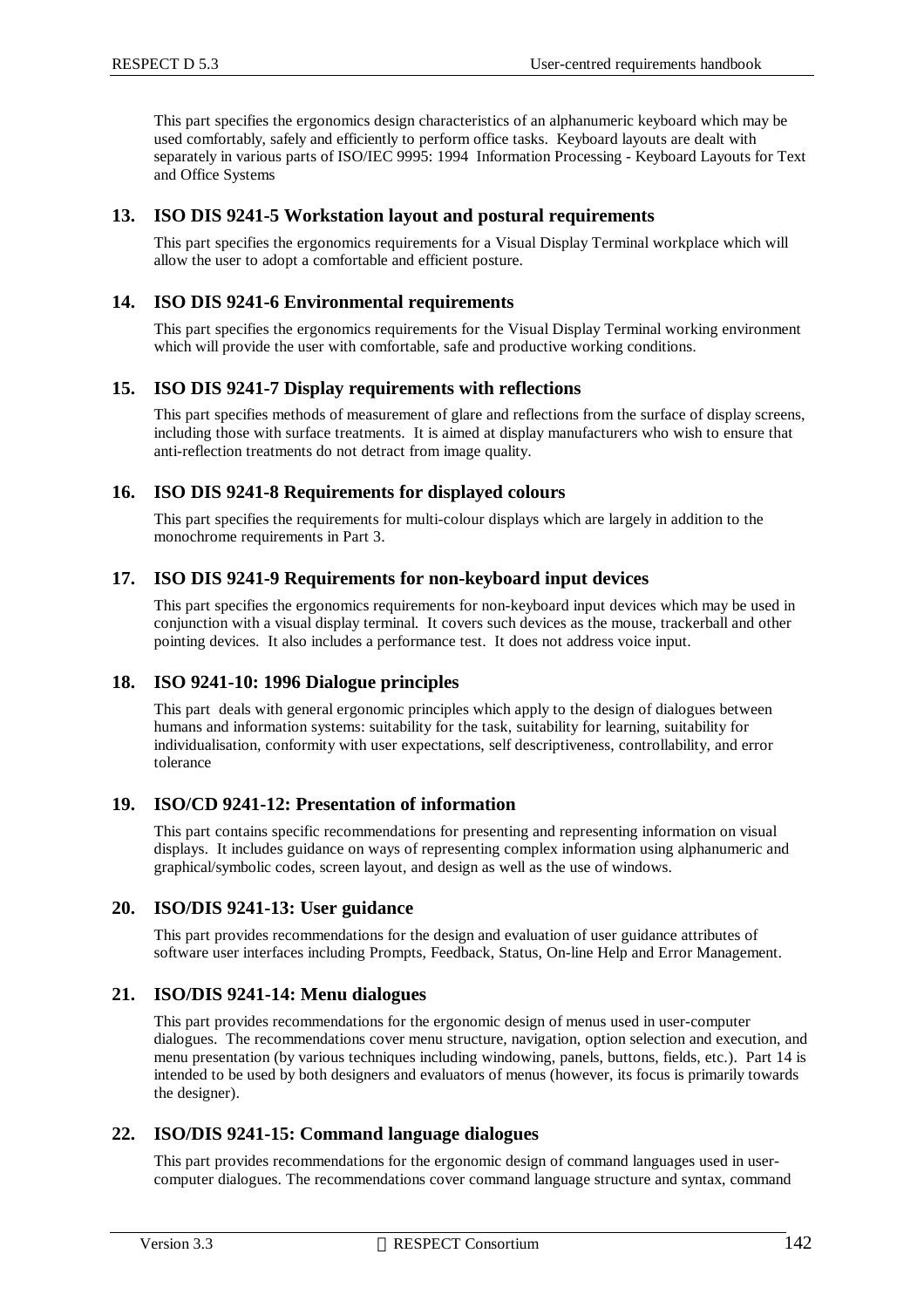This part specifies the ergonomics design characteristics of an alphanumeric keyboard which may be used comfortably, safely and efficiently to perform office tasks. Keyboard layouts are dealt with separately in various parts of ISO/IEC 9995: 1994 Information Processing - Keyboard Layouts for Text and Office Systems

## 13. ISO DIS 9241-5 Workstation layout and postural requirements

This part specifies the ergonomics requirements for a Visual Display Terminal workplace which will allow the user to adopt a comfortable and efficient posture.

## 14. ISO DIS 9241-6 Environmental requirements

This part specifies the ergonomics requirements for the Visual Display Terminal working environment which will provide the user with comfortable, safe and productive working conditions.

## 15. ISO DIS 9241-7 Display requirements with reflections

This part specifies methods of measurement of glare and reflections from the surface of display screens, including those with surface treatments. It is aimed at display manufacturers who wish to ensure that anti-reflection treatments do not detract from image quality.

## 16. ISO DIS 9241-8 Requirements for displayed colours

This part specifies the requirements for multi-colour displays which are largely in addition to the monochrome requirements in Part 3.

## 17. ISO DIS 9241-9 Requirements for non-keyboard input devices

This part specifies the ergonomics requirements for non-keyboard input devices which may be used in conjunction with a visual display terminal. It covers such devices as the mouse, trackerball and other pointing devices. It also includes a performance test. It does not address voice input.

## 18. ISO 9241-10: 1996 Dialogue principles

This part deals with general ergonomic principles which apply to the design of dialogues between humans and information systems: suitability for the task, suitability for learning, suitability for individualisation, conformity with user expectations, self descriptiveness, controllability, and error tolerance

## 19. ISO/CD 9241-12: Presentation of information

This part contains specific recommendations for presenting and representing information on visual displays. It includes guidance on ways of representing complex information using alphanumeric and graphical/symbolic codes, screen layout, and design as well as the use of windows.

## 20. ISO/DIS 9241-13: User guidance

This part provides recommendations for the design and evaluation of user guidance attributes of software user interfaces including Prompts, Feedback, Status, On-line Help and Error Management.

## 21. ISO/DIS 9241-14: Menu dialogues

This part provides recommendations for the ergonomic design of menus used in user-computer dialogues. The recommendations cover menu structure, navigation, option selection and execution, and menu presentation (by various techniques including windowing, panels, buttons, fields, etc.). Part 14 is intended to be used by both designers and evaluators of menus (however, its focus is primarily towards the designer).

## 22. ISO/DIS 9241-15: Command language dialogues

This part provides recommendations for the ergonomic design of command languages used in user-computer dialogues. The recommendations cover command language structure and syntax, command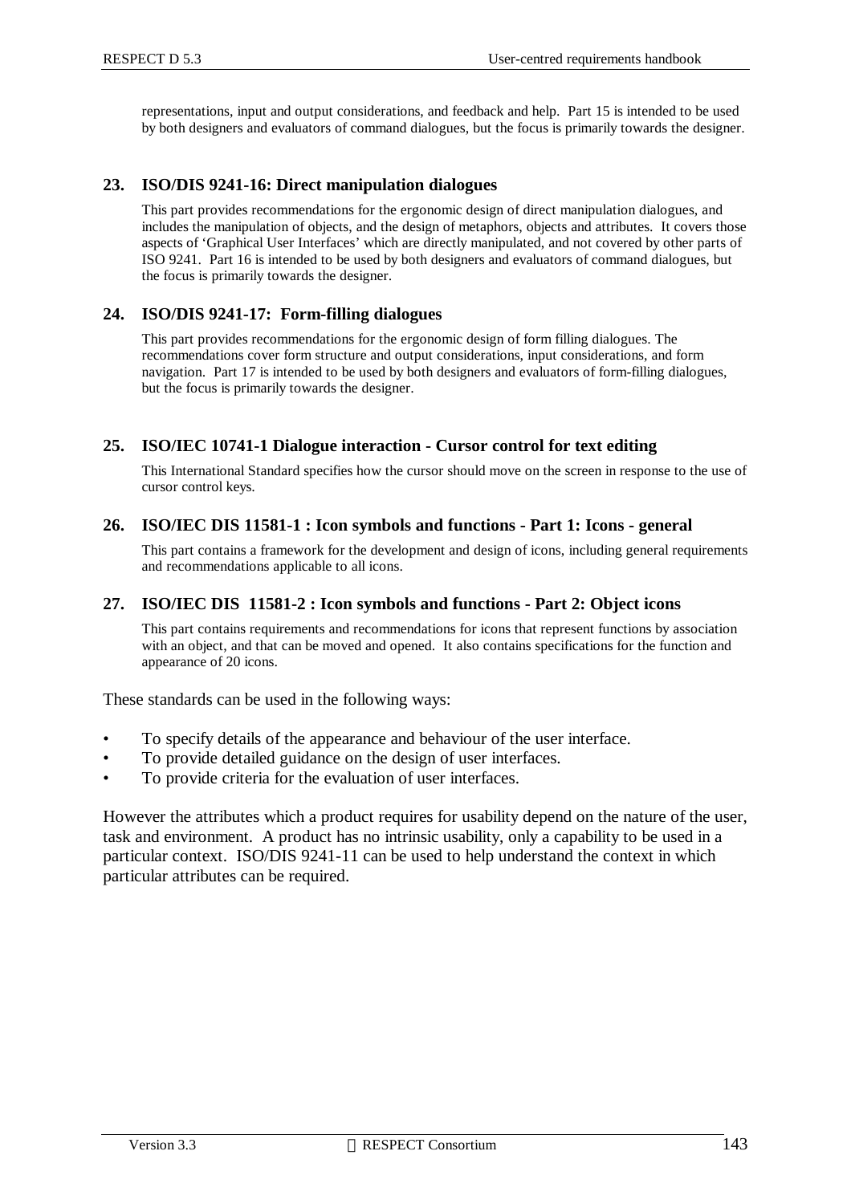representations, input and output considerations, and feedback and help. Part 15 is intended to be used by both designers and evaluators of command dialogues, but the focus is primarily towards the designer.

### 23. ISO/DIS 9241-16: Direct manipulation dialogues

This part provides recommendations for the ergonomic design of direct manipulation dialogues, and includes the manipulation of objects, and the design of metaphors, objects and attributes. It covers those aspects of 'Graphical User Interfaces' which are directly manipulated, and not covered by other parts of ISO 9241. Part 16 is intended to be used by both designers and evaluators of command dialogues, but the focus is primarily towards the designer.

### 24. ISO/DIS 9241-17: Form-filling dialogues

This part provides recommendations for the ergonomic design of form filling dialogues. The recommendations cover form structure and output considerations, input considerations, and form navigation. Part 17 is intended to be used by both designers and evaluators of form-filling dialogues, but the focus is primarily towards the designer.

### 25. ISO/IEC 10741-1 Dialogue interaction - Cursor control for text editing

This International Standard specifies how the cursor should move on the screen in response to the use of cursor control keys.

### 26. ISO/IEC DIS 11581-1 : Icon symbols and functions - Part 1: Icons - general

This part contains a framework for the development and design of icons, including general requirements and recommendations applicable to all icons.

### 27. ISO/IEC DIS 11581-2 : Icon symbols and functions - Part 2: Object icons

This part contains requirements and recommendations for icons that represent functions by association with an object, and that can be moved and opened. It also contains specifications for the function and appearance of 20 icons.

These standards can be used in the following ways:

- To specify details of the appearance and behaviour of the user interface.
- To provide detailed guidance on the design of user interfaces.
- To provide criteria for the evaluation of user interfaces.

However the attributes which a product requires for usability depend on the nature of the user, task and environment. A product has no intrinsic usability, only a capability to be used in a particular context. ISO/DIS 9241-11 can be used to help understand the context in which particular attributes can be required.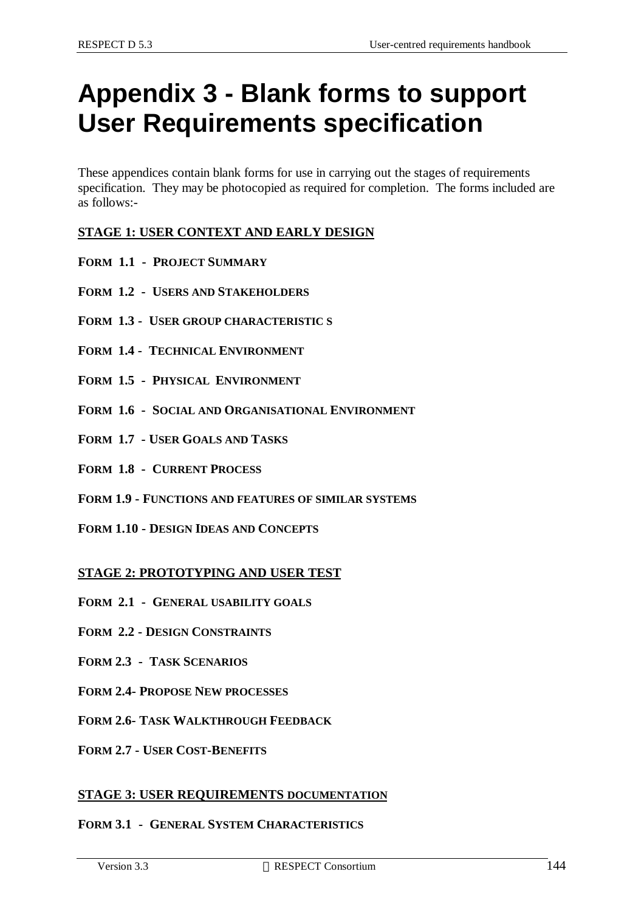# Appendix 3 - Blank forms to support User Requirements specification

These appendices contain blank forms for use in carrying out the stages of requirements specification. They may be photocopied as required for completion. The forms included are as follows:-

**STAGE 1: USER CONTEXT AND EARLY DESIGN**

**FORM 1.1 - PROJECT SUMMARY**

**FORM 1.2 - USERS AND STAKEHOLDERS**

**FORM 1.3 - USER GROUP CHARACTERISTIC S**

**FORM 1.4 - TECHNICAL ENVIRONMENT**

**FORM 1.5 - PHYSICAL ENVIRONMENT**

**FORM 1.6 - SOCIAL AND ORGANISATIONAL ENVIRONMENT**

**FORM 1.7 - USER GOALS AND TASKS**

**FORM 1.8 - CURRENT PROCESS**

**FORM 1.9 - FUNCTIONS AND FEATURES OF SIMILAR SYSTEMS**

**FORM 1.10 - DESIGN IDEAS AND CONCEPTS**

**STAGE 2: PROTOTYPING AND USER TEST**

**FORM 2.1 - GENERAL USABILITY GOALS**

**FORM 2.2 - DESIGN CONSTRAINTS**

**FORM 2.3 - TASK SCENARIOS**

**FORM 2.4- PROPOSE NEW PROCESSES**

**FORM 2.6- TASK WALKTHROUGH FEEDBACK**

**FORM 2.7 - USER COST-BENEFITS**

**STAGE 3: USER REQUIREMENTS DOCUMENTATION**

**FORM 3.1 - GENERAL SYSTEM CHARACTERISTICS**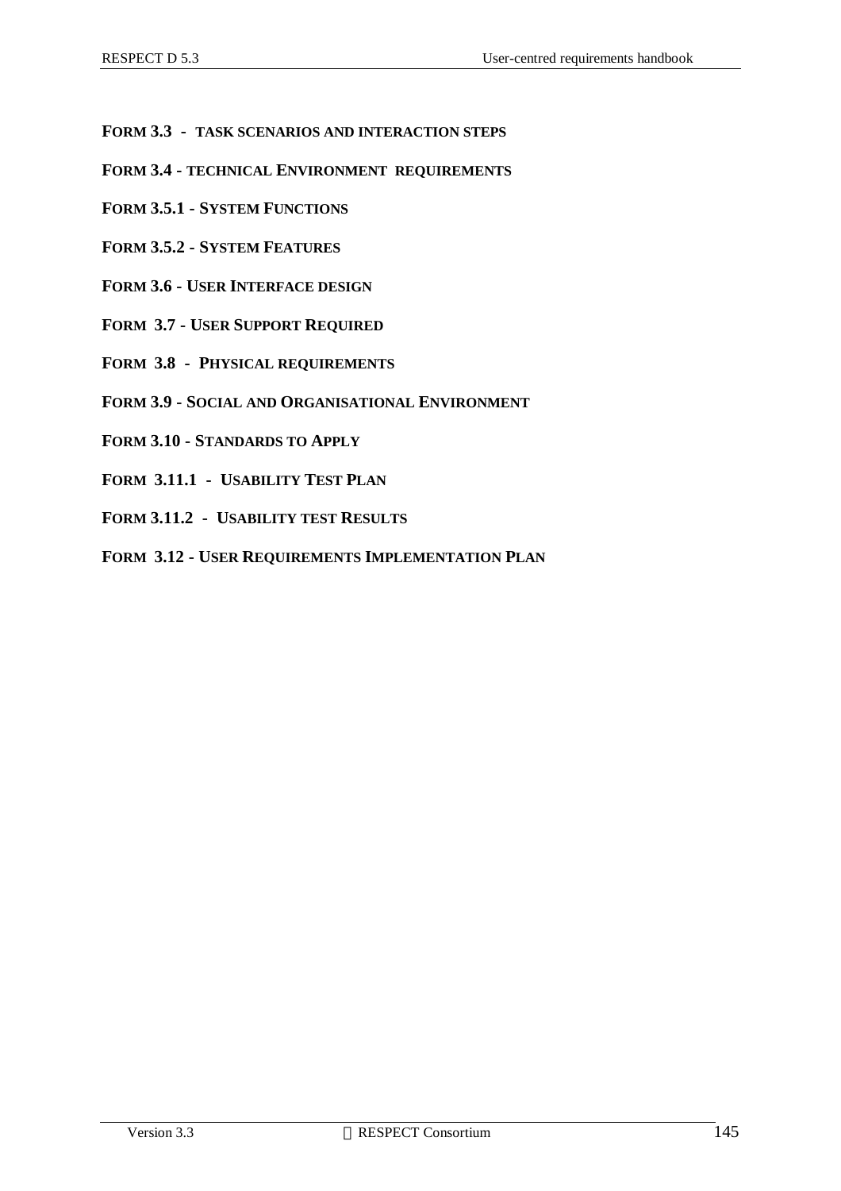**FORM 3.3 - TASK SCENARIOS AND INTERACTION STEPS**

**FORM 3.4 - TECHNICAL ENVIRONMENT REQUIREMENTS**

**FORM 3.5.1 - SYSTEM FUNCTIONS**

**FORM 3.5.2 - SYSTEM FEATURES**

**FORM 3.6 - USER INTERFACE DESIGN**

**FORM 3.7 - USER SUPPORT REQUIRED**

**FORM 3.8 - PHYSICAL REQUIREMENTS**

**FORM 3.9 - SOCIAL AND ORGANISATIONAL ENVIRONMENT**

**FORM 3.10 - STANDARDS TO APPLY**

**FORM 3.11.1 - USABILITY TEST PLAN**

**FORM 3.11.2 - USABILITY TEST RESULTS**

**FORM 3.12 - USER REQUIREMENTS IMPLEMENTATION PLAN**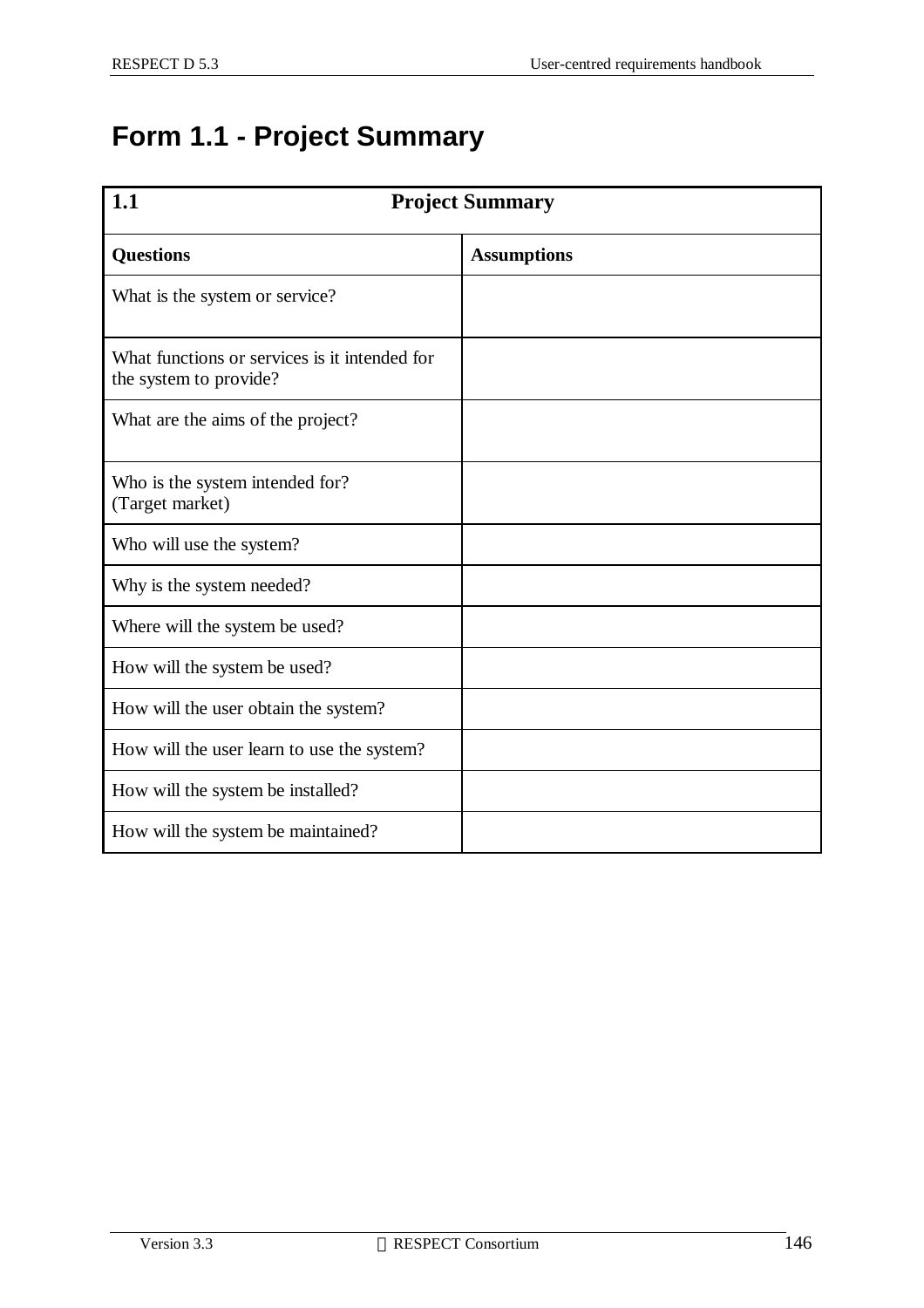# Form 1.1 - Project Summary

| **1.1** | **Project Summary** |
|---|---|
| **Questions** | **Assumptions** |
| What is the system or service? | |
| What functions or services is it intended for the system to provide? | |
| What are the aims of the project? | |
| Who is the system intended for? (Target market) | |
| Who will use the system? | |
| Why is the system needed? | |
| Where will the system be used? | |
| How will the system be used? | |
| How will the user obtain the system? | |
| How will the user learn to use the system? | |
| How will the system be installed? | |
| How will the system be maintained? | |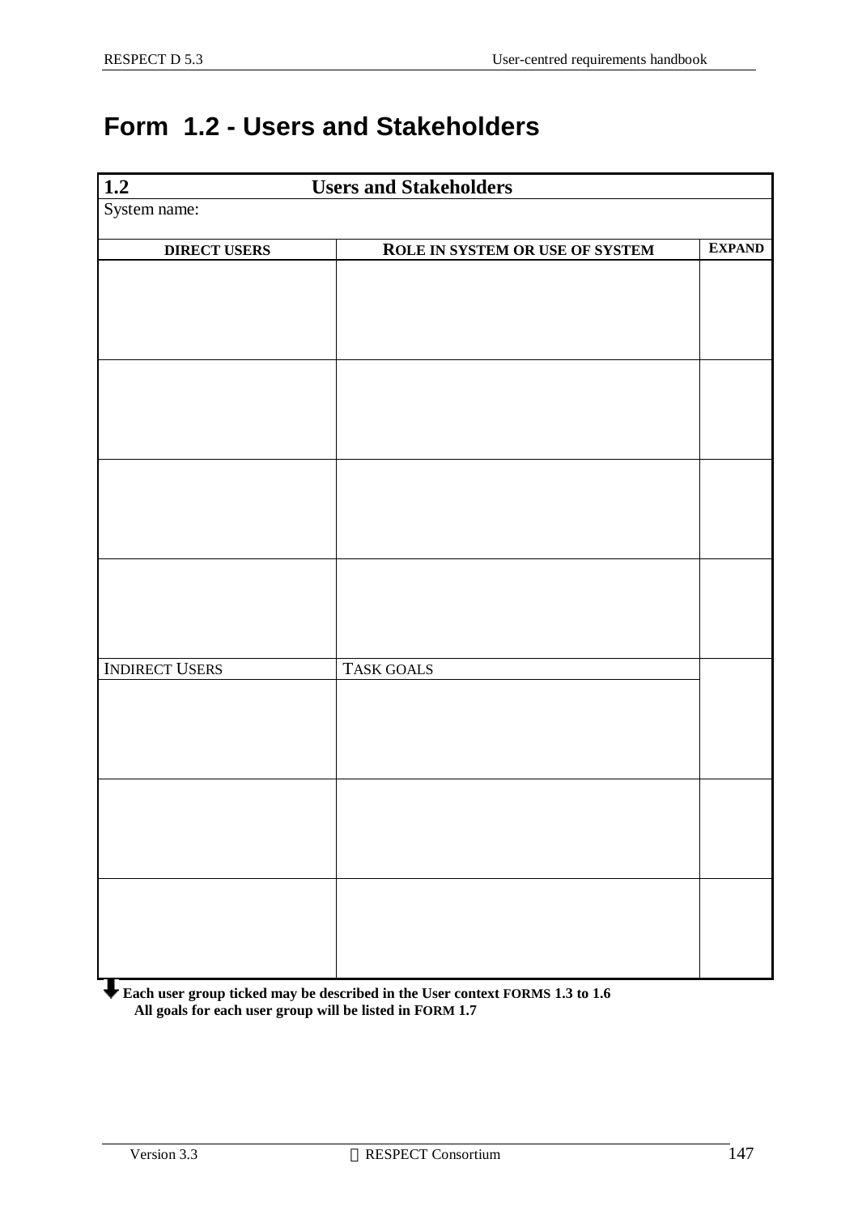# Form 1.2 - Users and Stakeholders

| 1.2 | Users and Stakeholders | |
|---|---|---|
| System name: | | |
| **DIRECT USERS** | **ROLE IN SYSTEM OR USE OF SYSTEM** | **EXPAND** |
| | | |
| | | |
| | | |
| | | |
| INDIRECT USERS | TASK GOALS | |
| | | |
| | | |
| | | |

**Each user group ticked may be described in the User context FORMS 1.3 to 1.6**
**All goals for each user group will be listed in FORM 1.7**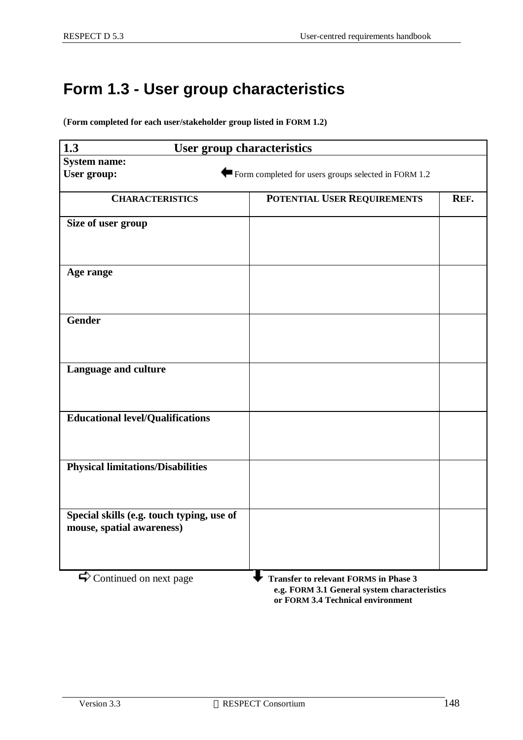# Form 1.3 - User group characteristics

(**Form completed for each user/stakeholder group listed in FORM 1.2)**

| **1.3 User group characteristics** | | |
|---|---|---|
| **System name:**<br>**User group:** ⬅ Form completed for users groups selected in FORM 1.2 | | |
| **CHARACTERISTICS** | **POTENTIAL USER REQUIREMENTS** | **REF.** |
| **Size of user group** | | |
| **Age range** | | |
| **Gender** | | |
| **Language and culture** | | |
| **Educational level/Qualifications** | | |
| **Physical limitations/Disabilities** | | |
| **Special skills (e.g. touch typing, use of mouse, spatial awareness)** | | |

⇨ Continued on next page

⬇ **Transfer to relevant FORMS in Phase 3 e.g. FORM 3.1 General system characteristics or FORM 3.4 Technical environment**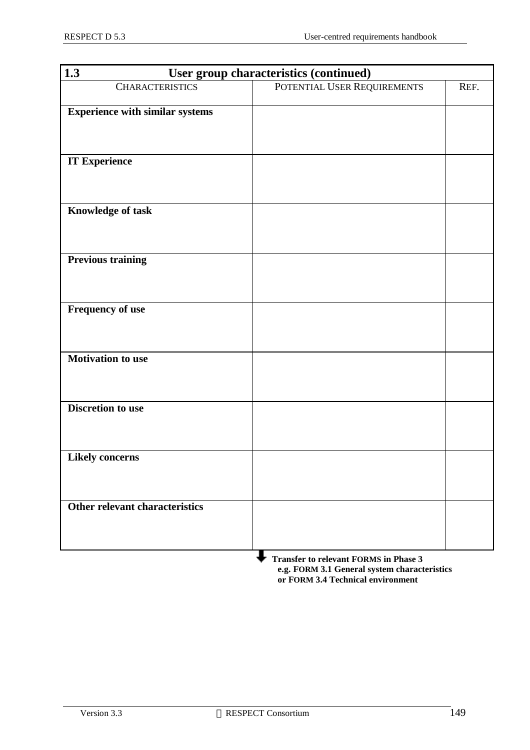| 1.3 User group characteristics (continued) | | |
|---|---|---|
| CHARACTERISTICS | POTENTIAL USER REQUIREMENTS | REF. |
| **Experience with similar systems** | | |
| **IT Experience** | | |
| **Knowledge of task** | | |
| **Previous training** | | |
| **Frequency of use** | | |
| **Motivation to use** | | |
| **Discretion to use** | | |
| **Likely concerns** | | |
| **Other relevant characteristics** | | |

⬇ **Transfer to relevant FORMS in Phase 3**
**e.g. FORM 3.1 General system characteristics**
**or FORM 3.4 Technical environment**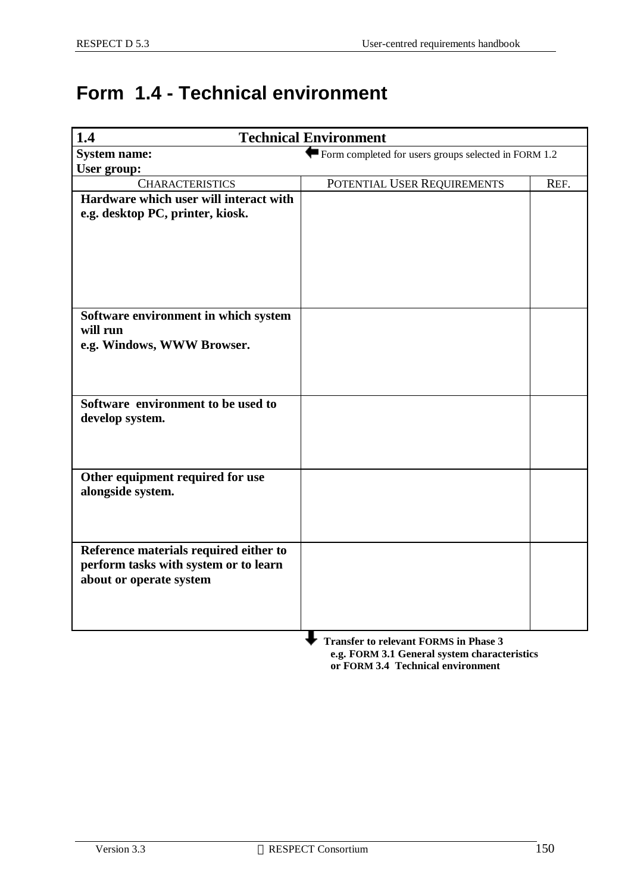# Form 1.4 - Technical environment

| 1.4 Technical Environment | | |
|---|---|---|
| **System name:** | ⇐ Form completed for users groups selected in FORM 1.2 | |
| **User group:** | | |
| CHARACTERISTICS | POTENTIAL USER REQUIREMENTS | REF. |
| **Hardware which user will interact with e.g. desktop PC, printer, kiosk.** | | |
| **Software environment in which system will run e.g. Windows, WWW Browser.** | | |
| **Software environment to be used to develop system.** | | |
| **Other equipment required for use alongside system.** | | |
| **Reference materials required either to perform tasks with system or to learn about or operate system** | | |

⇓ **Transfer to relevant FORMS in Phase 3**
**e.g. FORM 3.1 General system characteristics**
**or FORM 3.4 Technical environment**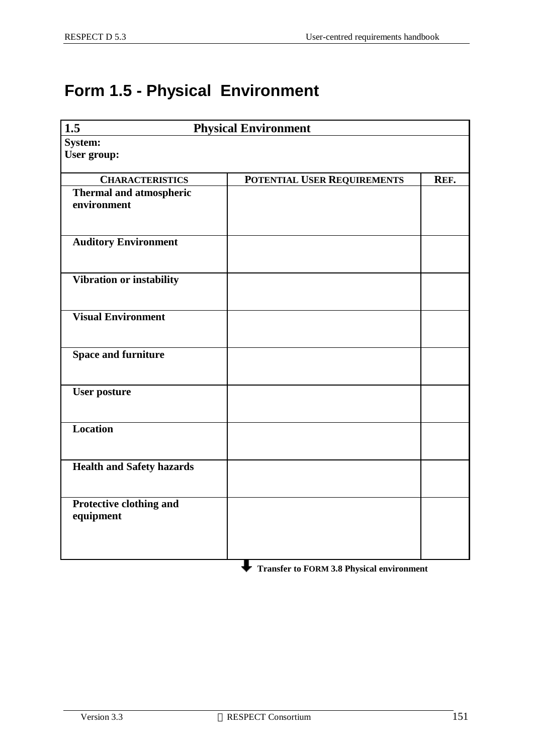# Form 1.5 - Physical Environment

| 1.5 Physical Environment | | |
|---|---|---|
| **System:**<br>**User group:** | | |
| **CHARACTERISTICS** | **POTENTIAL USER REQUIREMENTS** | **REF.** |
| **Thermal and atmospheric environment** | | |
| **Auditory Environment** | | |
| **Vibration or instability** | | |
| **Visual Environment** | | |
| **Space and furniture** | | |
| **User posture** | | |
| **Location** | | |
| **Health and Safety hazards** | | |
| **Protective clothing and equipment** | | |

**Transfer to FORM 3.8 Physical environment**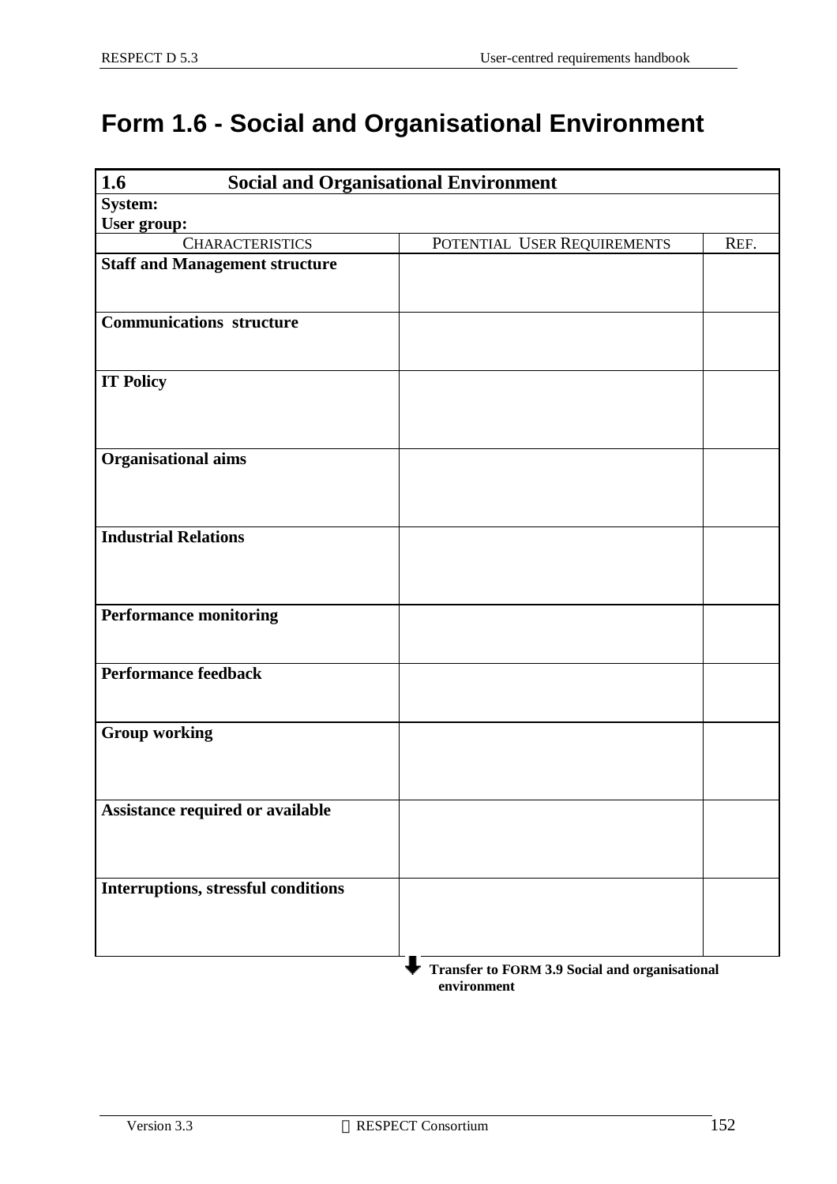# Form 1.6 - Social and Organisational Environment

| **1.6 Social and Organisational Environment** | | |
|---|---|---|
| **System:** | | |
| **User group:** | | |
| CHARACTERISTICS | POTENTIAL USER REQUIREMENTS | REF. |
| **Staff and Management structure** | | |
| **Communications structure** | | |
| **IT Policy** | | |
| **Organisational aims** | | |
| **Industrial Relations** | | |
| **Performance monitoring** | | |
| **Performance feedback** | | |
| **Group working** | | |
| **Assistance required or available** | | |
| **Interruptions, stressful conditions** | | |

⬇ **Transfer to FORM 3.9 Social and organisational environment**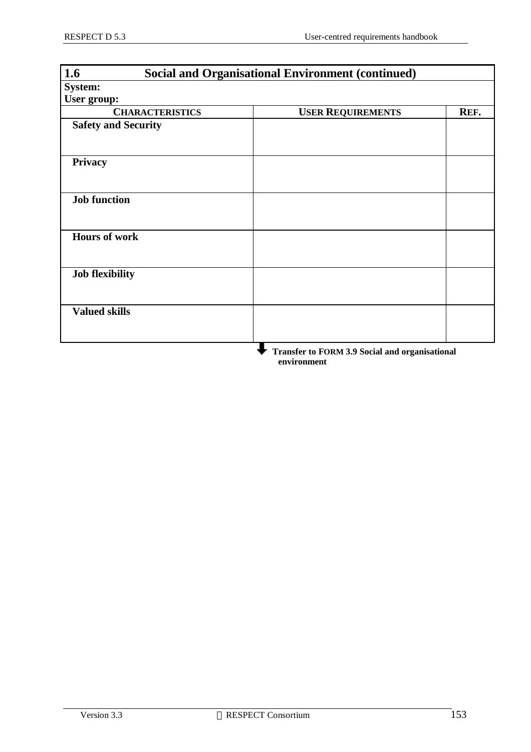## 1.6 Social and Organisational Environment (continued)

**System:**

**User group:**

| CHARACTERISTICS | USER REQUIREMENTS | REF. |
|---|---|---|
| **Safety and Security** | | |
| **Privacy** | | |
| **Job function** | | |
| **Hours of work** | | |
| **Job flexibility** | | |
| **Valued skills** | | |

**Transfer to FORM 3.9 Social and organisational environment**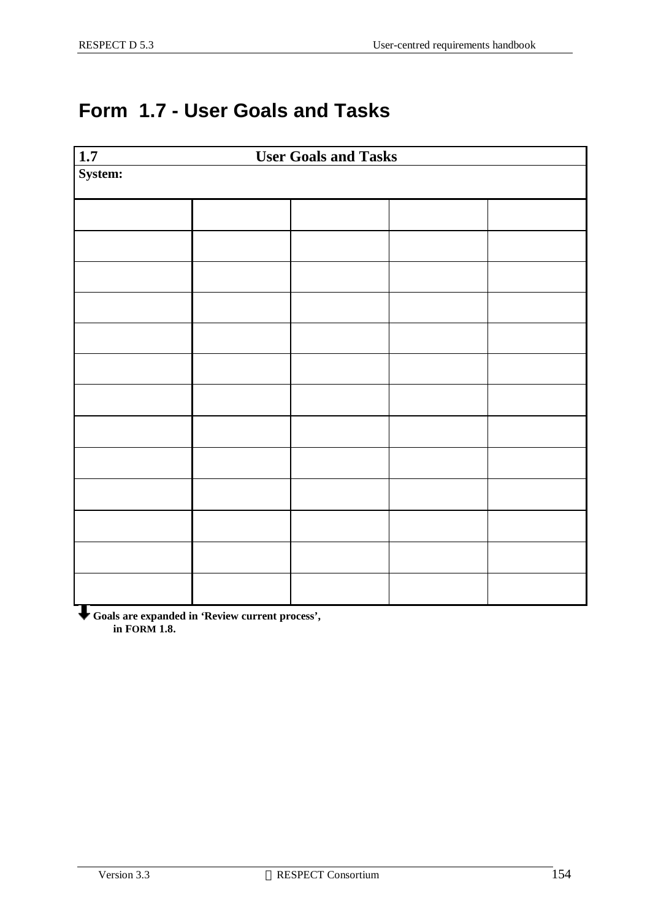# Form 1.7 - User Goals and Tasks

| 1.7 | User Goals and Tasks | | | |
|---|---|---|---|---|
| **System:** | | | | |
| | | | | |
| | | | | |
| | | | | |
| | | | | |
| | | | | |
| | | | | |
| | | | | |
| | | | | |
| | | | | |
| | | | | |
| | | | | |
| | | | | |
| | | | | |

⬇ **Goals are expanded in 'Review current process', in FORM 1.8.**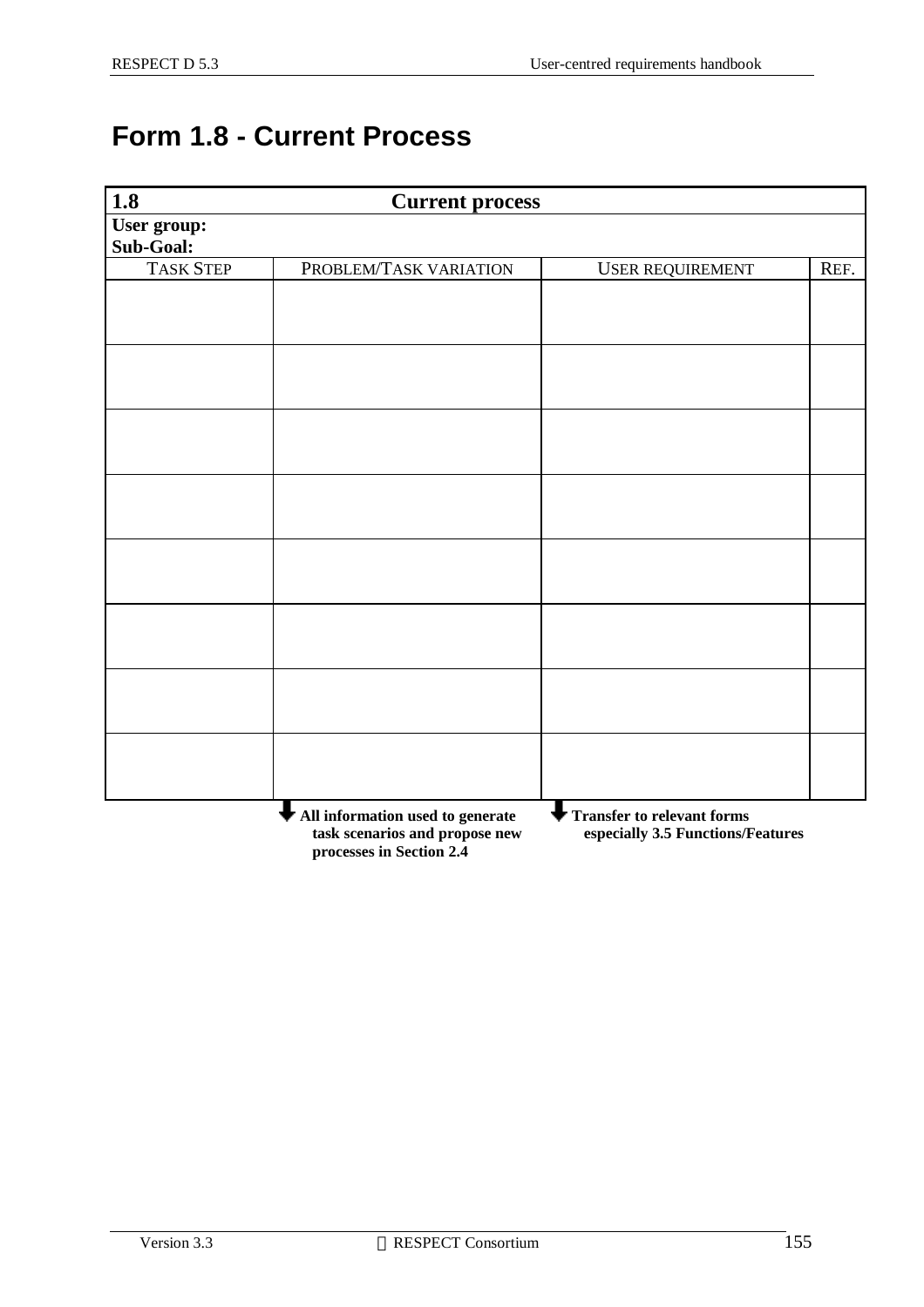# Form 1.8 - Current Process

| **1.8** | **Current process** | | |
|---|---|---|---|
| **User group:**<br>**Sub-Goal:** | | | |
| TASK STEP | PROBLEM/TASK VARIATION | USER REQUIREMENT | REF. |
| | | | |
| | | | |
| | | | |
| | | | |
| | | | |
| | | | |
| | | | |
| | | | |

**All information used to generate task scenarios and propose new processes in Section 2.4**

**Transfer to relevant forms especially 3.5 Functions/Features**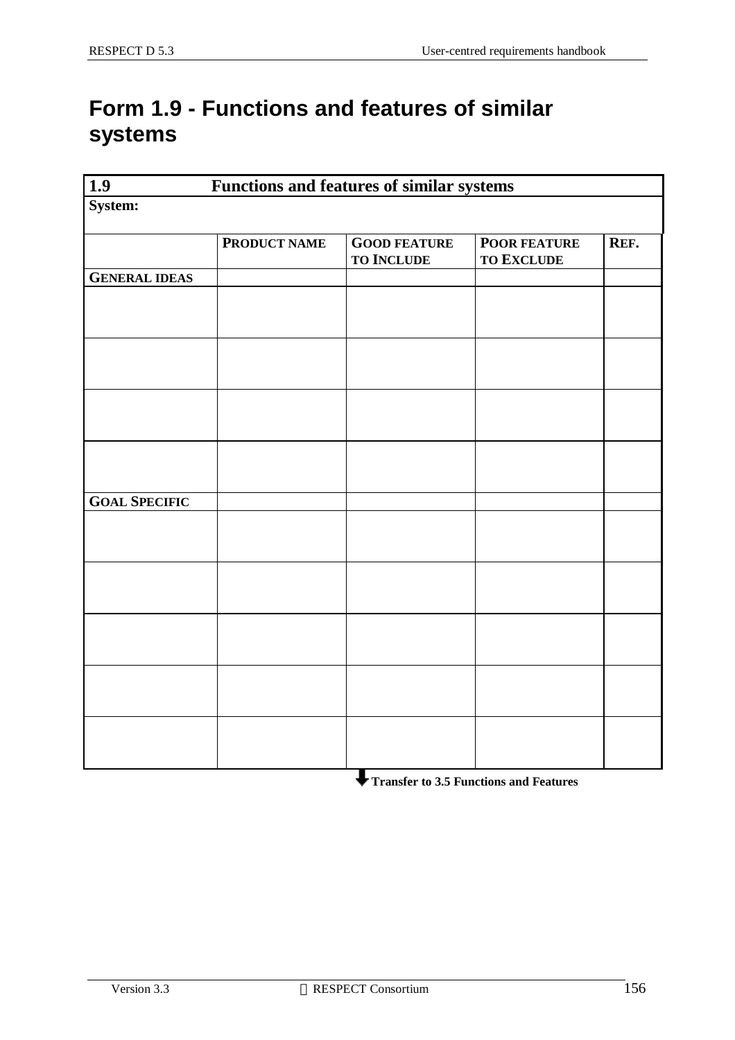# Form 1.9 - Functions and features of similar systems

| 1.9 | Functions and features of similar systems | | | |
|---|---|---|---|---|
| **System:** | | | | |
| | **PRODUCT NAME** | **GOOD FEATURE TO INCLUDE** | **POOR FEATURE TO EXCLUDE** | **REF.** |
| **GENERAL IDEAS** | | | | |
| | | | | |
| | | | | |
| | | | | |
| | | | | |
| **GOAL SPECIFIC** | | | | |
| | | | | |
| | | | | |
| | | | | |
| | | | | |
| | | | | |

**Transfer to 3.5 Functions and Features**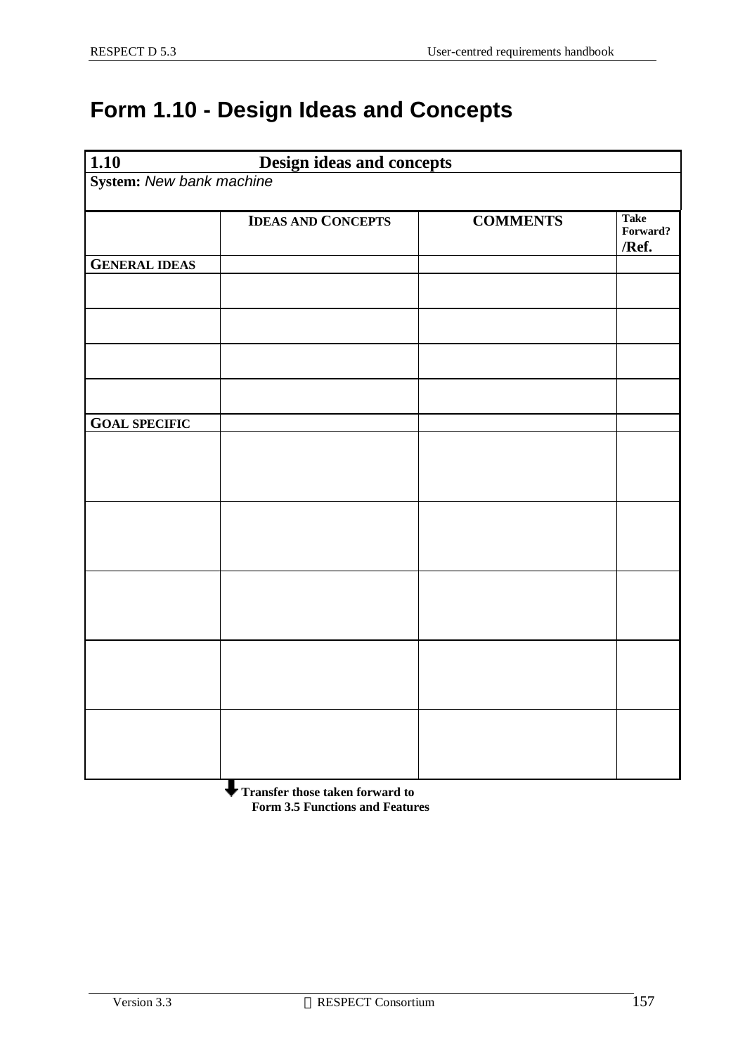# Form 1.10 - Design Ideas and Concepts

| **1.10** | **Design ideas and concepts** | | |
|---|---|---|---|
| **System:** *New bank machine* | | | |
| | **IDEAS AND CONCEPTS** | **COMMENTS** | **Take Forward? /Ref.** |
| **GENERAL IDEAS** | | | |
| | | | |
| | | | |
| | | | |
| | | | |
| **GOAL SPECIFIC** | | | |
| | | | |
| | | | |
| | | | |
| | | | |
| | | | |

**Transfer those taken forward to Form 3.5 Functions and Features**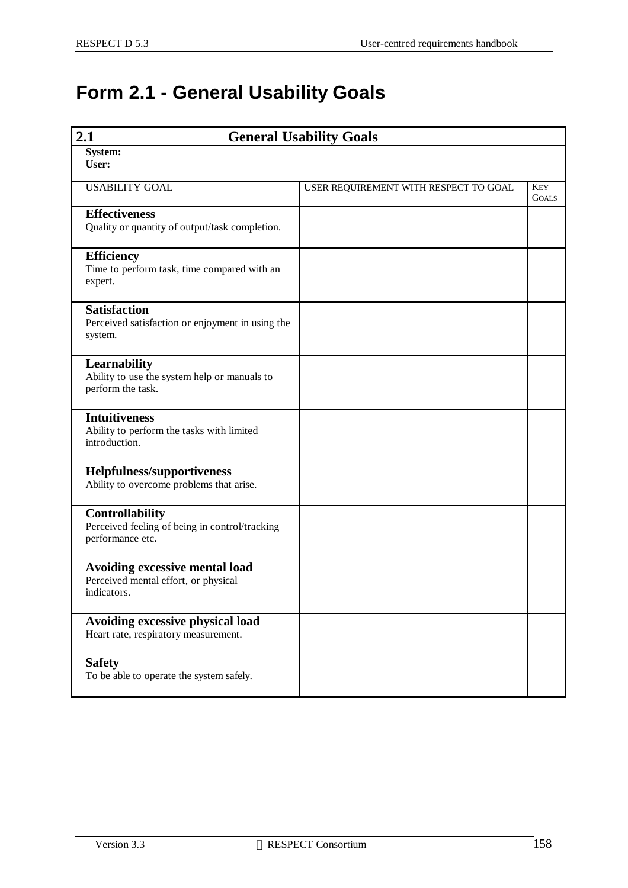# Form 2.1 - General Usability Goals

| **2.1** | **General Usability Goals** | |
|---|---|---|
| **System:**<br>**User:** | | |
| USABILITY GOAL | USER REQUIREMENT WITH RESPECT TO GOAL | KEY GOALS |
| **Effectiveness**<br>Quality or quantity of output/task completion. | | |
| **Efficiency**<br>Time to perform task, time compared with an expert. | | |
| **Satisfaction**<br>Perceived satisfaction or enjoyment in using the system. | | |
| **Learnability**<br>Ability to use the system help or manuals to perform the task. | | |
| **Intuitiveness**<br>Ability to perform the tasks with limited introduction. | | |
| **Helpfulness/supportiveness**<br>Ability to overcome problems that arise. | | |
| **Controllability**<br>Perceived feeling of being in control/tracking performance etc. | | |
| **Avoiding excessive mental load**<br>Perceived mental effort, or physical indicators. | | |
| **Avoiding excessive physical load**<br>Heart rate, respiratory measurement. | | |
| **Safety**<br>To be able to operate the system safely. | | |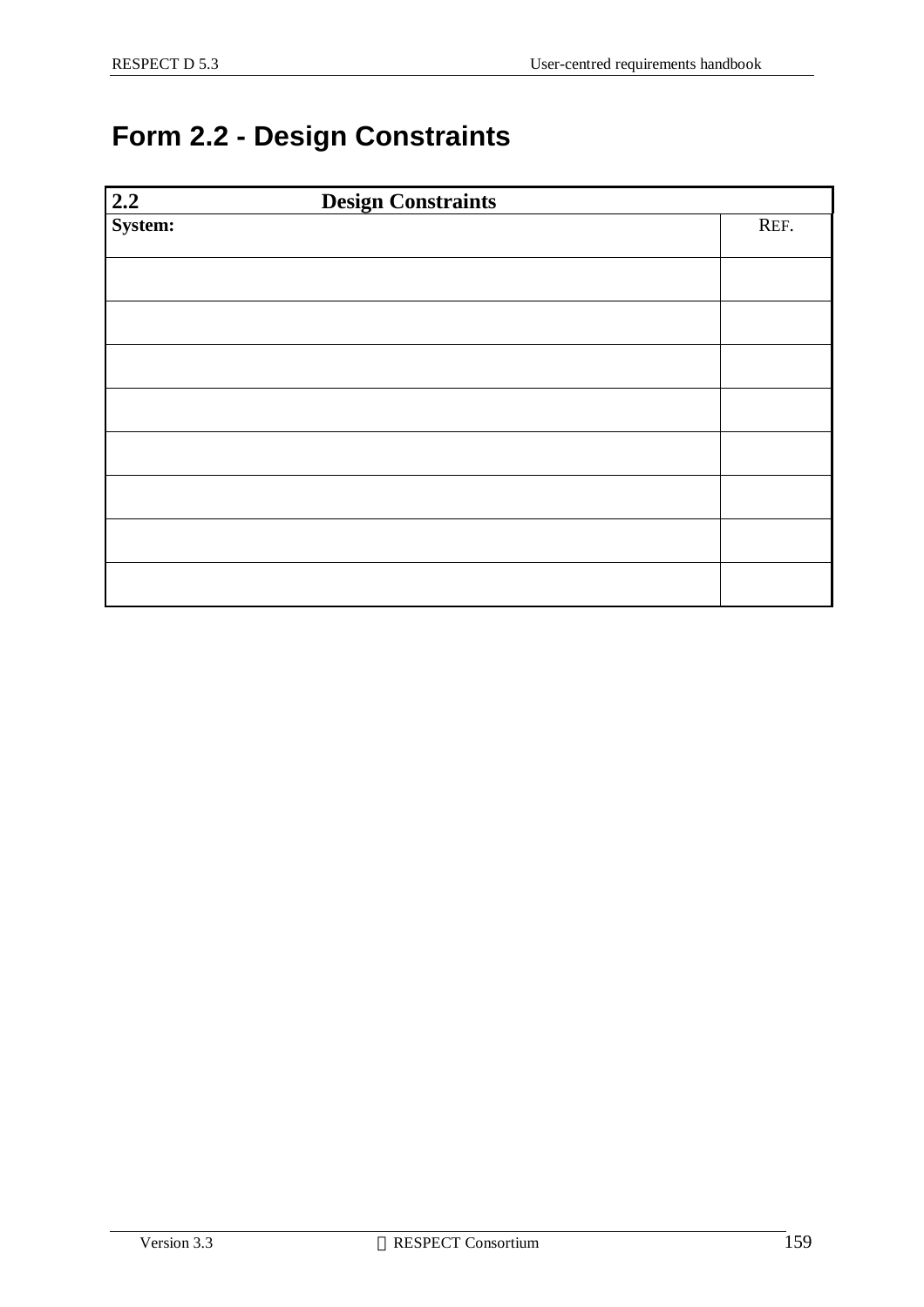# Form 2.2 - Design Constraints

| **2.2 Design Constraints** | |
|---|---|
| **System:** | REF. |
| | |
| | |
| | |
| | |
| | |
| | |
| | |
| | |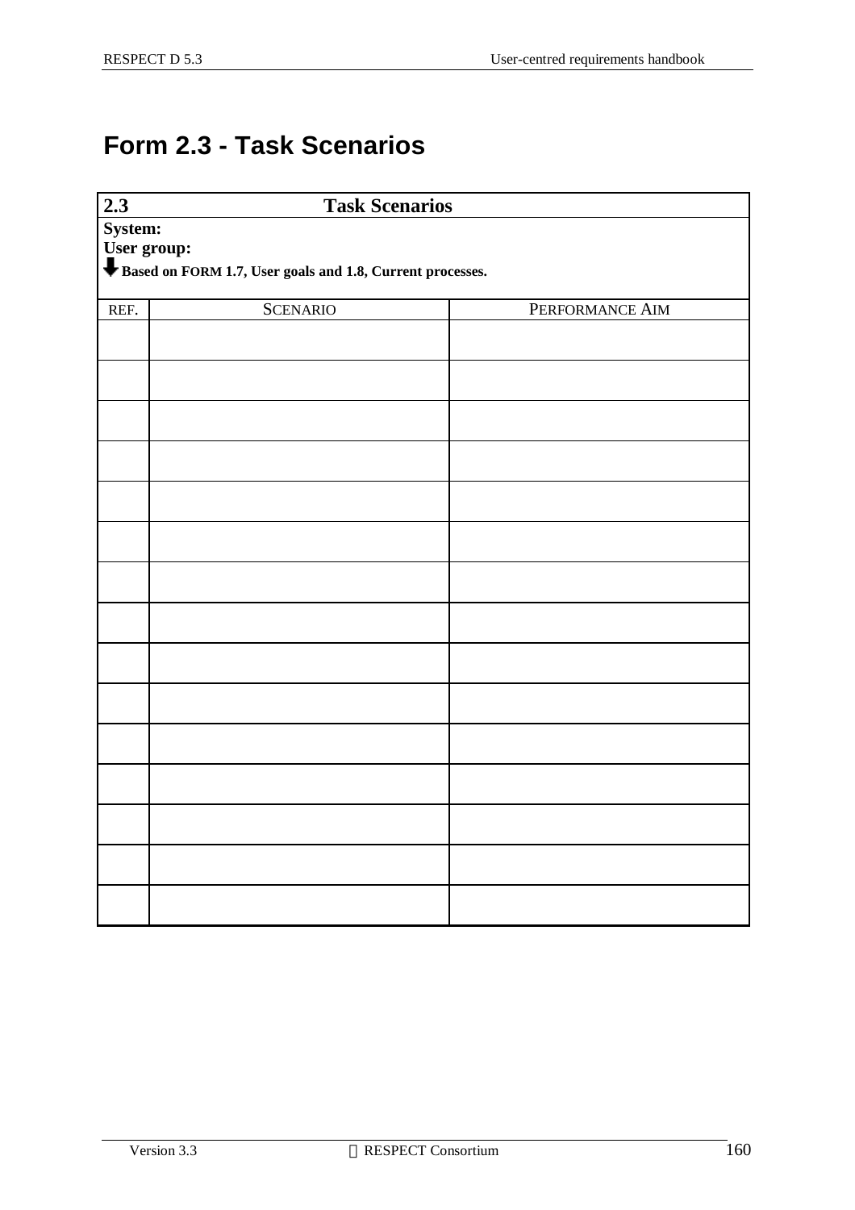# Form 2.3 - Task Scenarios

| 2.3 | Task Scenarios | |
|---|---|---|
| **System:**<br>**User group:**<br>⬇ **Based on FORM 1.7, User goals and 1.8, Current processes.** | | |
| REF. | SCENARIO | PERFORMANCE AIM |
| | | |
| | | |
| | | |
| | | |
| | | |
| | | |
| | | |
| | | |
| | | |
| | | |
| | | |
| | | |
| | | |
| | | |
| | | |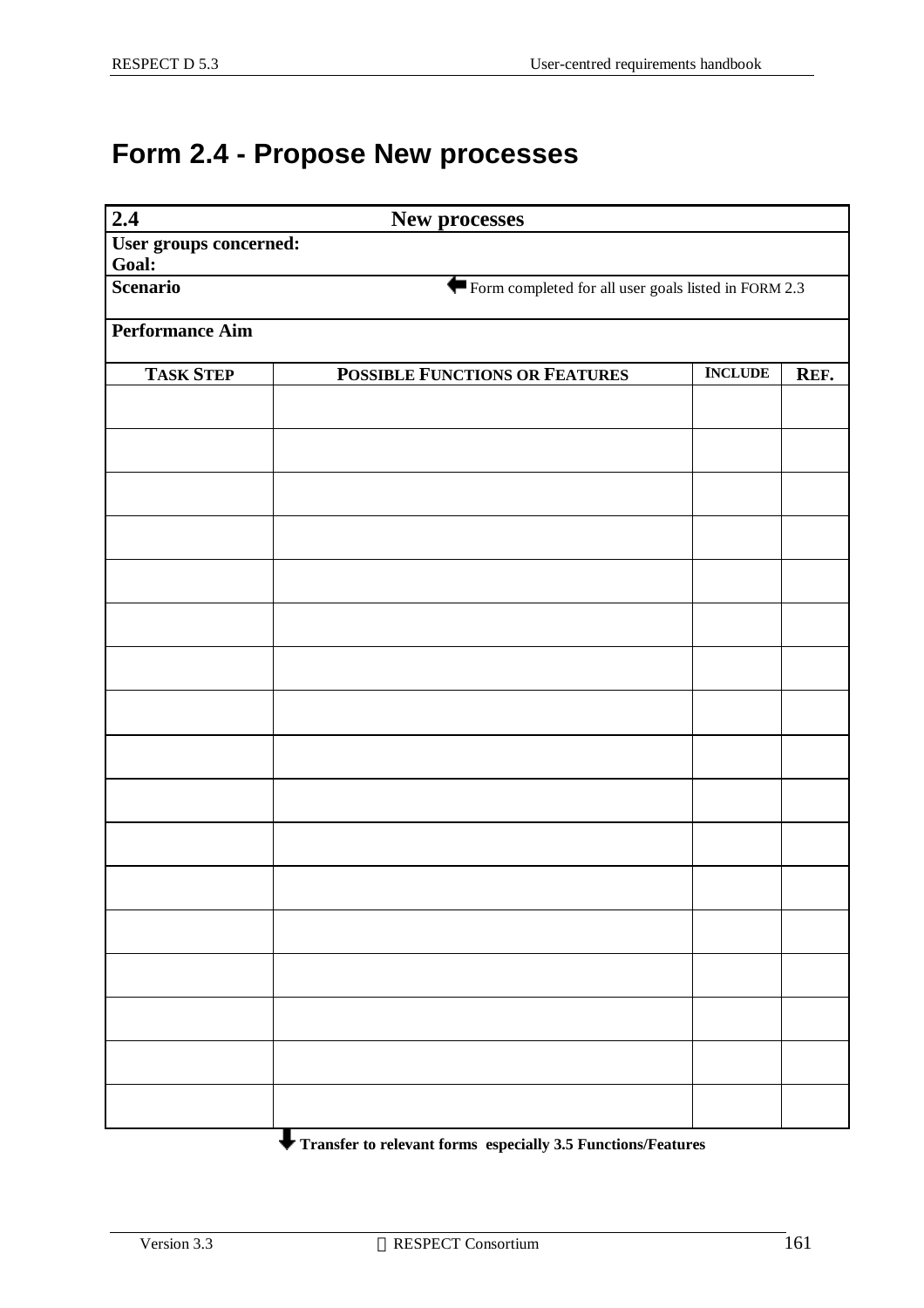# Form 2.4 - Propose New processes

| **2.4** | **New processes** | | |
|---|---|---|---|
| **User groups concerned:** <br> **Goal:** | | | |
| **Scenario** | ⬅ Form completed for all user goals listed in FORM 2.3 | | |
| **Performance Aim** | | | |
| **TASK STEP** | **POSSIBLE FUNCTIONS OR FEATURES** | **INCLUDE** | **REF.** |
| | | | |
| | | | |
| | | | |
| | | | |
| | | | |
| | | | |
| | | | |
| | | | |
| | | | |
| | | | |
| | | | |
| | | | |
| | | | |
| | | | |
| | | | |
| | | | |
| | | | |

⬇ **Transfer to relevant forms especially 3.5 Functions/Features**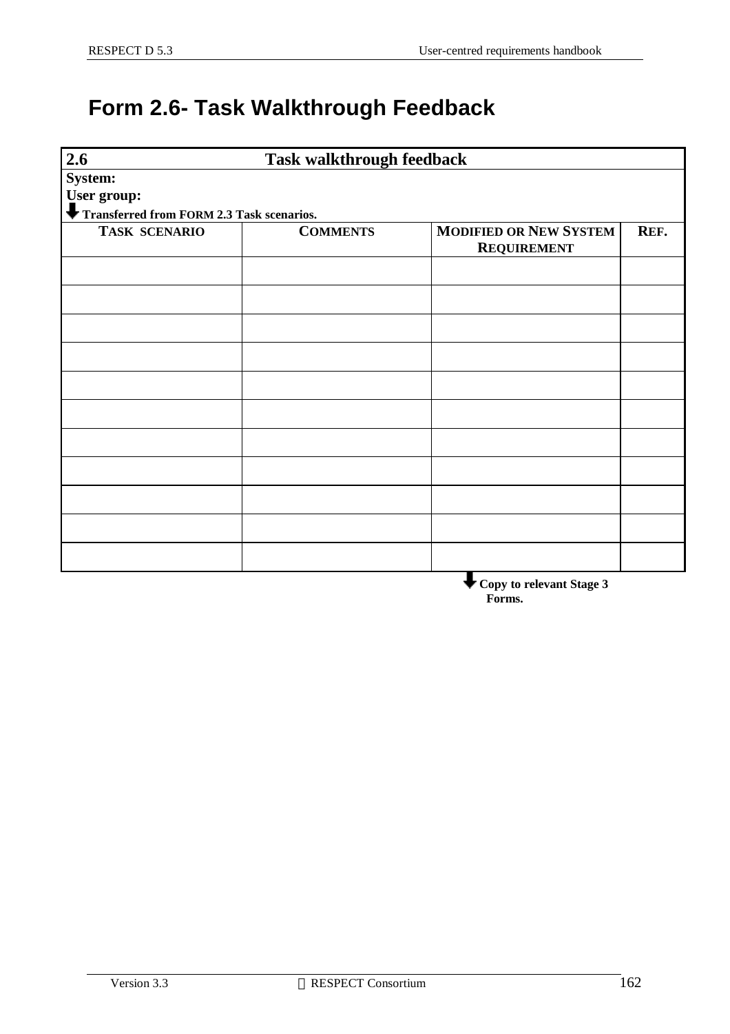# Form 2.6- Task Walkthrough Feedback

| 2.6 Task walkthrough feedback | | | |
|---|---|---|---|
| **System:** | | | |
| **User group:** | | | |
| ⬇ **Transferred from FORM 2.3 Task scenarios.** | | | |
| **TASK SCENARIO** | **COMMENTS** | **MODIFIED OR NEW SYSTEM REQUIREMENT** | **REF.** |
| | | | |
| | | | |
| | | | |
| | | | |
| | | | |
| | | | |
| | | | |
| | | | |
| | | | |
| | | | |
| | | | |

⬇ **Copy to relevant Stage 3 Forms.**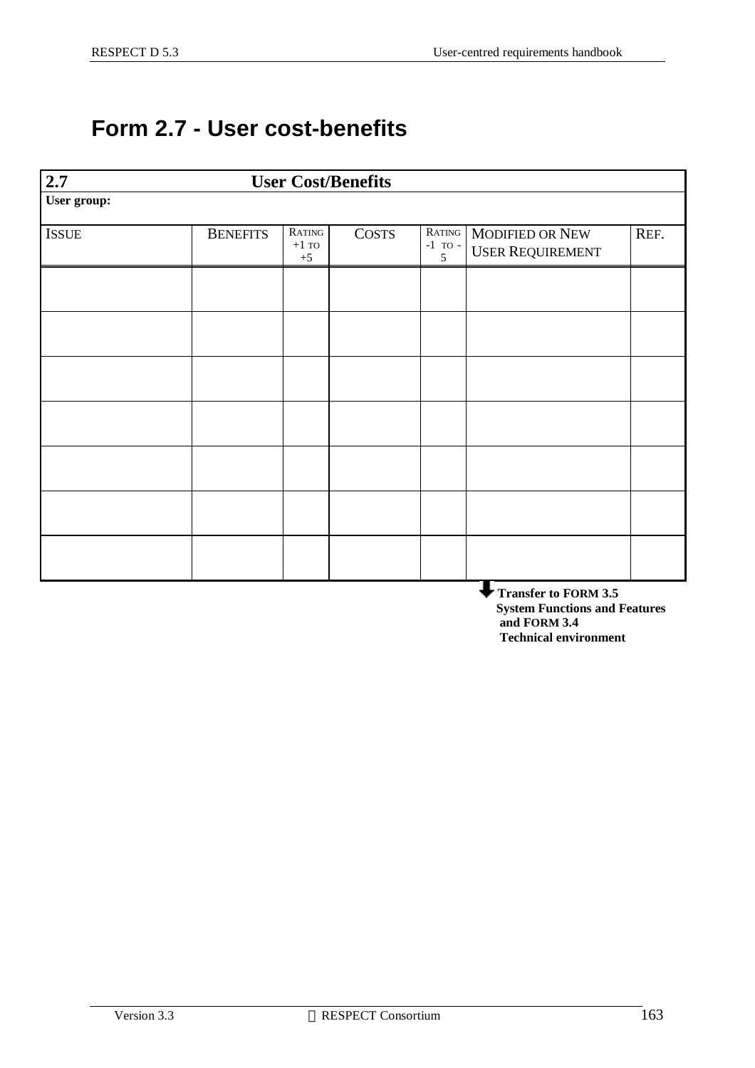# Form 2.7 - User cost-benefits

| 2.7 User Cost/Benefits | | | | | | |
|---|---|---|---|---|---|---|
| **User group:** | | | | | | |
| ISSUE | BENEFITS | RATING +1 TO +5 | COSTS | RATING -1 TO -5 | MODIFIED OR NEW USER REQUIREMENT | REF. |
| | | | | | | |
| | | | | | | |
| | | | | | | |
| | | | | | | |
| | | | | | | |
| | | | | | | |
| | | | | | | |

**Transfer to FORM 3.5 System Functions and Features and FORM 3.4 Technical environment**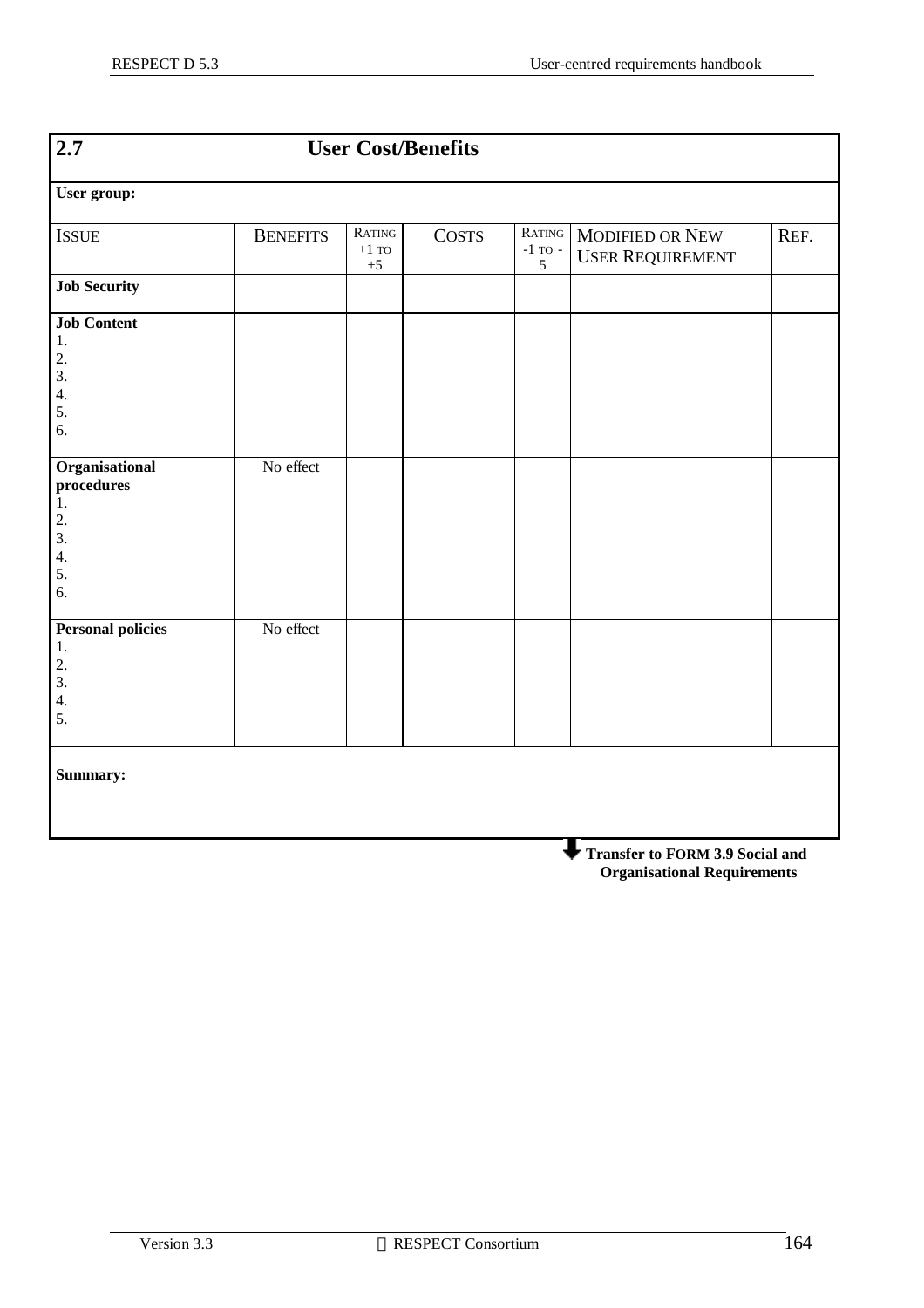| **2.7** | **User Cost/Benefits** | | | | | |
|---|---|---|---|---|---|---|
| **User group:** | | | | | | |
| ISSUE | BENEFITS | RATING +1 TO +5 | COSTS | RATING -1 TO -5 | MODIFIED OR NEW USER REQUIREMENT | REF. |
| **Job Security** | | | | | | |
| **Job Content**<br>1.<br>2.<br>3.<br>4.<br>5.<br>6. | | | | | | |
| **Organisational procedures**<br>1.<br>2.<br>3.<br>4.<br>5.<br>6. | No effect | | | | | |
| **Personal policies**<br>1.<br>2.<br>3.<br>4.<br>5. | No effect | | | | | |
| **Summary:** | | | | | | |

**Transfer to FORM 3.9 Social and Organisational Requirements**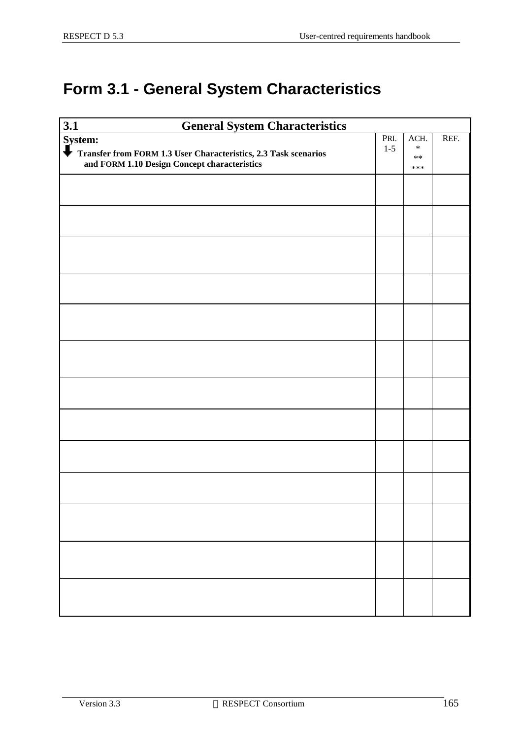# Form 3.1 - General System Characteristics

| 3.1 General System Characteristics | | | |
|---|---|---|---|
| **System:**<br>**Transfer from FORM 1.3 User Characteristics, 2.3 Task scenarios and FORM 1.10 Design Concept characteristics** | PRI.<br>1-5 | ACH.<br>*<br>**<br>*** | REF. |
| | | | |
| | | | |
| | | | |
| | | | |
| | | | |
| | | | |
| | | | |
| | | | |
| | | | |
| | | | |
| | | | |
| | | | |
| | | | |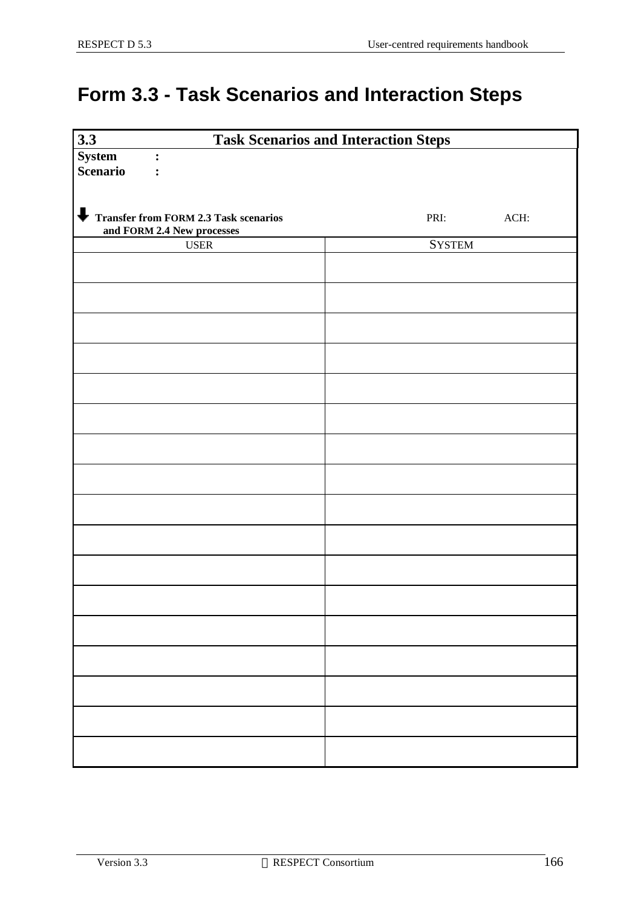# Form 3.3 - Task Scenarios and Interaction Steps

| 3.3 Task Scenarios and Interaction Steps | |
|---|---|
| **System :**<br>**Scenario :** | |
| ⬇ **Transfer from FORM 2.3 Task scenarios and FORM 2.4 New processes** | PRI: ACH: |
| USER | SYSTEM |
| | |
| | |
| | |
| | |
| | |
| | |
| | |
| | |
| | |
| | |
| | |
| | |
| | |
| | |
| | |
| | |
| | |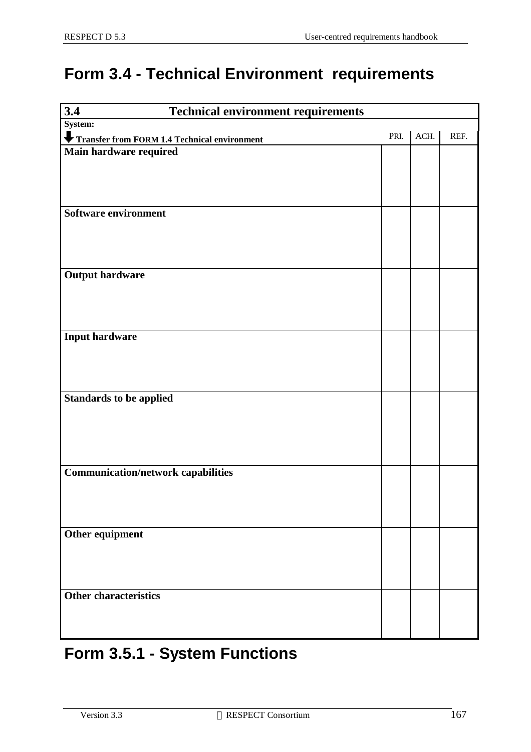# Form 3.4 - Technical Environment requirements

| 3.4 Technical environment requirements | | | |
|---|---|---|---|
| **System:** | | | |
| **Transfer from FORM 1.4 Technical environment** | PRI. | ACH. | REF. |
| **Main hardware required** | | | |
| **Software environment** | | | |
| **Output hardware** | | | |
| **Input hardware** | | | |
| **Standards to be applied** | | | |
| **Communication/network capabilities** | | | |
| **Other equipment** | | | |
| **Other characteristics** | | | |

# Form 3.5.1 - System Functions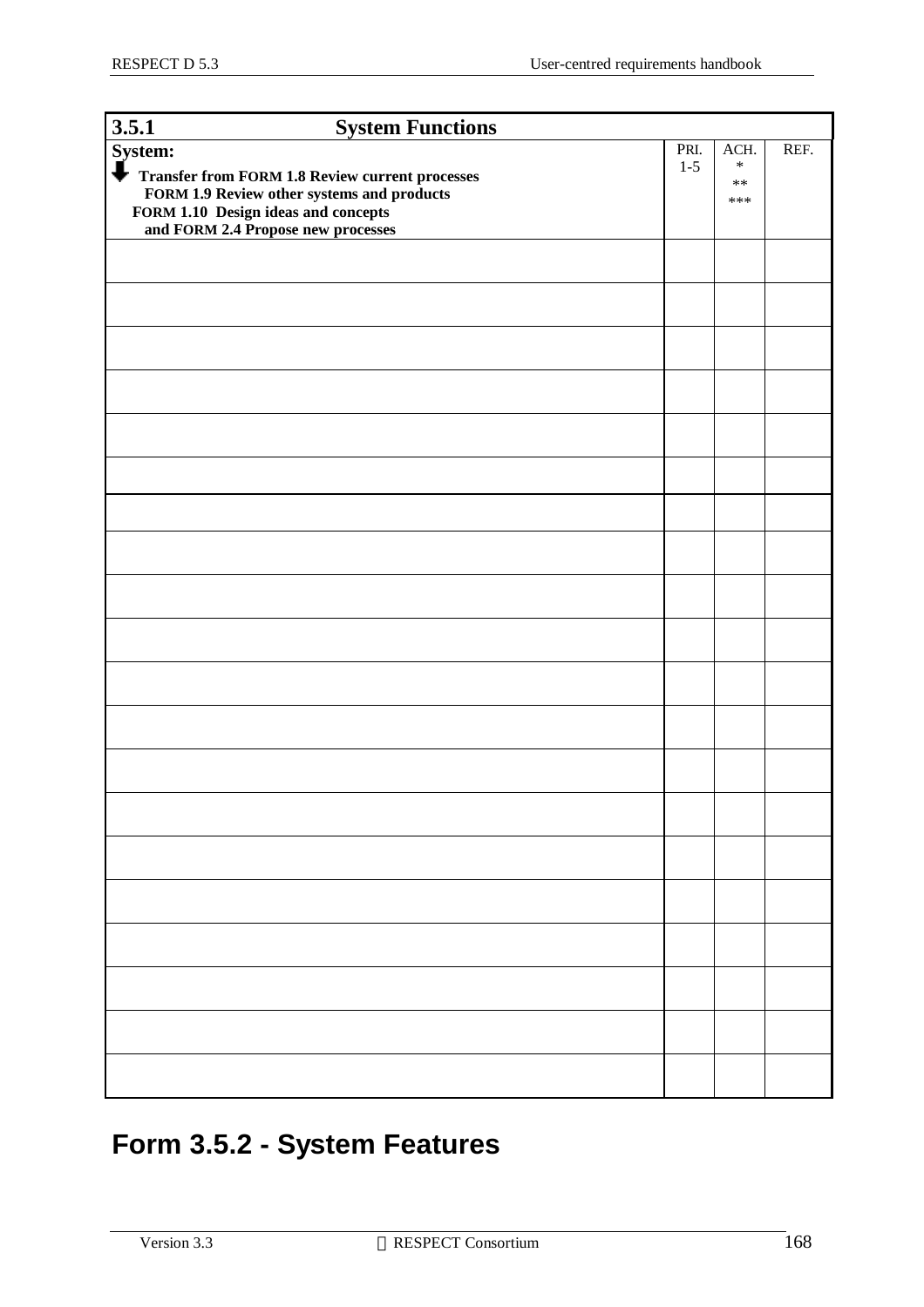| 3.5.1 System Functions | | | |
|---|---|---|---|
| **System:**<br>⬇ **Transfer from FORM 1.8 Review current processes**<br>**FORM 1.9 Review other systems and products**<br>**FORM 1.10 Design ideas and concepts**<br>**and FORM 2.4 Propose new processes** | PRI.<br>1-5 | ACH.<br>*<br>**<br>*** | REF. |
| | | | |
| | | | |
| | | | |
| | | | |
| | | | |
| | | | |
| | | | |
| | | | |
| | | | |
| | | | |
| | | | |
| | | | |
| | | | |
| | | | |
| | | | |
| | | | |
| | | | |
| | | | |
| | | | |
| | | | |

# Form 3.5.2 - System Features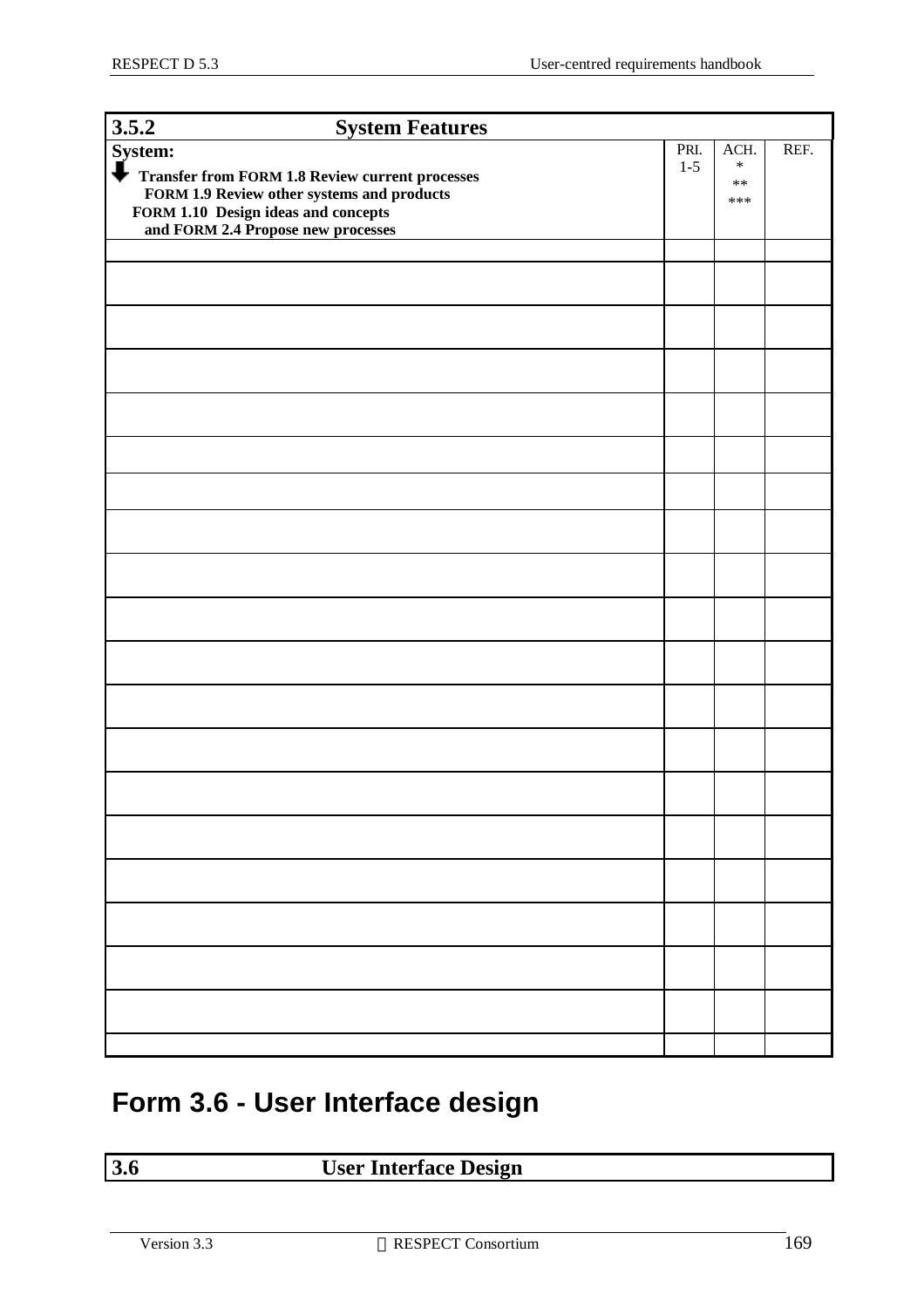| 3.5.2 System Features | | | |
|---|---|---|---|
| **System:**<br>⬇ **Transfer from FORM 1.8 Review current processes**<br>**FORM 1.9 Review other systems and products**<br>**FORM 1.10 Design ideas and concepts**<br>**and FORM 2.4 Propose new processes** | PRI.<br>1-5 | ACH.<br>*<br>**<br>*** | REF. |
| | | | |
| | | | |
| | | | |
| | | | |
| | | | |
| | | | |
| | | | |
| | | | |
| | | | |
| | | | |
| | | | |
| | | | |
| | | | |
| | | | |
| | | | |
| | | | |
| | | | |
| | | | |
| | | | |
| | | | |

## Form 3.6 - User Interface design

| 3.6 User Interface Design |
|---|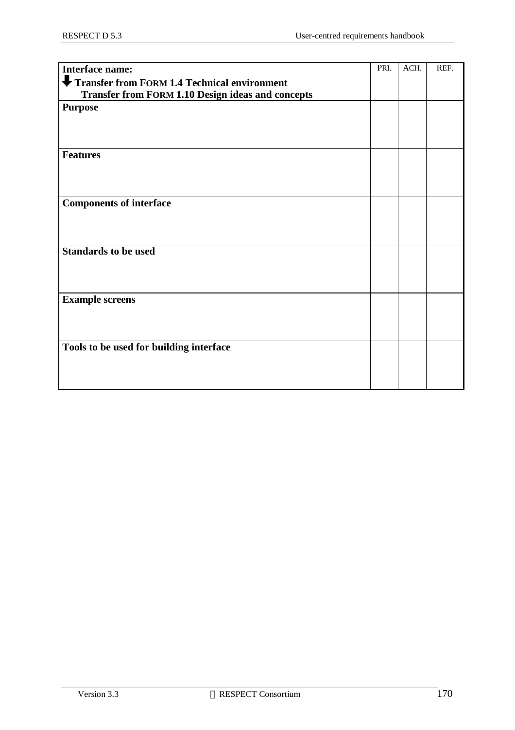| Interface name:<br>⬇ **Transfer from FORM 1.4 Technical environment**<br>**Transfer from FORM 1.10 Design ideas and concepts** | PRI. | ACH. | REF. |
| --- | --- | --- | --- |
| **Purpose** | | | |
| **Features** | | | |
| **Components of interface** | | | |
| **Standards to be used** | | | |
| **Example screens** | | | |
| **Tools to be used for building interface** | | | |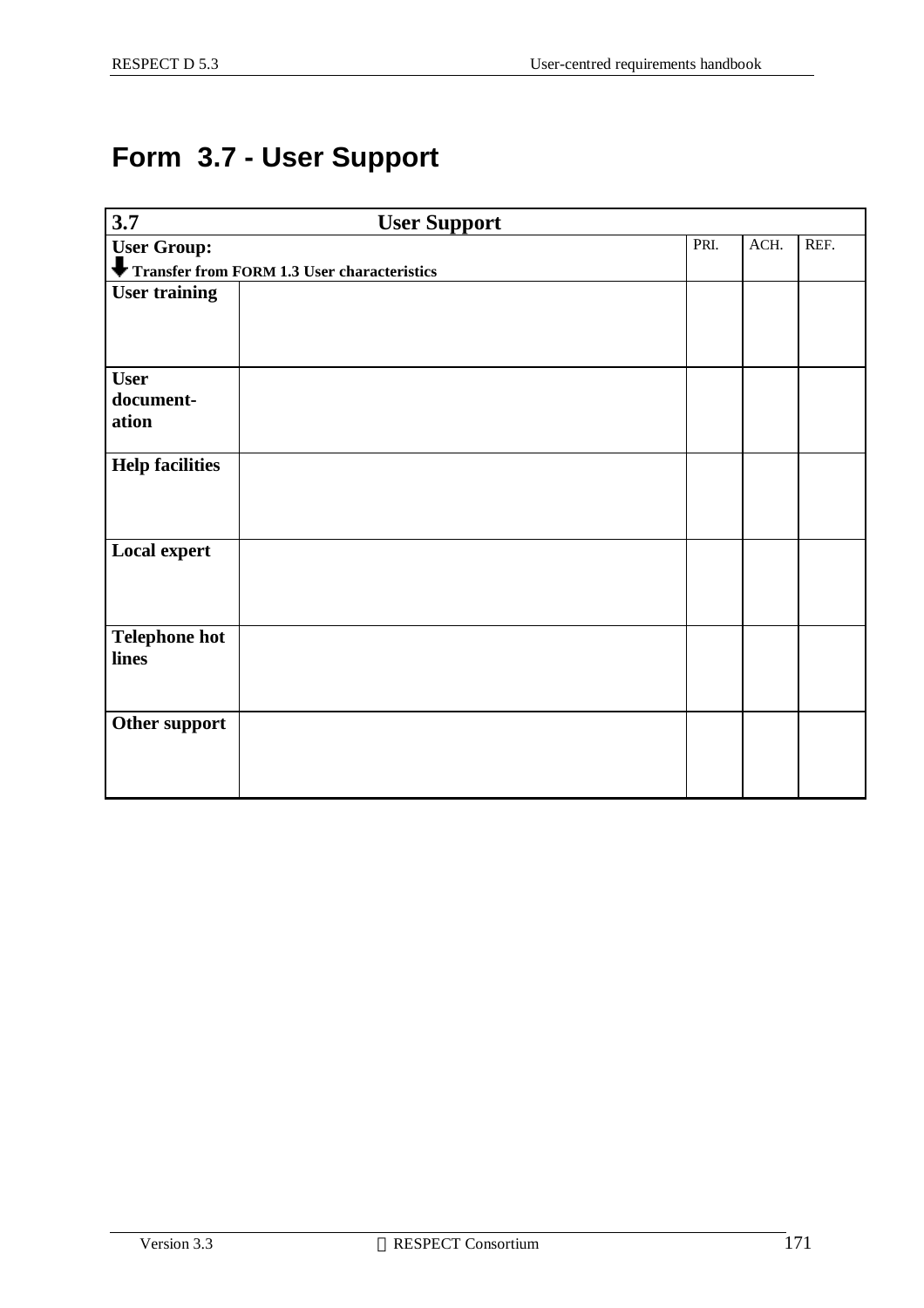# Form 3.7 - User Support

| 3.7 User Support | | | | |
|---|---|---|---|---|
| **User Group:**<br>⬇ **Transfer from FORM 1.3 User characteristics** | | PRI. | ACH. | REF. |
| **User training** | | | | |
| **User document-ation** | | | | |
| **Help facilities** | | | | |
| **Local expert** | | | | |
| **Telephone hot lines** | | | | |
| **Other support** | | | | |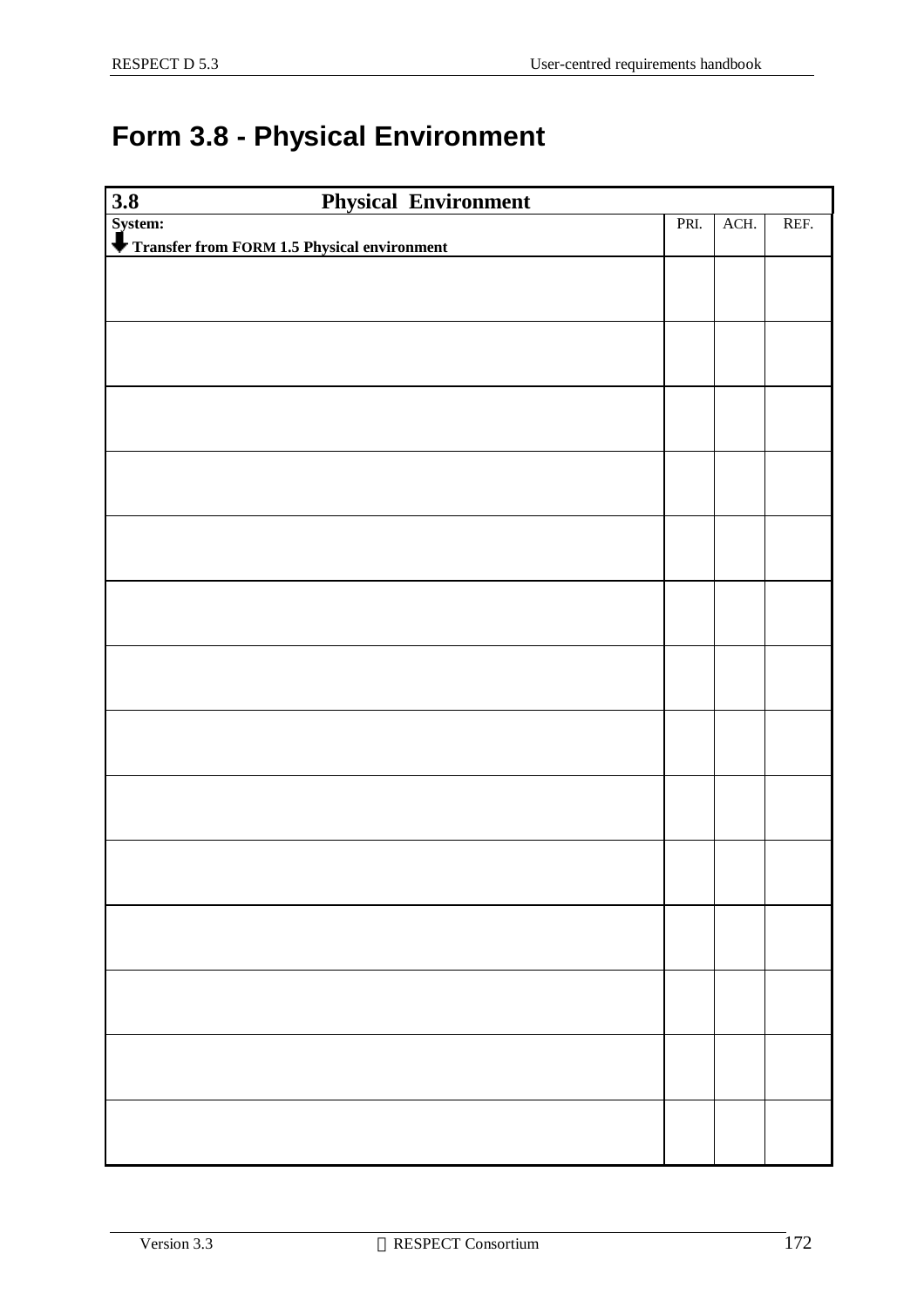# Form 3.8 - Physical Environment

| 3.8 Physical Environment | | | |
|---|---|---|---|
| System: ⬇ Transfer from FORM 1.5 Physical environment | PRI. | ACH. | REF. |
| | | | |
| | | | |
| | | | |
| | | | |
| | | | |
| | | | |
| | | | |
| | | | |
| | | | |
| | | | |
| | | | |
| | | | |
| | | | |
| | | | |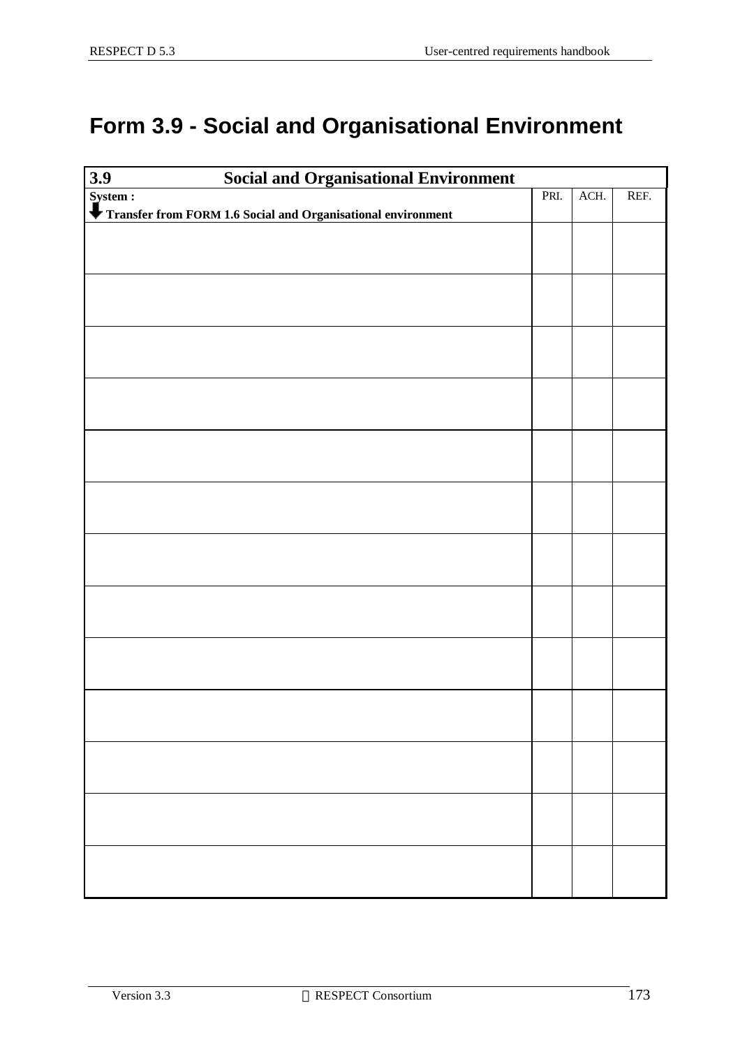# Form 3.9 - Social and Organisational Environment

| 3.9 Social and Organisational Environment | | | |
|---|---|---|---|
| System :<br>⬇ Transfer from FORM 1.6 Social and Organisational environment | PRI. | ACH. | REF. |
| | | | |
| | | | |
| | | | |
| | | | |
| | | | |
| | | | |
| | | | |
| | | | |
| | | | |
| | | | |
| | | | |
| | | | |
| | | | |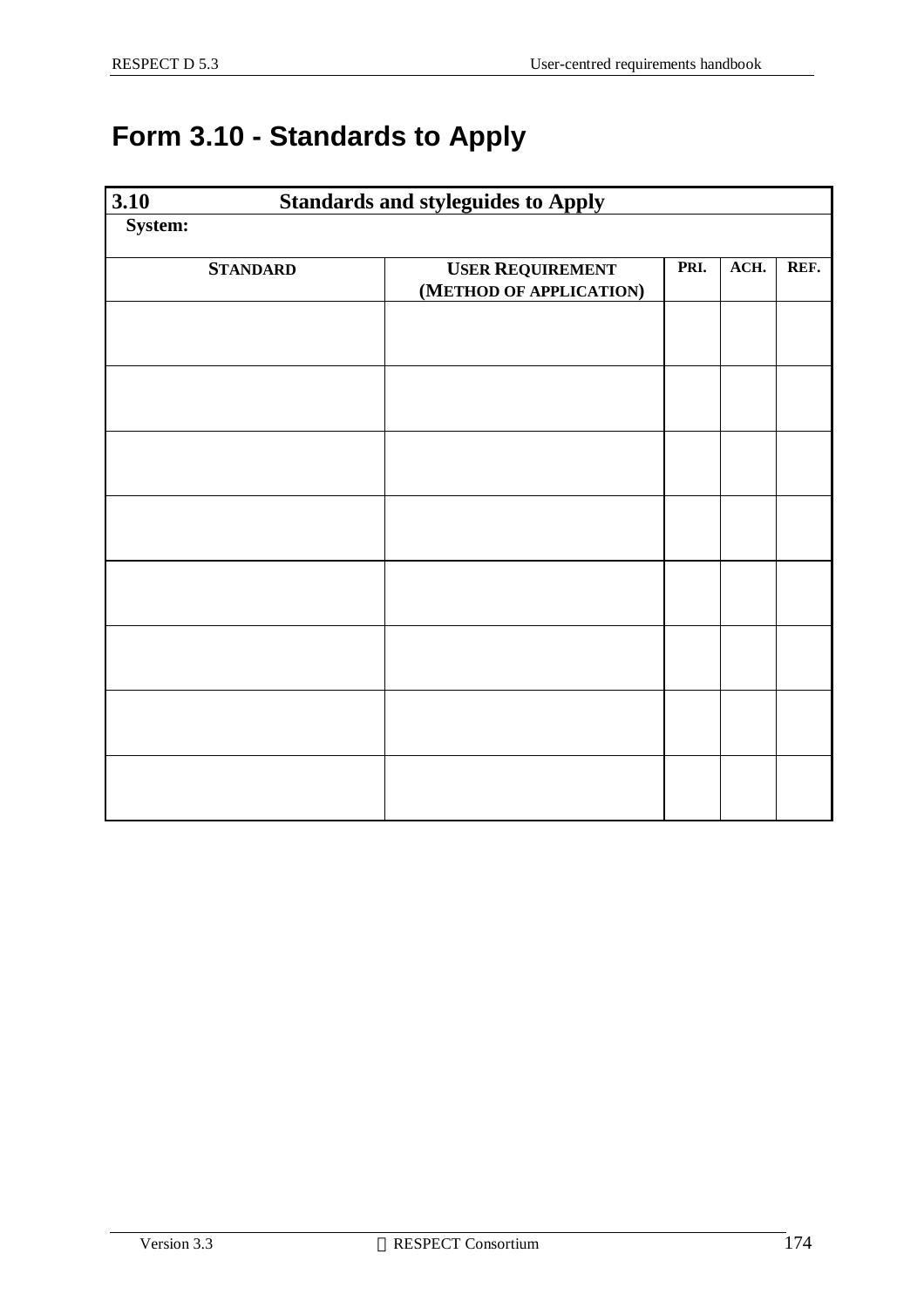# Form 3.10 - Standards to Apply

**3.10 Standards and styleguides to Apply**

**System:**

| STANDARD | USER REQUIREMENT (METHOD OF APPLICATION) | PRI. | ACH. | REF. |
| --- | --- | --- | --- | --- |
| | | | | |
| | | | | |
| | | | | |
| | | | | |
| | | | | |
| | | | | |
| | | | | |
| | | | | |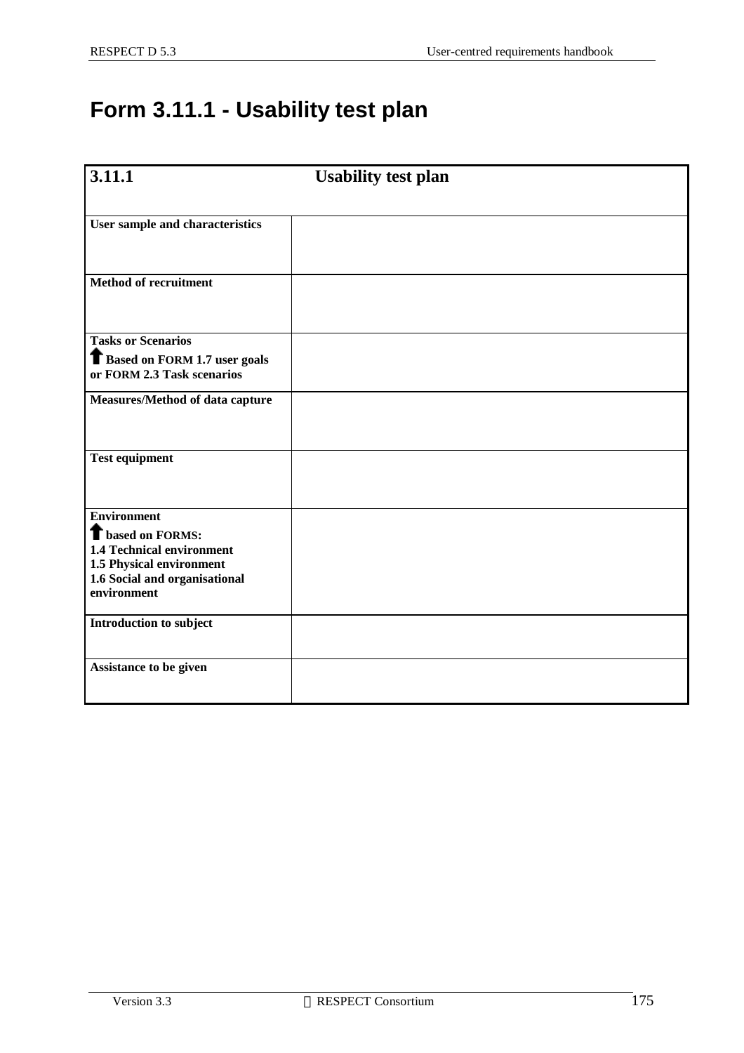# Form 3.11.1 - Usability test plan

| 3.11.1 | Usability test plan |
|---|---|
| **User sample and characteristics** | |
| **Method of recruitment** | |
| **Tasks or Scenarios**<br>↑ **Based on FORM 1.7 user goals or FORM 2.3 Task scenarios** | |
| **Measures/Method of data capture** | |
| **Test equipment** | |
| **Environment**<br>↑ **based on FORMS:**<br>**1.4 Technical environment**<br>**1.5 Physical environment**<br>**1.6 Social and organisational environment** | |
| **Introduction to subject** | |
| **Assistance to be given** | |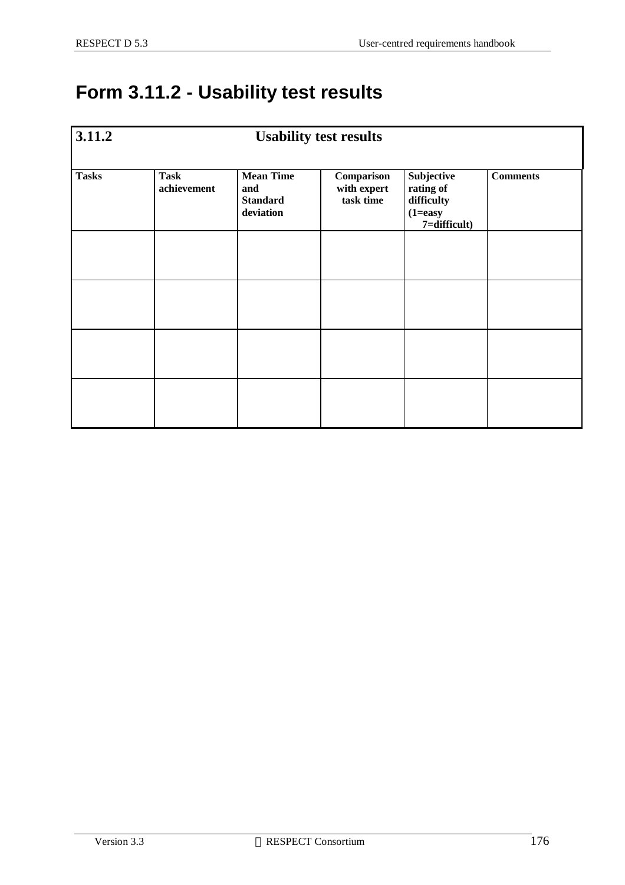# Form 3.11.2 - Usability test results

| 3.11.2 | Usability test results | | | | |
|---|---|---|---|---|---|
| **Tasks** | **Task achievement** | **Mean Time and Standard deviation** | **Comparison with expert task time** | **Subjective rating of difficulty (1=easy 7=difficult)** | **Comments** |
| | | | | | |
| | | | | | |
| | | | | | |
| | | | | | |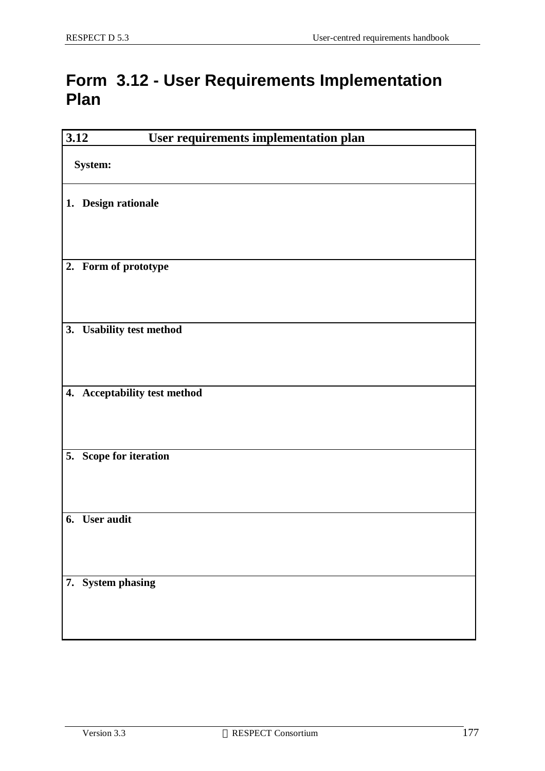# Form 3.12 - User Requirements Implementation Plan

| 3.12 | User requirements implementation plan |
|---|---|
| **System:** | |
| **1. Design rationale** | |
| **2. Form of prototype** | |
| **3. Usability test method** | |
| **4. Acceptability test method** | |
| **5. Scope for iteration** | |
| **6. User audit** | |
| **7. System phasing** | |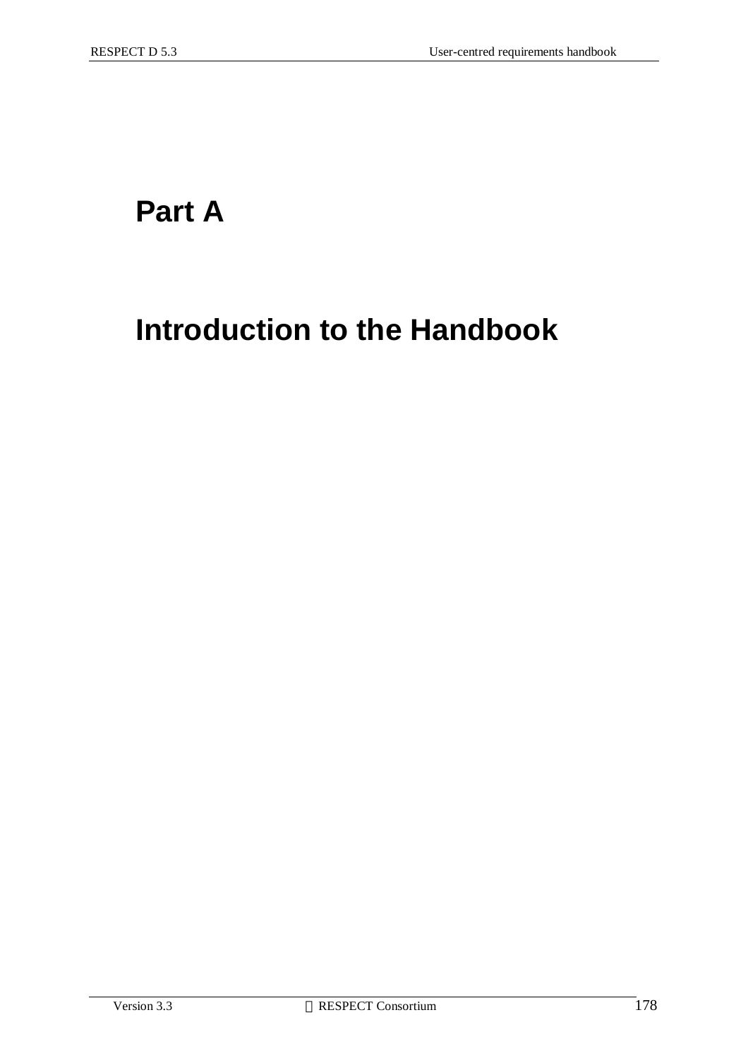# Part A

# Introduction to the Handbook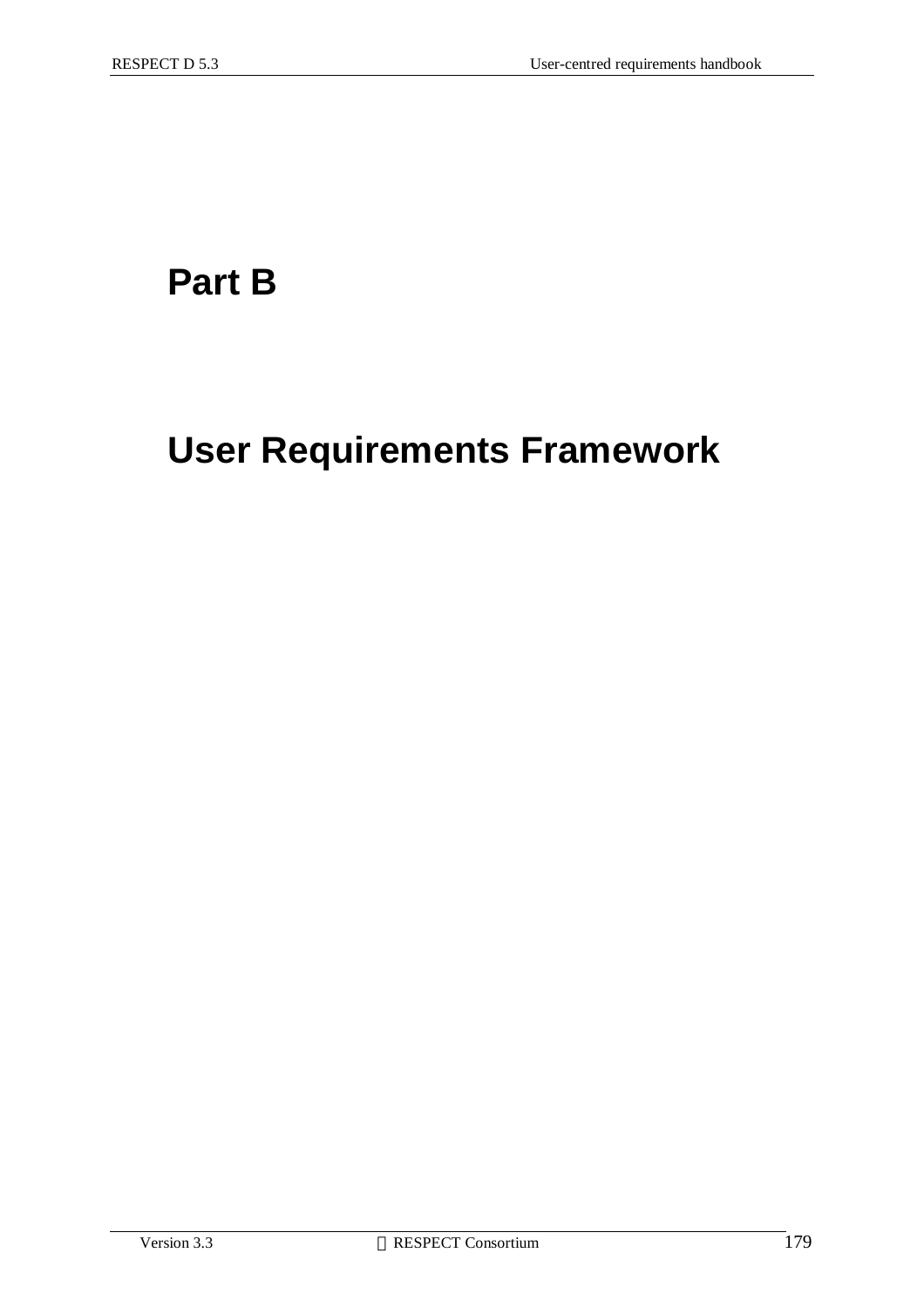# Part B

# User Requirements Framework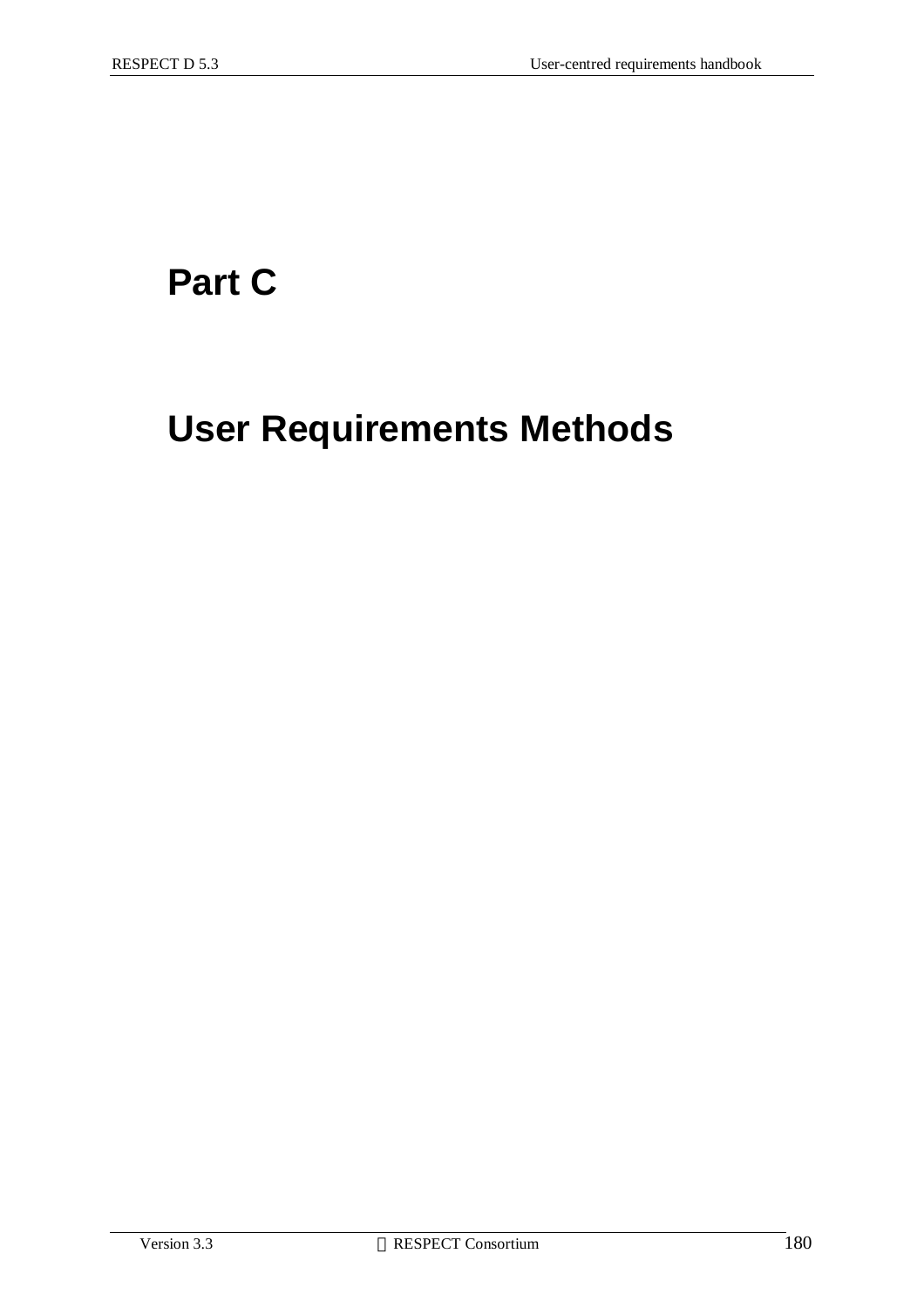# Part C

# User Requirements Methods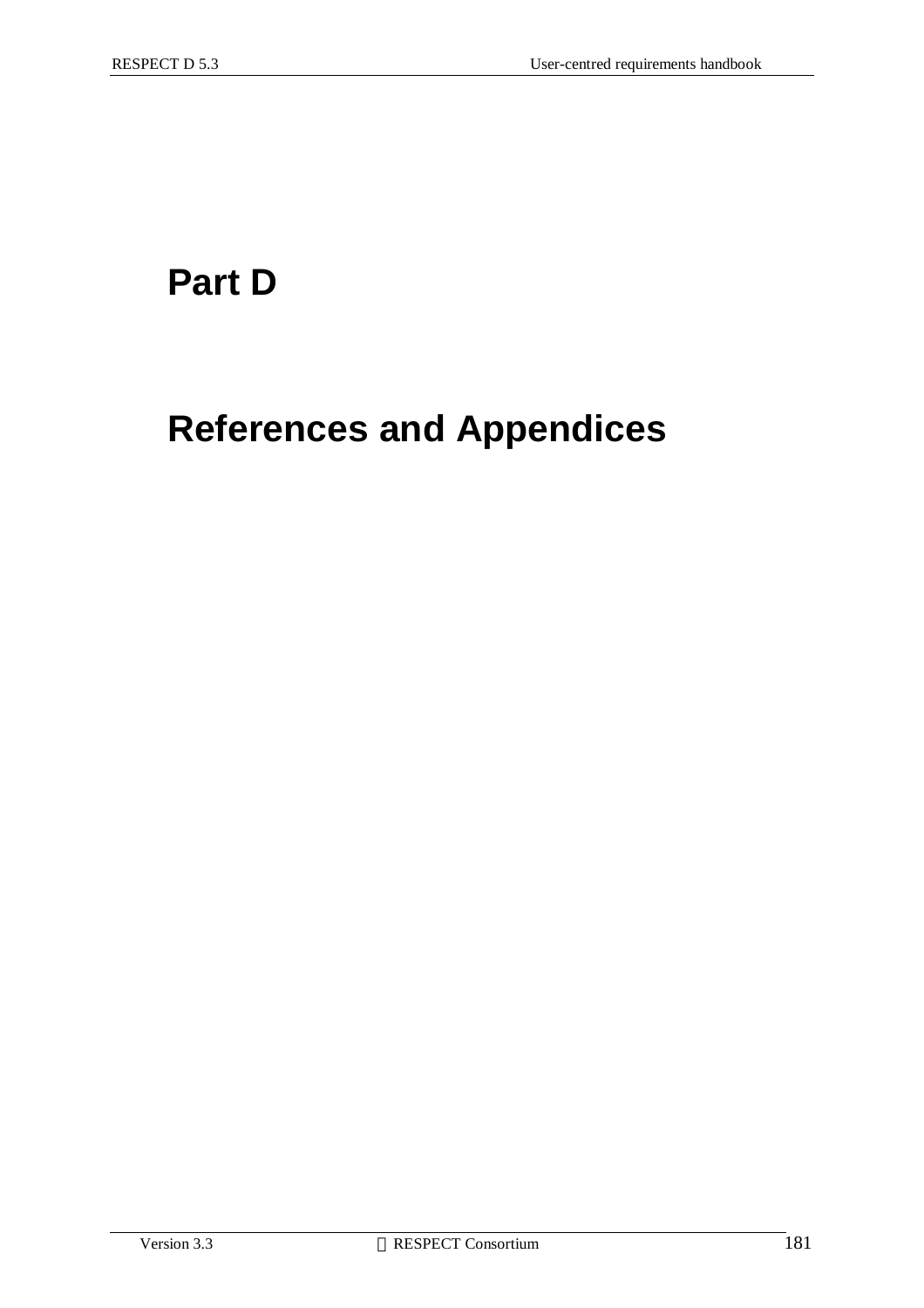# Part D

# References and Appendices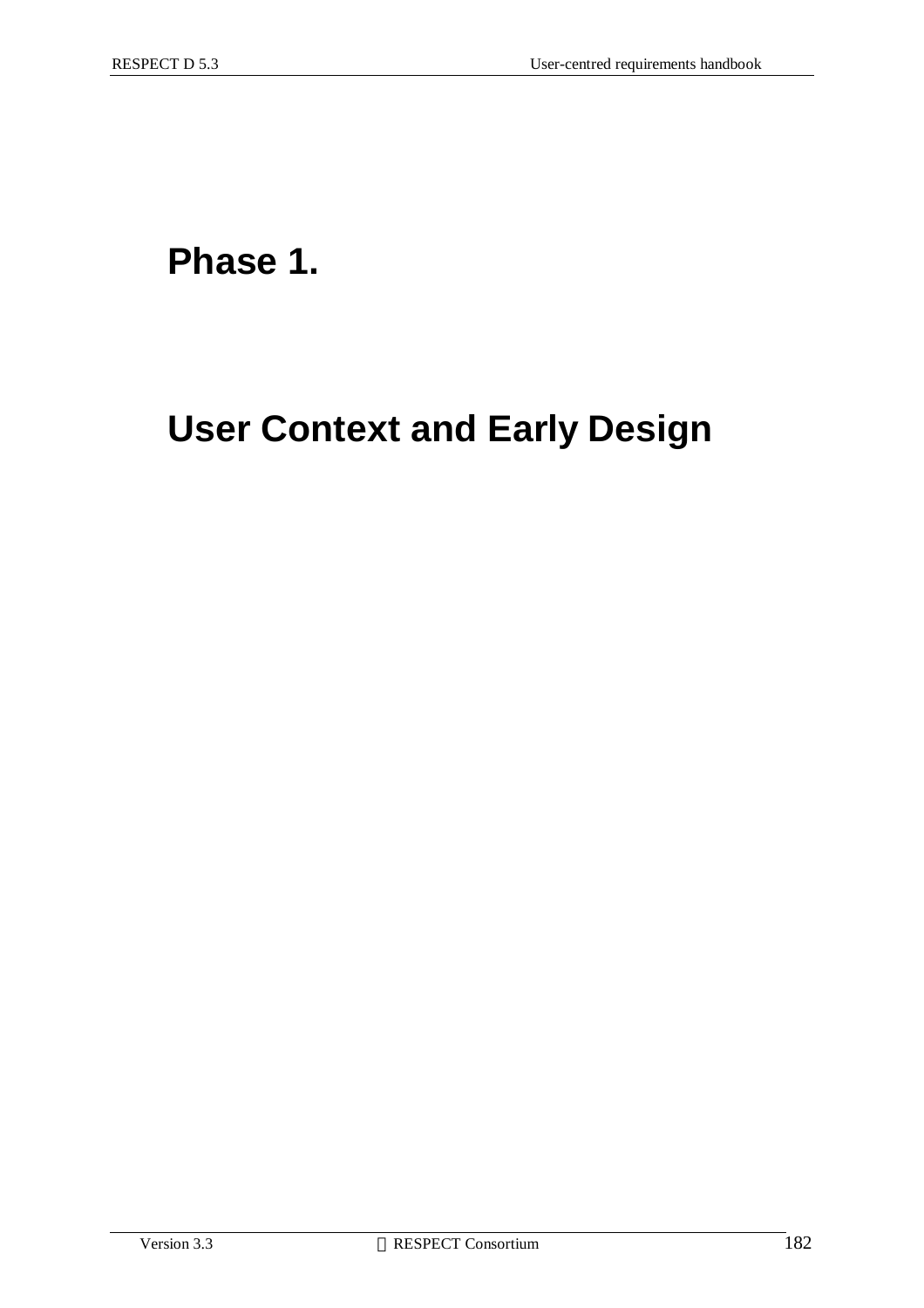# Phase 1.

# User Context and Early Design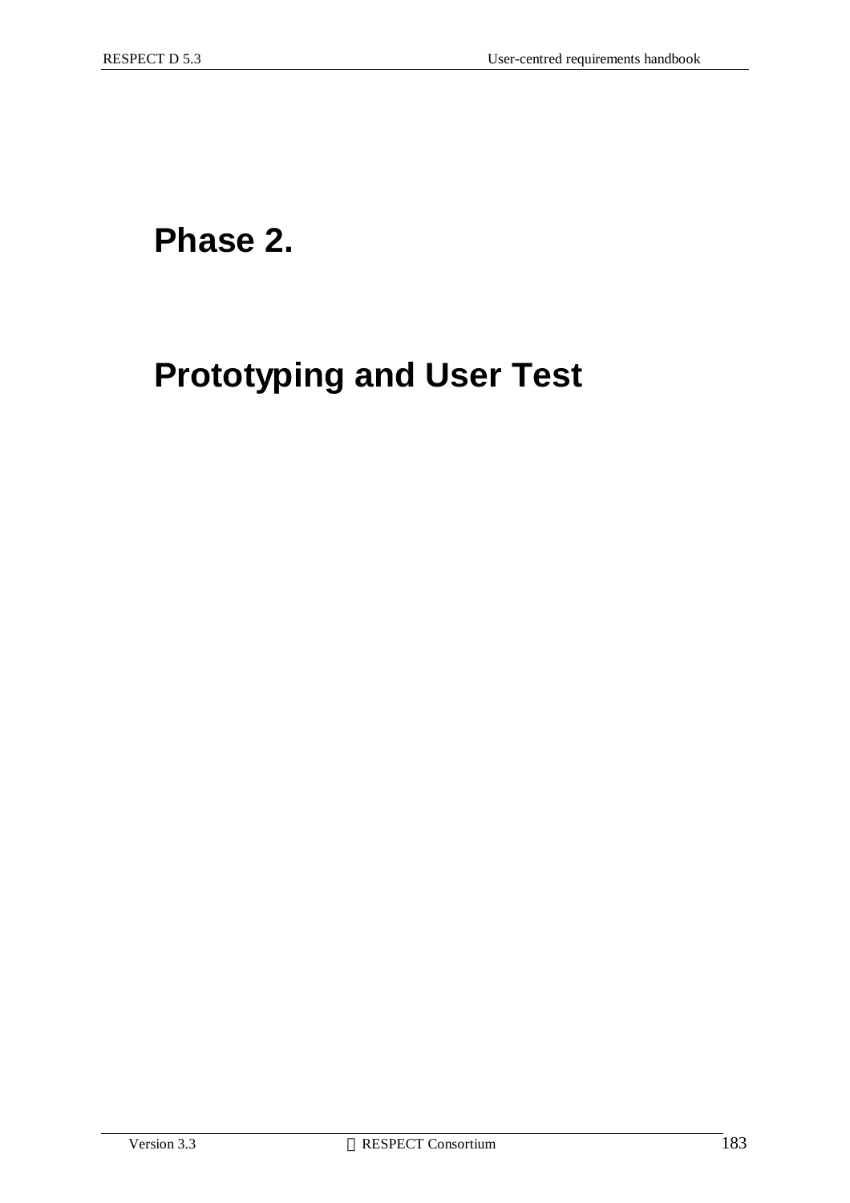# Phase 2.

# Prototyping and User Test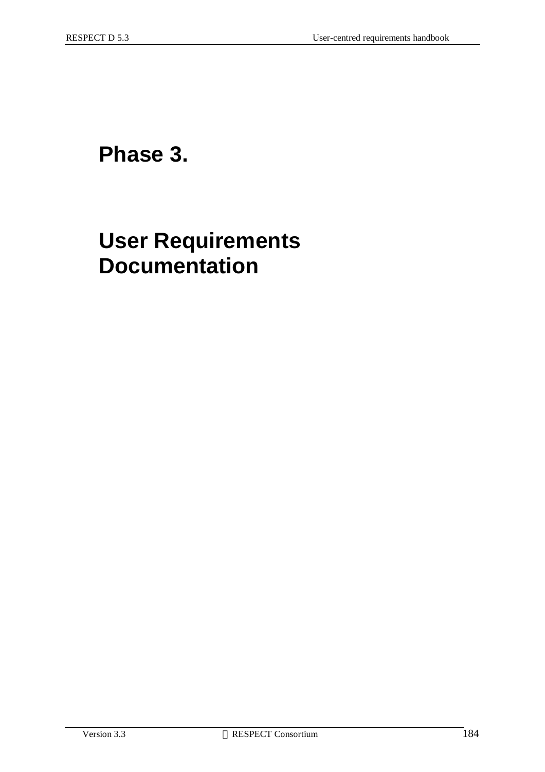# Phase 3.

# User Requirements Documentation